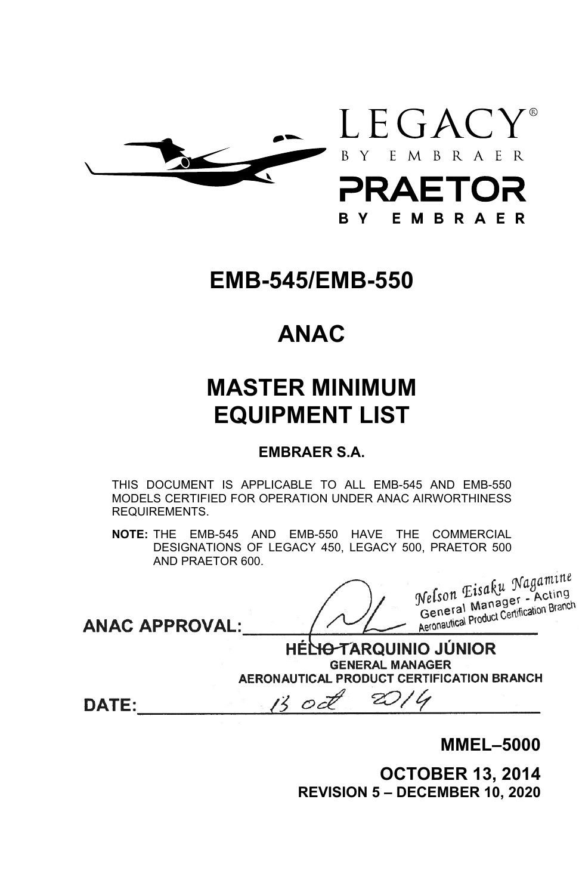LEGACY®
BY EMBRAER

PRAETOR
BY EMBRAER

# EMB-545/EMB-550

# ANAC

# MASTER MINIMUM EQUIPMENT LIST

**EMBRAER S.A.**

THIS DOCUMENT IS APPLICABLE TO ALL EMB-545 AND EMB-550 MODELS CERTIFIED FOR OPERATION UNDER ANAC AIRWORTHINESS REQUIREMENTS.

**NOTE:** THE EMB-545 AND EMB-550 HAVE THE COMMERCIAL DESIGNATIONS OF LEGACY 450, LEGACY 500, PRAETOR 500 AND PRAETOR 600.

**ANAC APPROVAL:**

Nelson Eisaku Nagamine
General Manager - Acting
Aeronautical Product Certification Branch

~~HÉLIO TARQUINIO JÚNIOR~~
GENERAL MANAGER
AERONAUTICAL PRODUCT CERTIFICATION BRANCH

**DATE:** 13 oct 2014

**MMEL–5000**

**OCTOBER 13, 2014**
**REVISION 5 – DECEMBER 10, 2020**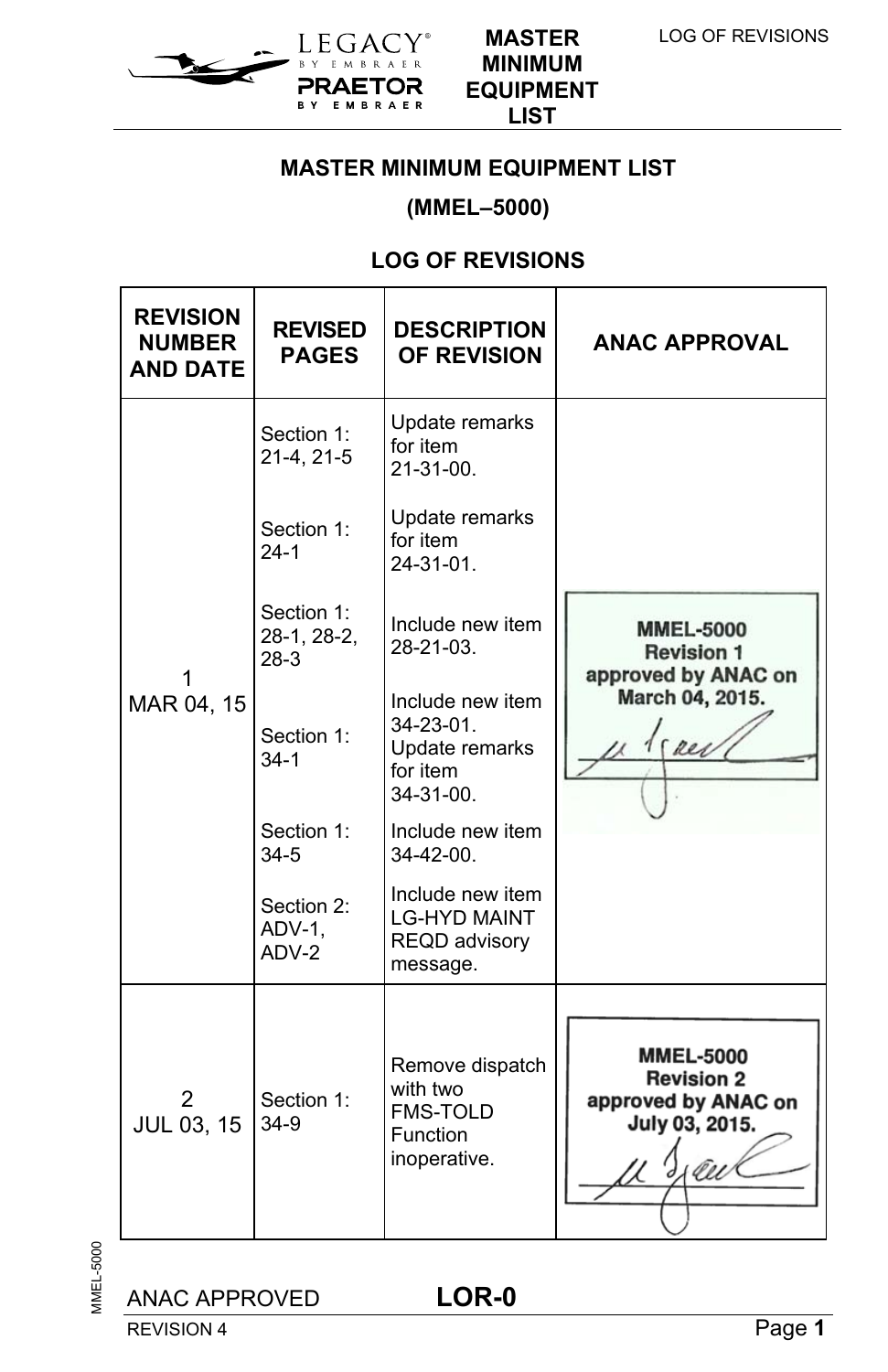## MASTER MINIMUM EQUIPMENT LIST

## (MMEL–5000)

## LOG OF REVISIONS

| REVISION NUMBER AND DATE | REVISED PAGES | DESCRIPTION OF REVISION | ANAC APPROVAL |
|---|---|---|---|
| 1<br>MAR 04, 15 | Section 1: 21-4, 21-5 | Update remarks for item 21-31-00. | MMEL-5000 Revision 1 approved by ANAC on March 04, 2015. |
| | Section 1: 24-1 | Update remarks for item 24-31-01. | |
| | Section 1: 28-1, 28-2, 28-3 | Include new item 28-21-03. | |
| | Section 1: 34-1 | Include new item 34-23-01.<br>Update remarks for item 34-31-00. | |
| | Section 1: 34-5 | Include new item 34-42-00. | |
| | Section 2: ADV-1, ADV-2 | Include new item LG-HYD MAINT REQD advisory message. | |
| 2<br>JUL 03, 15 | Section 1: 34-9 | Remove dispatch with two FMS-TOLD Function inoperative. | MMEL-5000 Revision 2 approved by ANAC on July 03, 2015. |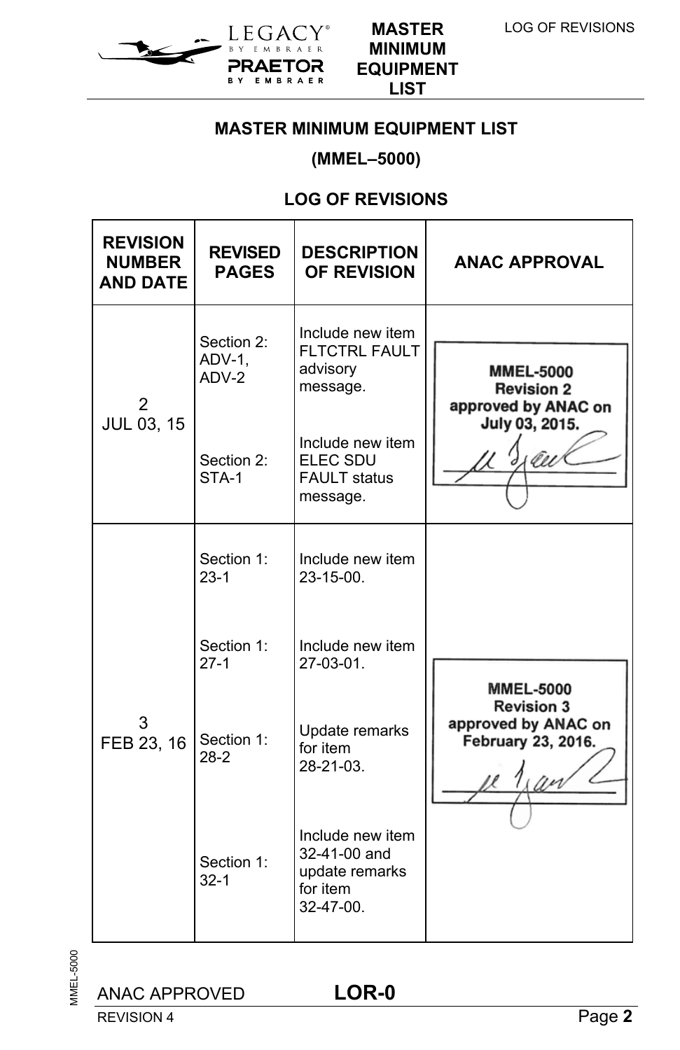## MASTER MINIMUM EQUIPMENT LIST

## (MMEL–5000)

### LOG OF REVISIONS

| REVISION NUMBER AND DATE | REVISED PAGES | DESCRIPTION OF REVISION | ANAC APPROVAL |
|---|---|---|---|
| 2<br>JUL 03, 15 | Section 2: ADV-1, ADV-2 | Include new item FLTCTRL FAULT advisory message. | MMEL-5000 Revision 2 approved by ANAC on July 03, 2015. |
| | Section 2: STA-1 | Include new item ELEC SDU FAULT status message. | |
| 3<br>FEB 23, 16 | Section 1: 23-1 | Include new item 23-15-00. | MMEL-5000 Revision 3 approved by ANAC on February 23, 2016. |
| | Section 1: 27-1 | Include new item 27-03-01. | |
| | Section 1: 28-2 | Update remarks for item 28-21-03. | |
| | Section 1: 32-1 | Include new item 32-41-00 and update remarks for item 32-47-00. | |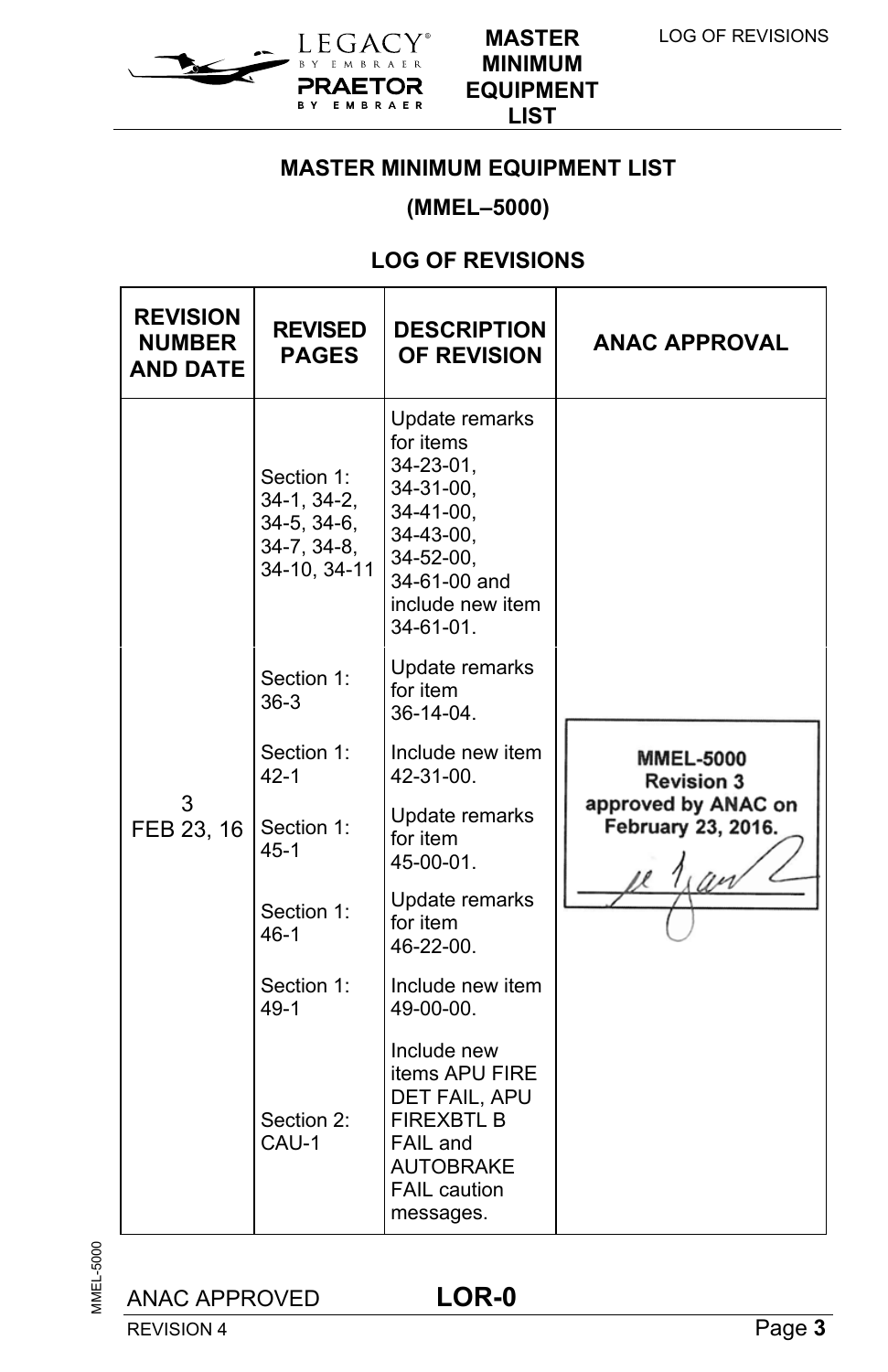## MASTER MINIMUM EQUIPMENT LIST

## (MMEL–5000)

### LOG OF REVISIONS

| REVISION NUMBER AND DATE | REVISED PAGES | DESCRIPTION OF REVISION | ANAC APPROVAL |
|---|---|---|---|
| 3<br>FEB 23, 16 | Section 1: 34-1, 34-2, 34-5, 34-6, 34-7, 34-8, 34-10, 34-11 | Update remarks for items 34-23-01, 34-31-00, 34-41-00, 34-43-00, 34-52-00, 34-61-00 and include new item 34-61-01. | MMEL-5000 Revision 3 approved by ANAC on February 23, 2016. |
| | Section 1: 36-3 | Update remarks for item 36-14-04. | |
| | Section 1: 42-1 | Include new item 42-31-00. | |
| | Section 1: 45-1 | Update remarks for item 45-00-01. | |
| | Section 1: 46-1 | Update remarks for item 46-22-00. | |
| | Section 1: 49-1 | Include new item 49-00-00. | |
| | Section 2: CAU-1 | Include new items APU FIRE DET FAIL, APU FIREXBTL B FAIL and AUTOBRAKE FAIL caution messages. | |

ANAC APPROVED LOR-0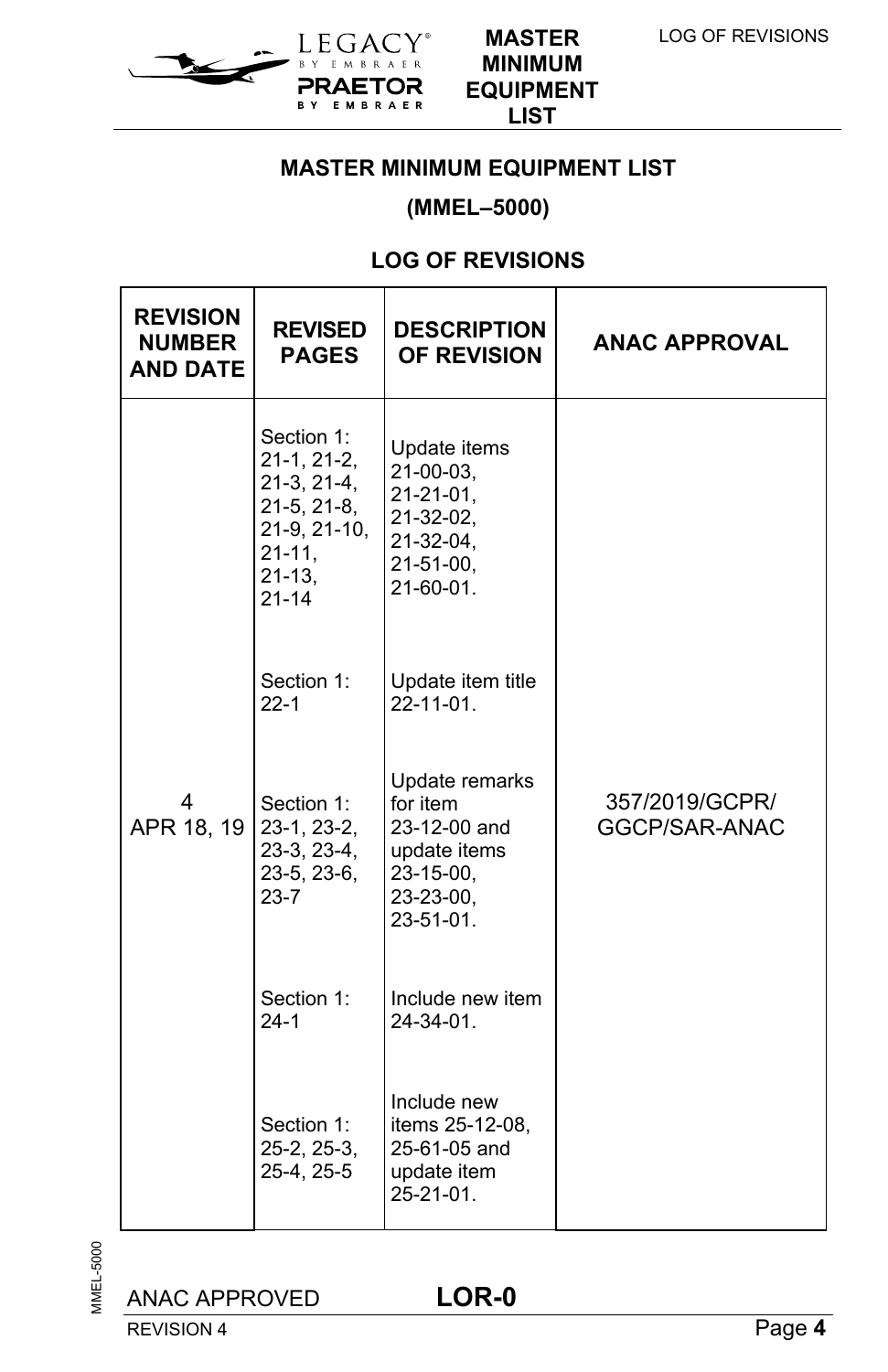## MASTER MINIMUM EQUIPMENT LIST

## (MMEL–5000)

## LOG OF REVISIONS

| REVISION NUMBER AND DATE | REVISED PAGES | DESCRIPTION OF REVISION | ANAC APPROVAL |
|---|---|---|---|
| 4 APR 18, 19 | Section 1: 21-1, 21-2, 21-3, 21-4, 21-5, 21-8, 21-9, 21-10, 21-11, 21-13, 21-14 | Update items 21-00-03, 21-21-01, 21-32-02, 21-32-04, 21-51-00, 21-60-01. | 357/2019/GCPR/ GGCP/SAR-ANAC |
| | Section 1: 22-1 | Update item title 22-11-01. | |
| | Section 1: 23-1, 23-2, 23-3, 23-4, 23-5, 23-6, 23-7 | Update remarks for item 23-12-00 and update items 23-15-00, 23-23-00, 23-51-01. | |
| | Section 1: 24-1 | Include new item 24-34-01. | |
| | Section 1: 25-2, 25-3, 25-4, 25-5 | Include new items 25-12-08, 25-61-05 and update item 25-21-01. | |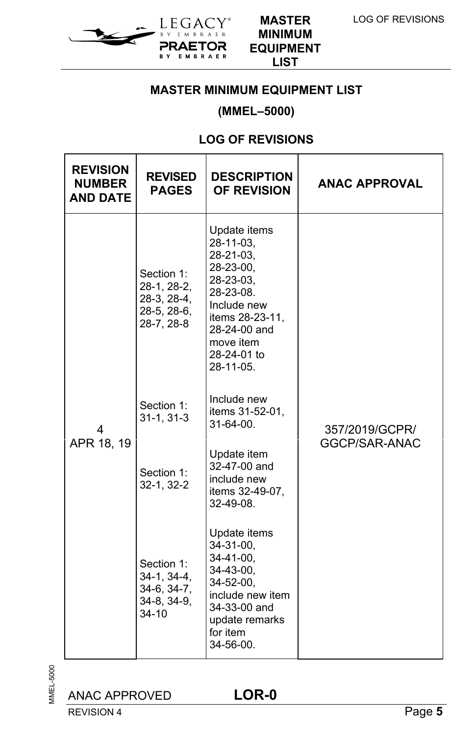## MASTER MINIMUM EQUIPMENT LIST

## (MMEL–5000)

### LOG OF REVISIONS

| REVISION NUMBER AND DATE | REVISED PAGES | DESCRIPTION OF REVISION | ANAC APPROVAL |
|---|---|---|---|
| 4<br>APR 18, 19 | Section 1:<br>28-1, 28-2, 28-3, 28-4, 28-5, 28-6, 28-7, 28-8 | Update items 28-11-03, 28-21-03, 28-23-00, 28-23-03, 28-23-08. Include new items 28-23-11, 28-24-00 and move item 28-24-01 to 28-11-05. | 357/2019/GCPR/GGCP/SAR-ANAC |
| | Section 1:<br>31-1, 31-3 | Include new items 31-52-01, 31-64-00. | |
| | Section 1:<br>32-1, 32-2 | Update item 32-47-00 and include new items 32-49-07, 32-49-08. | |
| | Section 1:<br>34-1, 34-4, 34-6, 34-7, 34-8, 34-9, 34-10 | Update items 34-31-00, 34-41-00, 34-43-00, 34-52-00, include new item 34-33-00 and update remarks for item 34-56-00. | |

ANAC APPROVED LOR-0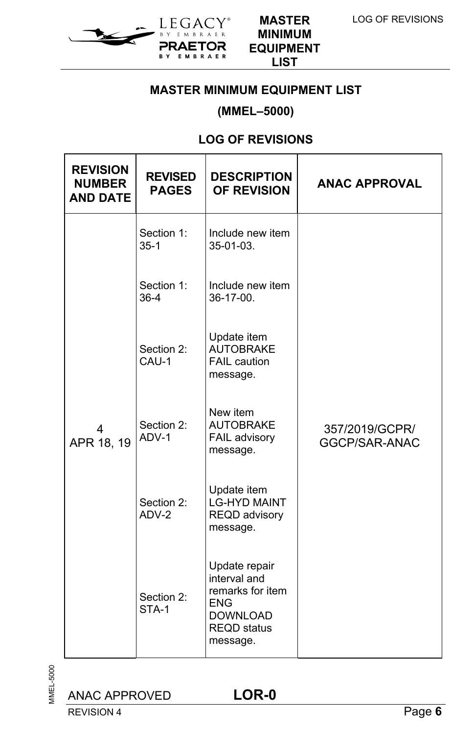## MASTER MINIMUM EQUIPMENT LIST

## (MMEL–5000)

## LOG OF REVISIONS

| REVISION NUMBER AND DATE | REVISED PAGES | DESCRIPTION OF REVISION | ANAC APPROVAL |
|---|---|---|---|
| 4<br>APR 18, 19 | Section 1: 35-1 | Include new item 35-01-03. | 357/2019/GCPR/ GGCP/SAR-ANAC |
| | Section 1: 36-4 | Include new item 36-17-00. | |
| | Section 2: CAU-1 | Update item AUTOBRAKE FAIL caution message. | |
| | Section 2: ADV-1 | New item AUTOBRAKE FAIL advisory message. | |
| | Section 2: ADV-2 | Update item LG-HYD MAINT REQD advisory message. | |
| | Section 2: STA-1 | Update repair interval and remarks for item ENG DOWNLOAD REQD status message. | |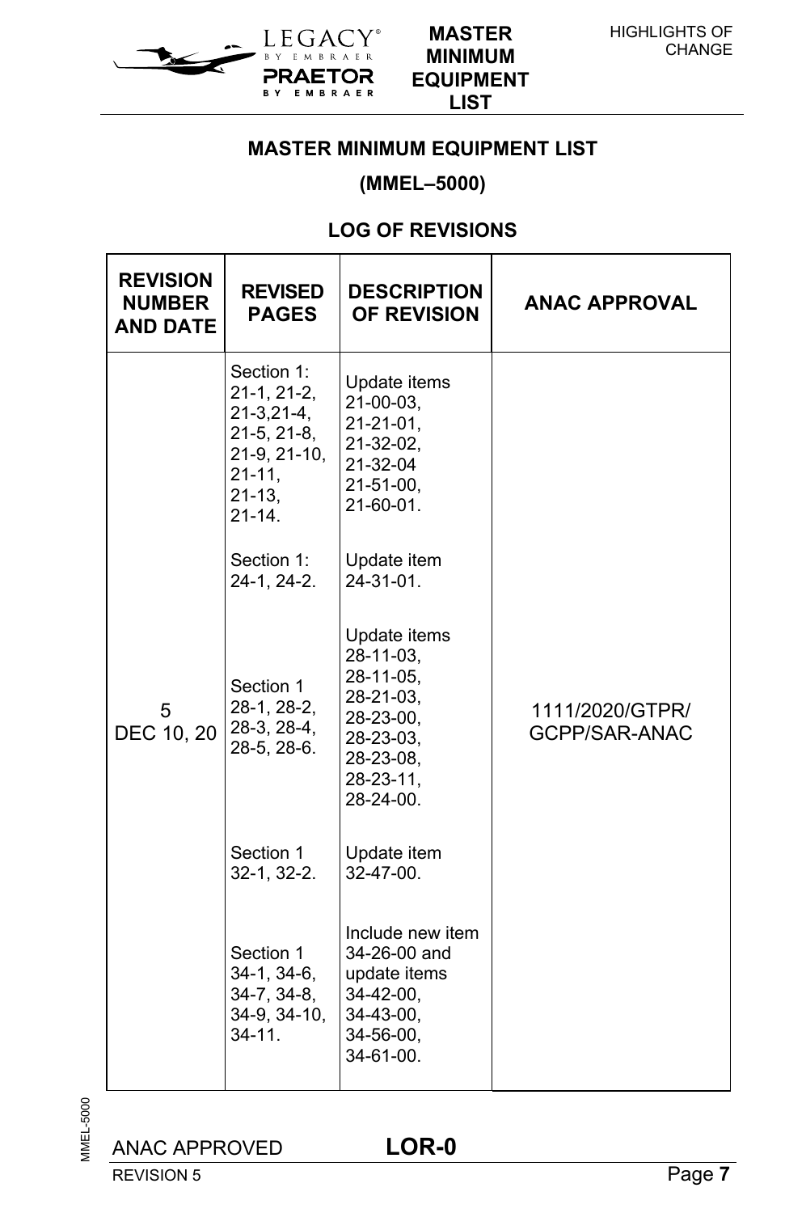## MASTER MINIMUM EQUIPMENT LIST

## (MMEL–5000)

### LOG OF REVISIONS

| REVISION NUMBER AND DATE | REVISED PAGES | DESCRIPTION OF REVISION | ANAC APPROVAL |
|---|---|---|---|
| 5<br>DEC 10, 20 | Section 1:<br>21-1, 21-2, 21-3,21-4, 21-5, 21-8, 21-9, 21-10, 21-11, 21-13, 21-14. | Update items 21-00-03, 21-21-01, 21-32-02, 21-32-04 21-51-00, 21-60-01. | 1111/2020/GTPR/ GCPP/SAR-ANAC |
| | Section 1:<br>24-1, 24-2. | Update item 24-31-01. | |
| | Section 1<br>28-1, 28-2, 28-3, 28-4, 28-5, 28-6. | Update items 28-11-03, 28-11-05, 28-21-03, 28-23-00, 28-23-03, 28-23-08, 28-23-11, 28-24-00. | |
| | Section 1<br>32-1, 32-2. | Update item 32-47-00. | |
| | Section 1<br>34-1, 34-6, 34-7, 34-8, 34-9, 34-10, 34-11. | Include new item 34-26-00 and update items 34-42-00, 34-43-00, 34-56-00, 34-61-00. | |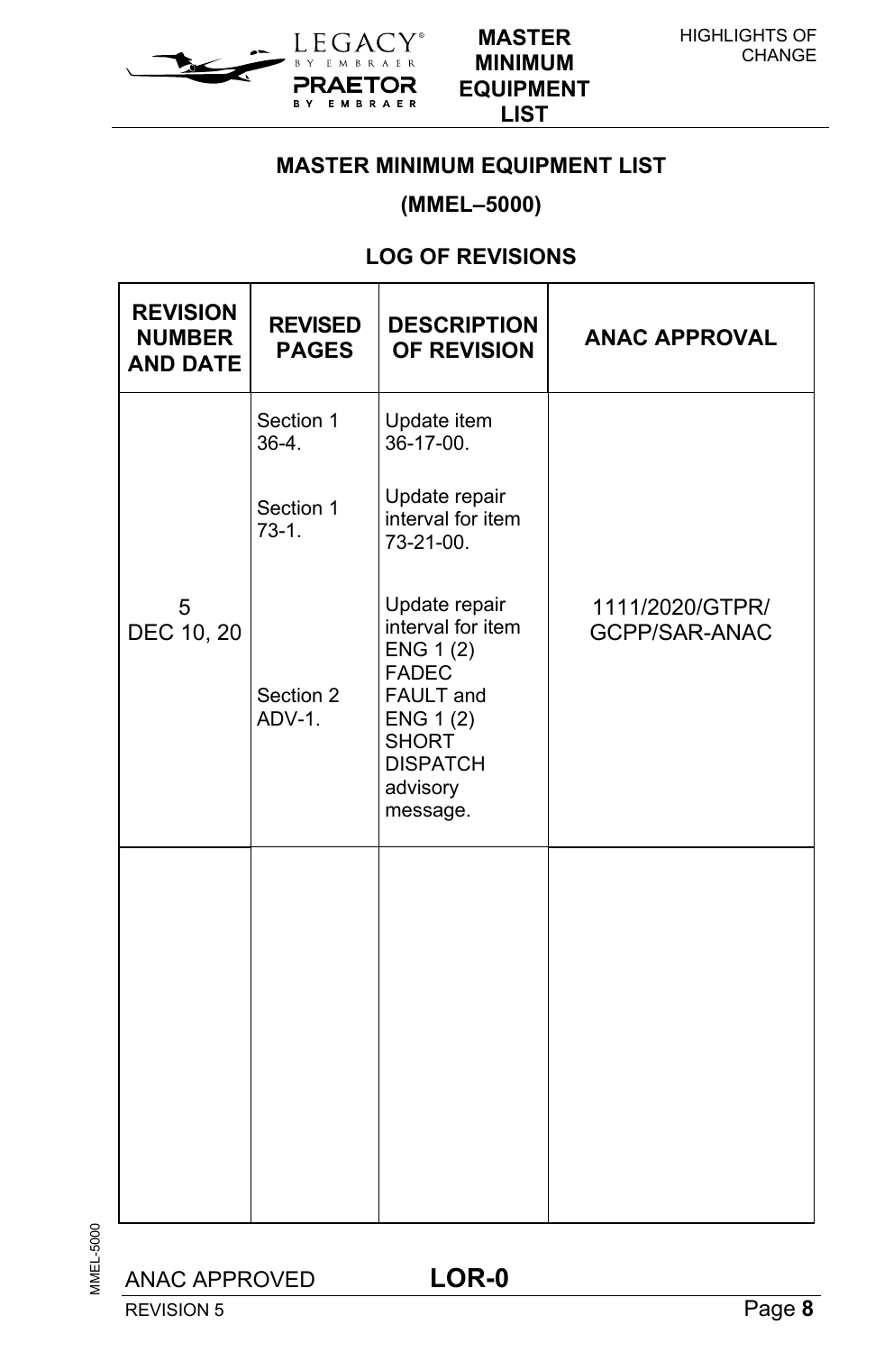## MASTER MINIMUM EQUIPMENT LIST

## (MMEL–5000)

### LOG OF REVISIONS

| REVISION NUMBER AND DATE | REVISED PAGES | DESCRIPTION OF REVISION | ANAC APPROVAL |
|---|---|---|---|
| 5<br>DEC 10, 20 | Section 1 36-4. | Update item 36-17-00. | 1111/2020/GTPR/ GCPP/SAR-ANAC |
| | Section 1 73-1. | Update repair interval for item 73-21-00. | |
| | Section 2 ADV-1. | Update repair interval for item ENG 1 (2) FADEC FAULT and ENG 1 (2) SHORT DISPATCH advisory message. | |
| | | | |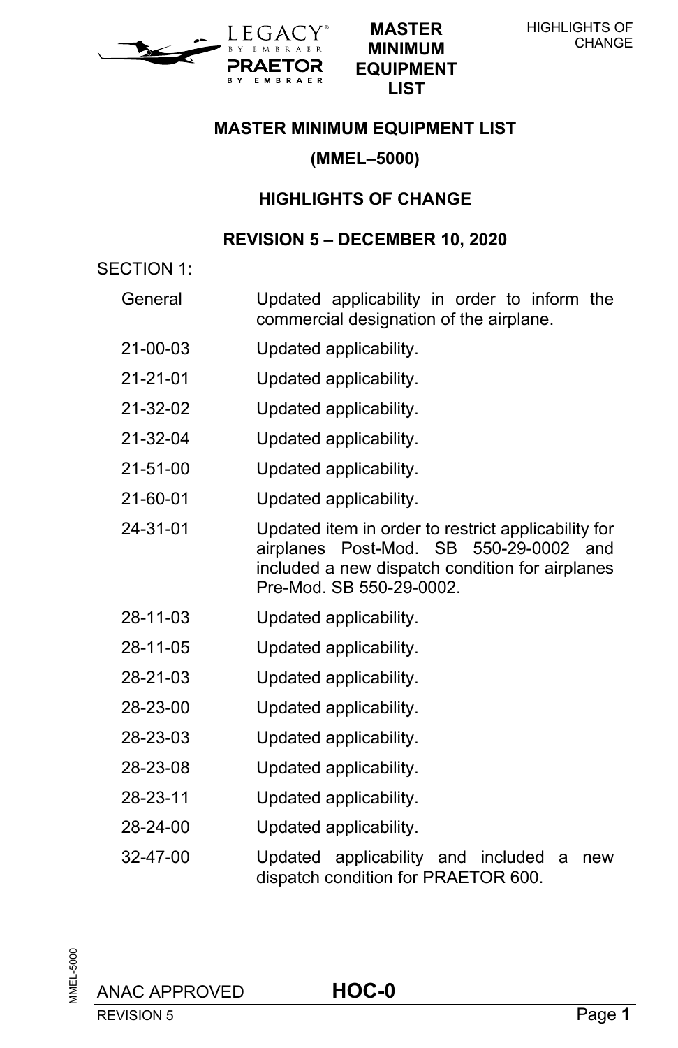# MASTER MINIMUM EQUIPMENT LIST

## (MMEL–5000)

## HIGHLIGHTS OF CHANGE

### REVISION 5 – DECEMBER 10, 2020

SECTION 1:

| | |
|---|---|
| General | Updated applicability in order to inform the commercial designation of the airplane. |
| 21-00-03 | Updated applicability. |
| 21-21-01 | Updated applicability. |
| 21-32-02 | Updated applicability. |
| 21-32-04 | Updated applicability. |
| 21-51-00 | Updated applicability. |
| 21-60-01 | Updated applicability. |
| 24-31-01 | Updated item in order to restrict applicability for airplanes Post-Mod. SB 550-29-0002 and included a new dispatch condition for airplanes Pre-Mod. SB 550-29-0002. |
| 28-11-03 | Updated applicability. |
| 28-11-05 | Updated applicability. |
| 28-21-03 | Updated applicability. |
| 28-23-00 | Updated applicability. |
| 28-23-03 | Updated applicability. |
| 28-23-08 | Updated applicability. |
| 28-23-11 | Updated applicability. |
| 28-24-00 | Updated applicability. |
| 32-47-00 | Updated applicability and included a new dispatch condition for PRAETOR 600. |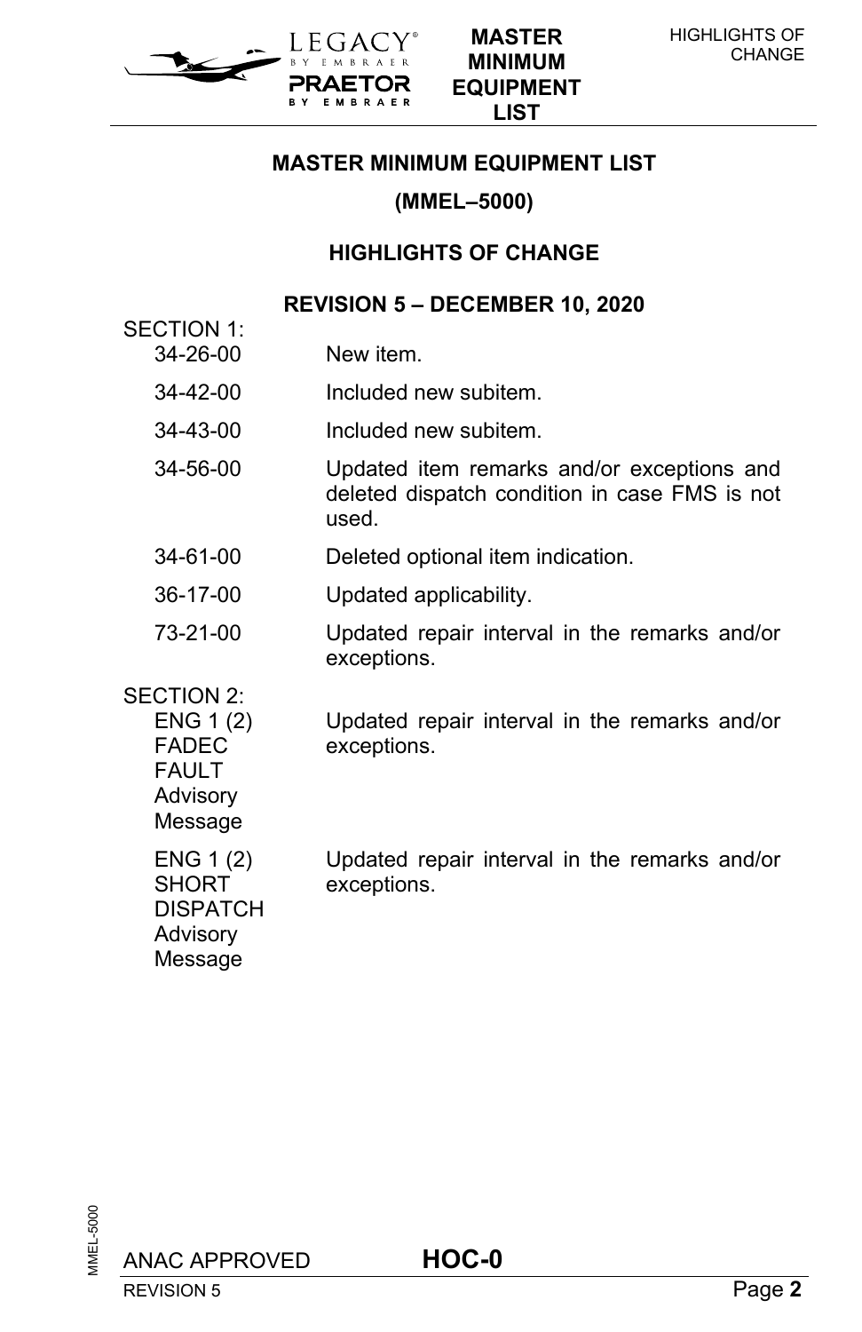## MASTER MINIMUM EQUIPMENT LIST

## (MMEL–5000)

## HIGHLIGHTS OF CHANGE

### REVISION 5 – DECEMBER 10, 2020

SECTION 1:

| | |
|---|---|
| 34-26-00 | New item. |
| 34-42-00 | Included new subitem. |
| 34-43-00 | Included new subitem. |
| 34-56-00 | Updated item remarks and/or exceptions and deleted dispatch condition in case FMS is not used. |
| 34-61-00 | Deleted optional item indication. |
| 36-17-00 | Updated applicability. |
| 73-21-00 | Updated repair interval in the remarks and/or exceptions. |

SECTION 2:

| | |
|---|---|
| ENG 1 (2) FADEC FAULT Advisory Message | Updated repair interval in the remarks and/or exceptions. |
| ENG 1 (2) SHORT DISPATCH Advisory Message | Updated repair interval in the remarks and/or exceptions. |

ANAC APPROVED HOC-0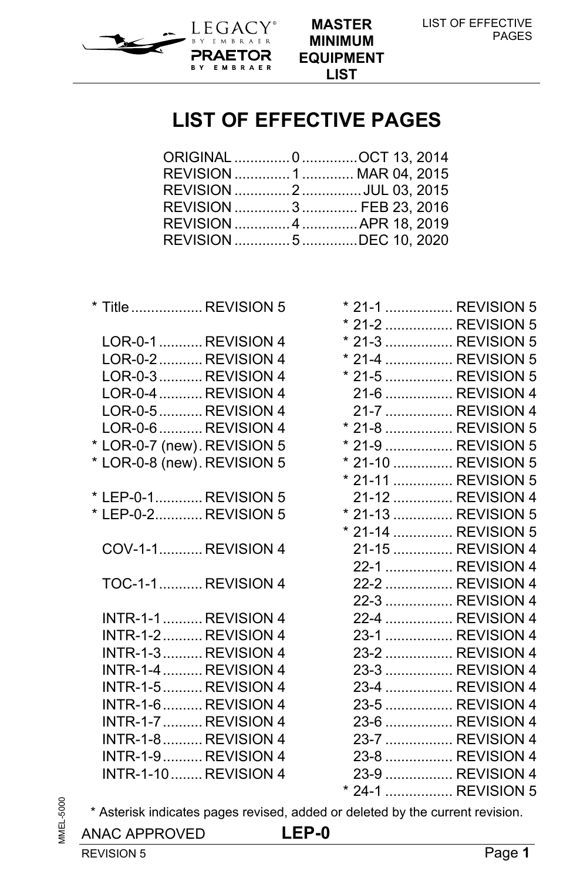# LIST OF EFFECTIVE PAGES

| | | |
|---|---|---|
| ORIGINAL | 0 | OCT 13, 2014 |
| REVISION | 1 | MAR 04, 2015 |
| REVISION | 2 | JUL 03, 2015 |
| REVISION | 3 | FEB 23, 2016 |
| REVISION | 4 | APR 18, 2019 |
| REVISION | 5 | DEC 10, 2020 |

| Page | Revision |
|---|---|
| * Title | REVISION 5 |
| LOR-0-1 | REVISION 4 |
| LOR-0-2 | REVISION 4 |
| LOR-0-3 | REVISION 4 |
| LOR-0-4 | REVISION 4 |
| LOR-0-5 | REVISION 4 |
| LOR-0-6 | REVISION 4 |
| * LOR-0-7 (new) | REVISION 5 |
| * LOR-0-8 (new) | REVISION 5 |
| * LEP-0-1 | REVISION 5 |
| * LEP-0-2 | REVISION 5 |
| COV-1-1 | REVISION 4 |
| TOC-1-1 | REVISION 4 |
| INTR-1-1 | REVISION 4 |
| INTR-1-2 | REVISION 4 |
| INTR-1-3 | REVISION 4 |
| INTR-1-4 | REVISION 4 |
| INTR-1-5 | REVISION 4 |
| INTR-1-6 | REVISION 4 |
| INTR-1-7 | REVISION 4 |
| INTR-1-8 | REVISION 4 |
| INTR-1-9 | REVISION 4 |
| INTR-1-10 | REVISION 4 |
| * 21-1 | REVISION 5 |
| * 21-2 | REVISION 5 |
| * 21-3 | REVISION 5 |
| * 21-4 | REVISION 5 |
| * 21-5 | REVISION 5 |
| 21-6 | REVISION 4 |
| 21-7 | REVISION 4 |
| * 21-8 | REVISION 5 |
| * 21-9 | REVISION 5 |
| * 21-10 | REVISION 5 |
| * 21-11 | REVISION 5 |
| 21-12 | REVISION 4 |
| * 21-13 | REVISION 5 |
| * 21-14 | REVISION 5 |
| 21-15 | REVISION 4 |
| 22-1 | REVISION 4 |
| 22-2 | REVISION 4 |
| 22-3 | REVISION 4 |
| 22-4 | REVISION 4 |
| 23-1 | REVISION 4 |
| 23-2 | REVISION 4 |
| 23-3 | REVISION 4 |
| 23-4 | REVISION 4 |
| 23-5 | REVISION 4 |
| 23-6 | REVISION 4 |
| 23-7 | REVISION 4 |
| 23-8 | REVISION 4 |
| 23-9 | REVISION 4 |
| * 24-1 | REVISION 5 |

* Asterisk indicates pages revised, added or deleted by the current revision.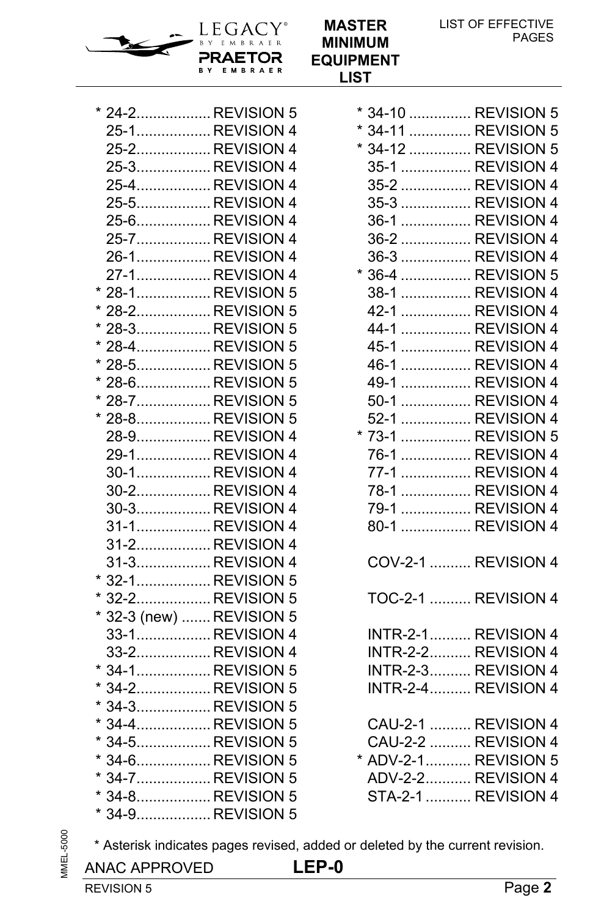* 24-2.................. REVISION 5
25-1.................. REVISION 4
25-2.................. REVISION 4
25-3.................. REVISION 4
25-4.................. REVISION 4
25-5.................. REVISION 4
25-6.................. REVISION 4
25-7.................. REVISION 4
26-1.................. REVISION 4
27-1.................. REVISION 4
* 28-1.................. REVISION 5
* 28-2.................. REVISION 5
* 28-3.................. REVISION 5
* 28-4.................. REVISION 5
* 28-5.................. REVISION 5
* 28-6.................. REVISION 5
* 28-7.................. REVISION 5
* 28-8.................. REVISION 5
28-9.................. REVISION 4
29-1.................. REVISION 4
30-1.................. REVISION 4
30-2.................. REVISION 4
30-3.................. REVISION 4
31-1.................. REVISION 4
31-2.................. REVISION 4
31-3.................. REVISION 4
* 32-1.................. REVISION 5
* 32-2.................. REVISION 5
* 32-3 (new) ....... REVISION 5
33-1.................. REVISION 4
33-2.................. REVISION 4
* 34-1.................. REVISION 5
* 34-2.................. REVISION 5
* 34-3.................. REVISION 5
* 34-4.................. REVISION 5
* 34-5.................. REVISION 5
* 34-6.................. REVISION 5
* 34-7.................. REVISION 5
* 34-8.................. REVISION 5
* 34-9.................. REVISION 5
* 34-10 ............... REVISION 5
* 34-11 ............... REVISION 5
* 34-12 ............... REVISION 5
35-1 ................. REVISION 4
35-2 ................. REVISION 4
35-3 ................. REVISION 4
36-1 ................. REVISION 4
36-2 ................. REVISION 4
36-3 ................. REVISION 4
* 36-4 ................. REVISION 5
38-1 ................. REVISION 4
42-1 ................. REVISION 4
44-1 ................. REVISION 4
45-1 ................. REVISION 4
46-1 ................. REVISION 4
49-1 ................. REVISION 4
50-1 ................. REVISION 4
52-1 ................. REVISION 4
* 73-1 ................. REVISION 5
76-1 ................. REVISION 4
77-1 ................. REVISION 4
78-1 ................. REVISION 4
79-1 ................. REVISION 4
80-1 ................. REVISION 4

COV-2-1 .......... REVISION 4

TOC-2-1 .......... REVISION 4

INTR-2-1.......... REVISION 4
INTR-2-2.......... REVISION 4
INTR-2-3.......... REVISION 4
INTR-2-4.......... REVISION 4

CAU-2-1 .......... REVISION 4
CAU-2-2 .......... REVISION 4
* ADV-2-1........... REVISION 5
ADV-2-2........... REVISION 4
STA-2-1 ........... REVISION 4

* Asterisk indicates pages revised, added or deleted by the current revision.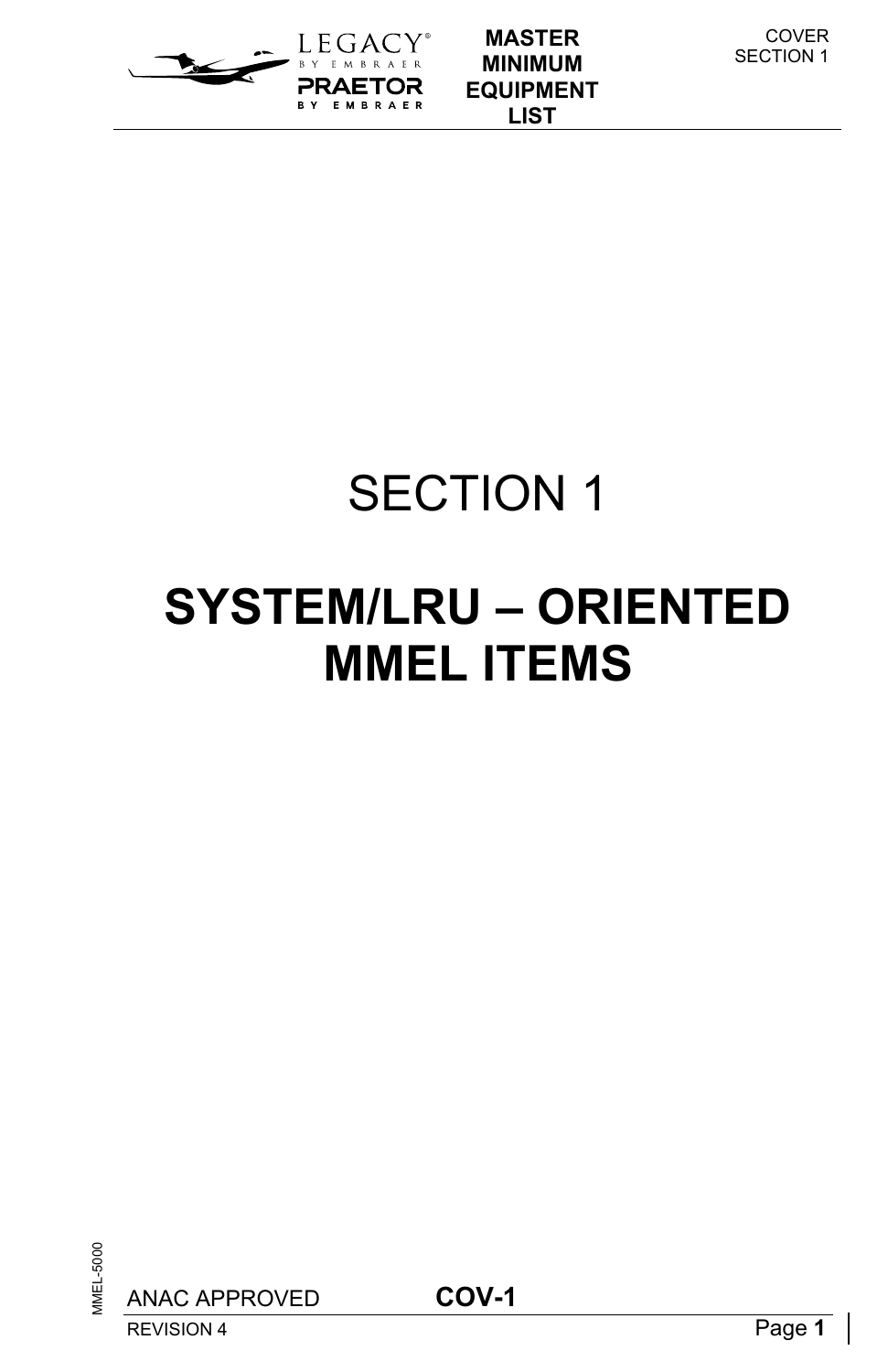# SECTION 1

# SYSTEM/LRU – ORIENTED MMEL ITEMS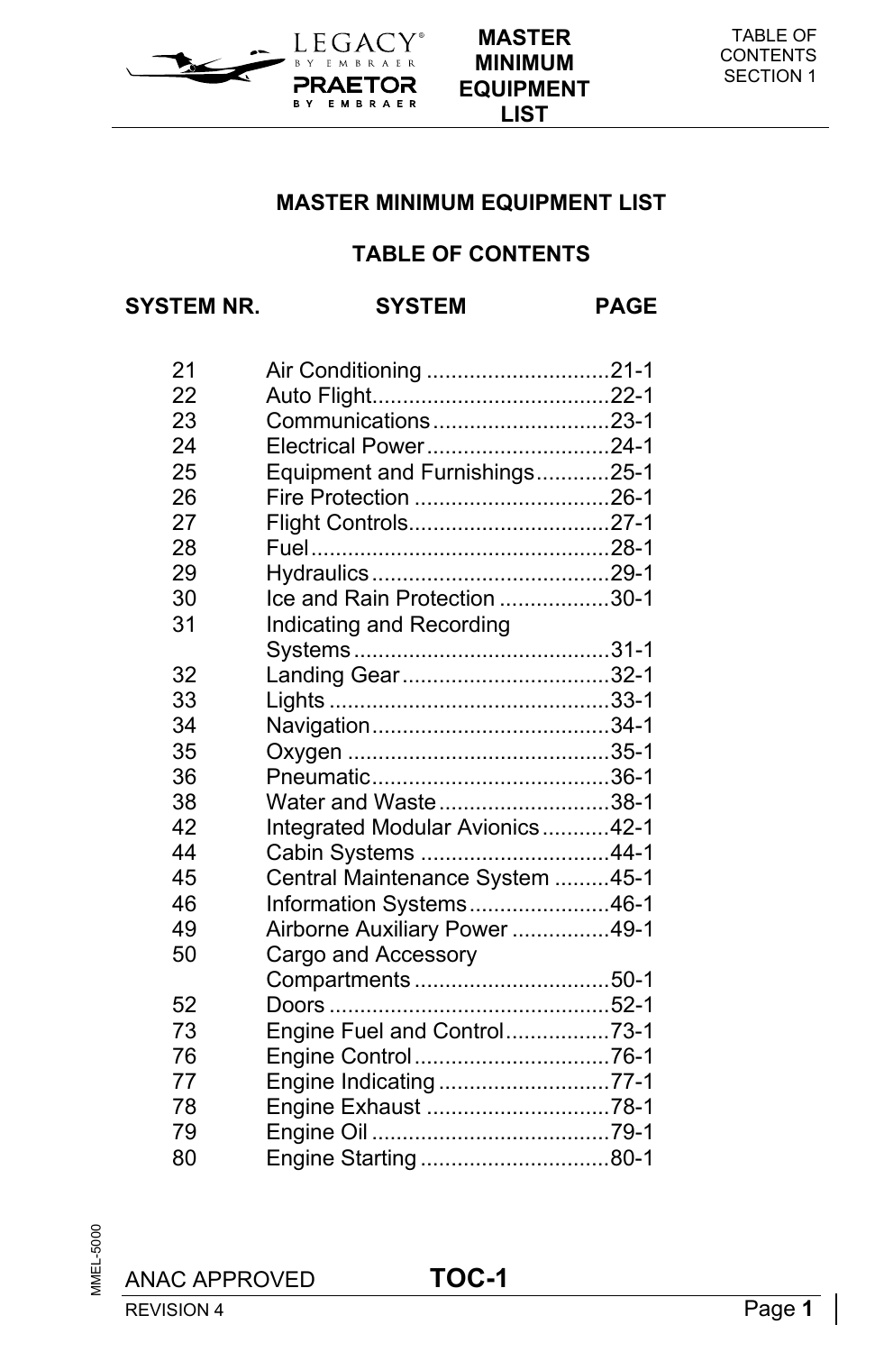# MASTER MINIMUM EQUIPMENT LIST

## TABLE OF CONTENTS

| SYSTEM NR. | SYSTEM | PAGE |
|---|---|---|
| 21 | Air Conditioning | 21-1 |
| 22 | Auto Flight | 22-1 |
| 23 | Communications | 23-1 |
| 24 | Electrical Power | 24-1 |
| 25 | Equipment and Furnishings | 25-1 |
| 26 | Fire Protection | 26-1 |
| 27 | Flight Controls | 27-1 |
| 28 | Fuel | 28-1 |
| 29 | Hydraulics | 29-1 |
| 30 | Ice and Rain Protection | 30-1 |
| 31 | Indicating and Recording Systems | 31-1 |
| 32 | Landing Gear | 32-1 |
| 33 | Lights | 33-1 |
| 34 | Navigation | 34-1 |
| 35 | Oxygen | 35-1 |
| 36 | Pneumatic | 36-1 |
| 38 | Water and Waste | 38-1 |
| 42 | Integrated Modular Avionics | 42-1 |
| 44 | Cabin Systems | 44-1 |
| 45 | Central Maintenance System | 45-1 |
| 46 | Information Systems | 46-1 |
| 49 | Airborne Auxiliary Power | 49-1 |
| 50 | Cargo and Accessory Compartments | 50-1 |
| 52 | Doors | 52-1 |
| 73 | Engine Fuel and Control | 73-1 |
| 76 | Engine Control | 76-1 |
| 77 | Engine Indicating | 77-1 |
| 78 | Engine Exhaust | 78-1 |
| 79 | Engine Oil | 79-1 |
| 80 | Engine Starting | 80-1 |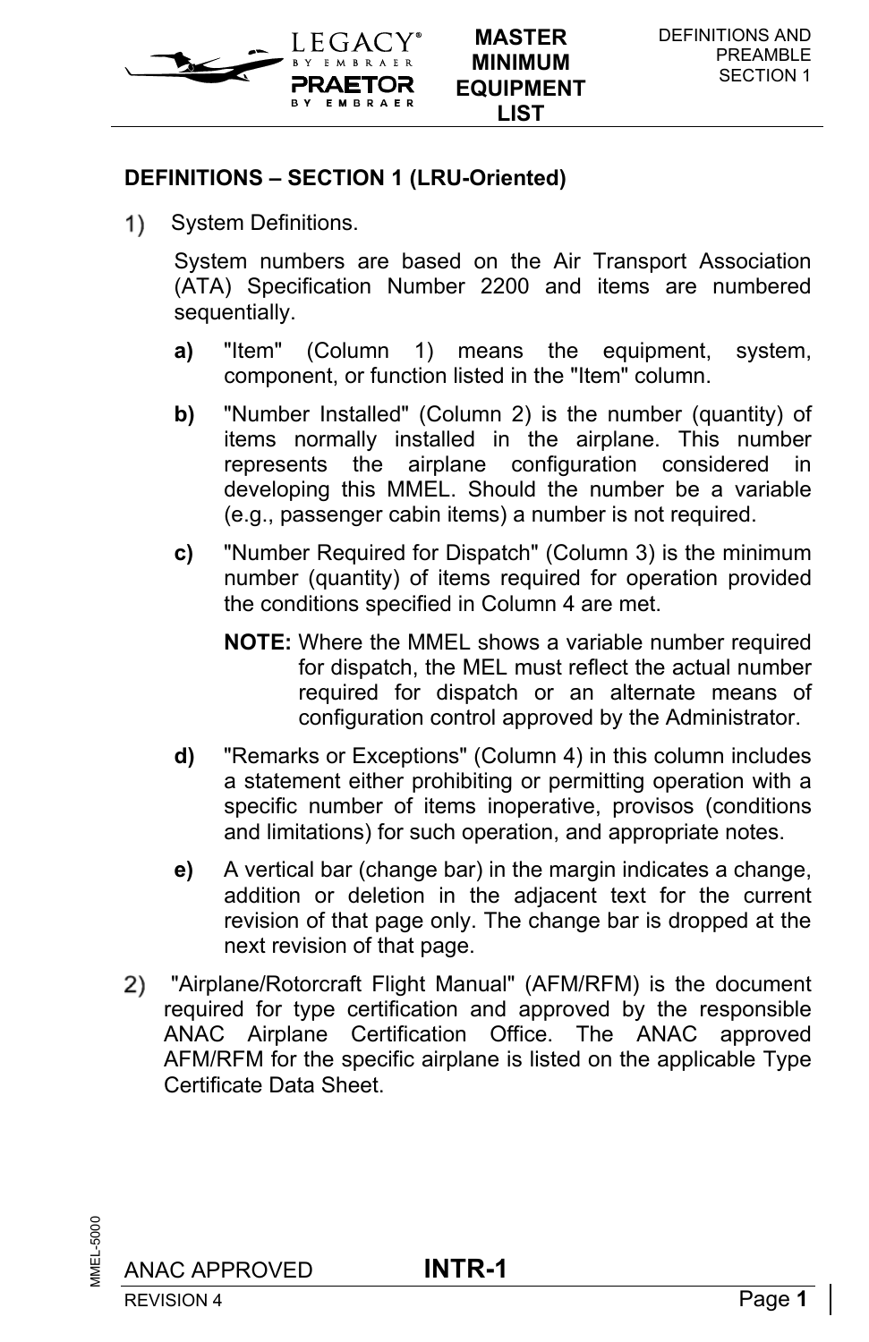## DEFINITIONS – SECTION 1 (LRU-Oriented)

1) System Definitions.

System numbers are based on the Air Transport Association (ATA) Specification Number 2200 and items are numbered sequentially.

**a)** "Item" (Column 1) means the equipment, system, component, or function listed in the "Item" column.

**b)** "Number Installed" (Column 2) is the number (quantity) of items normally installed in the airplane. This number represents the airplane configuration considered in developing this MMEL. Should the number be a variable (e.g., passenger cabin items) a number is not required.

**c)** "Number Required for Dispatch" (Column 3) is the minimum number (quantity) of items required for operation provided the conditions specified in Column 4 are met.

**NOTE:** Where the MMEL shows a variable number required for dispatch, the MEL must reflect the actual number required for dispatch or an alternate means of configuration control approved by the Administrator.

**d)** "Remarks or Exceptions" (Column 4) in this column includes a statement either prohibiting or permitting operation with a specific number of items inoperative, provisos (conditions and limitations) for such operation, and appropriate notes.

**e)** A vertical bar (change bar) in the margin indicates a change, addition or deletion in the adjacent text for the current revision of that page only. The change bar is dropped at the next revision of that page.

2) "Airplane/Rotorcraft Flight Manual" (AFM/RFM) is the document required for type certification and approved by the responsible ANAC Airplane Certification Office. The ANAC approved AFM/RFM for the specific airplane is listed on the applicable Type Certificate Data Sheet.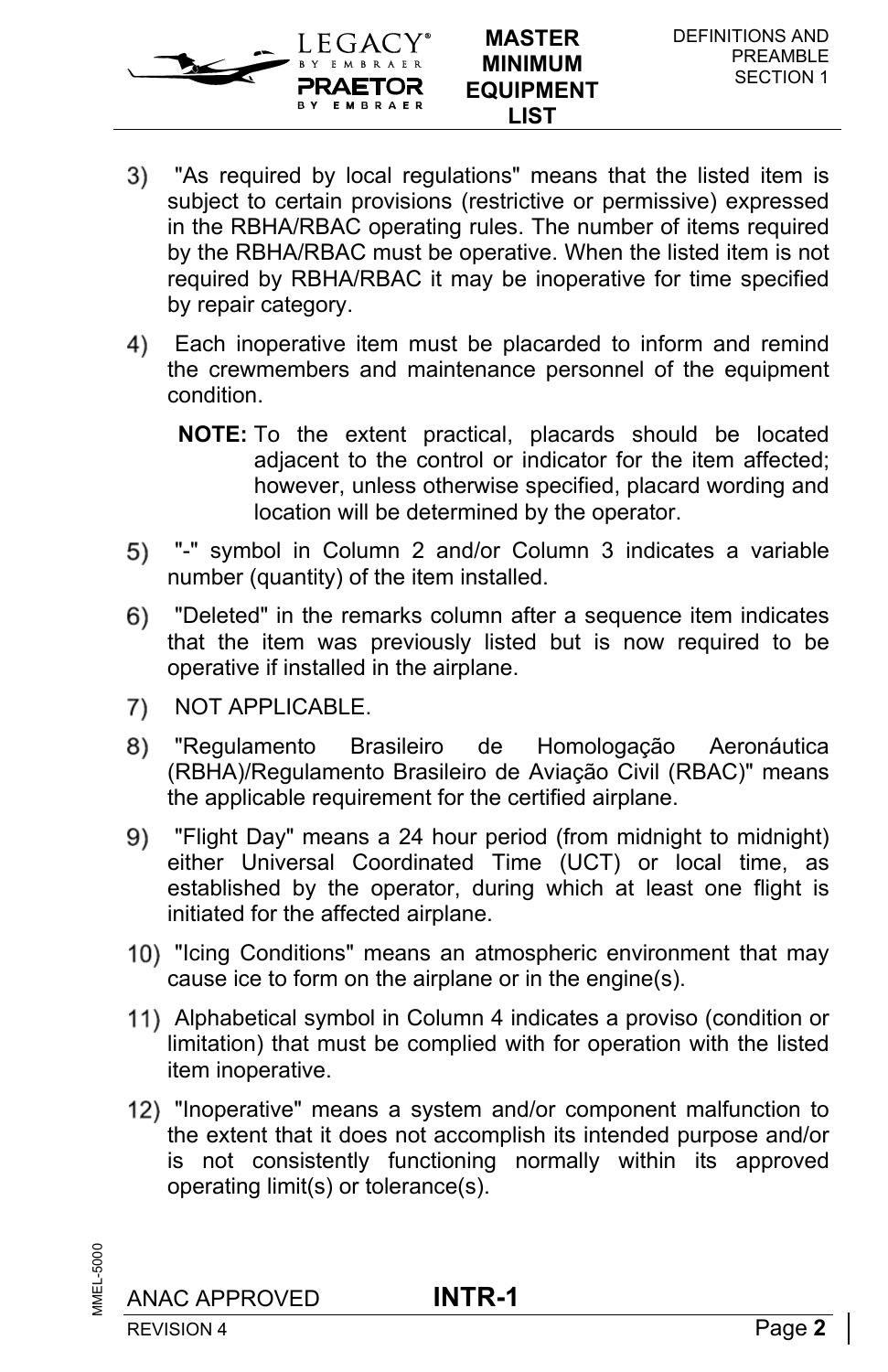3) "As required by local regulations" means that the listed item is subject to certain provisions (restrictive or permissive) expressed in the RBHA/RBAC operating rules. The number of items required by the RBHA/RBAC must be operative. When the listed item is not required by RBHA/RBAC it may be inoperative for time specified by repair category.

4) Each inoperative item must be placarded to inform and remind the crewmembers and maintenance personnel of the equipment condition.

**NOTE:** To the extent practical, placards should be located adjacent to the control or indicator for the item affected; however, unless otherwise specified, placard wording and location will be determined by the operator.

5) "-" symbol in Column 2 and/or Column 3 indicates a variable number (quantity) of the item installed.

6) "Deleted" in the remarks column after a sequence item indicates that the item was previously listed but is now required to be operative if installed in the airplane.

7) NOT APPLICABLE.

8) "Regulamento Brasileiro de Homologação Aeronáutica (RBHA)/Regulamento Brasileiro de Aviação Civil (RBAC)" means the applicable requirement for the certified airplane.

9) "Flight Day" means a 24 hour period (from midnight to midnight) either Universal Coordinated Time (UCT) or local time, as established by the operator, during which at least one flight is initiated for the affected airplane.

10) "Icing Conditions" means an atmospheric environment that may cause ice to form on the airplane or in the engine(s).

11) Alphabetical symbol in Column 4 indicates a proviso (condition or limitation) that must be complied with for operation with the listed item inoperative.

12) "Inoperative" means a system and/or component malfunction to the extent that it does not accomplish its intended purpose and/or is not consistently functioning normally within its approved operating limit(s) or tolerance(s).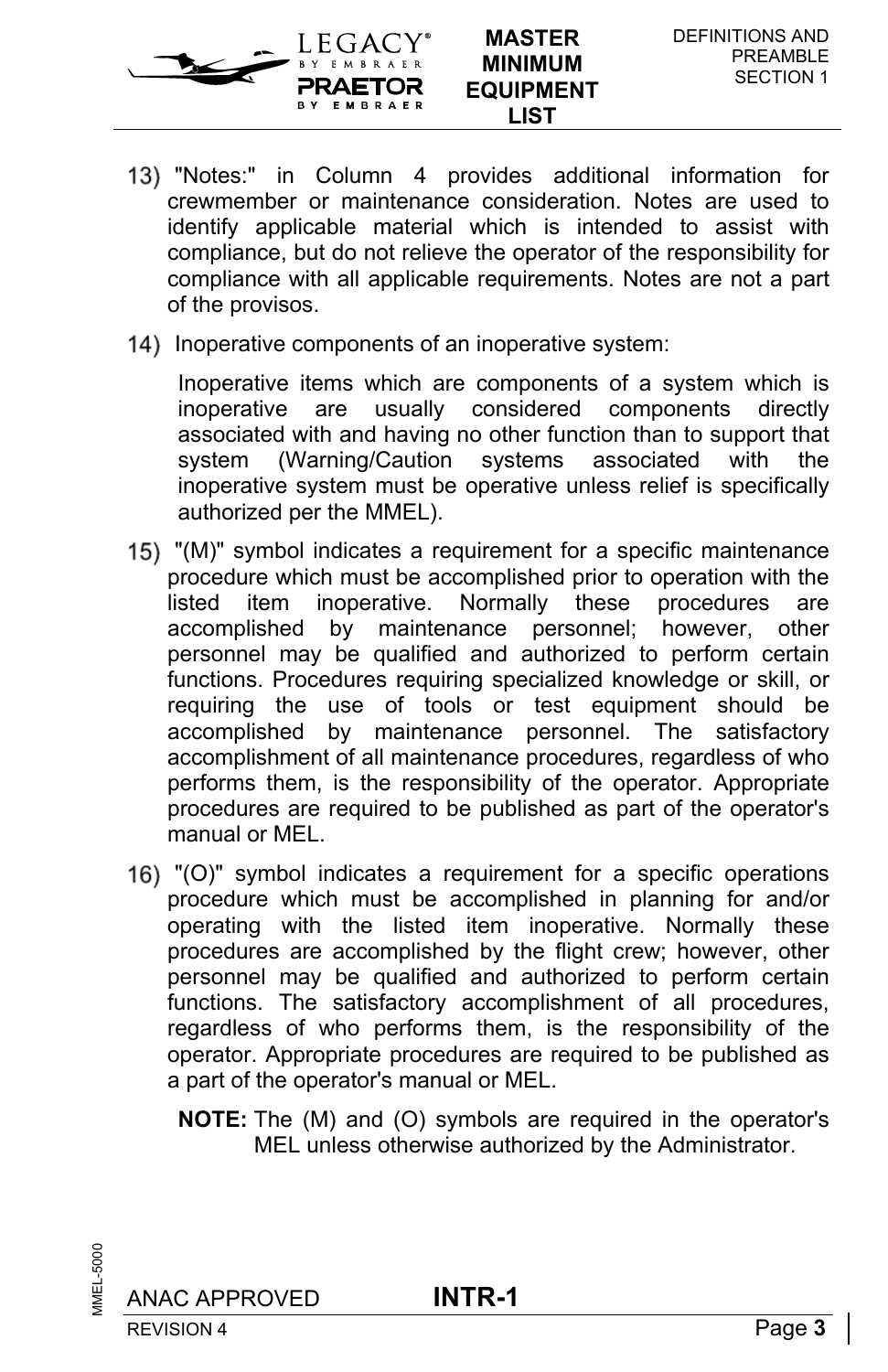13) "Notes:" in Column 4 provides additional information for crewmember or maintenance consideration. Notes are used to identify applicable material which is intended to assist with compliance, but do not relieve the operator of the responsibility for compliance with all applicable requirements. Notes are not a part of the provisos.

14) Inoperative components of an inoperative system:

    Inoperative items which are components of a system which is inoperative are usually considered components directly associated with and having no other function than to support that system (Warning/Caution systems associated with the inoperative system must be operative unless relief is specifically authorized per the MMEL).

15) "(M)" symbol indicates a requirement for a specific maintenance procedure which must be accomplished prior to operation with the listed item inoperative. Normally these procedures are accomplished by maintenance personnel; however, other personnel may be qualified and authorized to perform certain functions. Procedures requiring specialized knowledge or skill, or requiring the use of tools or test equipment should be accomplished by maintenance personnel. The satisfactory accomplishment of all maintenance procedures, regardless of who performs them, is the responsibility of the operator. Appropriate procedures are required to be published as part of the operator's manual or MEL.

16) "(O)" symbol indicates a requirement for a specific operations procedure which must be accomplished in planning for and/or operating with the listed item inoperative. Normally these procedures are accomplished by the flight crew; however, other personnel may be qualified and authorized to perform certain functions. The satisfactory accomplishment of all procedures, regardless of who performs them, is the responsibility of the operator. Appropriate procedures are required to be published as a part of the operator's manual or MEL.

    **NOTE:** The (M) and (O) symbols are required in the operator's MEL unless otherwise authorized by the Administrator.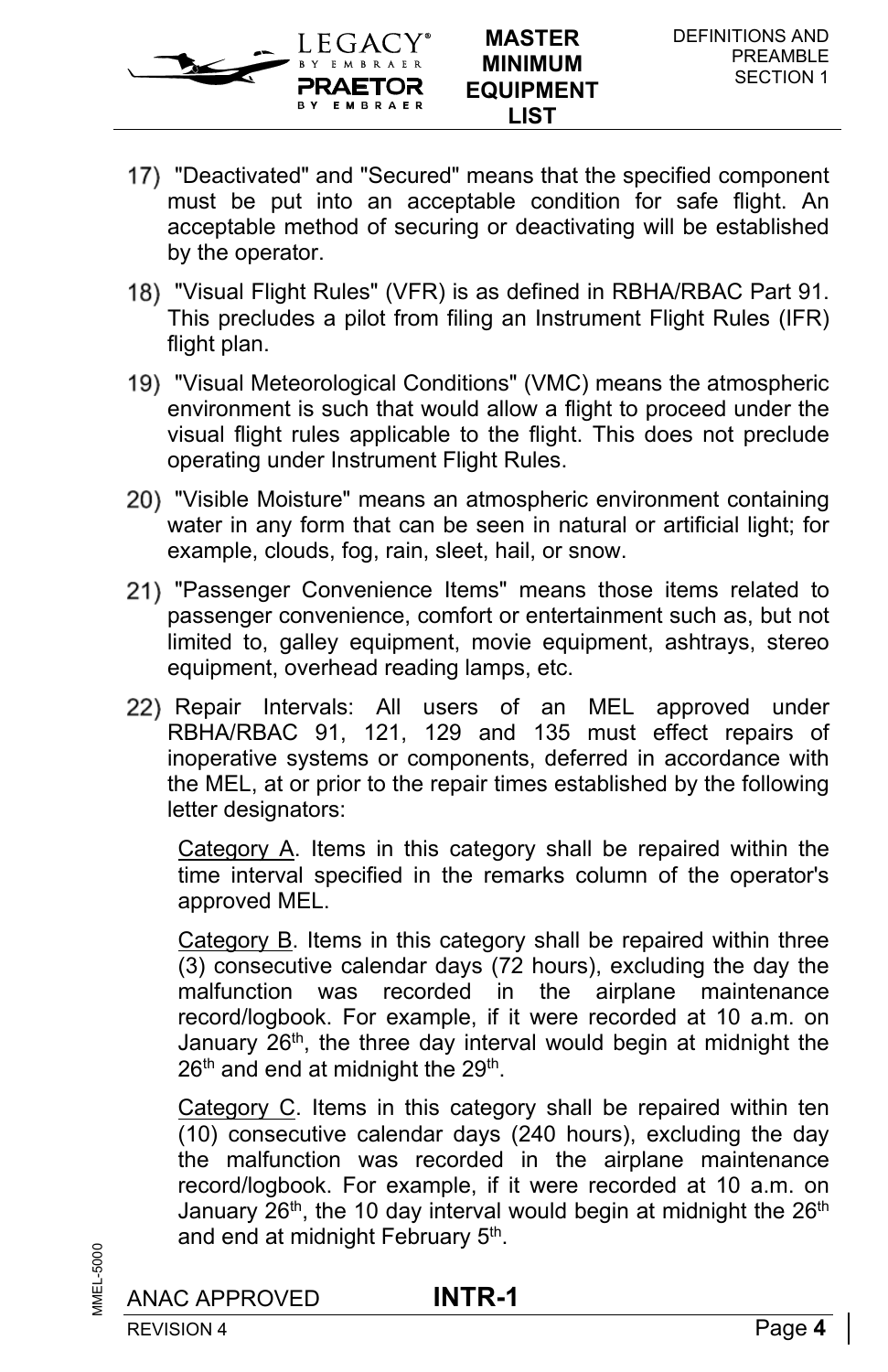17) "Deactivated" and "Secured" means that the specified component must be put into an acceptable condition for safe flight. An acceptable method of securing or deactivating will be established by the operator.

18) "Visual Flight Rules" (VFR) is as defined in RBHA/RBAC Part 91. This precludes a pilot from filing an Instrument Flight Rules (IFR) flight plan.

19) "Visual Meteorological Conditions" (VMC) means the atmospheric environment is such that would allow a flight to proceed under the visual flight rules applicable to the flight. This does not preclude operating under Instrument Flight Rules.

20) "Visible Moisture" means an atmospheric environment containing water in any form that can be seen in natural or artificial light; for example, clouds, fog, rain, sleet, hail, or snow.

21) "Passenger Convenience Items" means those items related to passenger convenience, comfort or entertainment such as, but not limited to, galley equipment, movie equipment, ashtrays, stereo equipment, overhead reading lamps, etc.

22) Repair Intervals: All users of an MEL approved under RBHA/RBAC 91, 121, 129 and 135 must effect repairs of inoperative systems or components, deferred in accordance with the MEL, at or prior to the repair times established by the following letter designators:

   Category A. Items in this category shall be repaired within the time interval specified in the remarks column of the operator's approved MEL.

   Category B. Items in this category shall be repaired within three (3) consecutive calendar days (72 hours), excluding the day the malfunction was recorded in the airplane maintenance record/logbook. For example, if it were recorded at 10 a.m. on January 26th, the three day interval would begin at midnight the 26th and end at midnight the 29th.

   Category C. Items in this category shall be repaired within ten (10) consecutive calendar days (240 hours), excluding the day the malfunction was recorded in the airplane maintenance record/logbook. For example, if it were recorded at 10 a.m. on January 26th, the 10 day interval would begin at midnight the 26th and end at midnight February 5th.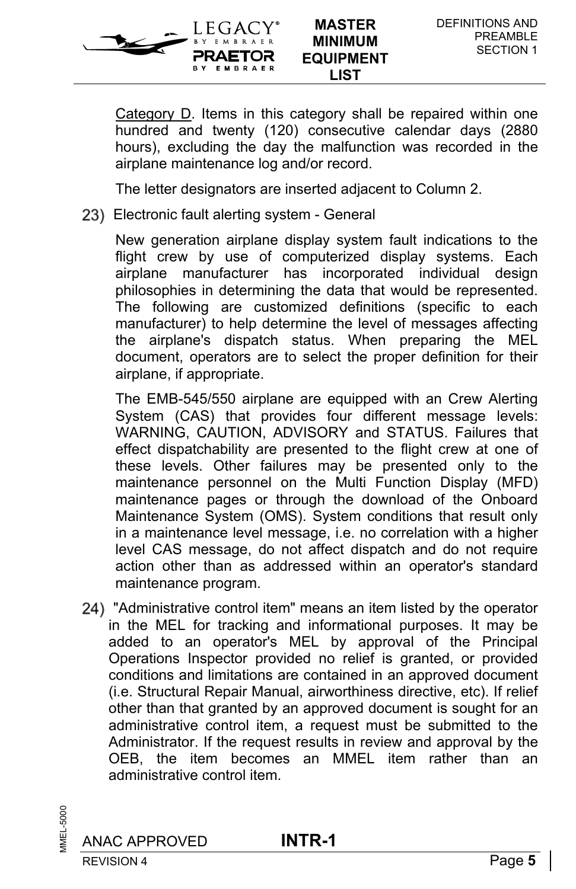Category D. Items in this category shall be repaired within one hundred and twenty (120) consecutive calendar days (2880 hours), excluding the day the malfunction was recorded in the airplane maintenance log and/or record.

The letter designators are inserted adjacent to Column 2.

23) Electronic fault alerting system - General

New generation airplane display system fault indications to the flight crew by use of computerized display systems. Each airplane manufacturer has incorporated individual design philosophies in determining the data that would be represented. The following are customized definitions (specific to each manufacturer) to help determine the level of messages affecting the airplane's dispatch status. When preparing the MEL document, operators are to select the proper definition for their airplane, if appropriate.

The EMB-545/550 airplane are equipped with an Crew Alerting System (CAS) that provides four different message levels: WARNING, CAUTION, ADVISORY and STATUS. Failures that effect dispatchability are presented to the flight crew at one of these levels. Other failures may be presented only to the maintenance personnel on the Multi Function Display (MFD) maintenance pages or through the download of the Onboard Maintenance System (OMS). System conditions that result only in a maintenance level message, i.e. no correlation with a higher level CAS message, do not affect dispatch and do not require action other than as addressed within an operator's standard maintenance program.

24) "Administrative control item" means an item listed by the operator in the MEL for tracking and informational purposes. It may be added to an operator's MEL by approval of the Principal Operations Inspector provided no relief is granted, or provided conditions and limitations are contained in an approved document (i.e. Structural Repair Manual, airworthiness directive, etc). If relief other than that granted by an approved document is sought for an administrative control item, a request must be submitted to the Administrator. If the request results in review and approval by the OEB, the item becomes an MMEL item rather than an administrative control item.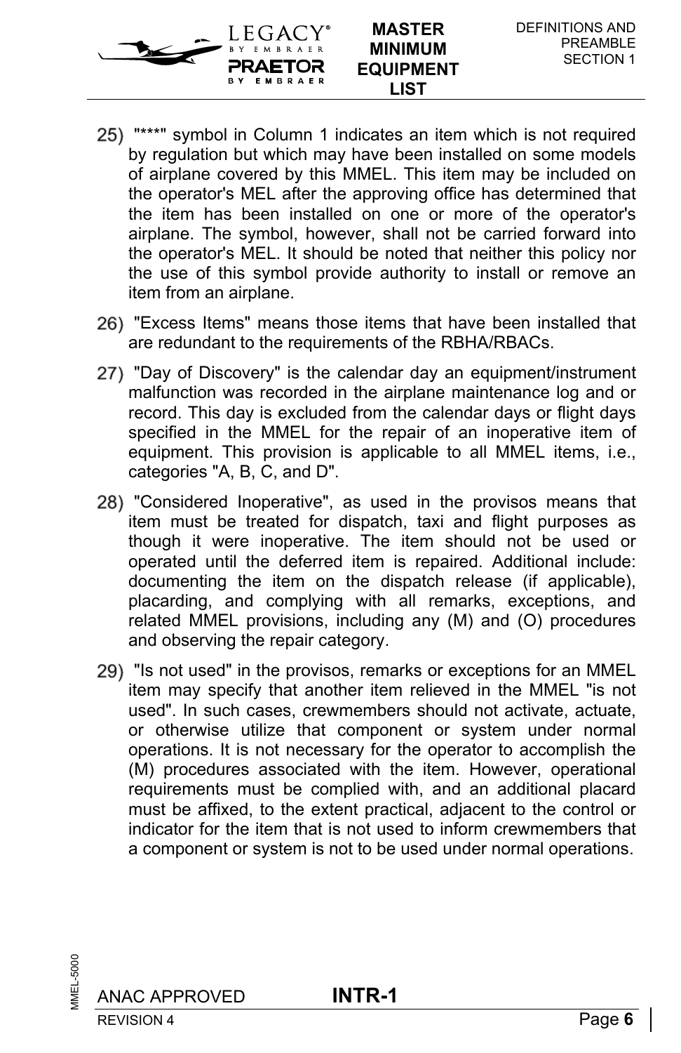25) "***" symbol in Column 1 indicates an item which is not required by regulation but which may have been installed on some models of airplane covered by this MMEL. This item may be included on the operator's MEL after the approving office has determined that the item has been installed on one or more of the operator's airplane. The symbol, however, shall not be carried forward into the operator's MEL. It should be noted that neither this policy nor the use of this symbol provide authority to install or remove an item from an airplane.

26) "Excess Items" means those items that have been installed that are redundant to the requirements of the RBHA/RBACs.

27) "Day of Discovery" is the calendar day an equipment/instrument malfunction was recorded in the airplane maintenance log and or record. This day is excluded from the calendar days or flight days specified in the MMEL for the repair of an inoperative item of equipment. This provision is applicable to all MMEL items, i.e., categories "A, B, C, and D".

28) "Considered Inoperative", as used in the provisos means that item must be treated for dispatch, taxi and flight purposes as though it were inoperative. The item should not be used or operated until the deferred item is repaired. Additional include: documenting the item on the dispatch release (if applicable), placarding, and complying with all remarks, exceptions, and related MMEL provisions, including any (M) and (O) procedures and observing the repair category.

29) "Is not used" in the provisos, remarks or exceptions for an MMEL item may specify that another item relieved in the MMEL "is not used". In such cases, crewmembers should not activate, actuate, or otherwise utilize that component or system under normal operations. It is not necessary for the operator to accomplish the (M) procedures associated with the item. However, operational requirements must be complied with, and an additional placard must be affixed, to the extent practical, adjacent to the control or indicator for the item that is not used to inform crewmembers that a component or system is not to be used under normal operations.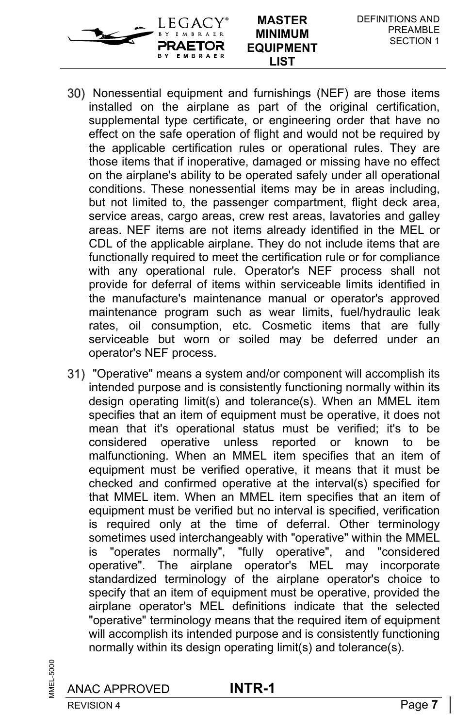30) Nonessential equipment and furnishings (NEF) are those items installed on the airplane as part of the original certification, supplemental type certificate, or engineering order that have no effect on the safe operation of flight and would not be required by the applicable certification rules or operational rules. They are those items that if inoperative, damaged or missing have no effect on the airplane's ability to be operated safely under all operational conditions. These nonessential items may be in areas including, but not limited to, the passenger compartment, flight deck area, service areas, cargo areas, crew rest areas, lavatories and galley areas. NEF items are not items already identified in the MEL or CDL of the applicable airplane. They do not include items that are functionally required to meet the certification rule or for compliance with any operational rule. Operator's NEF process shall not provide for deferral of items within serviceable limits identified in the manufacture's maintenance manual or operator's approved maintenance program such as wear limits, fuel/hydraulic leak rates, oil consumption, etc. Cosmetic items that are fully serviceable but worn or soiled may be deferred under an operator's NEF process.

31) "Operative" means a system and/or component will accomplish its intended purpose and is consistently functioning normally within its design operating limit(s) and tolerance(s). When an MMEL item specifies that an item of equipment must be operative, it does not mean that it's operational status must be verified; it's to be considered operative unless reported or known to be malfunctioning. When an MMEL item specifies that an item of equipment must be verified operative, it means that it must be checked and confirmed operative at the interval(s) specified for that MMEL item. When an MMEL item specifies that an item of equipment must be verified but no interval is specified, verification is required only at the time of deferral. Other terminology sometimes used interchangeably with "operative" within the MMEL is "operates normally", "fully operative", and "considered operative". The airplane operator's MEL may incorporate standardized terminology of the airplane operator's choice to specify that an item of equipment must be operative, provided the airplane operator's MEL definitions indicate that the selected "operative" terminology means that the required item of equipment will accomplish its intended purpose and is consistently functioning normally within its design operating limit(s) and tolerance(s).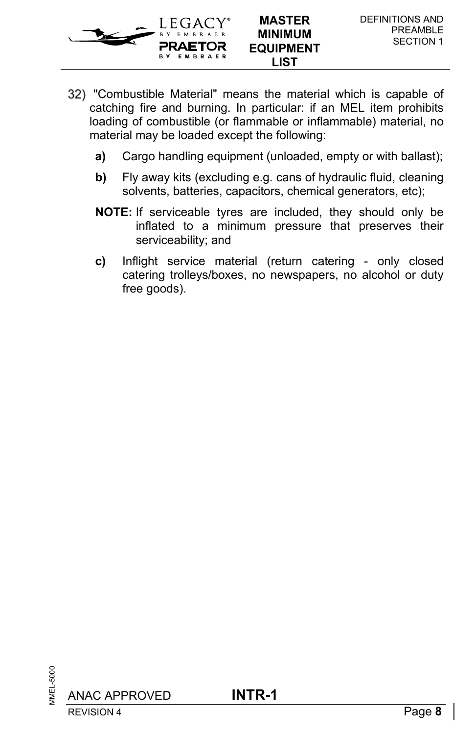32) "Combustible Material" means the material which is capable of catching fire and burning. In particular: if an MEL item prohibits loading of combustible (or flammable or inflammable) material, no material may be loaded except the following:

**a)** Cargo handling equipment (unloaded, empty or with ballast);

**b)** Fly away kits (excluding e.g. cans of hydraulic fluid, cleaning solvents, batteries, capacitors, chemical generators, etc);

**NOTE:** If serviceable tyres are included, they should only be inflated to a minimum pressure that preserves their serviceability; and

**c)** Inflight service material (return catering - only closed catering trolleys/boxes, no newspapers, no alcohol or duty free goods).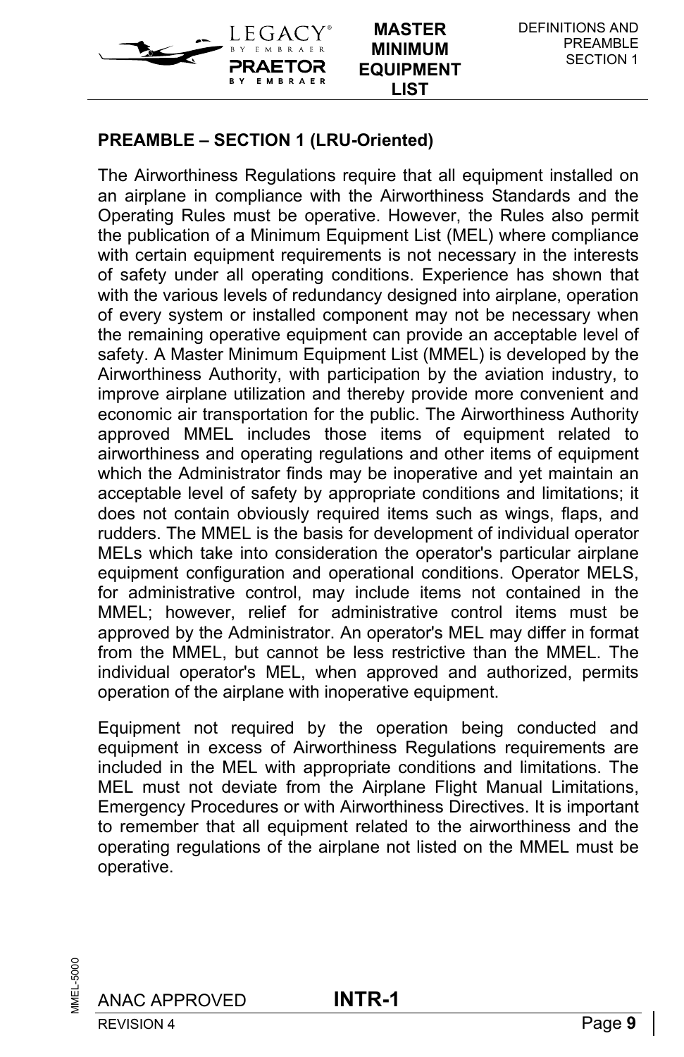## PREAMBLE – SECTION 1 (LRU-Oriented)

The Airworthiness Regulations require that all equipment installed on an airplane in compliance with the Airworthiness Standards and the Operating Rules must be operative. However, the Rules also permit the publication of a Minimum Equipment List (MEL) where compliance with certain equipment requirements is not necessary in the interests of safety under all operating conditions. Experience has shown that with the various levels of redundancy designed into airplane, operation of every system or installed component may not be necessary when the remaining operative equipment can provide an acceptable level of safety. A Master Minimum Equipment List (MMEL) is developed by the Airworthiness Authority, with participation by the aviation industry, to improve airplane utilization and thereby provide more convenient and economic air transportation for the public. The Airworthiness Authority approved MMEL includes those items of equipment related to airworthiness and operating regulations and other items of equipment which the Administrator finds may be inoperative and yet maintain an acceptable level of safety by appropriate conditions and limitations; it does not contain obviously required items such as wings, flaps, and rudders. The MMEL is the basis for development of individual operator MELs which take into consideration the operator's particular airplane equipment configuration and operational conditions. Operator MELS, for administrative control, may include items not contained in the MMEL; however, relief for administrative control items must be approved by the Administrator. An operator's MEL may differ in format from the MMEL, but cannot be less restrictive than the MMEL. The individual operator's MEL, when approved and authorized, permits operation of the airplane with inoperative equipment.

Equipment not required by the operation being conducted and equipment in excess of Airworthiness Regulations requirements are included in the MEL with appropriate conditions and limitations. The MEL must not deviate from the Airplane Flight Manual Limitations, Emergency Procedures or with Airworthiness Directives. It is important to remember that all equipment related to the airworthiness and the operating regulations of the airplane not listed on the MMEL must be operative.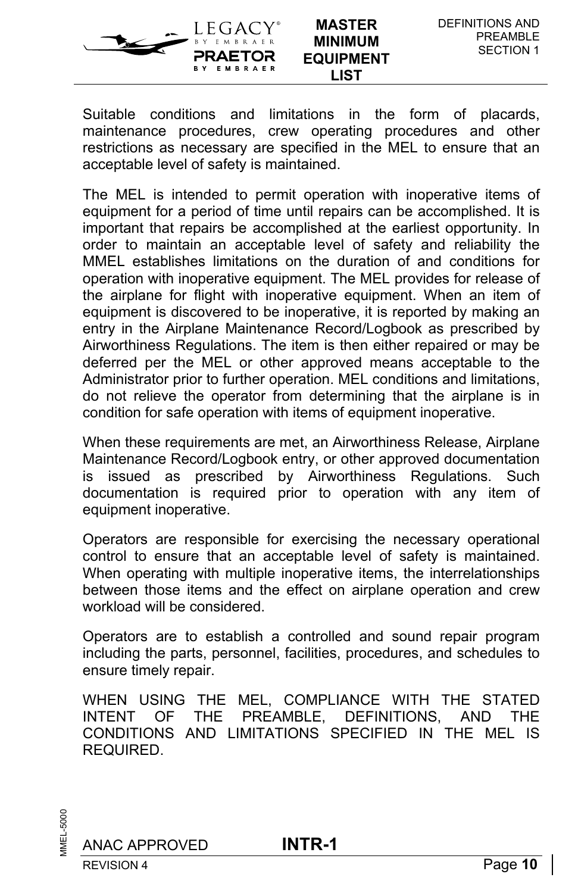Suitable conditions and limitations in the form of placards, maintenance procedures, crew operating procedures and other restrictions as necessary are specified in the MEL to ensure that an acceptable level of safety is maintained.

The MEL is intended to permit operation with inoperative items of equipment for a period of time until repairs can be accomplished. It is important that repairs be accomplished at the earliest opportunity. In order to maintain an acceptable level of safety and reliability the MMEL establishes limitations on the duration of and conditions for operation with inoperative equipment. The MEL provides for release of the airplane for flight with inoperative equipment. When an item of equipment is discovered to be inoperative, it is reported by making an entry in the Airplane Maintenance Record/Logbook as prescribed by Airworthiness Regulations. The item is then either repaired or may be deferred per the MEL or other approved means acceptable to the Administrator prior to further operation. MEL conditions and limitations, do not relieve the operator from determining that the airplane is in condition for safe operation with items of equipment inoperative.

When these requirements are met, an Airworthiness Release, Airplane Maintenance Record/Logbook entry, or other approved documentation is issued as prescribed by Airworthiness Regulations. Such documentation is required prior to operation with any item of equipment inoperative.

Operators are responsible for exercising the necessary operational control to ensure that an acceptable level of safety is maintained. When operating with multiple inoperative items, the interrelationships between those items and the effect on airplane operation and crew workload will be considered.

Operators are to establish a controlled and sound repair program including the parts, personnel, facilities, procedures, and schedules to ensure timely repair.

WHEN USING THE MEL, COMPLIANCE WITH THE STATED INTENT OF THE PREAMBLE, DEFINITIONS, AND THE CONDITIONS AND LIMITATIONS SPECIFIED IN THE MEL IS REQUIRED.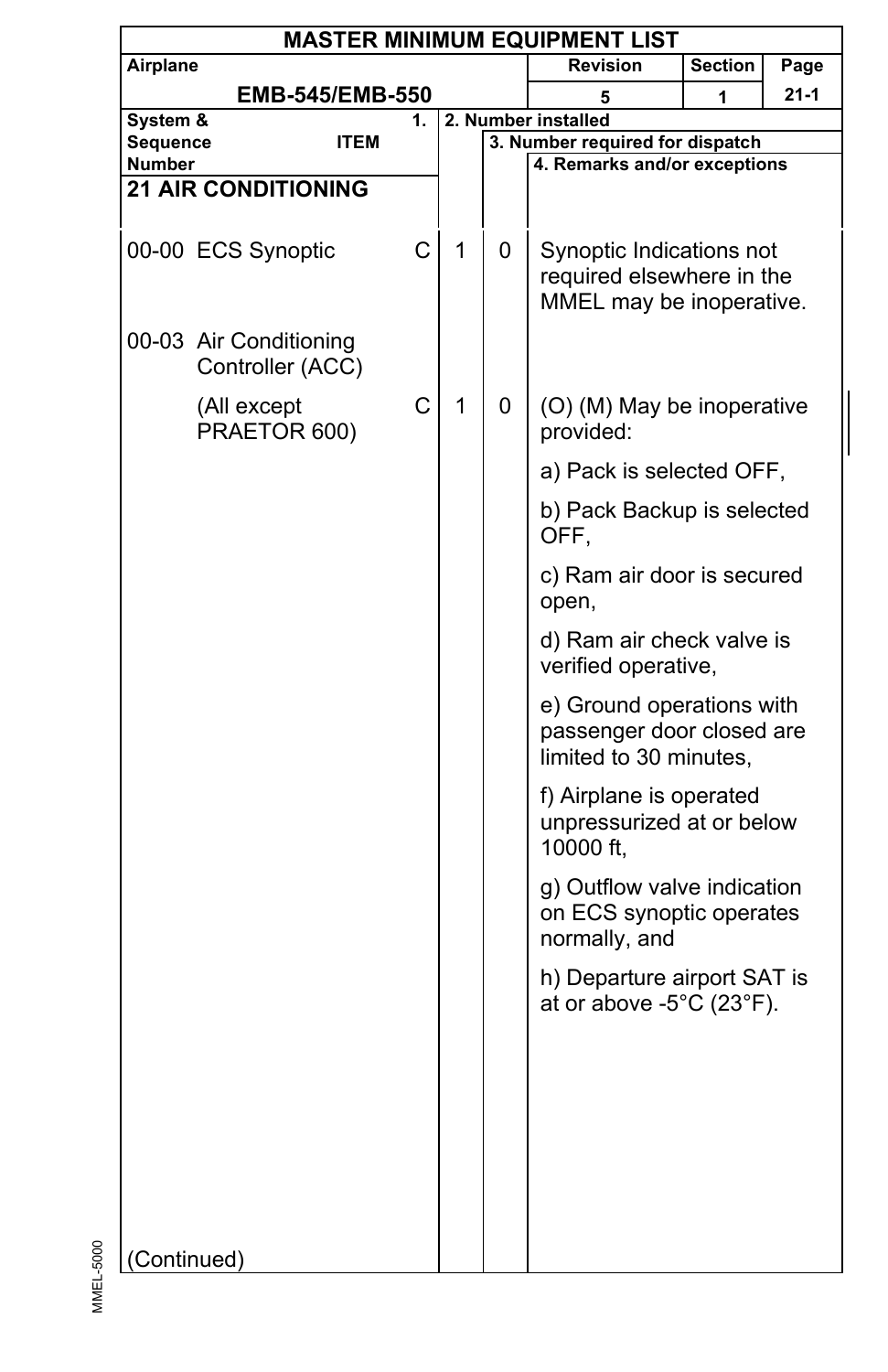# MASTER MINIMUM EQUIPMENT LIST

| Airplane | Revision | Section | Page |
|---|---|---|---|
| EMB-545/EMB-550 | 5 | 1 | 21-1 |

| System & Sequence Number | 1. ITEM | | 2. Number installed | 3. Number required for dispatch | 4. Remarks and/or exceptions |
|---|---|---|---|---|---|
| **21 AIR CONDITIONING** | | | | | |
| 00-00 | ECS Synoptic | C | 1 | 0 | Synoptic Indications not required elsewhere in the MMEL may be inoperative. |
| 00-03 | Air Conditioning Controller (ACC) | | | | |
| | (All except PRAETOR 600) | C | 1 | 0 | (O) (M) May be inoperative provided:<br><br>a) Pack is selected OFF,<br><br>b) Pack Backup is selected OFF,<br><br>c) Ram air door is secured open,<br><br>d) Ram air check valve is verified operative,<br><br>e) Ground operations with passenger door closed are limited to 30 minutes,<br><br>f) Airplane is operated unpressurized at or below 10000 ft,<br><br>g) Outflow valve indication on ECS synoptic operates normally, and<br><br>h) Departure airport SAT is at or above -5°C (23°F). |

(Continued)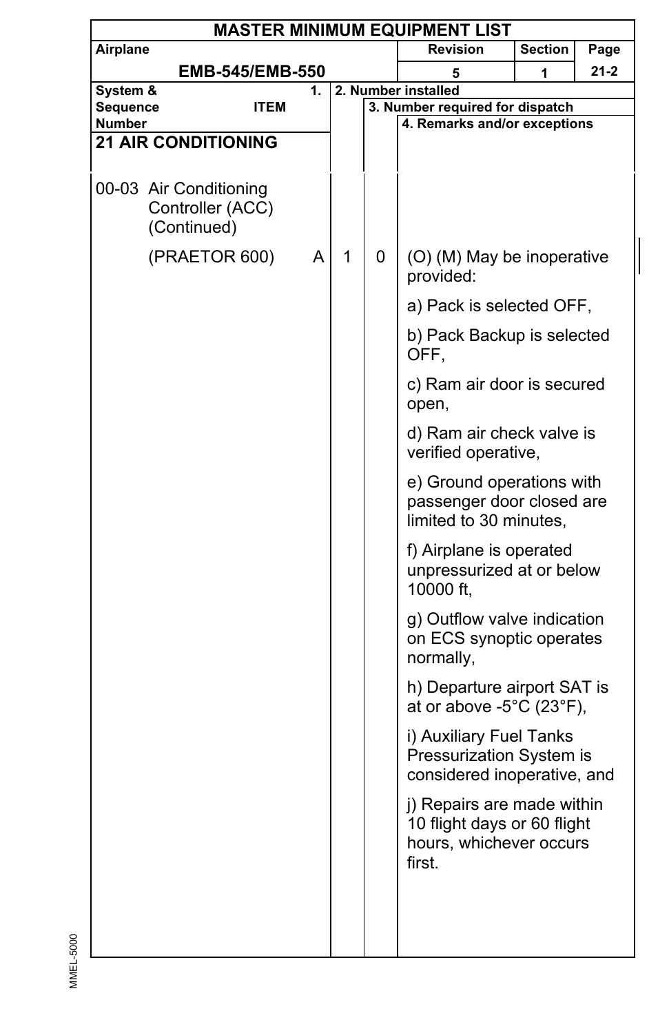**MASTER MINIMUM EQUIPMENT LIST**

| Airplane | Revision | Section | Page |
|---|---|---|---|
| EMB-545/EMB-550 | 5 | 1 | 21-2 |

| System & Sequence Number | 1. ITEM | | 2. Number installed | 3. Number required for dispatch | 4. Remarks and/or exceptions |
|---|---|---|---|---|---|
| **21 AIR CONDITIONING** | | | | | |
| 00-03 | Air Conditioning Controller (ACC) (Continued) | | | | |
| | (PRAETOR 600) | A | 1 | 0 | (O) (M) May be inoperative provided:<br><br>a) Pack is selected OFF,<br><br>b) Pack Backup is selected OFF,<br><br>c) Ram air door is secured open,<br><br>d) Ram air check valve is verified operative,<br><br>e) Ground operations with passenger door closed are limited to 30 minutes,<br><br>f) Airplane is operated unpressurized at or below 10000 ft,<br><br>g) Outflow valve indication on ECS synoptic operates normally,<br><br>h) Departure airport SAT is at or above -5°C (23°F),<br><br>i) Auxiliary Fuel Tanks Pressurization System is considered inoperative, and<br><br>j) Repairs are made within 10 flight days or 60 flight hours, whichever occurs first. |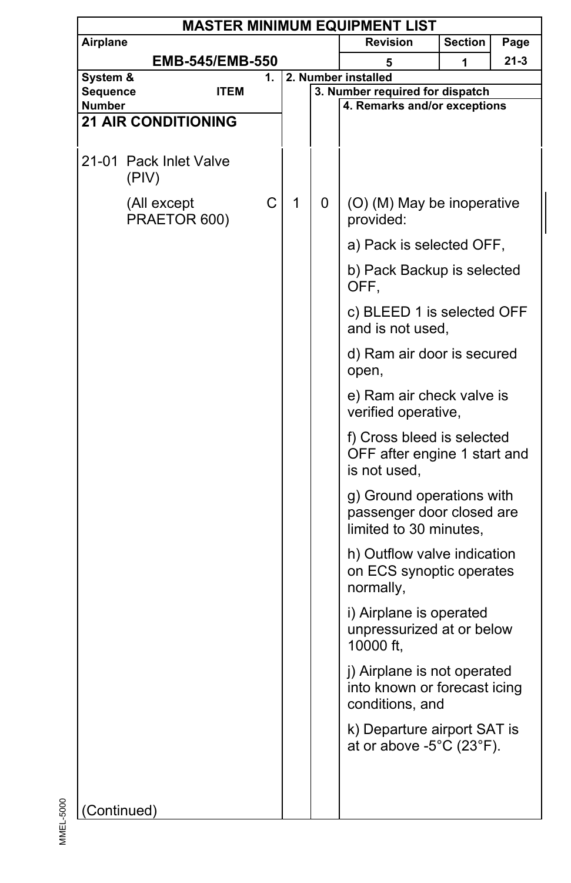# MASTER MINIMUM EQUIPMENT LIST

| Airplane | Revision | Section | Page |
|---|---|---|---|
| EMB-545/EMB-550 | 5 | 1 | 21-3 |

| System & Sequence Number ITEM | 1. | 2. Number installed | 3. Number required for dispatch | 4. Remarks and/or exceptions |
|---|---|---|---|---|
| **21 AIR CONDITIONING** | | | | |
| 21-01 Pack Inlet Valve (PIV) | | | | |
| (All except PRAETOR 600) | C | 1 | 0 | (O) (M) May be inoperative provided:<br>a) Pack is selected OFF,<br>b) Pack Backup is selected OFF,<br>c) BLEED 1 is selected OFF and is not used,<br>d) Ram air door is secured open,<br>e) Ram air check valve is verified operative,<br>f) Cross bleed is selected OFF after engine 1 start and is not used,<br>g) Ground operations with passenger door closed are limited to 30 minutes,<br>h) Outflow valve indication on ECS synoptic operates normally,<br>i) Airplane is operated unpressurized at or below 10000 ft,<br>j) Airplane is not operated into known or forecast icing conditions, and<br>k) Departure airport SAT is at or above -5°C (23°F). |
| (Continued) | | | | |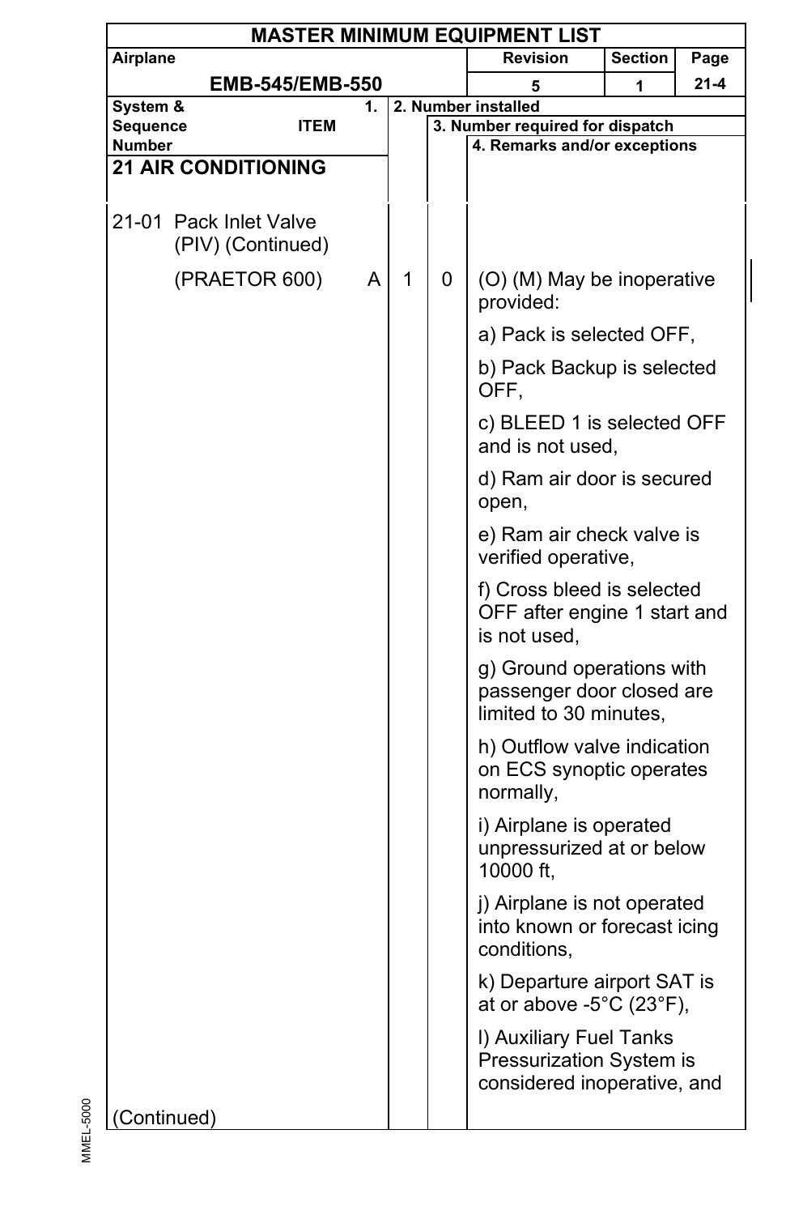**MASTER MINIMUM EQUIPMENT LIST**

| Airplane | Revision | Section | Page |
|---|---|---|---|
| EMB-545/EMB-550 | 5 | 1 | 21-4 |

| System & Sequence Number | 1. ITEM | 2. Number installed | 3. Number required for dispatch | 4. Remarks and/or exceptions |
|---|---|---|---|---|
| **21 AIR CONDITIONING** | | | | |
| 21-01 Pack Inlet Valve (PIV) (Continued) | | | | |
| (PRAETOR 600) | A | 1 | 0 | (O) (M) May be inoperative provided:<br><br>a) Pack is selected OFF,<br><br>b) Pack Backup is selected OFF,<br><br>c) BLEED 1 is selected OFF and is not used,<br><br>d) Ram air door is secured open,<br><br>e) Ram air check valve is verified operative,<br><br>f) Cross bleed is selected OFF after engine 1 start and is not used,<br><br>g) Ground operations with passenger door closed are limited to 30 minutes,<br><br>h) Outflow valve indication on ECS synoptic operates normally,<br><br>i) Airplane is operated unpressurized at or below 10000 ft,<br><br>j) Airplane is not operated into known or forecast icing conditions,<br><br>k) Departure airport SAT is at or above -5°C (23°F),<br><br>l) Auxiliary Fuel Tanks Pressurization System is considered inoperative, and |
| (Continued) | | | | |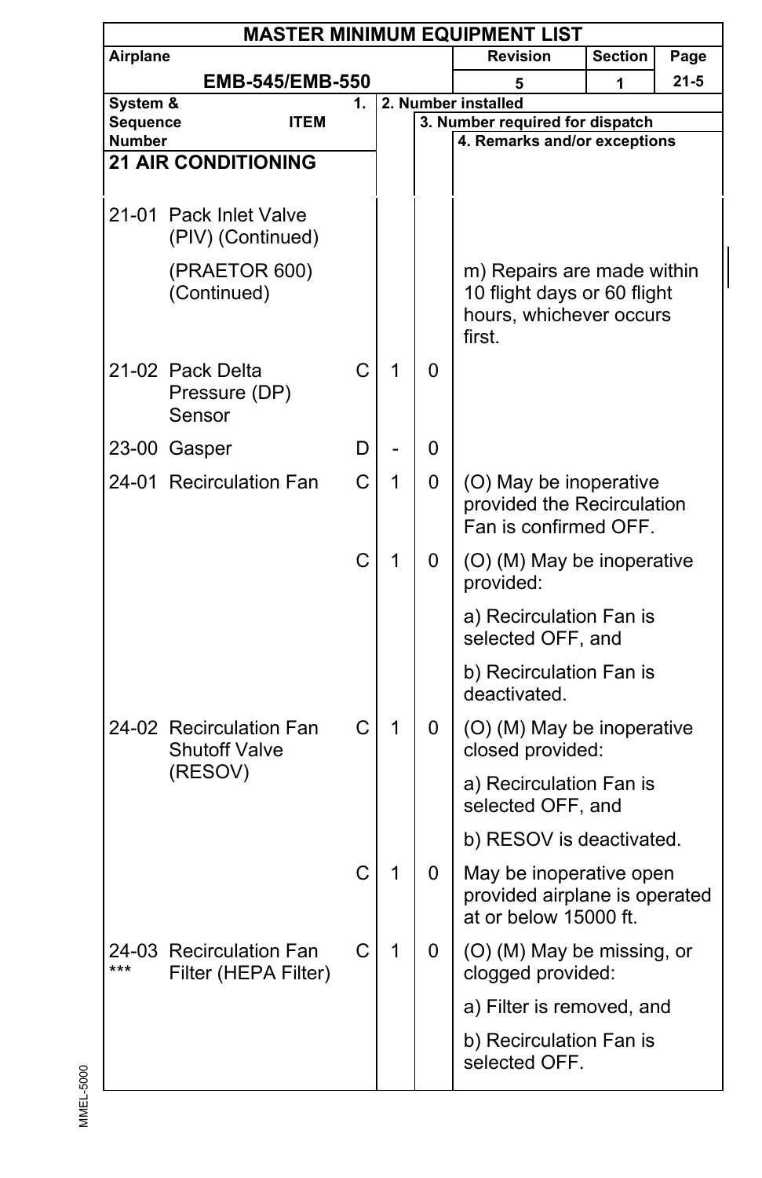# MASTER MINIMUM EQUIPMENT LIST

| Airplane | Revision | Section | Page |
|---|---|---|---|
| EMB-545/EMB-550 | 5 | 1 | 21-5 |

| System & Sequence Number | ITEM | 1. | 2. Number installed | 3. Number required for dispatch | 4. Remarks and/or exceptions |
|---|---|---|---|---|---|
| **21 AIR CONDITIONING** | | | | | |
| 21-01 | Pack Inlet Valve (PIV) (Continued) | | | | |
| | (PRAETOR 600) (Continued) | | | | m) Repairs are made within 10 flight days or 60 flight hours, whichever occurs first. |
| 21-02 | Pack Delta Pressure (DP) Sensor | C | 1 | 0 | |
| 23-00 | Gasper | D | - | 0 | |
| 24-01 | Recirculation Fan | C | 1 | 0 | (O) May be inoperative provided the Recirculation Fan is confirmed OFF. |
| | | C | 1 | 0 | (O) (M) May be inoperative provided:<br>a) Recirculation Fan is selected OFF, and<br>b) Recirculation Fan is deactivated. |
| 24-02 | Recirculation Fan Shutoff Valve (RESOV) | C | 1 | 0 | (O) (M) May be inoperative closed provided:<br>a) Recirculation Fan is selected OFF, and<br>b) RESOV is deactivated. |
| | | C | 1 | 0 | May be inoperative open provided airplane is operated at or below 15000 ft. |
| 24-03 *** | Recirculation Fan Filter (HEPA Filter) | C | 1 | 0 | (O) (M) May be missing, or clogged provided:<br>a) Filter is removed, and<br>b) Recirculation Fan is selected OFF. |

MMEL-5000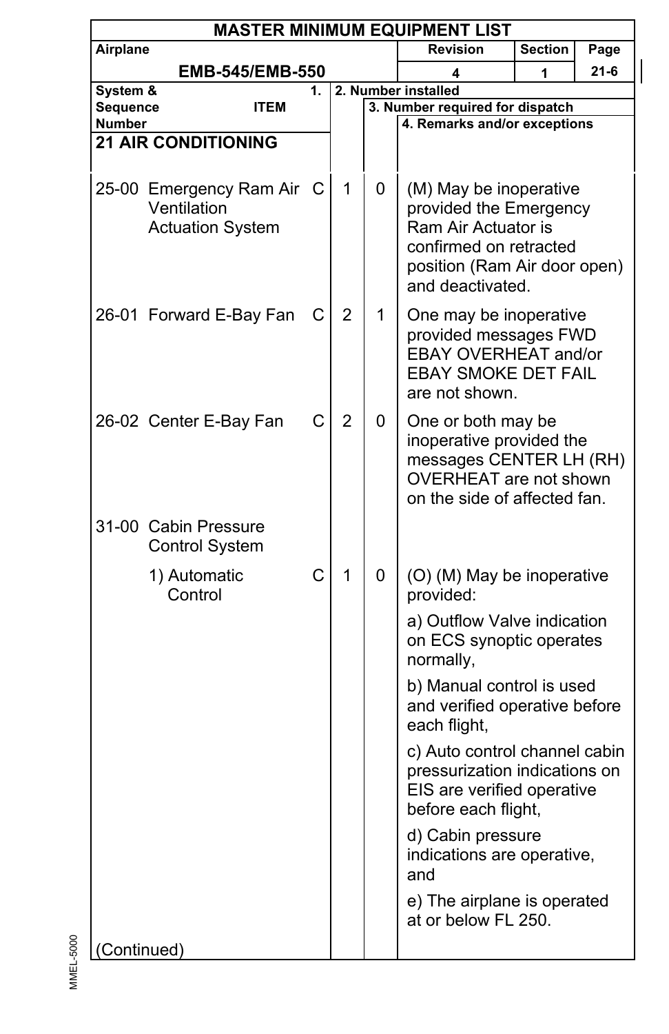## MASTER MINIMUM EQUIPMENT LIST

| Airplane | Revision | Section | Page |
|---|---|---|---|
| EMB-545/EMB-550 | 4 | 1 | 21-6 |

| System & Sequence Number | ITEM | 1. | 2. Number installed | 3. Number required for dispatch | 4. Remarks and/or exceptions |
|---|---|---|---|---|---|
| **21 AIR CONDITIONING** | | | | | |
| 25-00 | Emergency Ram Air Ventilation Actuation System | C | 1 | 0 | (M) May be inoperative provided the Emergency Ram Air Actuator is confirmed on retracted position (Ram Air door open) and deactivated. |
| 26-01 | Forward E-Bay Fan | C | 2 | 1 | One may be inoperative provided messages FWD EBAY OVERHEAT and/or EBAY SMOKE DET FAIL are not shown. |
| 26-02 | Center E-Bay Fan | C | 2 | 0 | One or both may be inoperative provided the messages CENTER LH (RH) OVERHEAT are not shown on the side of affected fan. |
| 31-00 | Cabin Pressure Control System | | | | |
| | 1) Automatic Control | C | 1 | 0 | (O) (M) May be inoperative provided:<br>a) Outflow Valve indication on ECS synoptic operates normally,<br>b) Manual control is used and verified operative before each flight,<br>c) Auto control channel cabin pressurization indications on EIS are verified operative before each flight,<br>d) Cabin pressure indications are operative, and<br>e) The airplane is operated at or below FL 250. |
| (Continued) | | | | | |

MMEL-5000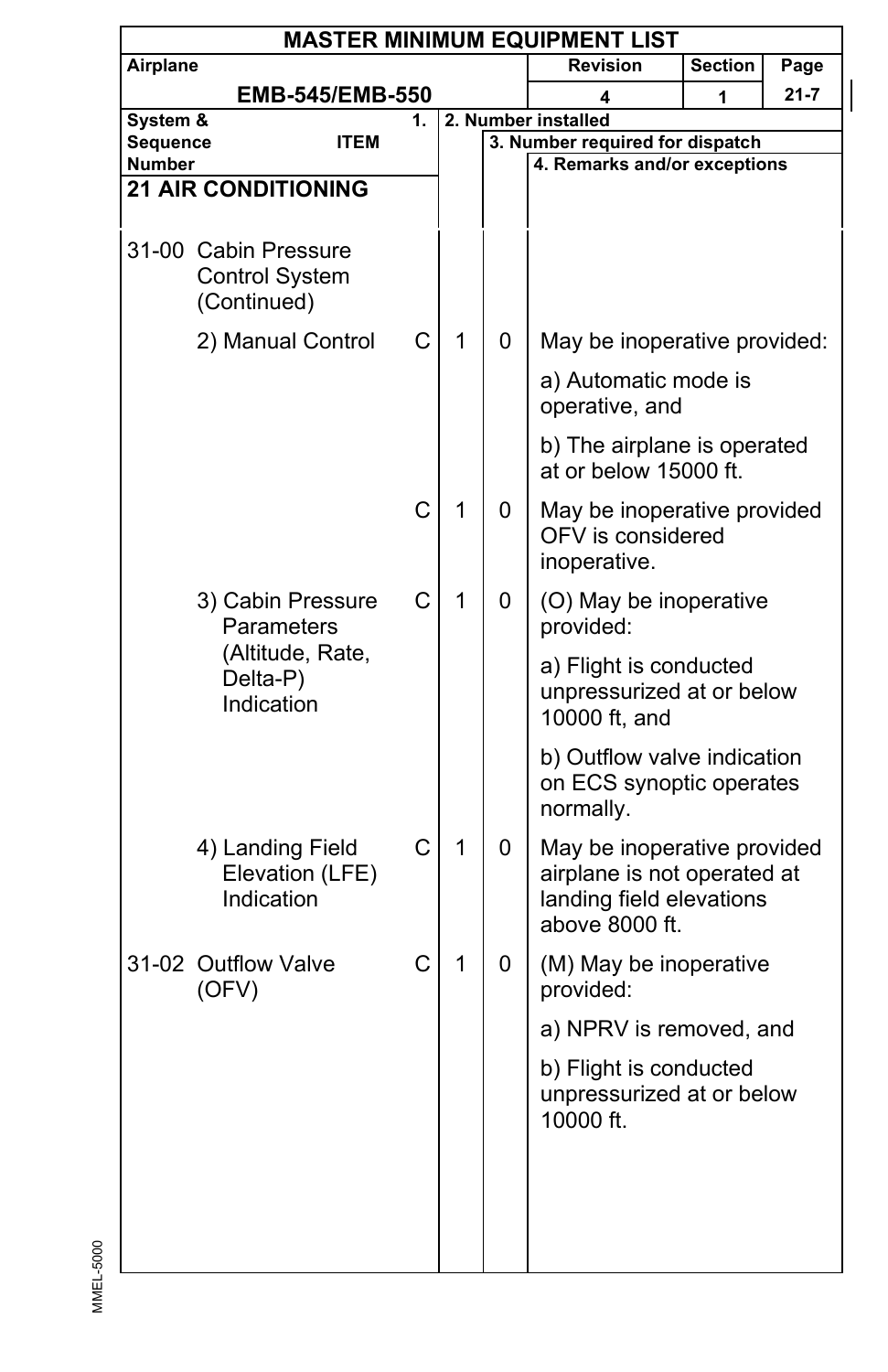# MASTER MINIMUM EQUIPMENT LIST

| Airplane | Revision | Section | Page |
|---|---|---|---|
| EMB-545/EMB-550 | 4 | 1 | 21-7 |

| System & Sequence Number | ITEM | 1. | 2. Number installed | 3. Number required for dispatch | 4. Remarks and/or exceptions |
|---|---|---|---|---|---|
| **21 AIR CONDITIONING** | | | | | |
| 31-00 | Cabin Pressure Control System (Continued) | | | | |
| | 2) Manual Control | C | 1 | 0 | May be inoperative provided: a) Automatic mode is operative, and b) The airplane is operated at or below 15000 ft. |
| | | C | 1 | 0 | May be inoperative provided OFV is considered inoperative. |
| | 3) Cabin Pressure Parameters (Altitude, Rate, Delta-P) Indication | C | 1 | 0 | (O) May be inoperative provided: a) Flight is conducted unpressurized at or below 10000 ft, and b) Outflow valve indication on ECS synoptic operates normally. |
| | 4) Landing Field Elevation (LFE) Indication | C | 1 | 0 | May be inoperative provided airplane is not operated at landing field elevations above 8000 ft. |
| 31-02 | Outflow Valve (OFV) | C | 1 | 0 | (M) May be inoperative provided: a) NPRV is removed, and b) Flight is conducted unpressurized at or below 10000 ft. |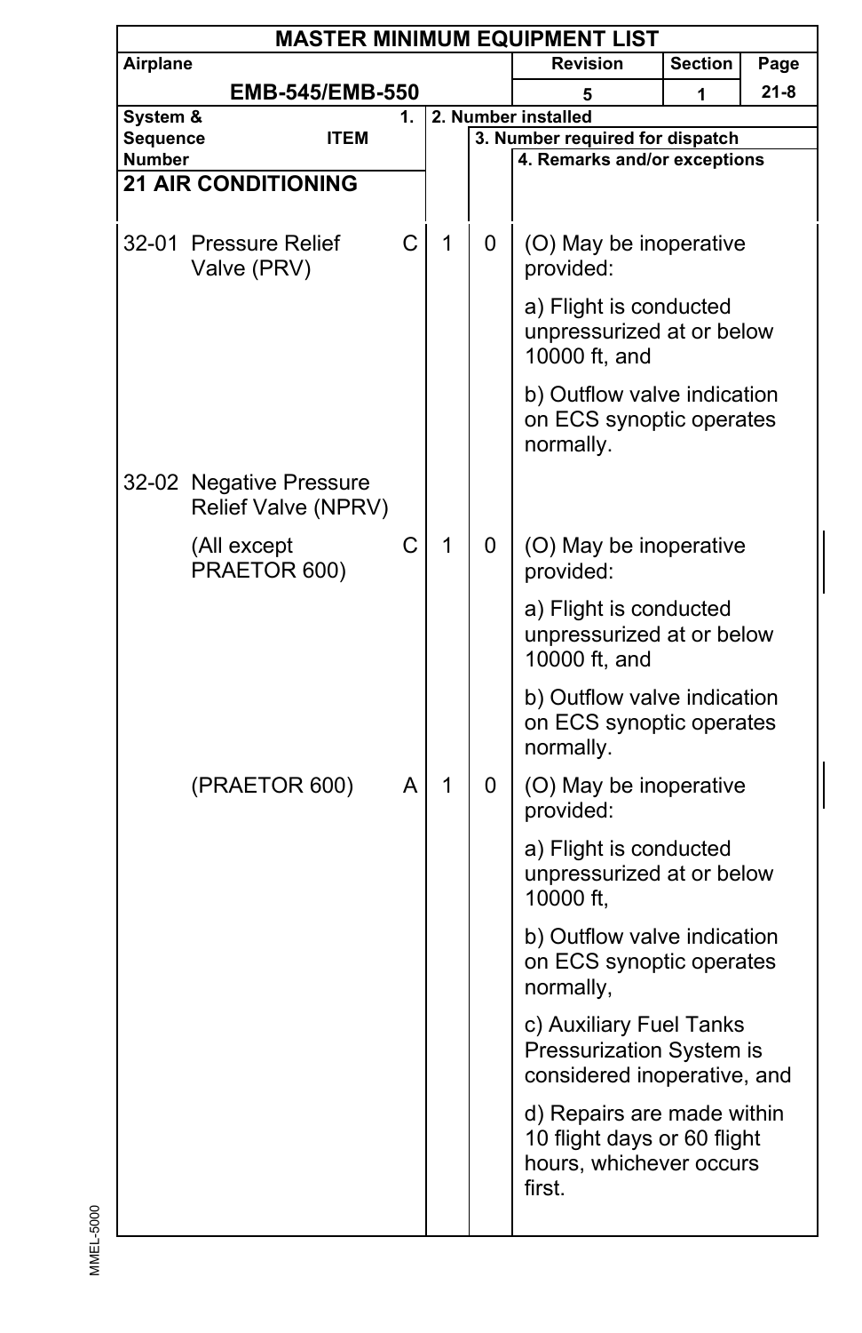# MASTER MINIMUM EQUIPMENT LIST

| Airplane | Revision | Section | Page |
|---|---|---|---|
| EMB-545/EMB-550 | 5 | 1 | 21-8 |

## 21 AIR CONDITIONING

| System & Sequence Number | ITEM | 1. | 2. Number installed | 3. Number required for dispatch | 4. Remarks and/or exceptions |
|---|---|---|---|---|---|
| 32-01 | Pressure Relief Valve (PRV) | C | 1 | 0 | (O) May be inoperative provided:<br><br>a) Flight is conducted unpressurized at or below 10000 ft, and<br><br>b) Outflow valve indication on ECS synoptic operates normally. |
| 32-02 | Negative Pressure Relief Valve (NPRV) | | | | |
| | (All except PRAETOR 600) | C | 1 | 0 | (O) May be inoperative provided:<br><br>a) Flight is conducted unpressurized at or below 10000 ft, and<br><br>b) Outflow valve indication on ECS synoptic operates normally. |
| | (PRAETOR 600) | A | 1 | 0 | (O) May be inoperative provided:<br><br>a) Flight is conducted unpressurized at or below 10000 ft,<br><br>b) Outflow valve indication on ECS synoptic operates normally,<br><br>c) Auxiliary Fuel Tanks Pressurization System is considered inoperative, and<br><br>d) Repairs are made within 10 flight days or 60 flight hours, whichever occurs first. |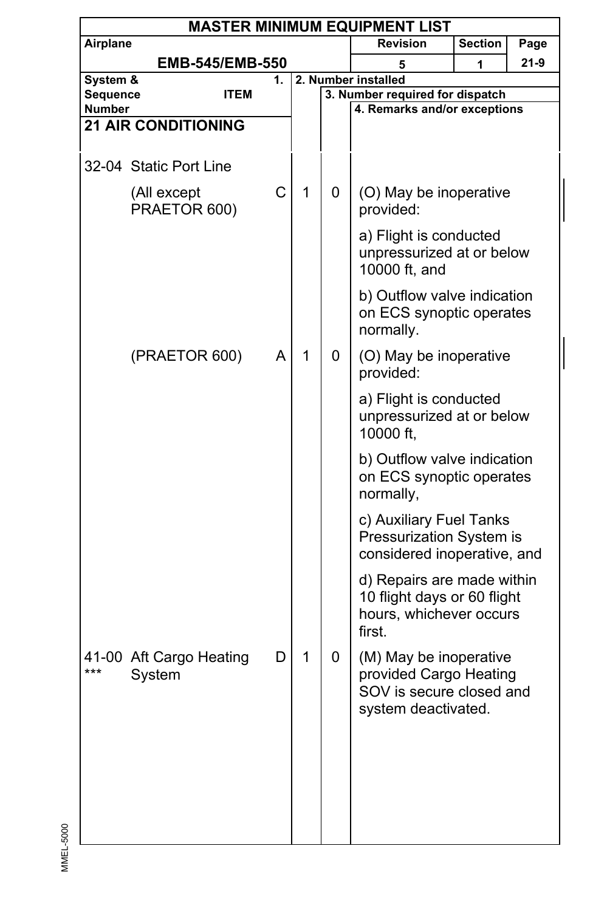**MASTER MINIMUM EQUIPMENT LIST**

| Airplane | Revision | Section | Page |
|---|---|---|---|
| EMB-545/EMB-550 | 5 | 1 | 21-9 |

| System & Sequence Number | ITEM | 1. | 2. Number installed | 3. Number required for dispatch | 4. Remarks and/or exceptions |
|---|---|---|---|---|---|
| **21 AIR CONDITIONING** | | | | | |
| 32-04 | Static Port Line | | | | |
| | (All except PRAETOR 600) | C | 1 | 0 | (O) May be inoperative provided:<br><br>a) Flight is conducted unpressurized at or below 10000 ft, and<br><br>b) Outflow valve indication on ECS synoptic operates normally. |
| | (PRAETOR 600) | A | 1 | 0 | (O) May be inoperative provided:<br><br>a) Flight is conducted unpressurized at or below 10000 ft,<br><br>b) Outflow valve indication on ECS synoptic operates normally,<br><br>c) Auxiliary Fuel Tanks Pressurization System is considered inoperative, and<br><br>d) Repairs are made within 10 flight days or 60 flight hours, whichever occurs first. |
| 41-00 *** | Aft Cargo Heating System | D | 1 | 0 | (M) May be inoperative provided Cargo Heating SOV is secure closed and system deactivated. |

MMEL-5000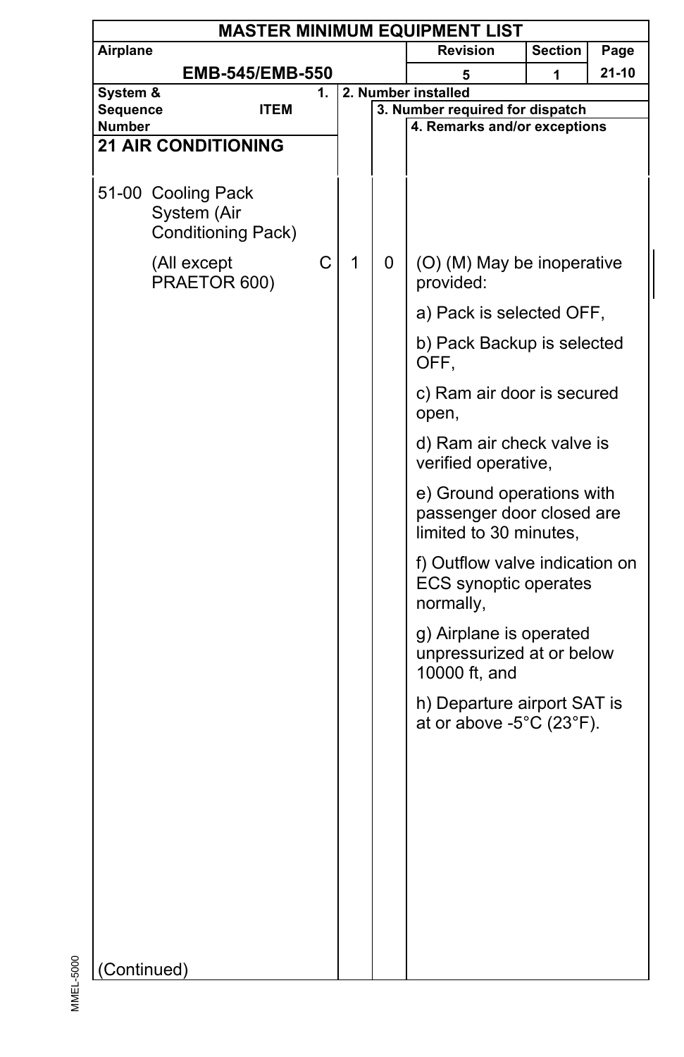# MASTER MINIMUM EQUIPMENT LIST

| Airplane | Revision | Section | Page |
|---|---|---|---|
| EMB-545/EMB-550 | 5 | 1 | 21-10 |

| System & Sequence Number | ITEM | 1. | 2. Number installed | 3. Number required for dispatch | 4. Remarks and/or exceptions |
|---|---|---|---|---|---|
| **21 AIR CONDITIONING** | | | | | |
| 51-00 | Cooling Pack System (Air Conditioning Pack) | | | | |
| | (All except PRAETOR 600) | C | 1 | 0 | (O) (M) May be inoperative provided:<br><br>a) Pack is selected OFF,<br><br>b) Pack Backup is selected OFF,<br><br>c) Ram air door is secured open,<br><br>d) Ram air check valve is verified operative,<br><br>e) Ground operations with passenger door closed are limited to 30 minutes,<br><br>f) Outflow valve indication on ECS synoptic operates normally,<br><br>g) Airplane is operated unpressurized at or below 10000 ft, and<br><br>h) Departure airport SAT is at or above -5°C (23°F). |
| (Continued) | | | | | |

MMEL-5000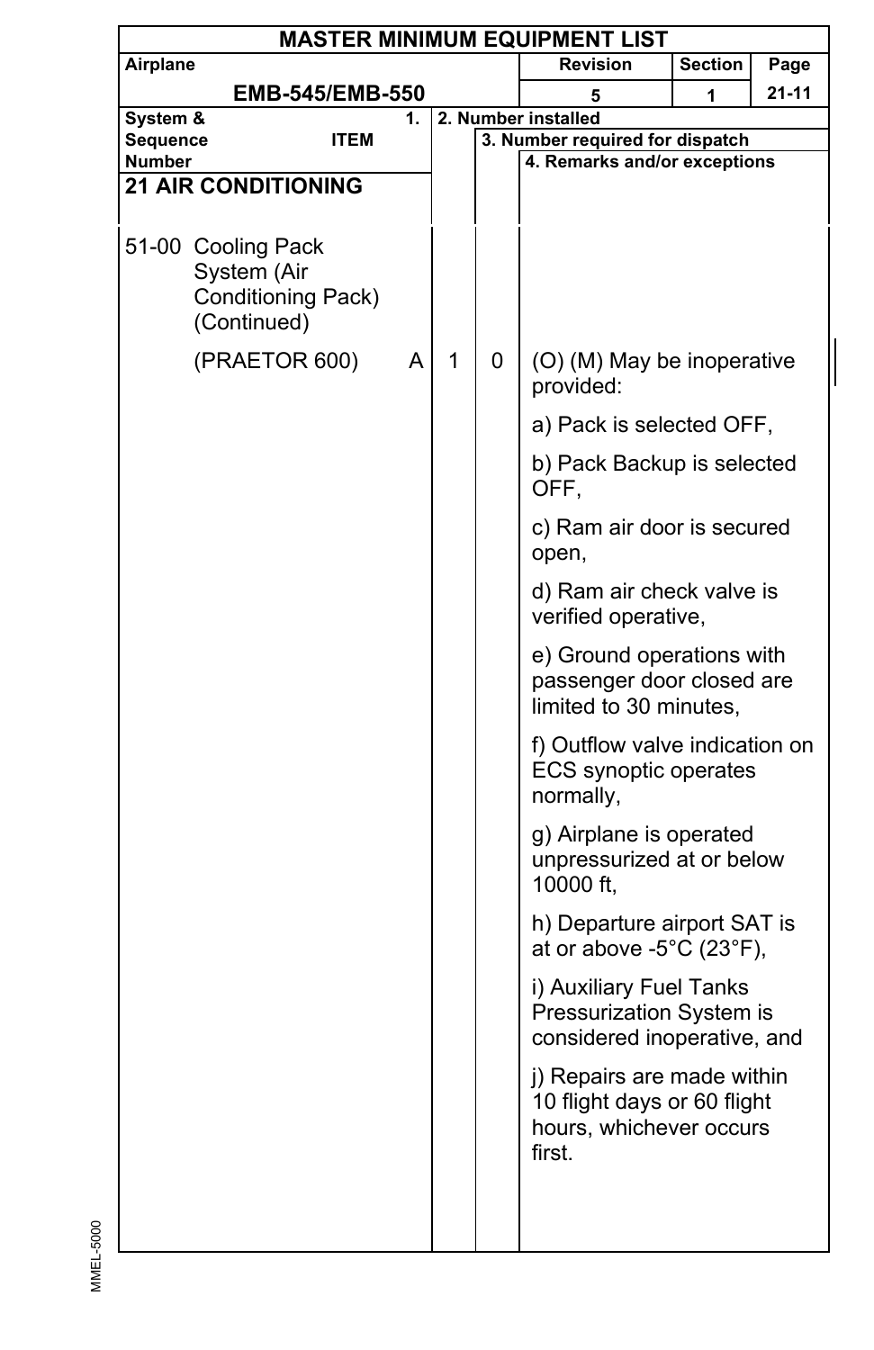| **MASTER MINIMUM EQUIPMENT LIST** | | | | | |
|---|---|---|---|---|---|
| **Airplane** **EMB-545/EMB-550** | | | **Revision** 5 | **Section** 1 | **Page** 21-11 |

| System & Sequence Number | 1. ITEM | 2. Number installed | 3. Number required for dispatch | 4. Remarks and/or exceptions |
|---|---|---|---|---|
| **21 AIR CONDITIONING** | | | | |
| 51-00 Cooling Pack System (Air Conditioning Pack) (Continued) | | | | |
| (PRAETOR 600) | A | 1 | 0 | (O) (M) May be inoperative provided:<br>a) Pack is selected OFF,<br>b) Pack Backup is selected OFF,<br>c) Ram air door is secured open,<br>d) Ram air check valve is verified operative,<br>e) Ground operations with passenger door closed are limited to 30 minutes,<br>f) Outflow valve indication on ECS synoptic operates normally,<br>g) Airplane is operated unpressurized at or below 10000 ft,<br>h) Departure airport SAT is at or above -5°C (23°F),<br>i) Auxiliary Fuel Tanks Pressurization System is considered inoperative, and<br>j) Repairs are made within 10 flight days or 60 flight hours, whichever occurs first. |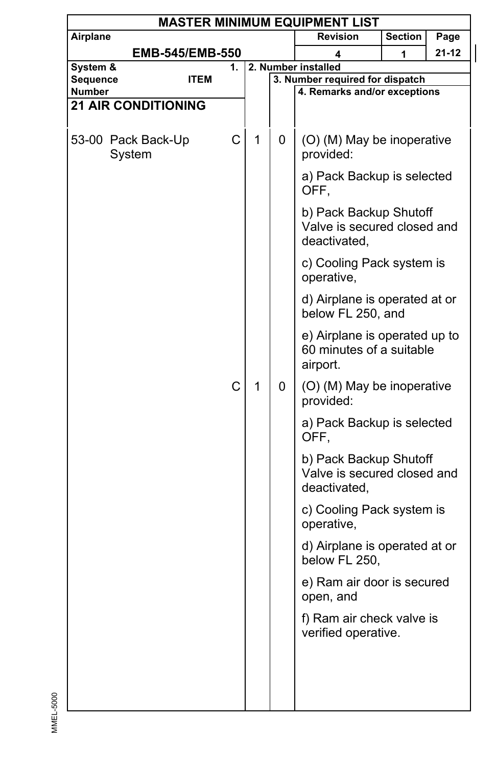# MASTER MINIMUM EQUIPMENT LIST

| Airplane | Revision | Section | Page |
|---|---|---|---|
| EMB-545/EMB-550 | 4 | 1 | 21-12 |

| System & Sequence Number | ITEM | 1. | 2. Number installed | 3. Number required for dispatch | 4. Remarks and/or exceptions |
|---|---|---|---|---|---|
| **21 AIR CONDITIONING** | | | | | |
| 53-00 | Pack Back-Up System | C | 1 | 0 | (O) (M) May be inoperative provided:<br><br>a) Pack Backup is selected OFF,<br><br>b) Pack Backup Shutoff Valve is secured closed and deactivated,<br><br>c) Cooling Pack system is operative,<br><br>d) Airplane is operated at or below FL 250, and<br><br>e) Airplane is operated up to 60 minutes of a suitable airport. |
| | | C | 1 | 0 | (O) (M) May be inoperative provided:<br><br>a) Pack Backup is selected OFF,<br><br>b) Pack Backup Shutoff Valve is secured closed and deactivated,<br><br>c) Cooling Pack system is operative,<br><br>d) Airplane is operated at or below FL 250,<br><br>e) Ram air door is secured open, and<br><br>f) Ram air check valve is verified operative. |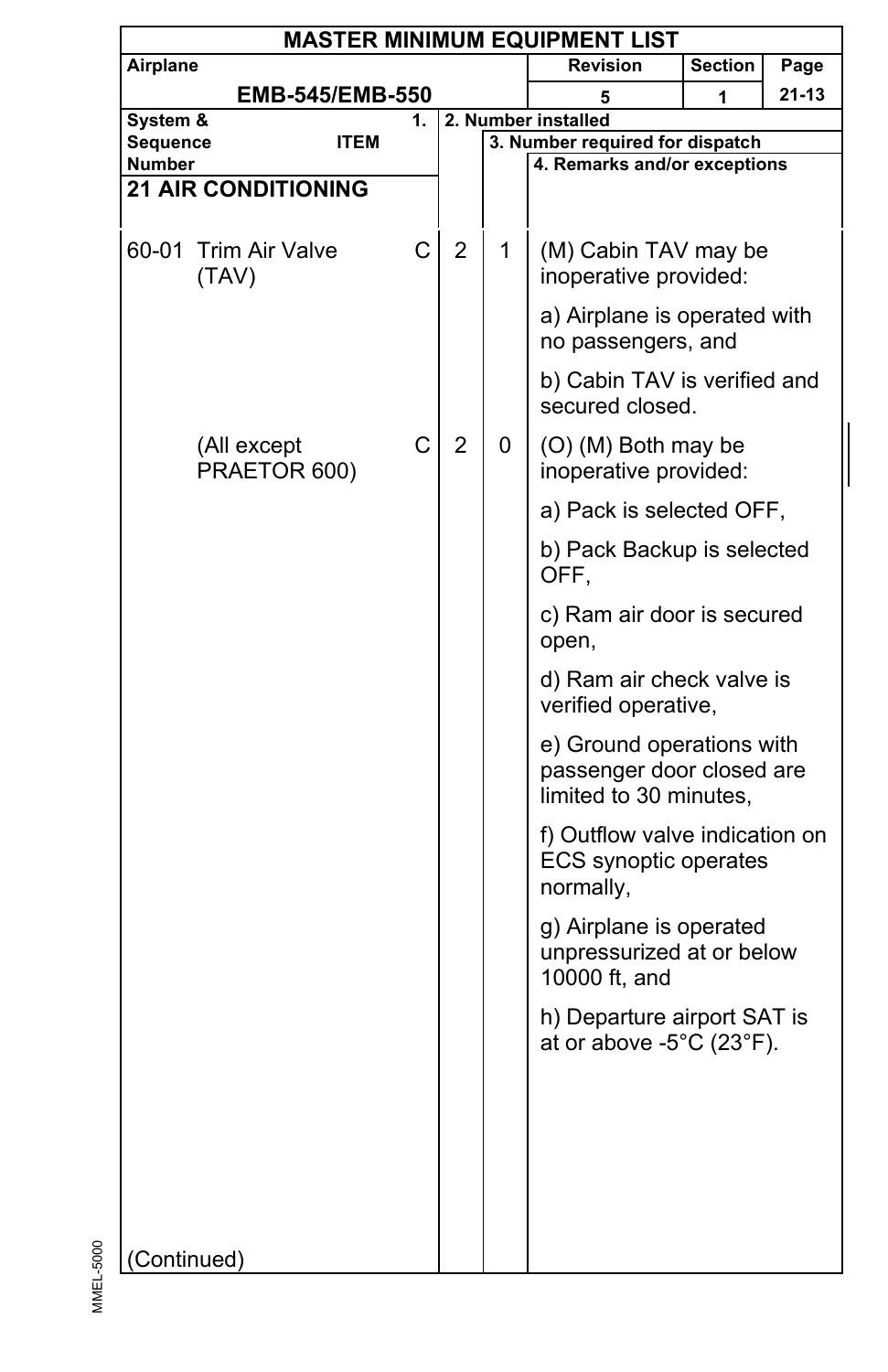**MASTER MINIMUM EQUIPMENT LIST**

| Airplane | Revision | Section | Page |
|---|---|---|---|
| EMB-545/EMB-550 | 5 | 1 | 21-13 |

| System & Sequence Number | ITEM | 1. | 2. Number installed | 3. Number required for dispatch | 4. Remarks and/or exceptions |
|---|---|---|---|---|---|
| **21 AIR CONDITIONING** | | | | | |
| 60-01 | Trim Air Valve (TAV) | C | 2 | 1 | (M) Cabin TAV may be inoperative provided:<br><br>a) Airplane is operated with no passengers, and<br><br>b) Cabin TAV is verified and secured closed. |
| | (All except PRAETOR 600) | C | 2 | 0 | (O) (M) Both may be inoperative provided:<br><br>a) Pack is selected OFF,<br><br>b) Pack Backup is selected OFF,<br><br>c) Ram air door is secured open,<br><br>d) Ram air check valve is verified operative,<br><br>e) Ground operations with passenger door closed are limited to 30 minutes,<br><br>f) Outflow valve indication on ECS synoptic operates normally,<br><br>g) Airplane is operated unpressurized at or below 10000 ft, and<br><br>h) Departure airport SAT is at or above -5°C (23°F). |

(Continued)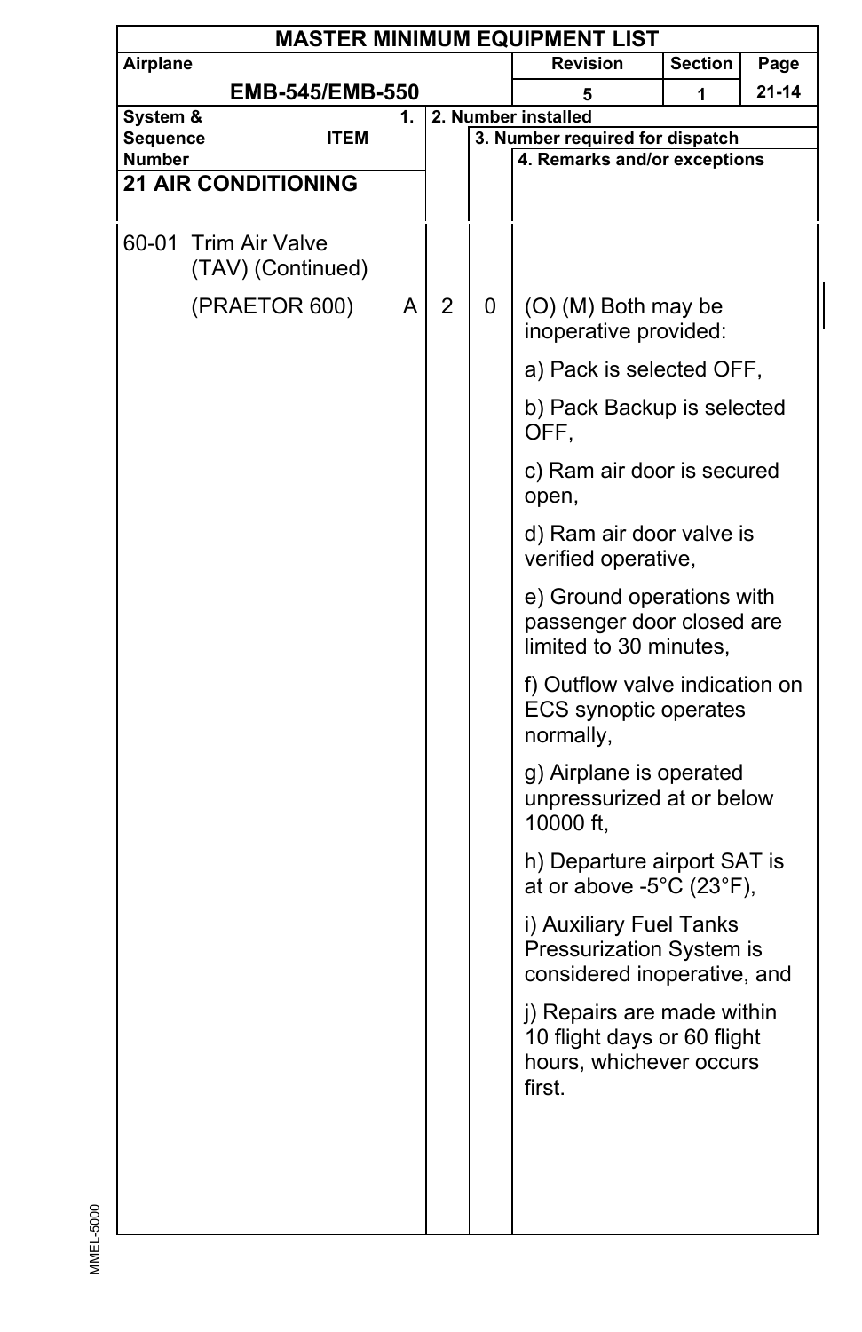# MASTER MINIMUM EQUIPMENT LIST

| Airplane | Revision | Section | Page |
|---|---|---|---|
| EMB-545/EMB-550 | 5 | 1 | 21-14 |

| System & Sequence Number / ITEM | 1. | 2. Number installed | 3. Number required for dispatch | 4. Remarks and/or exceptions |
|---|---|---|---|---|
| **21 AIR CONDITIONING** | | | | |
| 60-01 Trim Air Valve (TAV) (Continued) | | | | |
| (PRAETOR 600) | A | 2 | 0 | (O) (M) Both may be inoperative provided:<br><br>a) Pack is selected OFF,<br><br>b) Pack Backup is selected OFF,<br><br>c) Ram air door is secured open,<br><br>d) Ram air door valve is verified operative,<br><br>e) Ground operations with passenger door closed are limited to 30 minutes,<br><br>f) Outflow valve indication on ECS synoptic operates normally,<br><br>g) Airplane is operated unpressurized at or below 10000 ft,<br><br>h) Departure airport SAT is at or above -5°C (23°F),<br><br>i) Auxiliary Fuel Tanks Pressurization System is considered inoperative, and<br><br>j) Repairs are made within 10 flight days or 60 flight hours, whichever occurs first. |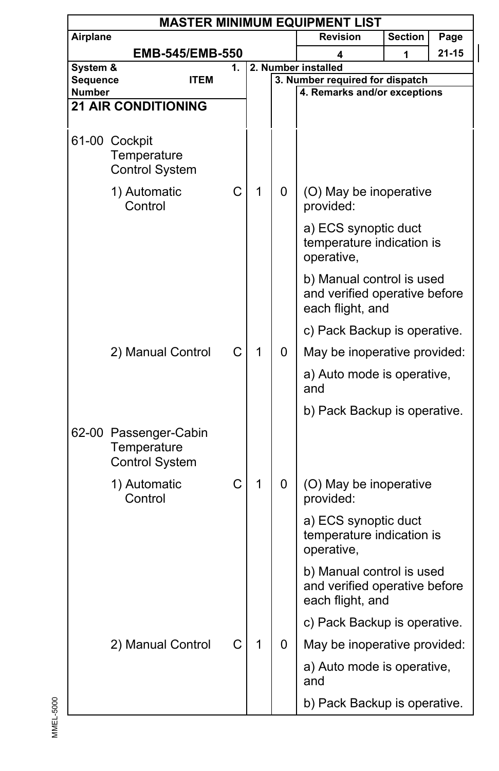# MASTER MINIMUM EQUIPMENT LIST

| Airplane | Revision | Section | Page |
|---|---|---|---|
| EMB-545/EMB-550 | 4 | 1 | 21-15 |

| System & Sequence Number | ITEM | 1. | 2. Number installed | 3. Number required for dispatch | 4. Remarks and/or exceptions |
|---|---|---|---|---|---|
| **21 AIR CONDITIONING** | | | | | |
| 61-00 | Cockpit Temperature Control System | | | | |
| | 1) Automatic Control | C | 1 | 0 | (O) May be inoperative provided:<br><br>a) ECS synoptic duct temperature indication is operative,<br><br>b) Manual control is used and verified operative before each flight, and<br><br>c) Pack Backup is operative. |
| | 2) Manual Control | C | 1 | 0 | May be inoperative provided:<br><br>a) Auto mode is operative, and<br><br>b) Pack Backup is operative. |
| 62-00 | Passenger-Cabin Temperature Control System | | | | |
| | 1) Automatic Control | C | 1 | 0 | (O) May be inoperative provided:<br><br>a) ECS synoptic duct temperature indication is operative,<br><br>b) Manual control is used and verified operative before each flight, and<br><br>c) Pack Backup is operative. |
| | 2) Manual Control | C | 1 | 0 | May be inoperative provided:<br><br>a) Auto mode is operative, and<br><br>b) Pack Backup is operative. |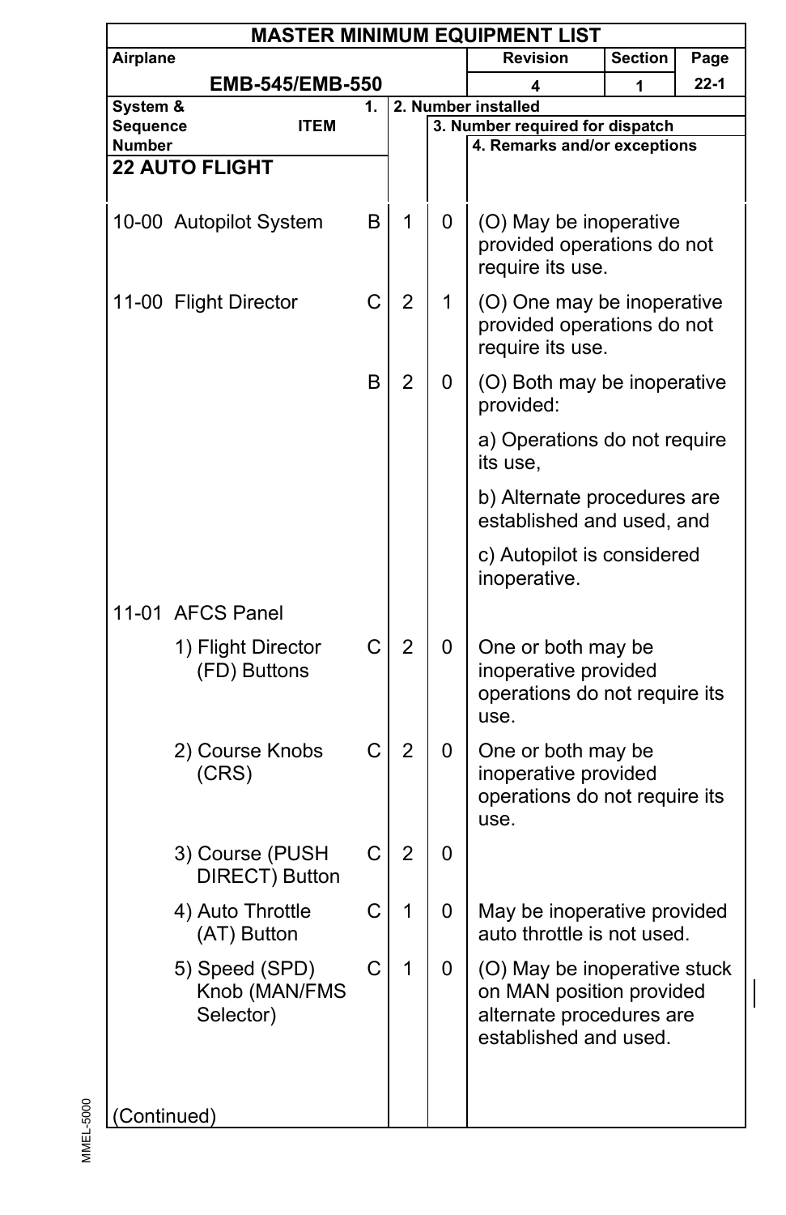# MASTER MINIMUM EQUIPMENT LIST

| Airplane | Revision | Section | Page |
|---|---|---|---|
| EMB-545/EMB-550 | 4 | 1 | 22-1 |

| System & Sequence Number / ITEM | 1. | 2. Number installed | 3. Number required for dispatch | 4. Remarks and/or exceptions |
|---|---|---|---|---|
| **22 AUTO FLIGHT** | | | | |
| 10-00 Autopilot System | B | 1 | 0 | (O) May be inoperative provided operations do not require its use. |
| 11-00 Flight Director | C | 2 | 1 | (O) One may be inoperative provided operations do not require its use. |
| | B | 2 | 0 | (O) Both may be inoperative provided:<br>a) Operations do not require its use,<br>b) Alternate procedures are established and used, and<br>c) Autopilot is considered inoperative. |
| 11-01 AFCS Panel | | | | |
| 1) Flight Director (FD) Buttons | C | 2 | 0 | One or both may be inoperative provided operations do not require its use. |
| 2) Course Knobs (CRS) | C | 2 | 0 | One or both may be inoperative provided operations do not require its use. |
| 3) Course (PUSH DIRECT) Button | C | 2 | 0 | |
| 4) Auto Throttle (AT) Button | C | 1 | 0 | May be inoperative provided auto throttle is not used. |
| 5) Speed (SPD) Knob (MAN/FMS Selector) | C | 1 | 0 | (O) May be inoperative stuck on MAN position provided alternate procedures are established and used. |

(Continued)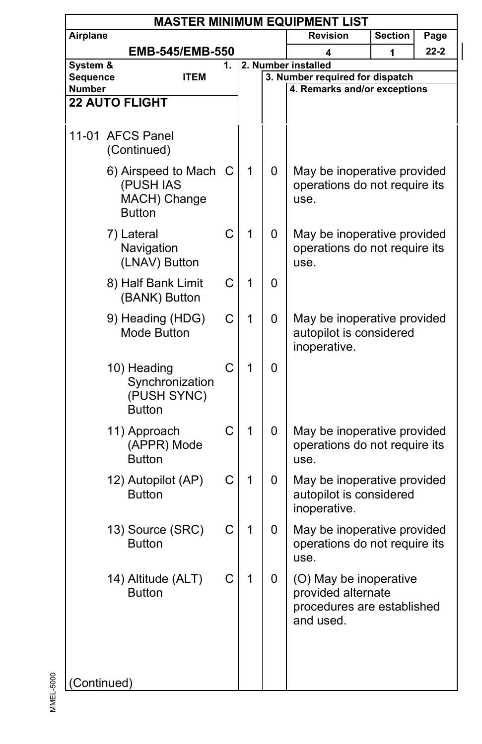# MASTER MINIMUM EQUIPMENT LIST

| Airplane | Revision | Section | Page |
|---|---|---|---|
| EMB-545/EMB-550 | 4 | 1 | 22-2 |

| System & Sequence Number | ITEM | 1. | 2. Number installed | 3. Number required for dispatch | 4. Remarks and/or exceptions |
|---|---|---|---|---|---|
| **22 AUTO FLIGHT** | | | | | |
| 11-01 | AFCS Panel (Continued) | | | | |
| | 6) Airspeed to Mach (PUSH IAS MACH) Change Button | C | 1 | 0 | May be inoperative provided operations do not require its use. |
| | 7) Lateral Navigation (LNAV) Button | C | 1 | 0 | May be inoperative provided operations do not require its use. |
| | 8) Half Bank Limit (BANK) Button | C | 1 | 0 | |
| | 9) Heading (HDG) Mode Button | C | 1 | 0 | May be inoperative provided autopilot is considered inoperative. |
| | 10) Heading Synchronization (PUSH SYNC) Button | C | 1 | 0 | |
| | 11) Approach (APPR) Mode Button | C | 1 | 0 | May be inoperative provided operations do not require its use. |
| | 12) Autopilot (AP) Button | C | 1 | 0 | May be inoperative provided autopilot is considered inoperative. |
| | 13) Source (SRC) Button | C | 1 | 0 | May be inoperative provided operations do not require its use. |
| | 14) Altitude (ALT) Button | C | 1 | 0 | (O) May be inoperative provided alternate procedures are established and used. |

(Continued)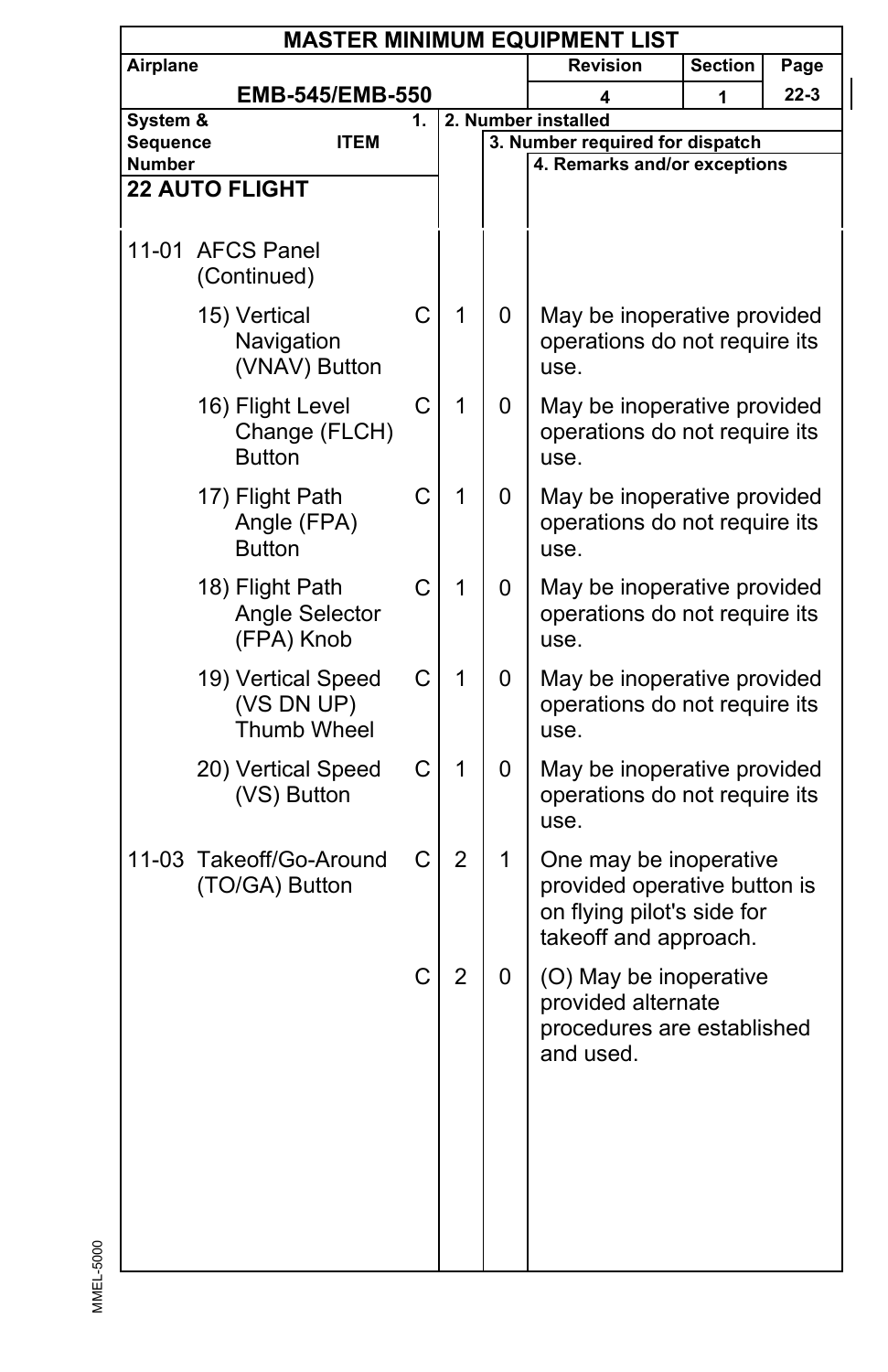# MASTER MINIMUM EQUIPMENT LIST

| Airplane | Revision | Section | Page |
|---|---|---|---|
| EMB-545/EMB-550 | 4 | 1 | 22-3 |

| System & Sequence Number | ITEM | 1. | 2. Number installed | 3. Number required for dispatch | 4. Remarks and/or exceptions |
|---|---|---|---|---|---|
| **22 AUTO FLIGHT** | | | | | |
| 11-01 | AFCS Panel (Continued) | | | | |
| | 15) Vertical Navigation (VNAV) Button | C | 1 | 0 | May be inoperative provided operations do not require its use. |
| | 16) Flight Level Change (FLCH) Button | C | 1 | 0 | May be inoperative provided operations do not require its use. |
| | 17) Flight Path Angle (FPA) Button | C | 1 | 0 | May be inoperative provided operations do not require its use. |
| | 18) Flight Path Angle Selector (FPA) Knob | C | 1 | 0 | May be inoperative provided operations do not require its use. |
| | 19) Vertical Speed (VS DN UP) Thumb Wheel | C | 1 | 0 | May be inoperative provided operations do not require its use. |
| | 20) Vertical Speed (VS) Button | C | 1 | 0 | May be inoperative provided operations do not require its use. |
| 11-03 | Takeoff/Go-Around (TO/GA) Button | C | 2 | 1 | One may be inoperative provided operative button is on flying pilot's side for takeoff and approach. |
| | | C | 2 | 0 | (O) May be inoperative provided alternate procedures are established and used. |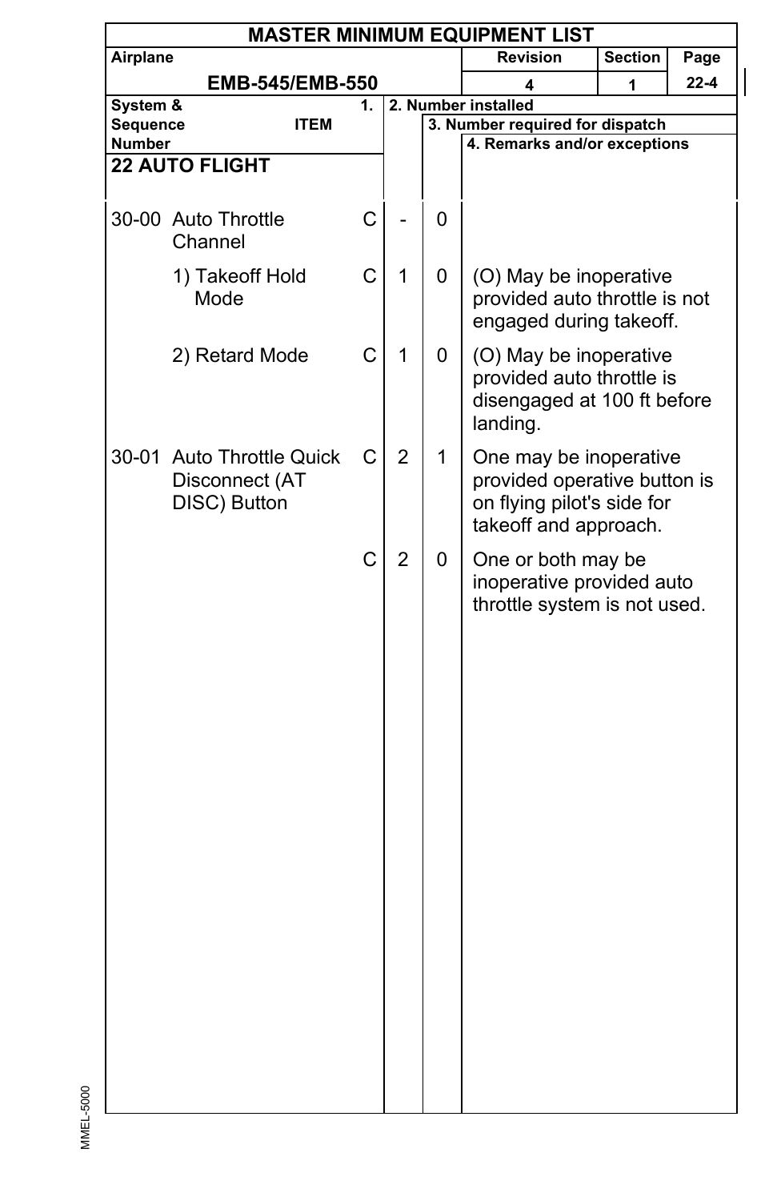# MASTER MINIMUM EQUIPMENT LIST

| Airplane | Revision | Section | Page |
|---|---|---|---|
| EMB-545/EMB-550 | 4 | 1 | 22-4 |

| System & Sequence Number | ITEM | 1. | 2. Number installed | 3. Number required for dispatch | 4. Remarks and/or exceptions |
|---|---|---|---|---|---|
| **22 AUTO FLIGHT** | | | | | |
| 30-00 | Auto Throttle Channel | C | - | 0 | |
| | 1) Takeoff Hold Mode | C | 1 | 0 | (O) May be inoperative provided auto throttle is not engaged during takeoff. |
| | 2) Retard Mode | C | 1 | 0 | (O) May be inoperative provided auto throttle is disengaged at 100 ft before landing. |
| 30-01 | Auto Throttle Quick Disconnect (AT DISC) Button | C | 2 | 1 | One may be inoperative provided operative button is on flying pilot's side for takeoff and approach. |
| | | C | 2 | 0 | One or both may be inoperative provided auto throttle system is not used. |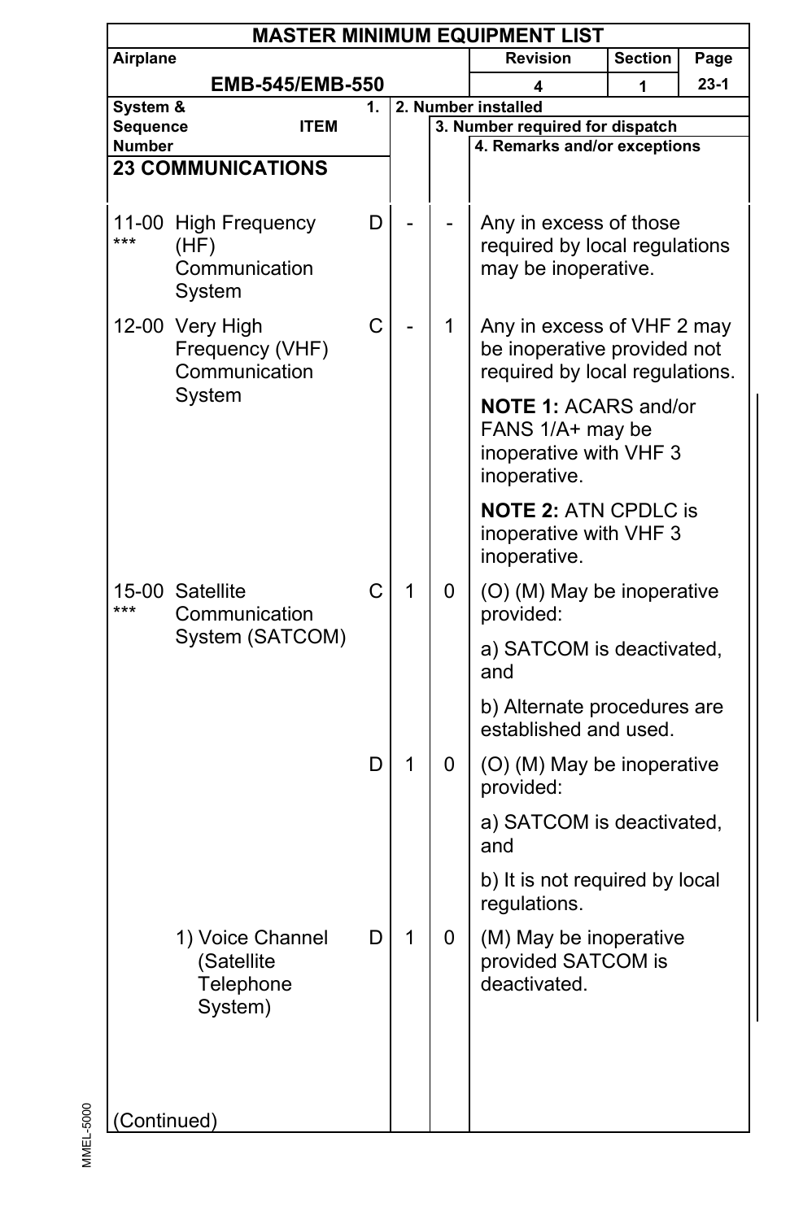# MASTER MINIMUM EQUIPMENT LIST

| Airplane | Revision | Section | Page |
|---|---|---|---|
| EMB-545/EMB-550 | 4 | 1 | 23-1 |

| System & Sequence Number | ITEM | 1. | 2. Number installed | 3. Number required for dispatch | 4. Remarks and/or exceptions |
|---|---|---|---|---|---|
| **23 COMMUNICATIONS** | | | | | |
| 11-00 *** | High Frequency (HF) Communication System | D | - | - | Any in excess of those required by local regulations may be inoperative. |
| 12-00 | Very High Frequency (VHF) Communication System | C | - | 1 | Any in excess of VHF 2 may be inoperative provided not required by local regulations.<br><br>**NOTE 1:** ACARS and/or FANS 1/A+ may be inoperative with VHF 3 inoperative.<br><br>**NOTE 2:** ATN CPDLC is inoperative with VHF 3 inoperative. |
| 15-00 *** | Satellite Communication System (SATCOM) | C | 1 | 0 | (O) (M) May be inoperative provided:<br><br>a) SATCOM is deactivated, and<br><br>b) Alternate procedures are established and used. |
| | | D | 1 | 0 | (O) (M) May be inoperative provided:<br><br>a) SATCOM is deactivated, and<br><br>b) It is not required by local regulations. |
| | 1) Voice Channel (Satellite Telephone System) | D | 1 | 0 | (M) May be inoperative provided SATCOM is deactivated. |

(Continued)

MMEL-5000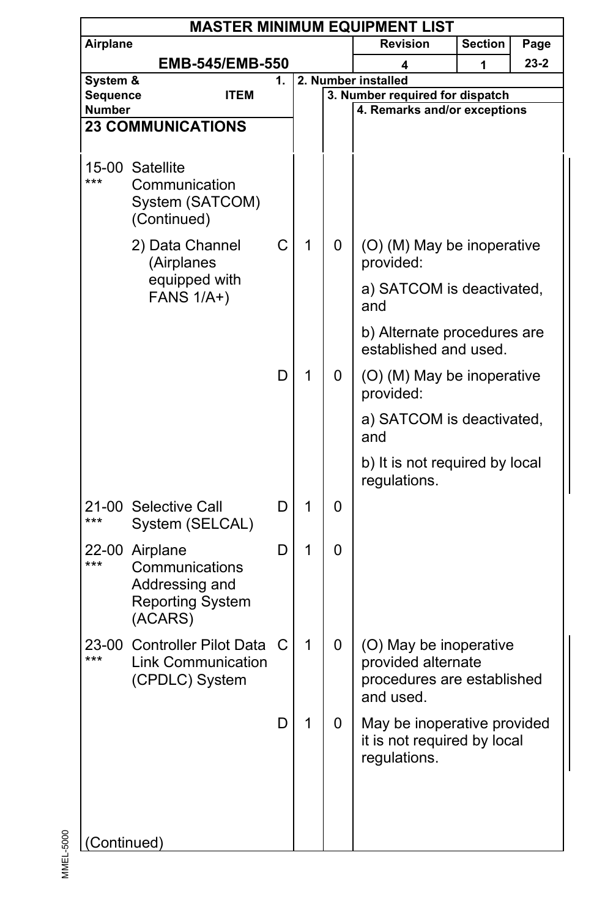# MASTER MINIMUM EQUIPMENT LIST

| Airplane | Revision | Section | Page |
|---|---|---|---|
| EMB-545/EMB-550 | 4 | 1 | 23-2 |

| System & Sequence Number | ITEM | 1. | 2. Number installed | 3. Number required for dispatch | 4. Remarks and/or exceptions |
|---|---|---|---|---|---|
| **23 COMMUNICATIONS** | | | | | |
| 15-00 *** | Satellite Communication System (SATCOM) (Continued) | | | | |
| | 2) Data Channel (Airplanes equipped with FANS 1/A+) | C | 1 | 0 | (O) (M) May be inoperative provided:<br>a) SATCOM is deactivated, and<br>b) Alternate procedures are established and used. |
| | | D | 1 | 0 | (O) (M) May be inoperative provided:<br>a) SATCOM is deactivated, and<br>b) It is not required by local regulations. |
| 21-00 *** | Selective Call System (SELCAL) | D | 1 | 0 | |
| 22-00 *** | Airplane Communications Addressing and Reporting System (ACARS) | D | 1 | 0 | |
| 23-00 *** | Controller Pilot Data Link Communication (CPDLC) System | C | 1 | 0 | (O) May be inoperative provided alternate procedures are established and used. |
| | | D | 1 | 0 | May be inoperative provided it is not required by local regulations. |

(Continued)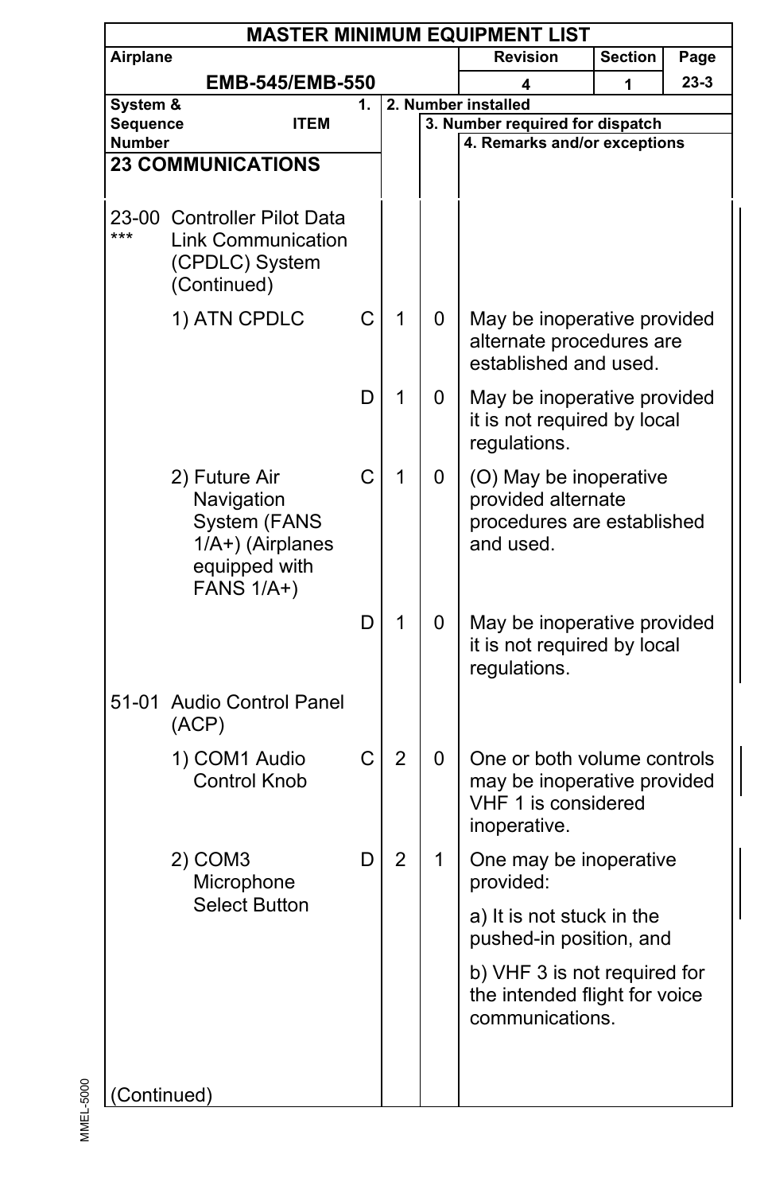# MASTER MINIMUM EQUIPMENT LIST

| Airplane | Revision | Section | Page |
|---|---|---|---|
| EMB-545/EMB-550 | 4 | 1 | 23-3 |

| System & Sequence Number | ITEM | 1. | 2. Number installed | 3. Number required for dispatch | 4. Remarks and/or exceptions |
|---|---|---|---|---|---|
| **23 COMMUNICATIONS** | | | | | |
| 23-00 *** | Controller Pilot Data Link Communication (CPDLC) System (Continued) | | | | |
| | 1) ATN CPDLC | C | 1 | 0 | May be inoperative provided alternate procedures are established and used. |
| | | D | 1 | 0 | May be inoperative provided it is not required by local regulations. |
| | 2) Future Air Navigation System (FANS 1/A+) (Airplanes equipped with FANS 1/A+) | C | 1 | 0 | (O) May be inoperative provided alternate procedures are established and used. |
| | | D | 1 | 0 | May be inoperative provided it is not required by local regulations. |
| 51-01 | Audio Control Panel (ACP) | | | | |
| | 1) COM1 Audio Control Knob | C | 2 | 0 | One or both volume controls may be inoperative provided VHF 1 is considered inoperative. |
| | 2) COM3 Microphone Select Button | D | 2 | 1 | One may be inoperative provided:<br>a) It is not stuck in the pushed-in position, and<br>b) VHF 3 is not required for the intended flight for voice communications. |

(Continued)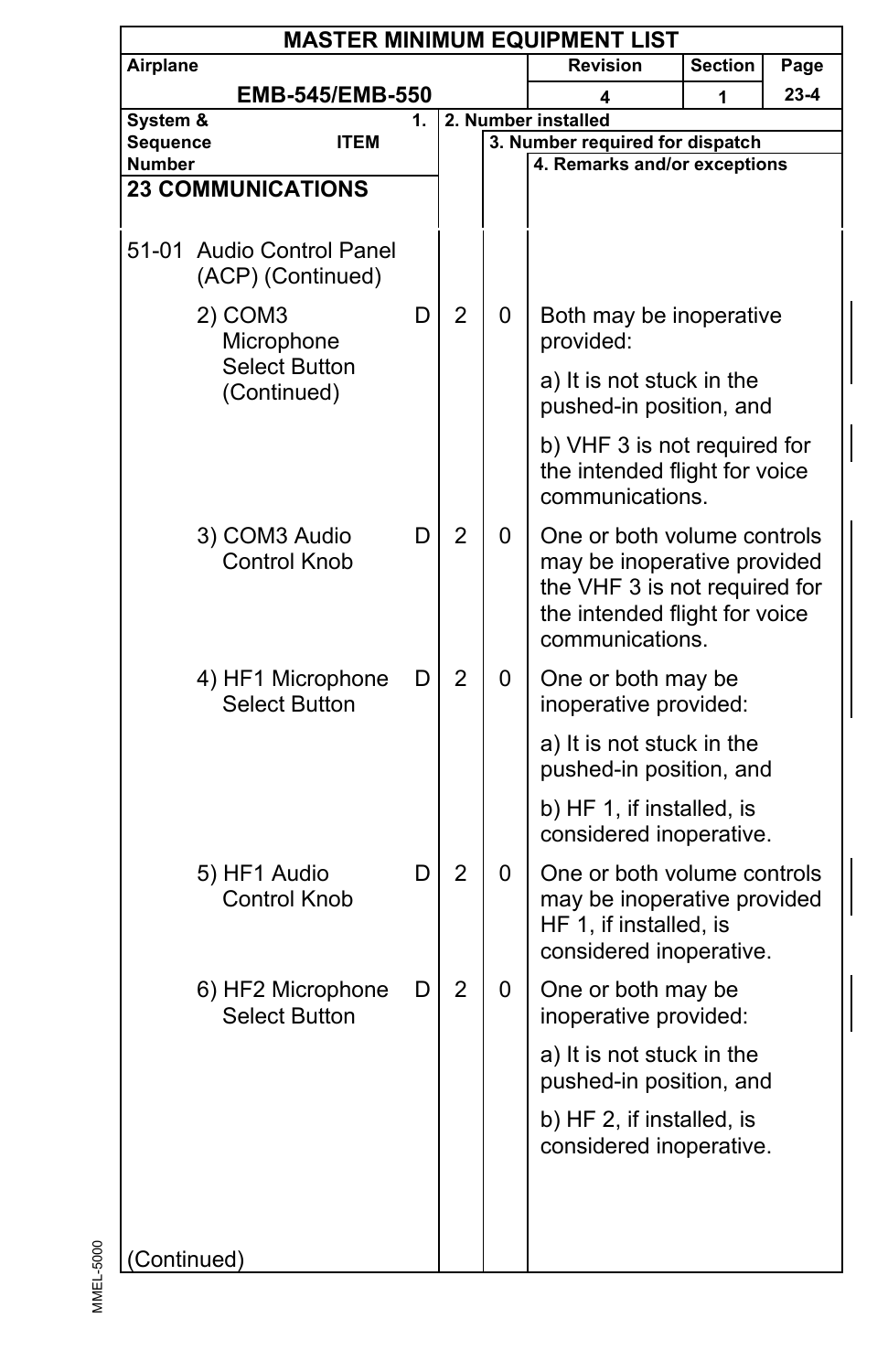# MASTER MINIMUM EQUIPMENT LIST

| Airplane | Revision | Section | Page |
|---|---|---|---|
| EMB-545/EMB-550 | 4 | 1 | 23-4 |

| System & Sequence Number / ITEM | 1. | 2. Number installed | 3. Number required for dispatch | 4. Remarks and/or exceptions |
|---|---|---|---|---|
| **23 COMMUNICATIONS** | | | | |
| 51-01 Audio Control Panel (ACP) (Continued) | | | | |
| 2) COM3 Microphone Select Button (Continued) | D | 2 | 0 | Both may be inoperative provided:<br><br>a) It is not stuck in the pushed-in position, and<br><br>b) VHF 3 is not required for the intended flight for voice communications. |
| 3) COM3 Audio Control Knob | D | 2 | 0 | One or both volume controls may be inoperative provided the VHF 3 is not required for the intended flight for voice communications. |
| 4) HF1 Microphone Select Button | D | 2 | 0 | One or both may be inoperative provided:<br><br>a) It is not stuck in the pushed-in position, and<br><br>b) HF 1, if installed, is considered inoperative. |
| 5) HF1 Audio Control Knob | D | 2 | 0 | One or both volume controls may be inoperative provided HF 1, if installed, is considered inoperative. |
| 6) HF2 Microphone Select Button | D | 2 | 0 | One or both may be inoperative provided:<br><br>a) It is not stuck in the pushed-in position, and<br><br>b) HF 2, if installed, is considered inoperative. |
| (Continued) | | | | |

MMEL-5000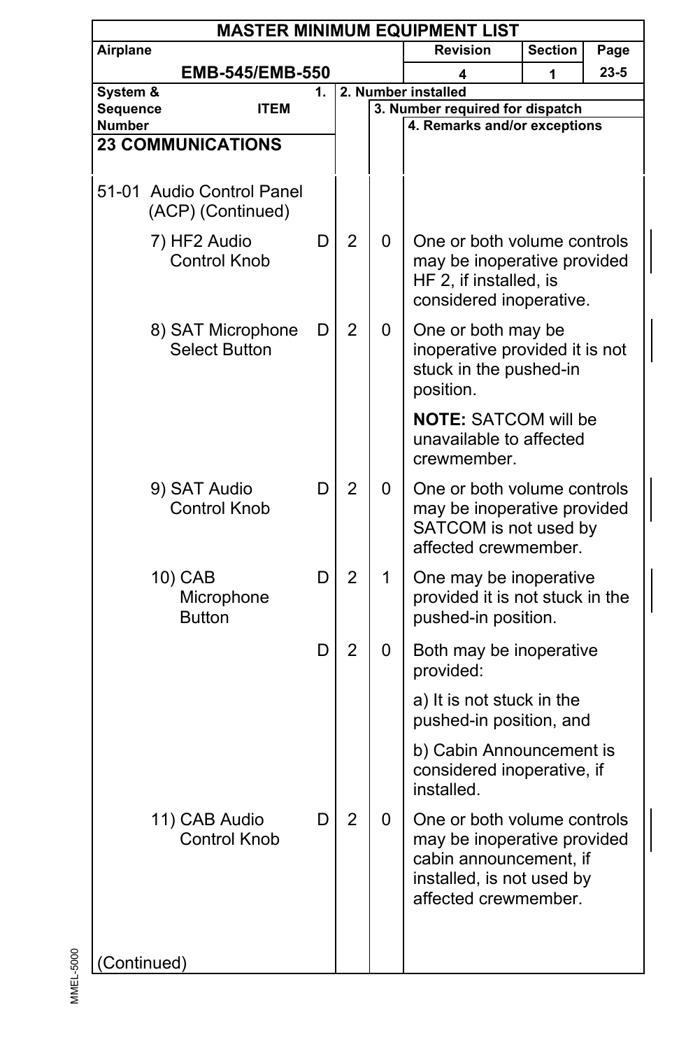# MASTER MINIMUM EQUIPMENT LIST

| Airplane | Revision | Section | Page |
|---|---|---|---|
| EMB-545/EMB-550 | 4 | 1 | 23-5 |

| System & Sequence Number ITEM | 1. | 2. Number installed | 3. Number required for dispatch | 4. Remarks and/or exceptions |
|---|---|---|---|---|
| **23 COMMUNICATIONS** | | | | |
| 51-01 Audio Control Panel (ACP) (Continued) | | | | |
| 7) HF2 Audio Control Knob | D | 2 | 0 | One or both volume controls may be inoperative provided HF 2, if installed, is considered inoperative. |
| 8) SAT Microphone Select Button | D | 2 | 0 | One or both may be inoperative provided it is not stuck in the pushed-in position.<br><br>**NOTE:** SATCOM will be unavailable to affected crewmember. |
| 9) SAT Audio Control Knob | D | 2 | 0 | One or both volume controls may be inoperative provided SATCOM is not used by affected crewmember. |
| 10) CAB Microphone Button | D | 2 | 1 | One may be inoperative provided it is not stuck in the pushed-in position. |
| | D | 2 | 0 | Both may be inoperative provided:<br><br>a) It is not stuck in the pushed-in position, and<br><br>b) Cabin Announcement is considered inoperative, if installed. |
| 11) CAB Audio Control Knob | D | 2 | 0 | One or both volume controls may be inoperative provided cabin announcement, if installed, is not used by affected crewmember. |
| (Continued) | | | | |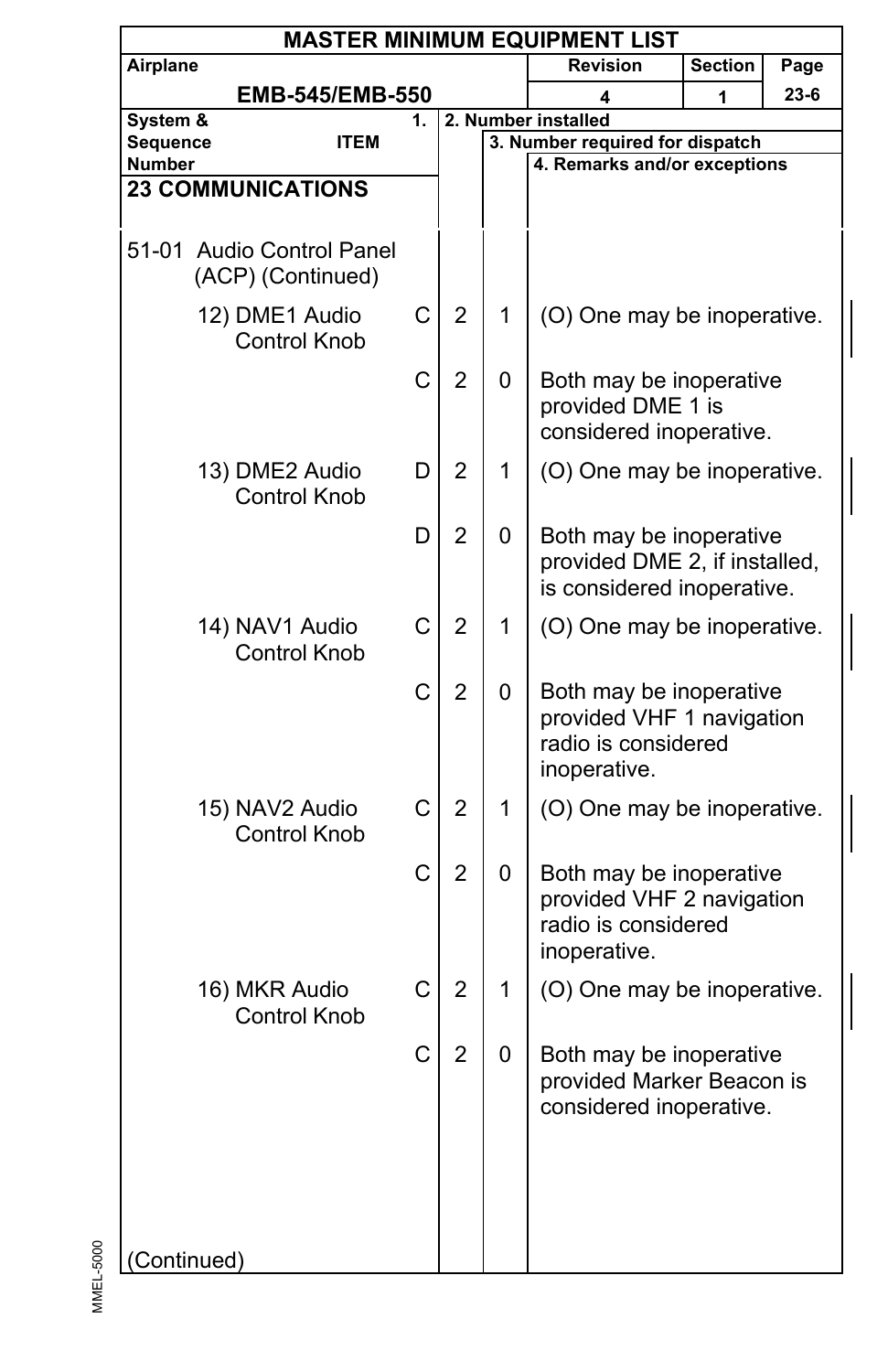**MASTER MINIMUM EQUIPMENT LIST**

| Airplane | Revision | Section | Page |
|---|---|---|---|
| **EMB-545/EMB-550** | 4 | 1 | 23-6 |

| System & Sequence Number / ITEM | 1. | 2. Number installed | 3. Number required for dispatch | 4. Remarks and/or exceptions |
|---|---|---|---|---|
| **23 COMMUNICATIONS** | | | | |
| 51-01 Audio Control Panel (ACP) (Continued) | | | | |
| 12) DME1 Audio Control Knob | C | 2 | 1 | (O) One may be inoperative. |
| | C | 2 | 0 | Both may be inoperative provided DME 1 is considered inoperative. |
| 13) DME2 Audio Control Knob | D | 2 | 1 | (O) One may be inoperative. |
| | D | 2 | 0 | Both may be inoperative provided DME 2, if installed, is considered inoperative. |
| 14) NAV1 Audio Control Knob | C | 2 | 1 | (O) One may be inoperative. |
| | C | 2 | 0 | Both may be inoperative provided VHF 1 navigation radio is considered inoperative. |
| 15) NAV2 Audio Control Knob | C | 2 | 1 | (O) One may be inoperative. |
| | C | 2 | 0 | Both may be inoperative provided VHF 2 navigation radio is considered inoperative. |
| 16) MKR Audio Control Knob | C | 2 | 1 | (O) One may be inoperative. |
| | C | 2 | 0 | Both may be inoperative provided Marker Beacon is considered inoperative. |

(Continued)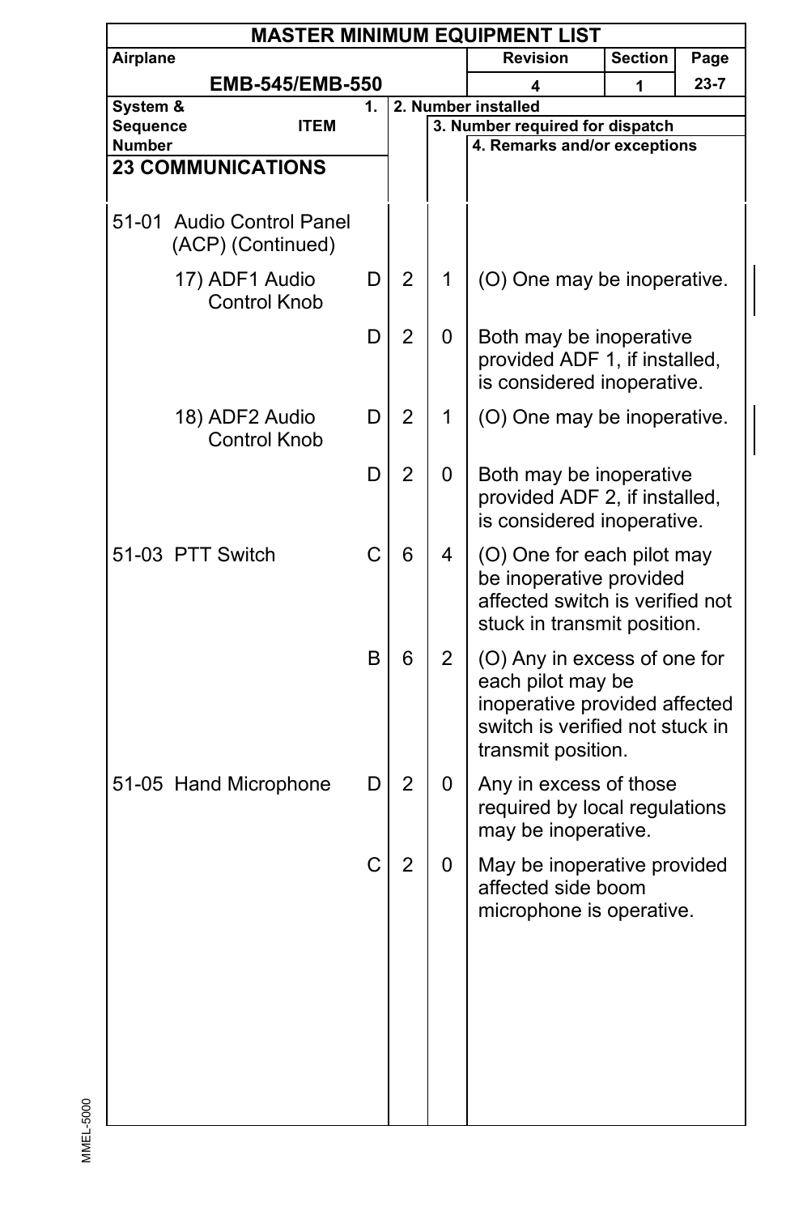| System & Sequence Number ITEM | 1. | 2. Number installed | 3. Number required for dispatch | 4. Remarks and/or exceptions |
|---|---|---|---|---|
| **23 COMMUNICATIONS** | | | | |
| 51-01 Audio Control Panel (ACP) (Continued) | | | | |
| 17) ADF1 Audio Control Knob | D | 2 | 1 | (O) One may be inoperative. |
| | D | 2 | 0 | Both may be inoperative provided ADF 1, if installed, is considered inoperative. |
| 18) ADF2 Audio Control Knob | D | 2 | 1 | (O) One may be inoperative. |
| | D | 2 | 0 | Both may be inoperative provided ADF 2, if installed, is considered inoperative. |
| 51-03 PTT Switch | C | 6 | 4 | (O) One for each pilot may be inoperative provided affected switch is verified not stuck in transmit position. |
| | B | 6 | 2 | (O) Any in excess of one for each pilot may be inoperative provided affected switch is verified not stuck in transmit position. |
| 51-05 Hand Microphone | D | 2 | 0 | Any in excess of those required by local regulations may be inoperative. |
| | C | 2 | 0 | May be inoperative provided affected side boom microphone is operative. |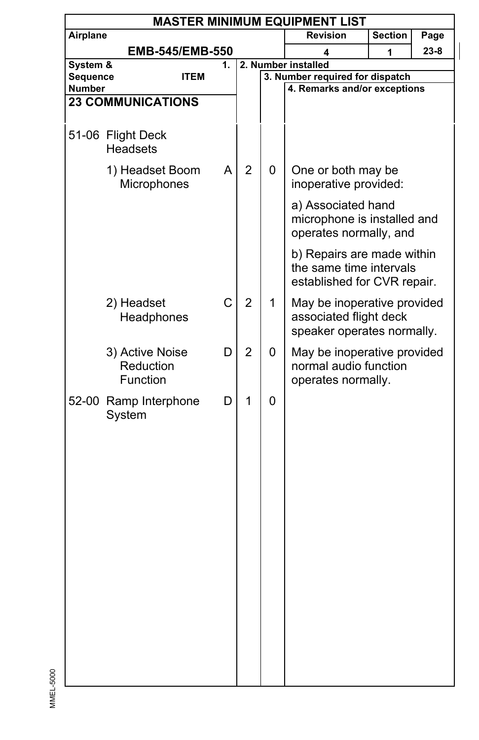# MASTER MINIMUM EQUIPMENT LIST

| Airplane | Revision | Section | Page |
|---|---|---|---|
| EMB-545/EMB-550 | 4 | 1 | 23-8 |

| System & Sequence Number | ITEM | 1. | 2. Number installed | 3. Number required for dispatch | 4. Remarks and/or exceptions |
|---|---|---|---|---|---|
| **23 COMMUNICATIONS** | | | | | |
| 51-06 | Flight Deck Headsets | | | | |
| | 1) Headset Boom Microphones | A | 2 | 0 | One or both may be inoperative provided: a) Associated hand microphone is installed and operates normally, and b) Repairs are made within the same time intervals established for CVR repair. |
| | 2) Headset Headphones | C | 2 | 1 | May be inoperative provided associated flight deck speaker operates normally. |
| | 3) Active Noise Reduction Function | D | 2 | 0 | May be inoperative provided normal audio function operates normally. |
| 52-00 | Ramp Interphone System | D | 1 | 0 | |

MMEL-5000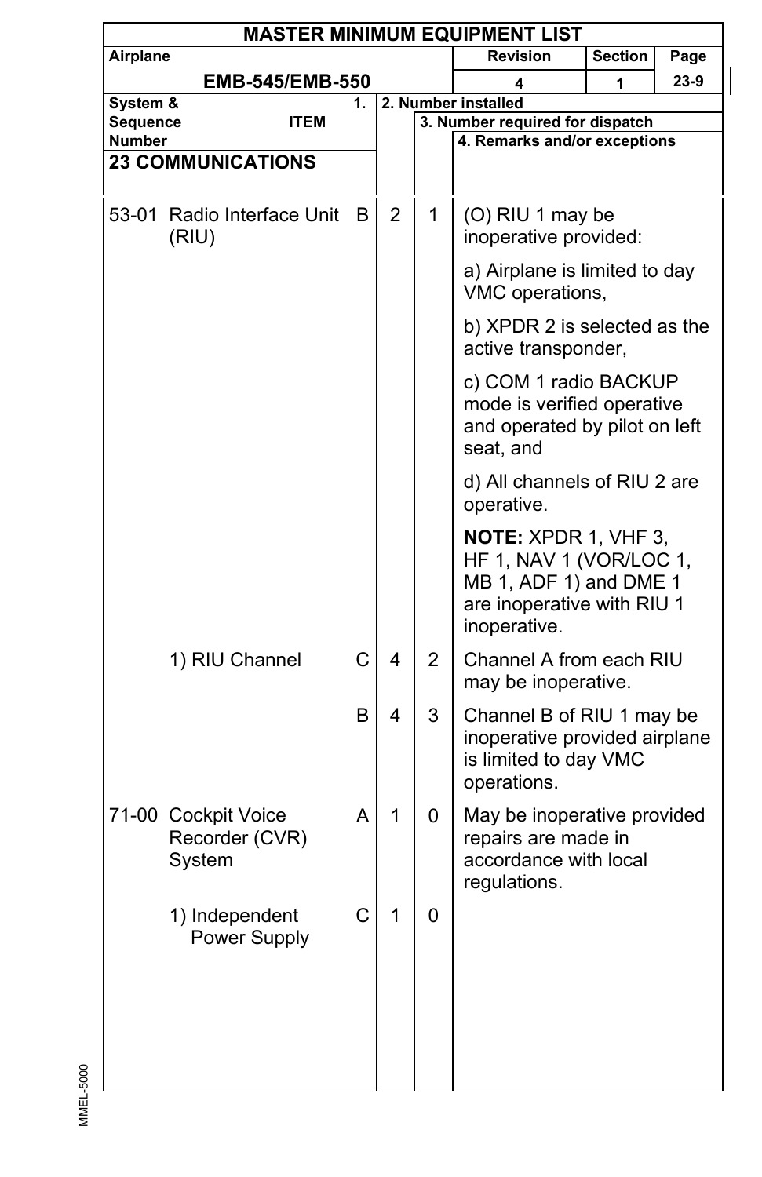**MASTER MINIMUM EQUIPMENT LIST**

| Airplane | Revision | Section | Page |
|---|---|---|---|
| EMB-545/EMB-550 | 4 | 1 | 23-9 |

| System & Sequence Number | ITEM | 1. | 2. Number installed | 3. Number required for dispatch | 4. Remarks and/or exceptions |
|---|---|---|---|---|---|
| **23 COMMUNICATIONS** | | | | | |
| 53-01 | Radio Interface Unit (RIU) | B | 2 | 1 | (O) RIU 1 may be inoperative provided:<br>a) Airplane is limited to day VMC operations,<br>b) XPDR 2 is selected as the active transponder,<br>c) COM 1 radio BACKUP mode is verified operative and operated by pilot on left seat, and<br>d) All channels of RIU 2 are operative.<br>**NOTE:** XPDR 1, VHF 3, HF 1, NAV 1 (VOR/LOC 1, MB 1, ADF 1) and DME 1 are inoperative with RIU 1 inoperative. |
| | 1) RIU Channel | C | 4 | 2 | Channel A from each RIU may be inoperative. |
| | | B | 4 | 3 | Channel B of RIU 1 may be inoperative provided airplane is limited to day VMC operations. |
| 71-00 | Cockpit Voice Recorder (CVR) System | A | 1 | 0 | May be inoperative provided repairs are made in accordance with local regulations. |
| | 1) Independent Power Supply | C | 1 | 0 | |

MMEL-5000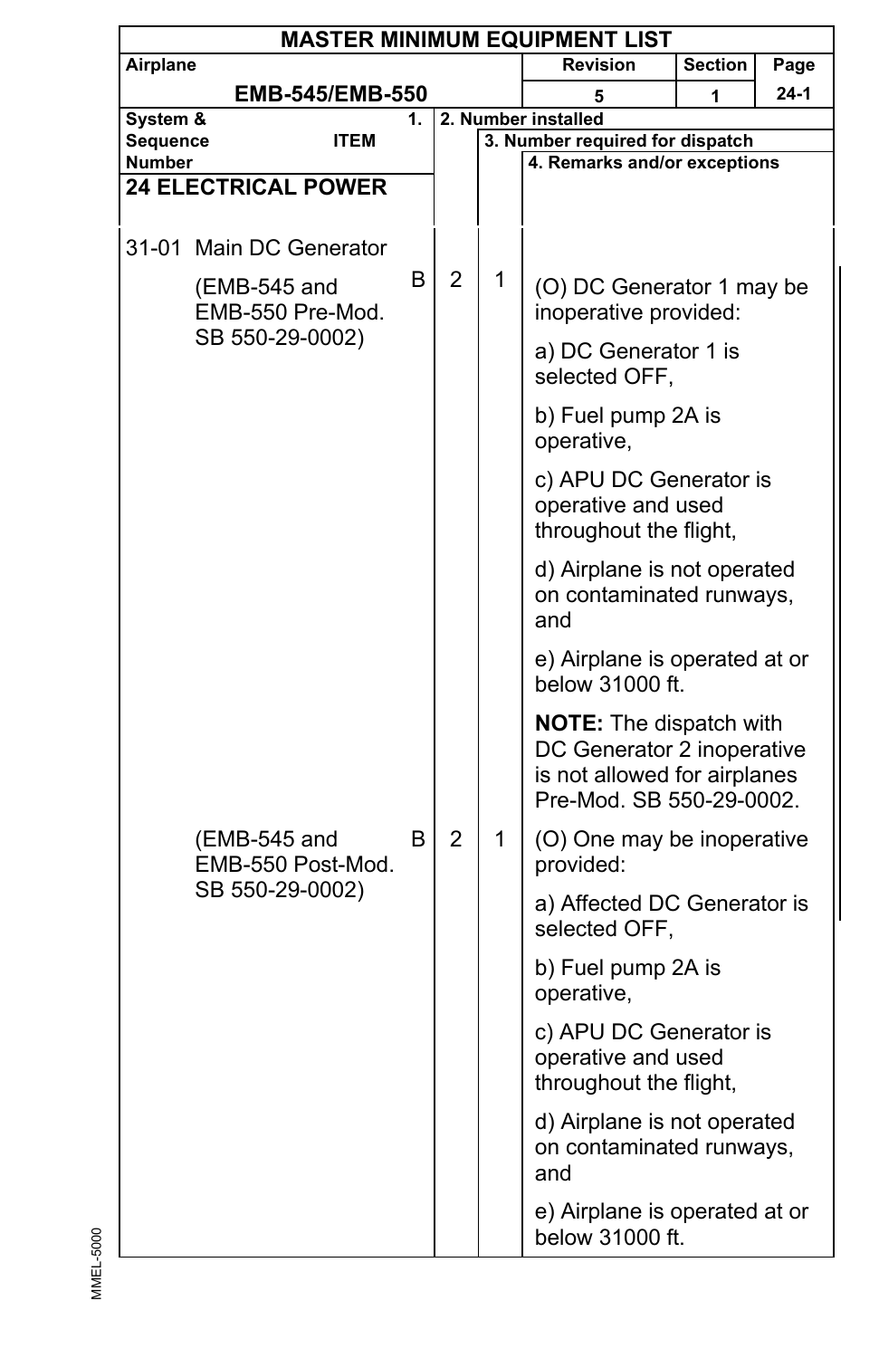| System & Sequence Number | ITEM | 1. | 2. Number installed | 3. Number required for dispatch | 4. Remarks and/or exceptions |
|---|---|---|---|---|---|
| **24 ELECTRICAL POWER** | | | | | |
| 31-01 | Main DC Generator | | | | |
| | (EMB-545 and EMB-550 Pre-Mod. SB 550-29-0002) | B | 2 | 1 | (O) DC Generator 1 may be inoperative provided:<br><br>a) DC Generator 1 is selected OFF,<br><br>b) Fuel pump 2A is operative,<br><br>c) APU DC Generator is operative and used throughout the flight,<br><br>d) Airplane is not operated on contaminated runways, and<br><br>e) Airplane is operated at or below 31000 ft.<br><br>**NOTE:** The dispatch with DC Generator 2 inoperative is not allowed for airplanes Pre-Mod. SB 550-29-0002. |
| | (EMB-545 and EMB-550 Post-Mod. SB 550-29-0002) | B | 2 | 1 | (O) One may be inoperative provided:<br><br>a) Affected DC Generator is selected OFF,<br><br>b) Fuel pump 2A is operative,<br><br>c) APU DC Generator is operative and used throughout the flight,<br><br>d) Airplane is not operated on contaminated runways, and<br><br>e) Airplane is operated at or below 31000 ft. |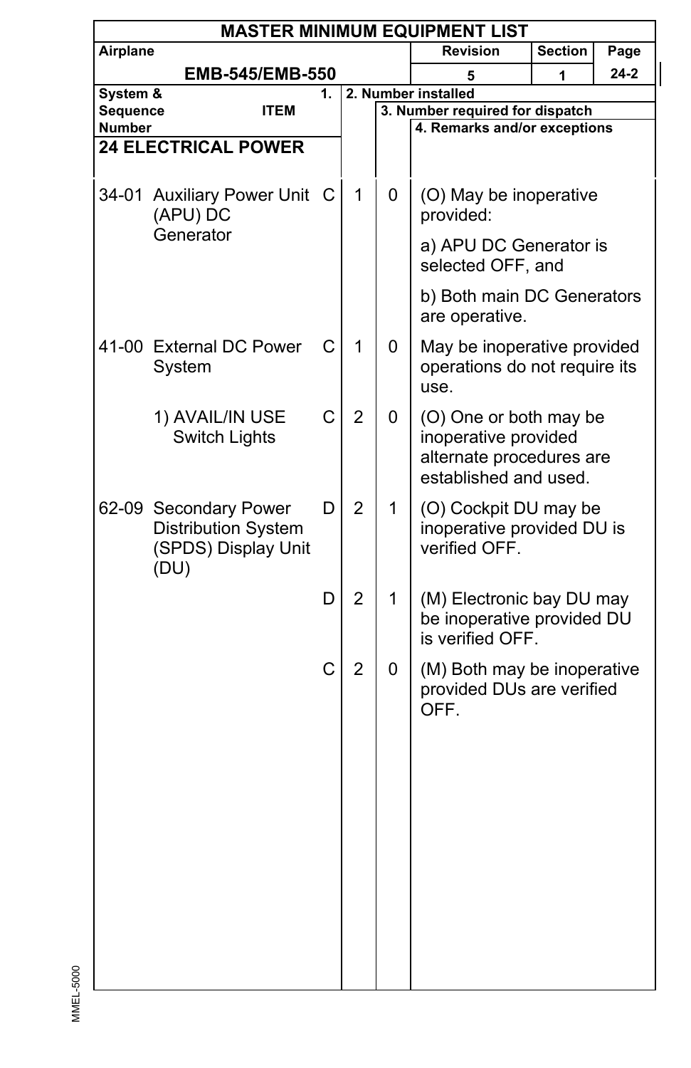# MASTER MINIMUM EQUIPMENT LIST

| Airplane | Revision | Section | Page |
|---|---|---|---|
| EMB-545/EMB-550 | 5 | 1 | 24-2 |

## 24 ELECTRICAL POWER

| System & Sequence Number | ITEM | 1. | 2. Number installed | 3. Number required for dispatch | 4. Remarks and/or exceptions |
|---|---|---|---|---|---|
| 34-01 | Auxiliary Power Unit (APU) DC Generator | C | 1 | 0 | (O) May be inoperative provided:<br>a) APU DC Generator is selected OFF, and<br>b) Both main DC Generators are operative. |
| 41-00 | External DC Power System | C | 1 | 0 | May be inoperative provided operations do not require its use. |
| | 1) AVAIL/IN USE Switch Lights | C | 2 | 0 | (O) One or both may be inoperative provided alternate procedures are established and used. |
| 62-09 | Secondary Power Distribution System (SPDS) Display Unit (DU) | D | 2 | 1 | (O) Cockpit DU may be inoperative provided DU is verified OFF. |
| | | D | 2 | 1 | (M) Electronic bay DU may be inoperative provided DU is verified OFF. |
| | | C | 2 | 0 | (M) Both may be inoperative provided DUs are verified OFF. |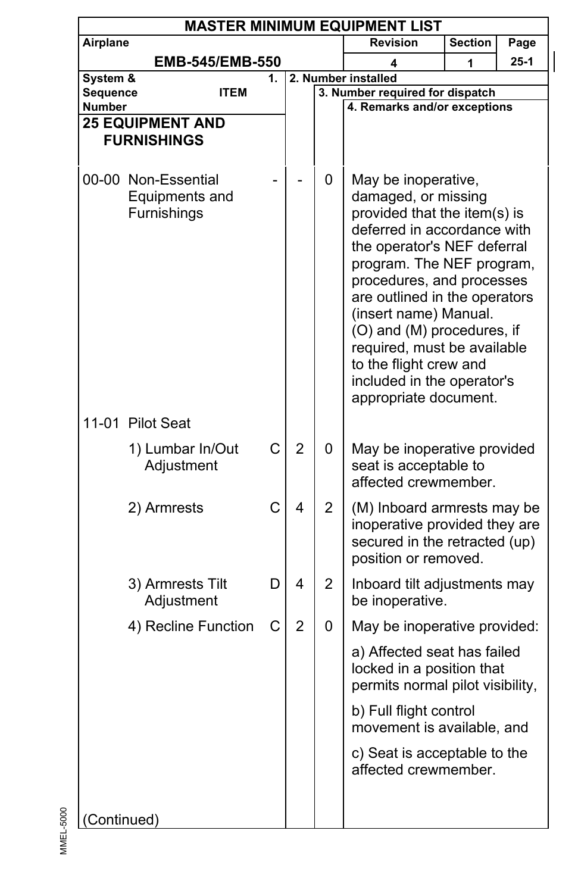# MASTER MINIMUM EQUIPMENT LIST

| Airplane | Revision | Section | Page |
|---|---|---|---|
| EMB-545/EMB-550 | 4 | 1 | 25-1 |

| System & Sequence Number | ITEM | 1. | 2. Number installed | 3. Number required for dispatch | 4. Remarks and/or exceptions |
|---|---|---|---|---|---|
| **25 EQUIPMENT AND FURNISHINGS** | | | | | |
| 00-00 | Non-Essential Equipments and Furnishings | - | - | 0 | May be inoperative, damaged, or missing provided that the item(s) is deferred in accordance with the operator's NEF deferral program. The NEF program, procedures, and processes are outlined in the operators (insert name) Manual. (O) and (M) procedures, if required, must be available to the flight crew and included in the operator's appropriate document. |
| 11-01 | Pilot Seat | | | | |
| | 1) Lumbar In/Out Adjustment | C | 2 | 0 | May be inoperative provided seat is acceptable to affected crewmember. |
| | 2) Armrests | C | 4 | 2 | (M) Inboard armrests may be inoperative provided they are secured in the retracted (up) position or removed. |
| | 3) Armrests Tilt Adjustment | D | 4 | 2 | Inboard tilt adjustments may be inoperative. |
| | 4) Recline Function | C | 2 | 0 | May be inoperative provided:<br>a) Affected seat has failed locked in a position that permits normal pilot visibility,<br>b) Full flight control movement is available, and<br>c) Seat is acceptable to the affected crewmember. |

(Continued)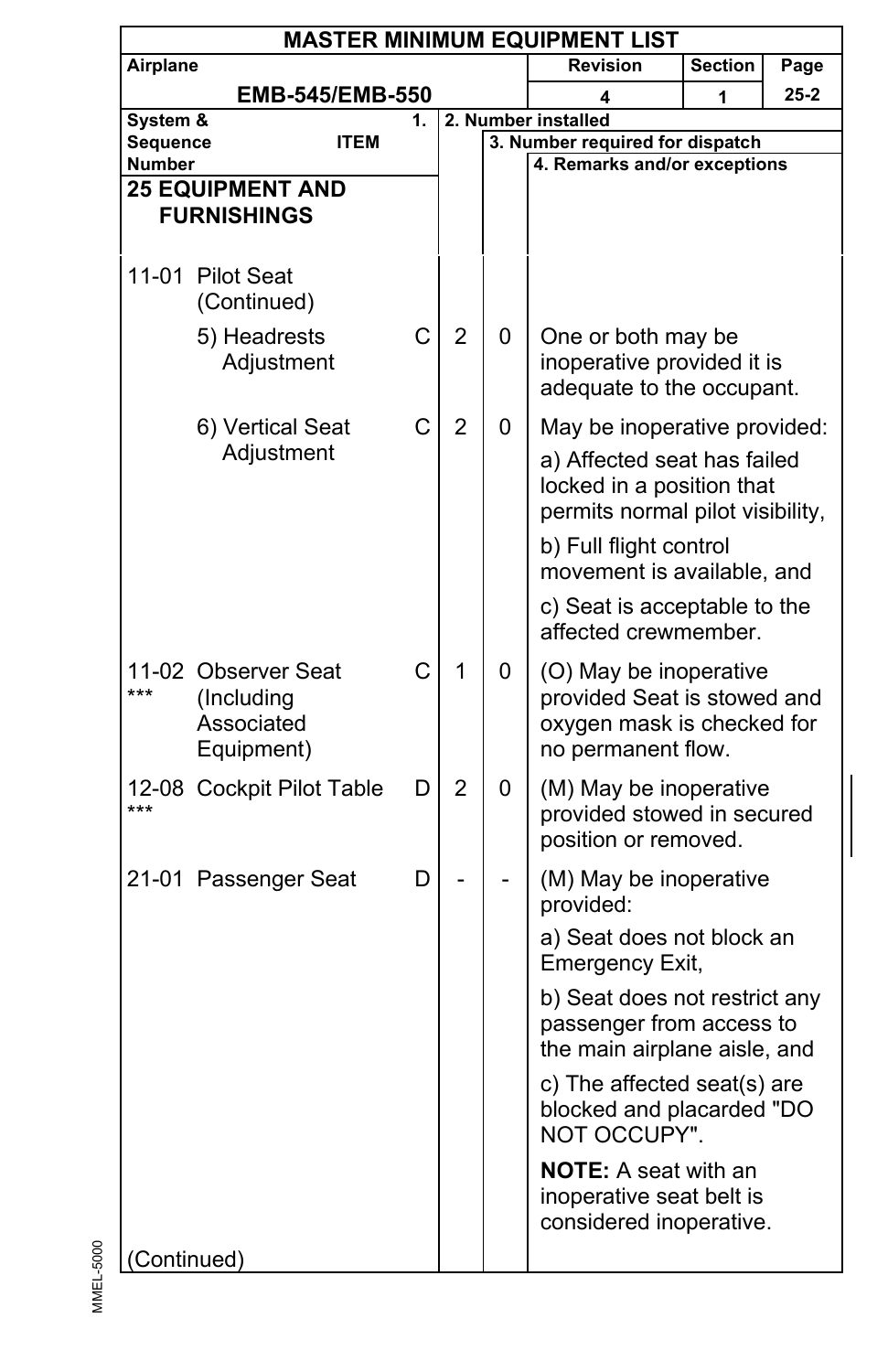# MASTER MINIMUM EQUIPMENT LIST

| Airplane | Revision | Section | Page |
|---|---|---|---|
| EMB-545/EMB-550 | 4 | 1 | 25-2 |

| System & Sequence Number | ITEM | 1. | 2. Number installed | 3. Number required for dispatch | 4. Remarks and/or exceptions |
|---|---|---|---|---|---|
| **25 EQUIPMENT AND FURNISHINGS** | | | | | |
| 11-01 | Pilot Seat (Continued) | | | | |
| | 5) Headrests Adjustment | C | 2 | 0 | One or both may be inoperative provided it is adequate to the occupant. |
| | 6) Vertical Seat Adjustment | C | 2 | 0 | May be inoperative provided:<br>a) Affected seat has failed locked in a position that permits normal pilot visibility,<br>b) Full flight control movement is available, and<br>c) Seat is acceptable to the affected crewmember. |
| 11-02 *** | Observer Seat (Including Associated Equipment) | C | 1 | 0 | (O) May be inoperative provided Seat is stowed and oxygen mask is checked for no permanent flow. |
| 12-08 *** | Cockpit Pilot Table | D | 2 | 0 | (M) May be inoperative provided stowed in secured position or removed. |
| 21-01 | Passenger Seat | D | - | - | (M) May be inoperative provided:<br>a) Seat does not block an Emergency Exit,<br>b) Seat does not restrict any passenger from access to the main airplane aisle, and<br>c) The affected seat(s) are blocked and placarded "DO NOT OCCUPY".<br>**NOTE:** A seat with an inoperative seat belt is considered inoperative. |

(Continued)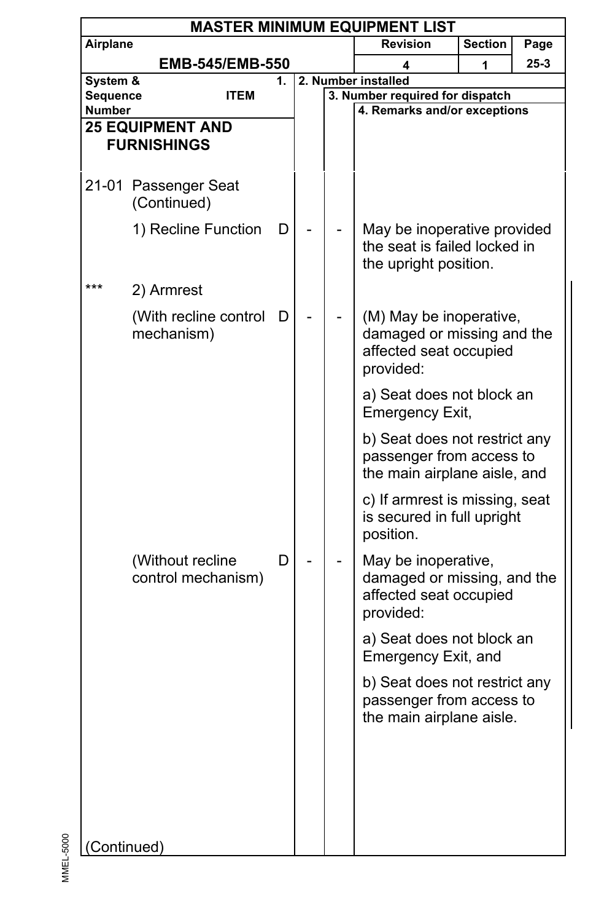# MASTER MINIMUM EQUIPMENT LIST

| Airplane | Revision | Section | Page |
|---|---|---|---|
| EMB-545/EMB-550 | 4 | 1 | 25-3 |

| System & Sequence Number | ITEM | 1. | 2. Number installed | 3. Number required for dispatch | 4. Remarks and/or exceptions |
|---|---|---|---|---|---|
| **25 EQUIPMENT AND FURNISHINGS** | | | | | |
| 21-01 | Passenger Seat (Continued) | | | | |
| | 1) Recline Function | D | - | - | May be inoperative provided the seat is failed locked in the upright position. |
| *** | 2) Armrest | | | | |
| | (With recline control mechanism) | D | - | - | (M) May be inoperative, damaged or missing and the affected seat occupied provided:<br>a) Seat does not block an Emergency Exit,<br>b) Seat does not restrict any passenger from access to the main airplane aisle, and<br>c) If armrest is missing, seat is secured in full upright position. |
| | (Without recline control mechanism) | D | - | - | May be inoperative, damaged or missing, and the affected seat occupied provided:<br>a) Seat does not block an Emergency Exit, and<br>b) Seat does not restrict any passenger from access to the main airplane aisle. |

(Continued)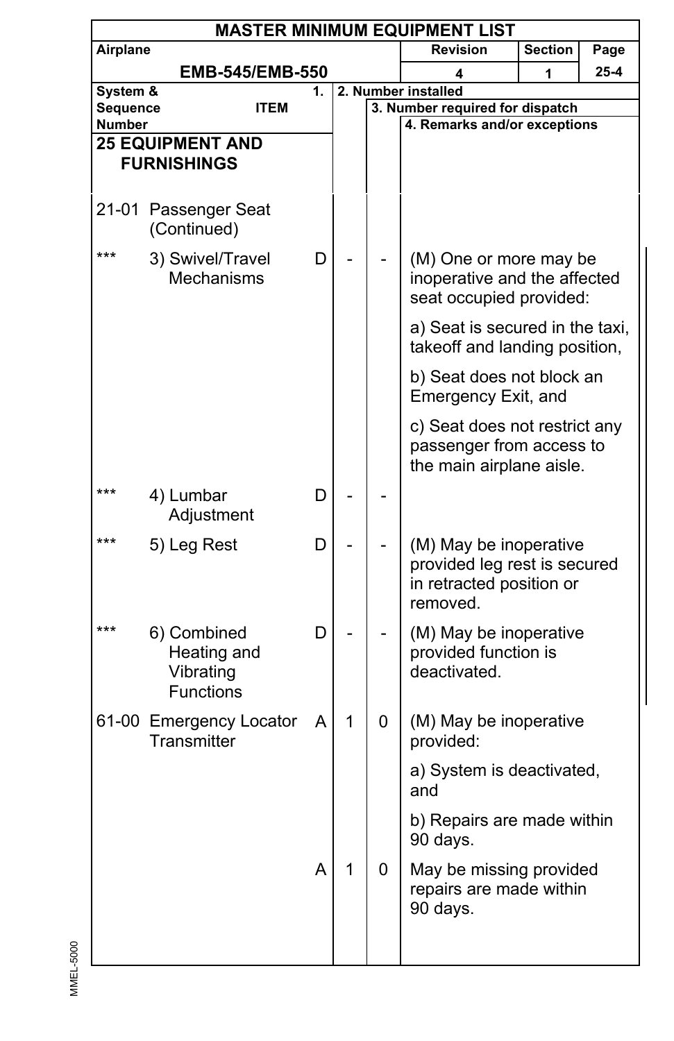**MASTER MINIMUM EQUIPMENT LIST**

| Airplane | Revision | Section | Page |
|---|---|---|---|
| EMB-545/EMB-550 | 4 | 1 | 25-4 |

| System & Sequence Number | ITEM | 1. | 2. Number installed | 3. Number required for dispatch | 4. Remarks and/or exceptions |
|---|---|---|---|---|---|
| **25 EQUIPMENT AND FURNISHINGS** | | | | | |
| 21-01 | Passenger Seat (Continued) | | | | |
| *** | 3) Swivel/Travel Mechanisms | D | - | - | (M) One or more may be inoperative and the affected seat occupied provided:<br><br>a) Seat is secured in the taxi, takeoff and landing position,<br><br>b) Seat does not block an Emergency Exit, and<br><br>c) Seat does not restrict any passenger from access to the main airplane aisle. |
| *** | 4) Lumbar Adjustment | D | - | - | |
| *** | 5) Leg Rest | D | - | - | (M) May be inoperative provided leg rest is secured in retracted position or removed. |
| *** | 6) Combined Heating and Vibrating Functions | D | - | - | (M) May be inoperative provided function is deactivated. |
| 61-00 | Emergency Locator Transmitter | A | 1 | 0 | (M) May be inoperative provided:<br><br>a) System is deactivated, and<br><br>b) Repairs are made within 90 days. |
| | | A | 1 | 0 | May be missing provided repairs are made within 90 days. |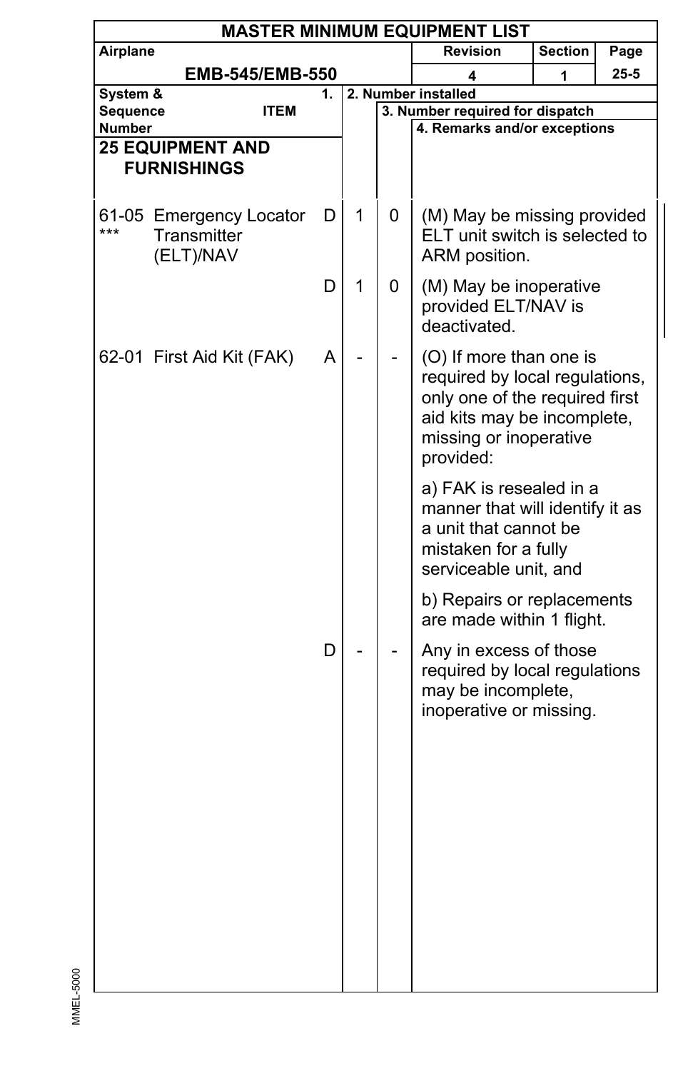# MASTER MINIMUM EQUIPMENT LIST

| Airplane | Revision | Section | Page |
|---|---|---|---|
| EMB-545/EMB-550 | 4 | 1 | 25-5 |

| System & Sequence Number | ITEM | 1. | 2. Number installed | 3. Number required for dispatch | 4. Remarks and/or exceptions |
|---|---|---|---|---|---|
| **25 EQUIPMENT AND FURNISHINGS** | | | | | |
| 61-05 *** | Emergency Locator Transmitter (ELT)/NAV | D | 1 | 0 | (M) May be missing provided ELT unit switch is selected to ARM position. |
| | | D | 1 | 0 | (M) May be inoperative provided ELT/NAV is deactivated. |
| 62-01 | First Aid Kit (FAK) | A | - | - | (O) If more than one is required by local regulations, only one of the required first aid kits may be incomplete, missing or inoperative provided:<br><br>a) FAK is resealed in a manner that will identify it as a unit that cannot be mistaken for a fully serviceable unit, and<br><br>b) Repairs or replacements are made within 1 flight. |
| | | D | - | - | Any in excess of those required by local regulations may be incomplete, inoperative or missing. |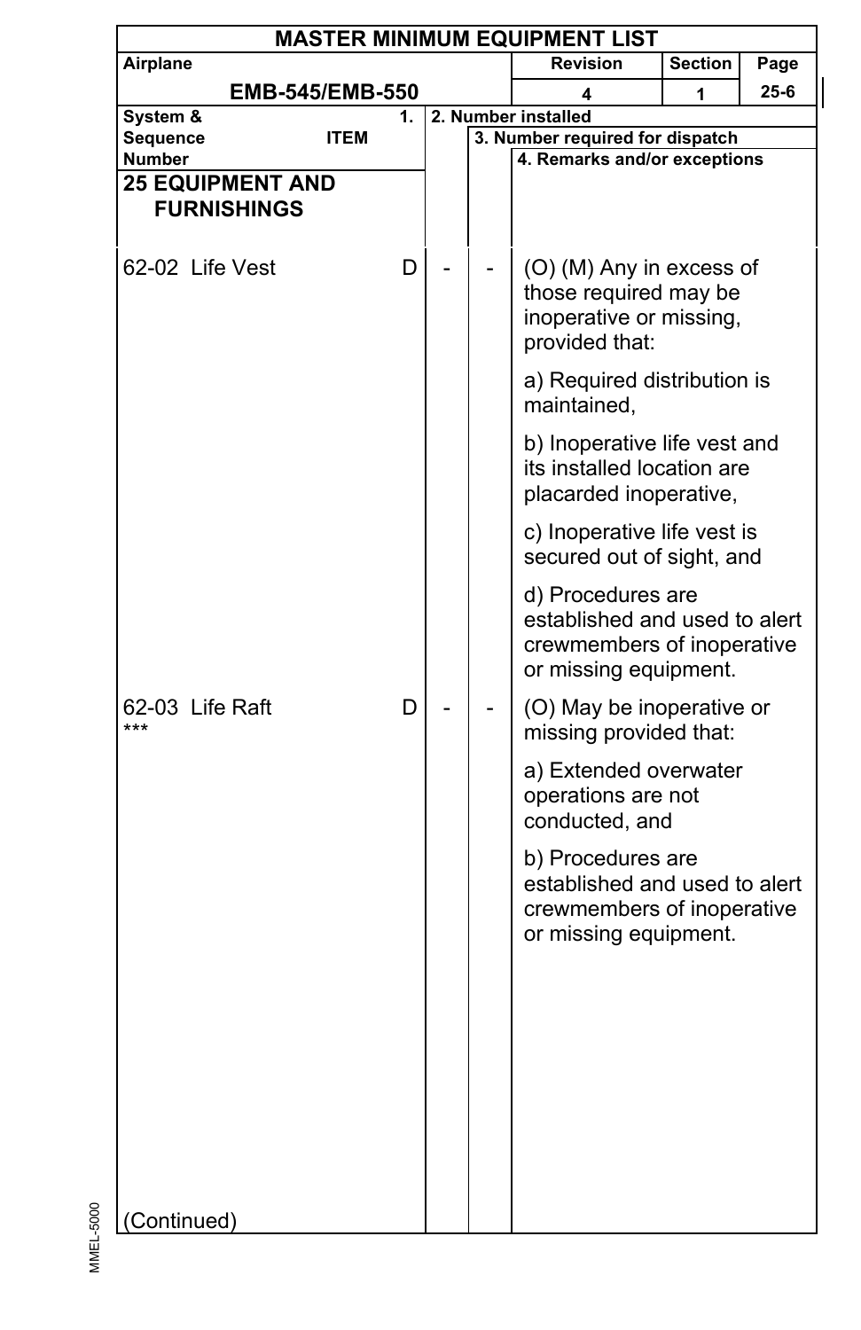# MASTER MINIMUM EQUIPMENT LIST

| Airplane | Revision | Section | Page |
|---|---|---|---|
| EMB-545/EMB-550 | 4 | 1 | 25-6 |

| System & Sequence Number / 1. ITEM | | 2. Number installed | 3. Number required for dispatch | 4. Remarks and/or exceptions |
|---|---|---|---|---|
| **25 EQUIPMENT AND FURNISHINGS** | | | | |
| 62-02 Life Vest | D | - | - | (O) (M) Any in excess of those required may be inoperative or missing, provided that:<br><br>a) Required distribution is maintained,<br><br>b) Inoperative life vest and its installed location are placarded inoperative,<br><br>c) Inoperative life vest is secured out of sight, and<br><br>d) Procedures are established and used to alert crewmembers of inoperative or missing equipment. |
| 62-03 Life Raft<br>*** | D | - | - | (O) May be inoperative or missing provided that:<br><br>a) Extended overwater operations are not conducted, and<br><br>b) Procedures are established and used to alert crewmembers of inoperative or missing equipment. |

(Continued)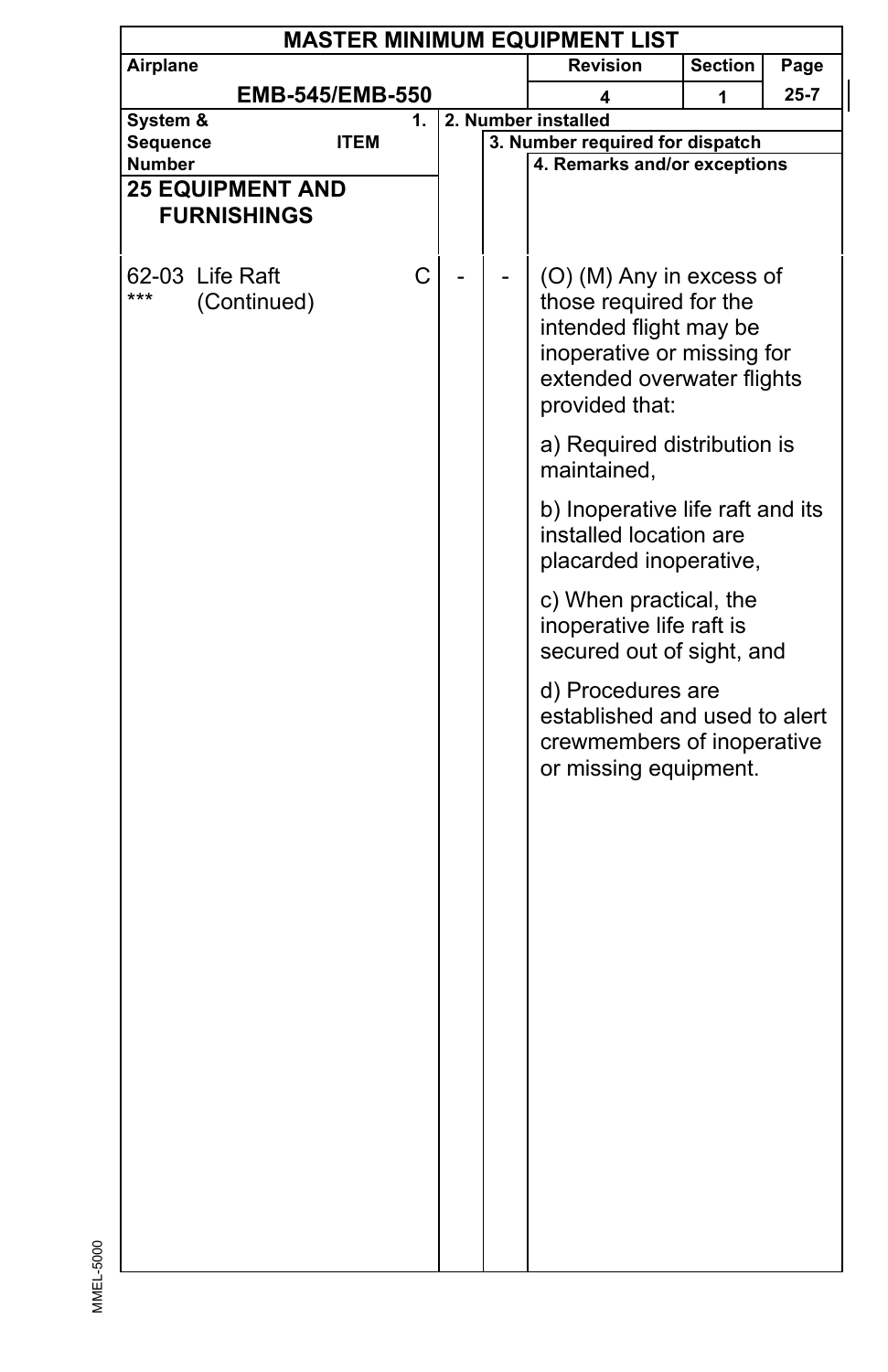| System & Sequence Number | ITEM | 1. | 2. Number installed | 3. Number required for dispatch | 4. Remarks and/or exceptions |
|---|---|---|---|---|---|
| **25 EQUIPMENT AND FURNISHINGS** | | | | | |
| 62-03 *** | Life Raft (Continued) | C | - | - | (O) (M) Any in excess of those required for the intended flight may be inoperative or missing for extended overwater flights provided that:<br><br>a) Required distribution is maintained,<br><br>b) Inoperative life raft and its installed location are placarded inoperative,<br><br>c) When practical, the inoperative life raft is secured out of sight, and<br><br>d) Procedures are established and used to alert crewmembers of inoperative or missing equipment. |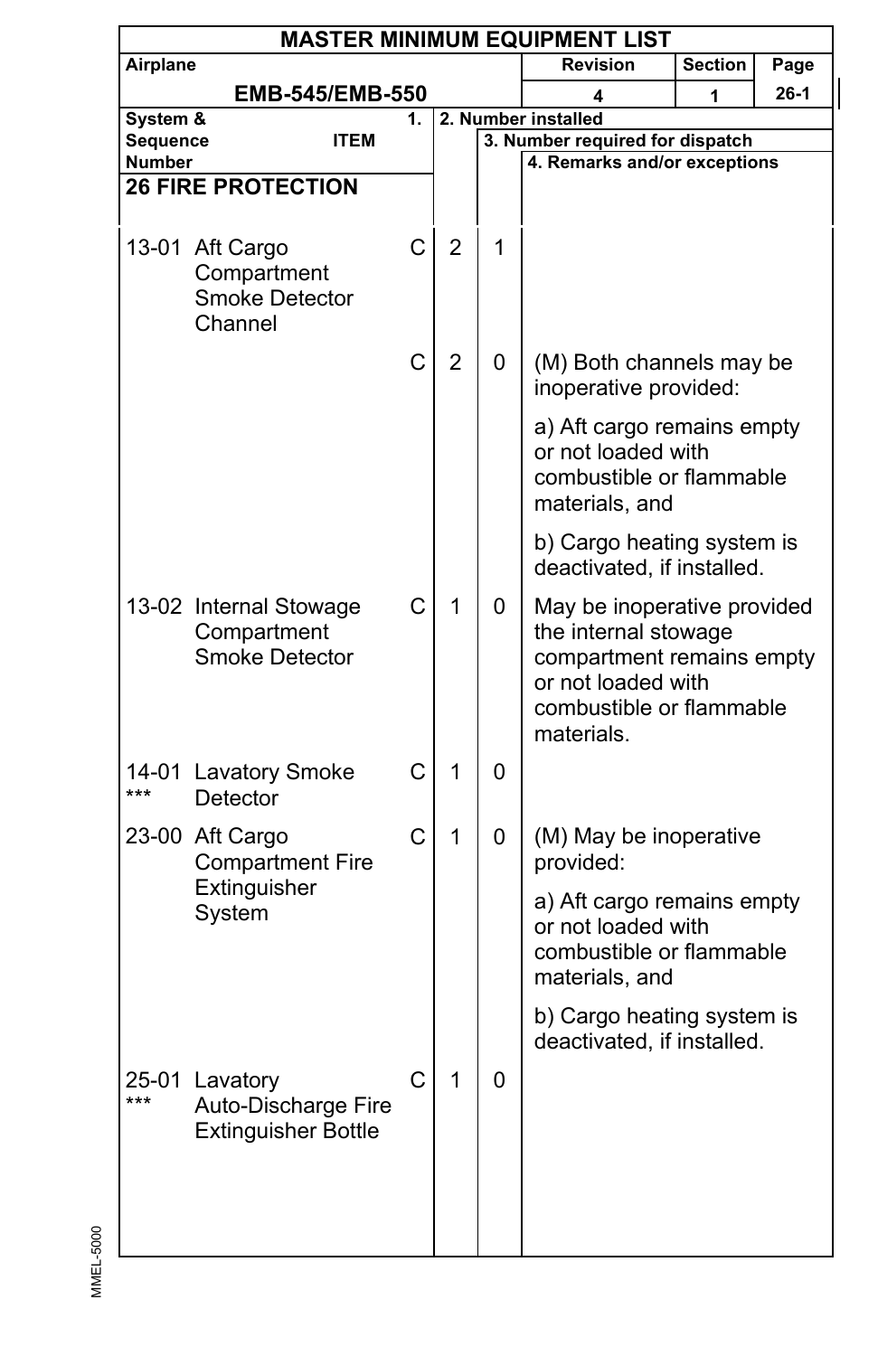# MASTER MINIMUM EQUIPMENT LIST

| Airplane | Revision | Section | Page |
|---|---|---|---|
| EMB-545/EMB-550 | 4 | 1 | 26-1 |

| System & Sequence Number | ITEM | 1. | 2. Number installed | 3. Number required for dispatch | 4. Remarks and/or exceptions |
|---|---|---|---|---|---|
| **26 FIRE PROTECTION** | | | | | |
| 13-01 | Aft Cargo Compartment Smoke Detector Channel | C | 2 | 1 | |
| | | C | 2 | 0 | (M) Both channels may be inoperative provided:<br><br>a) Aft cargo remains empty or not loaded with combustible or flammable materials, and<br><br>b) Cargo heating system is deactivated, if installed. |
| 13-02 | Internal Stowage Compartment Smoke Detector | C | 1 | 0 | May be inoperative provided the internal stowage compartment remains empty or not loaded with combustible or flammable materials. |
| 14-01 *** | Lavatory Smoke Detector | C | 1 | 0 | |
| 23-00 | Aft Cargo Compartment Fire Extinguisher System | C | 1 | 0 | (M) May be inoperative provided:<br><br>a) Aft cargo remains empty or not loaded with combustible or flammable materials, and<br><br>b) Cargo heating system is deactivated, if installed. |
| 25-01 *** | Lavatory Auto-Discharge Fire Extinguisher Bottle | C | 1 | 0 | |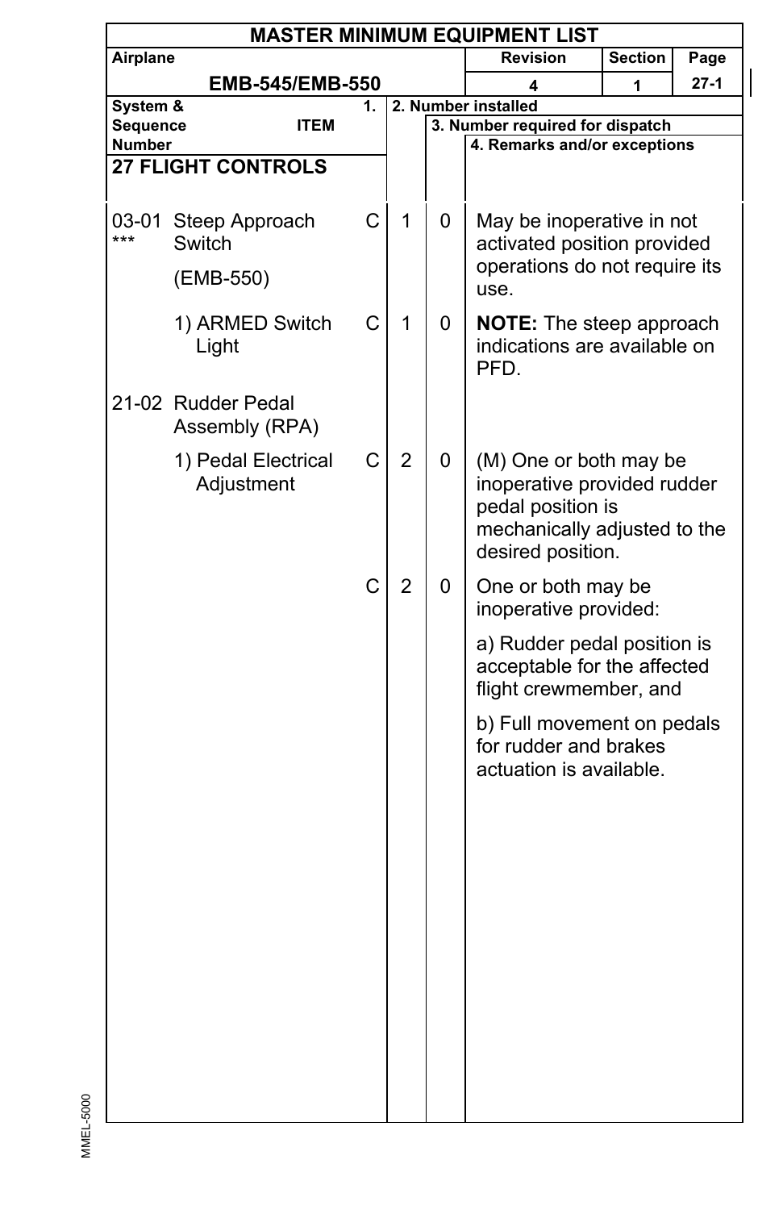# MASTER MINIMUM EQUIPMENT LIST

| Airplane | Revision | Section | Page |
|---|---|---|---|
| EMB-545/EMB-550 | 4 | 1 | 27-1 |

| System & Sequence Number | ITEM | 1. | 2. Number installed | 3. Number required for dispatch | 4. Remarks and/or exceptions |
|---|---|---|---|---|---|
| **27 FLIGHT CONTROLS** | | | | | |
| 03-01 *** | Steep Approach Switch (EMB-550) | C | 1 | 0 | May be inoperative in not activated position provided operations do not require its use. |
| | 1) ARMED Switch Light | C | 1 | 0 | **NOTE:** The steep approach indications are available on PFD. |
| 21-02 | Rudder Pedal Assembly (RPA) | | | | |
| | 1) Pedal Electrical Adjustment | C | 2 | 0 | (M) One or both may be inoperative provided rudder pedal position is mechanically adjusted to the desired position. |
| | | C | 2 | 0 | One or both may be inoperative provided: a) Rudder pedal position is acceptable for the affected flight crewmember, and b) Full movement on pedals for rudder and brakes actuation is available. |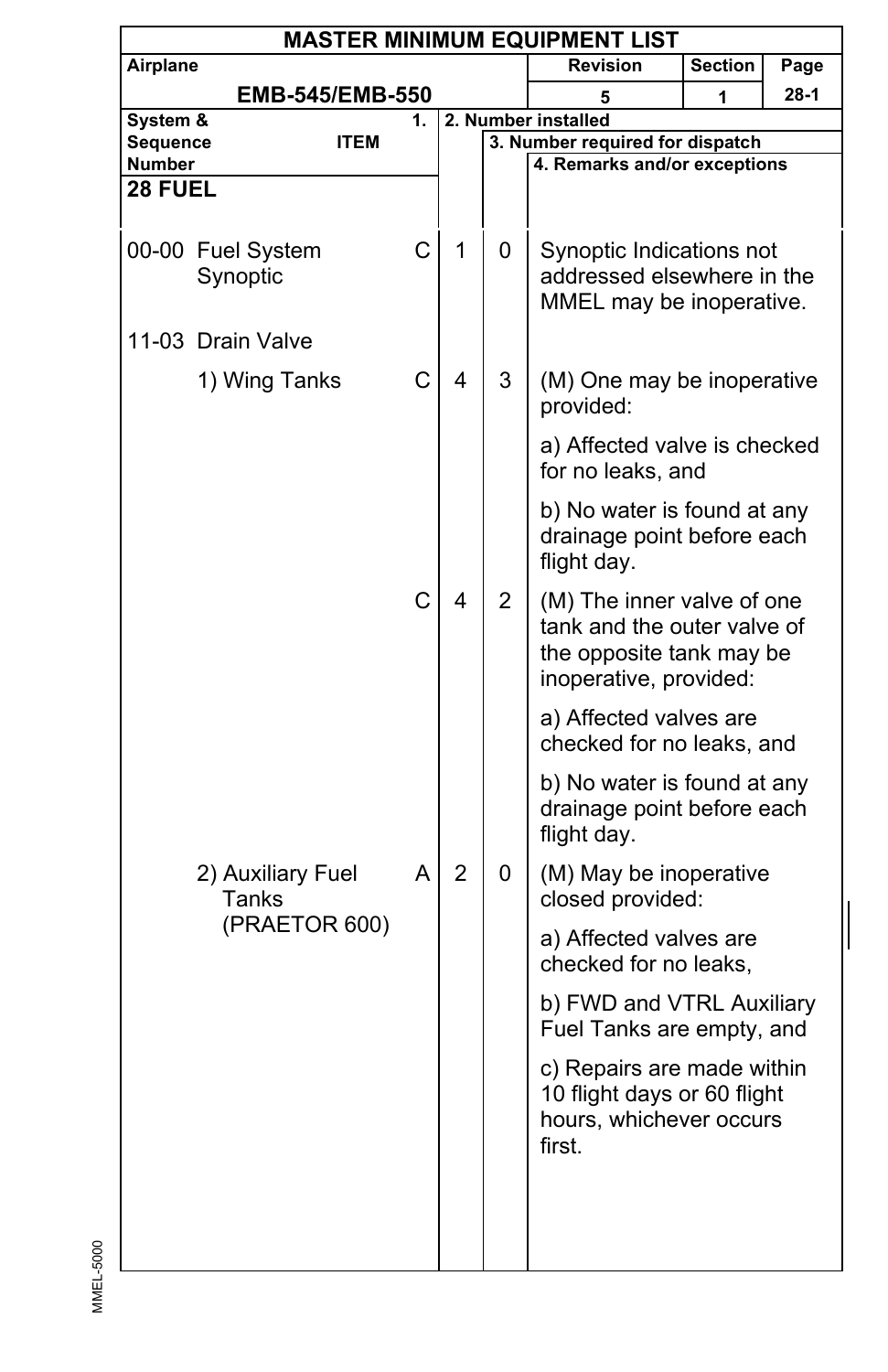# MASTER MINIMUM EQUIPMENT LIST

| Airplane | Revision | Section | Page |
|---|---|---|---|
| EMB-545/EMB-550 | 5 | 1 | 28-1 |

| System & Sequence Number | ITEM | 1. | 2. Number installed | 3. Number required for dispatch | 4. Remarks and/or exceptions |
|---|---|---|---|---|---|
| **28 FUEL** | | | | | |
| 00-00 | Fuel System Synoptic | C | 1 | 0 | Synoptic Indications not addressed elsewhere in the MMEL may be inoperative. |
| 11-03 | Drain Valve | | | | |
| | 1) Wing Tanks | C | 4 | 3 | (M) One may be inoperative provided:<br>a) Affected valve is checked for no leaks, and<br>b) No water is found at any drainage point before each flight day. |
| | | C | 4 | 2 | (M) The inner valve of one tank and the outer valve of the opposite tank may be inoperative, provided:<br>a) Affected valves are checked for no leaks, and<br>b) No water is found at any drainage point before each flight day. |
| | 2) Auxiliary Fuel Tanks (PRAETOR 600) | A | 2 | 0 | (M) May be inoperative closed provided:<br>a) Affected valves are checked for no leaks,<br>b) FWD and VTRL Auxiliary Fuel Tanks are empty, and<br>c) Repairs are made within 10 flight days or 60 flight hours, whichever occurs first. |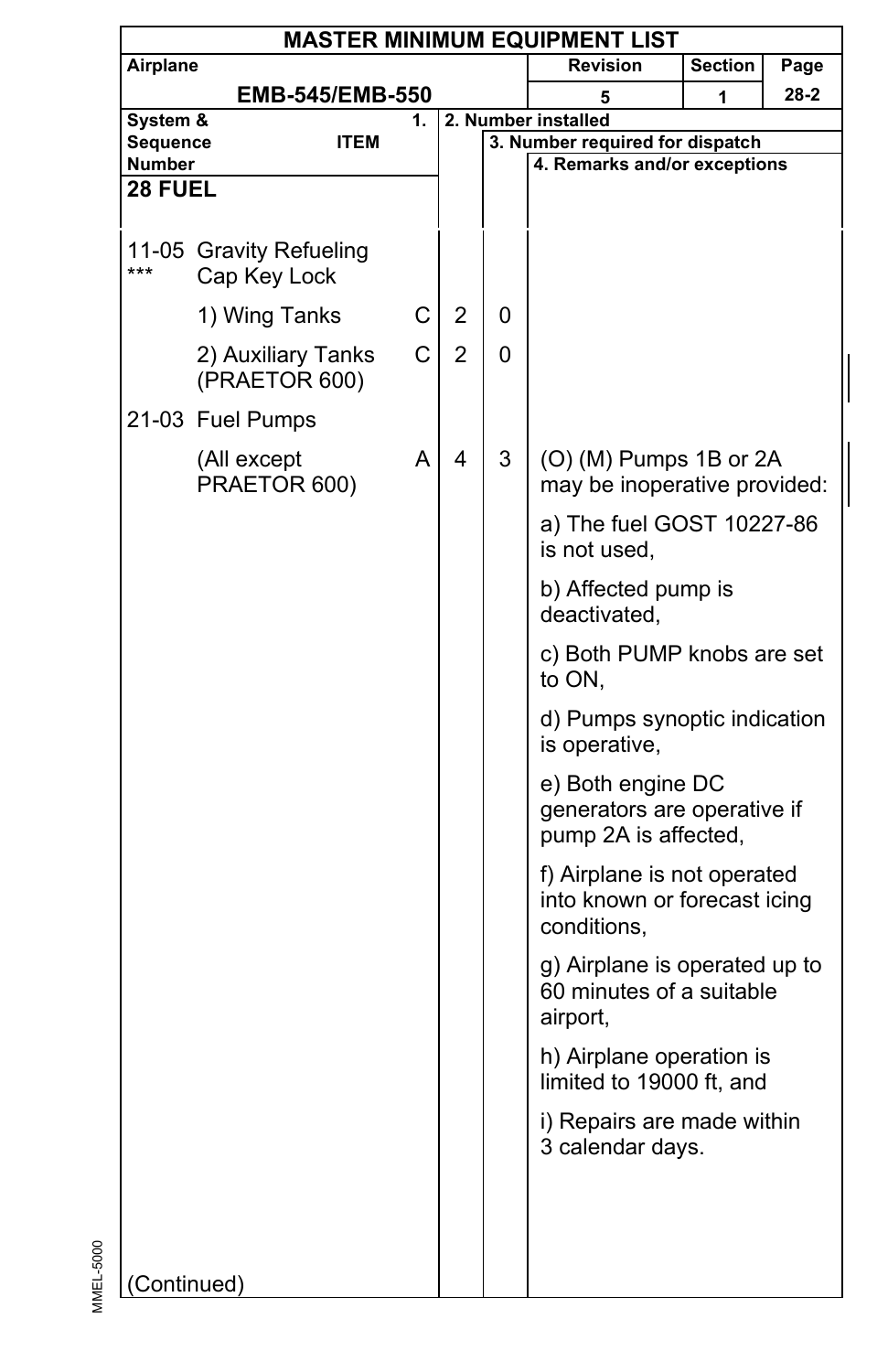# MASTER MINIMUM EQUIPMENT LIST

| Airplane | Revision | Section | Page |
|---|---|---|---|
| EMB-545/EMB-550 | 5 | 1 | 28-2 |

| System & Sequence Number | ITEM | 1. | 2. Number installed | 3. Number required for dispatch | 4. Remarks and/or exceptions |
|---|---|---|---|---|---|
| **28 FUEL** | | | | | |
| 11-05 *** | Gravity Refueling Cap Key Lock | | | | |
| | 1) Wing Tanks | C | 2 | 0 | |
| | 2) Auxiliary Tanks (PRAETOR 600) | C | 2 | 0 | |
| 21-03 | Fuel Pumps | | | | |
| | (All except PRAETOR 600) | A | 4 | 3 | (O) (M) Pumps 1B or 2A may be inoperative provided:<br>a) The fuel GOST 10227-86 is not used,<br>b) Affected pump is deactivated,<br>c) Both PUMP knobs are set to ON,<br>d) Pumps synoptic indication is operative,<br>e) Both engine DC generators are operative if pump 2A is affected,<br>f) Airplane is not operated into known or forecast icing conditions,<br>g) Airplane is operated up to 60 minutes of a suitable airport,<br>h) Airplane operation is limited to 19000 ft, and<br>i) Repairs are made within 3 calendar days. |

(Continued)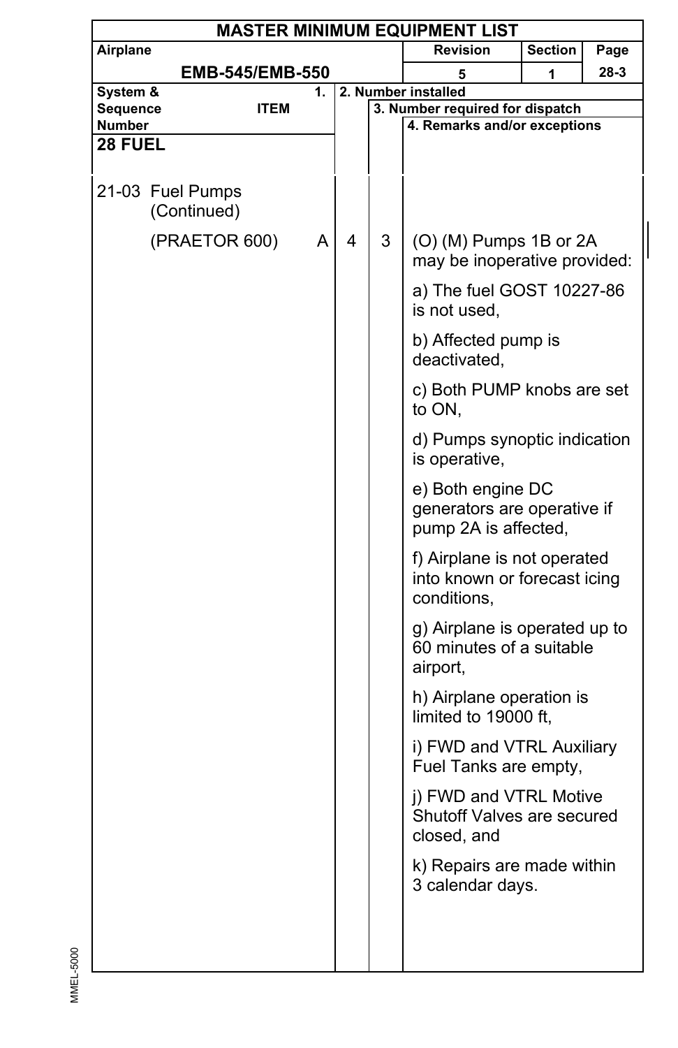| MASTER MINIMUM EQUIPMENT LIST | | | |
|---|---|---|---|
| Airplane | Revision | Section | Page |
| EMB-545/EMB-550 | 5 | 1 | 28-3 |

| System & Sequence Number / 1. ITEM | | 2. Number installed | 3. Number required for dispatch | 4. Remarks and/or exceptions |
|---|---|---|---|---|
| **28 FUEL** | | | | |
| 21-03 Fuel Pumps (Continued) | | | | |
| (PRAETOR 600) | A | 4 | 3 | (O) (M) Pumps 1B or 2A may be inoperative provided:<br><br>a) The fuel GOST 10227-86 is not used,<br><br>b) Affected pump is deactivated,<br><br>c) Both PUMP knobs are set to ON,<br><br>d) Pumps synoptic indication is operative,<br><br>e) Both engine DC generators are operative if pump 2A is affected,<br><br>f) Airplane is not operated into known or forecast icing conditions,<br><br>g) Airplane is operated up to 60 minutes of a suitable airport,<br><br>h) Airplane operation is limited to 19000 ft,<br><br>i) FWD and VTRL Auxiliary Fuel Tanks are empty,<br><br>j) FWD and VTRL Motive Shutoff Valves are secured closed, and<br><br>k) Repairs are made within 3 calendar days. |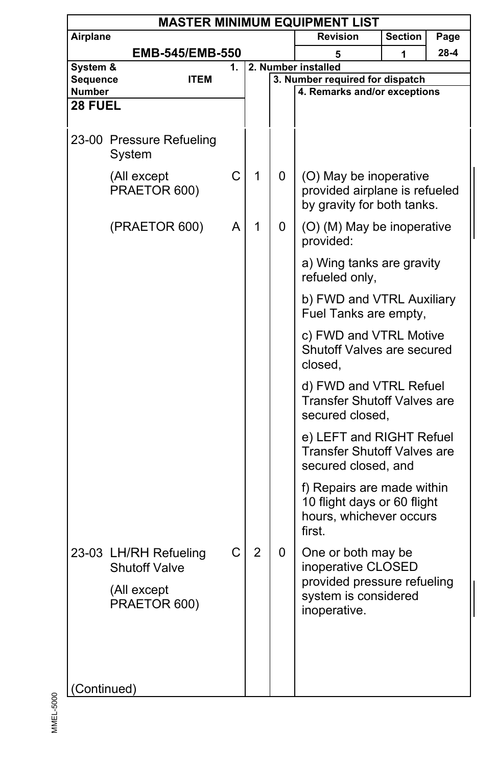| MASTER MINIMUM EQUIPMENT LIST | | | | | | |
|---|---|---|---|---|---|---|
| **Airplane** | | | | **Revision** | **Section** | **Page** |
| **EMB-545/EMB-550** | | | | 5 | 1 | 28-4 |

| System & Sequence Number | ITEM | 1. | 2. Number installed | 3. Number required for dispatch | 4. Remarks and/or exceptions |
|---|---|---|---|---|---|
| **28 FUEL** | | | | | |
| 23-00 | Pressure Refueling System | | | | |
| | (All except PRAETOR 600) | C | 1 | 0 | (O) May be inoperative provided airplane is refueled by gravity for both tanks. |
| | (PRAETOR 600) | A | 1 | 0 | (O) (M) May be inoperative provided:<br>a) Wing tanks are gravity refueled only,<br>b) FWD and VTRL Auxiliary Fuel Tanks are empty,<br>c) FWD and VTRL Motive Shutoff Valves are secured closed,<br>d) FWD and VTRL Refuel Transfer Shutoff Valves are secured closed,<br>e) LEFT and RIGHT Refuel Transfer Shutoff Valves are secured closed, and<br>f) Repairs are made within 10 flight days or 60 flight hours, whichever occurs first. |
| 23-03 | LH/RH Refueling Shutoff Valve<br>(All except PRAETOR 600) | C | 2 | 0 | One or both may be inoperative CLOSED provided pressure refueling system is considered inoperative. |

(Continued)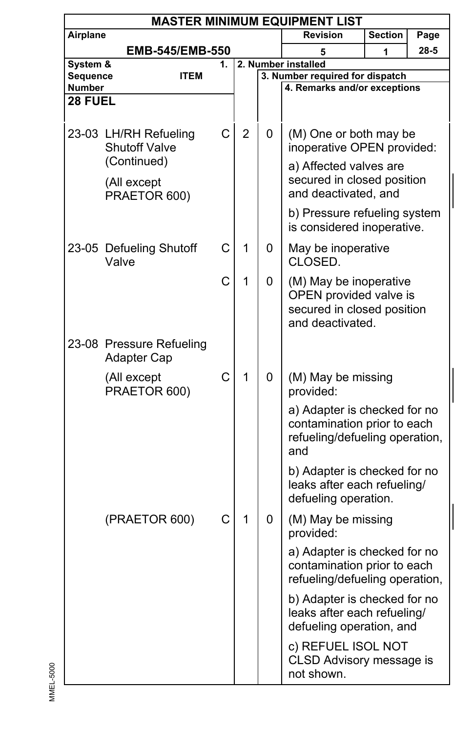| MASTER MINIMUM EQUIPMENT LIST | | | | |
|---|---|---|---|---|
| Airplane | | Revision | Section | Page |
| EMB-545/EMB-550 | | 5 | 1 | 28-5 |

| System & Sequence Number | ITEM | 1. | 2. Number installed | 3. Number required for dispatch | 4. Remarks and/or exceptions |
|---|---|---|---|---|---|
| **28 FUEL** | | | | | |
| 23-03 | LH/RH Refueling Shutoff Valve (Continued) (All except PRAETOR 600) | C | 2 | 0 | (M) One or both may be inoperative OPEN provided: a) Affected valves are secured in closed position and deactivated, and b) Pressure refueling system is considered inoperative. |
| 23-05 | Defueling Shutoff Valve | C | 1 | 0 | May be inoperative CLOSED. |
| | | C | 1 | 0 | (M) May be inoperative OPEN provided valve is secured in closed position and deactivated. |
| 23-08 | Pressure Refueling Adapter Cap | | | | |
| | (All except PRAETOR 600) | C | 1 | 0 | (M) May be missing provided: a) Adapter is checked for no contamination prior to each refueling/defueling operation, and b) Adapter is checked for no leaks after each refueling/ defueling operation. |
| | (PRAETOR 600) | C | 1 | 0 | (M) May be missing provided: a) Adapter is checked for no contamination prior to each refueling/defueling operation, b) Adapter is checked for no leaks after each refueling/ defueling operation, and c) REFUEL ISOL NOT CLSD Advisory message is not shown. |

MMEL-5000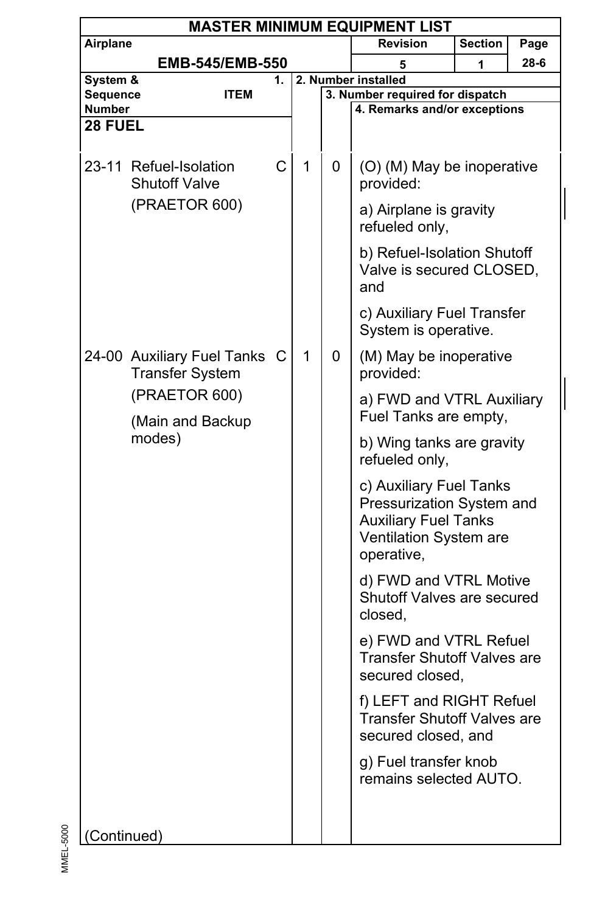| MASTER MINIMUM EQUIPMENT LIST | | | | | |
|---|---|---|---|---|---|
| Airplane: EMB-545/EMB-550 | | | Revision: 5 | Section: 1 | Page: 28-6 |

| System & Sequence Number | ITEM | 1. | 2. Number installed | 3. Number required for dispatch | 4. Remarks and/or exceptions |
|---|---|---|---|---|---|
| **28 FUEL** | | | | | |
| 23-11 | Refuel-Isolation Shutoff Valve (PRAETOR 600) | C | 1 | 0 | (O) (M) May be inoperative provided:<br>a) Airplane is gravity refueled only,<br>b) Refuel-Isolation Shutoff Valve is secured CLOSED, and<br>c) Auxiliary Fuel Transfer System is operative. |
| 24-00 | Auxiliary Fuel Tanks Transfer System (PRAETOR 600) (Main and Backup modes) | C | 1 | 0 | (M) May be inoperative provided:<br>a) FWD and VTRL Auxiliary Fuel Tanks are empty,<br>b) Wing tanks are gravity refueled only,<br>c) Auxiliary Fuel Tanks Pressurization System and Auxiliary Fuel Tanks Ventilation System are operative,<br>d) FWD and VTRL Motive Shutoff Valves are secured closed,<br>e) FWD and VTRL Refuel Transfer Shutoff Valves are secured closed,<br>f) LEFT and RIGHT Refuel Transfer Shutoff Valves are secured closed, and<br>g) Fuel transfer knob remains selected AUTO. |

(Continued)

MMEL-5000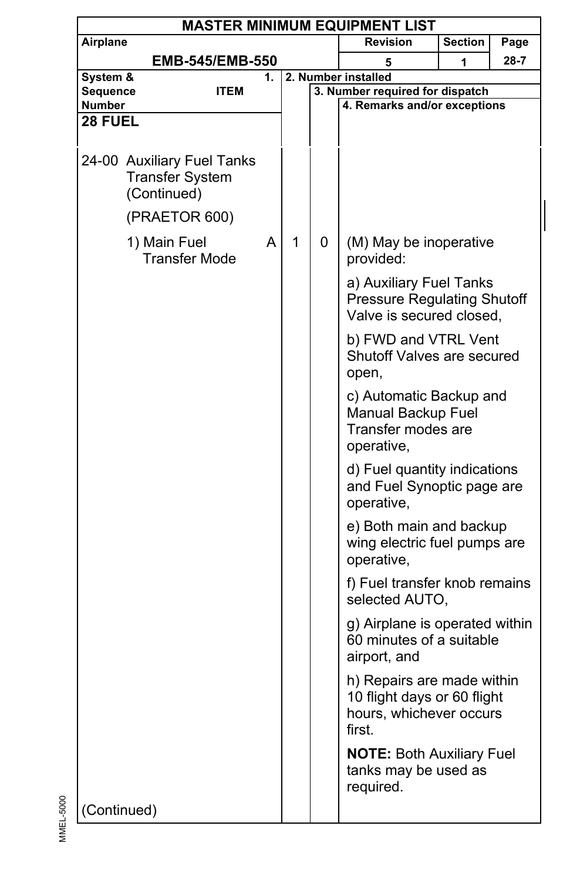# MASTER MINIMUM EQUIPMENT LIST

| Airplane | Revision | Section | Page |
|---|---|---|---|
| EMB-545/EMB-550 | 5 | 1 | 28-7 |

| System & Sequence Number | 1. ITEM | | 2. Number installed | 3. Number required for dispatch | 4. Remarks and/or exceptions |
|---|---|---|---|---|---|
| **28 FUEL** | | | | | |
| 24-00 | Auxiliary Fuel Tanks Transfer System (Continued) | | | | |
| | (PRAETOR 600) | | | | |
| | 1) Main Fuel Transfer Mode | A | 1 | 0 | (M) May be inoperative provided:<br><br>a) Auxiliary Fuel Tanks Pressure Regulating Shutoff Valve is secured closed,<br><br>b) FWD and VTRL Vent Shutoff Valves are secured open,<br><br>c) Automatic Backup and Manual Backup Fuel Transfer modes are operative,<br><br>d) Fuel quantity indications and Fuel Synoptic page are operative,<br><br>e) Both main and backup wing electric fuel pumps are operative,<br><br>f) Fuel transfer knob remains selected AUTO,<br><br>g) Airplane is operated within 60 minutes of a suitable airport, and<br><br>h) Repairs are made within 10 flight days or 60 flight hours, whichever occurs first.<br><br>**NOTE:** Both Auxiliary Fuel tanks may be used as required. |
| (Continued) | | | | | |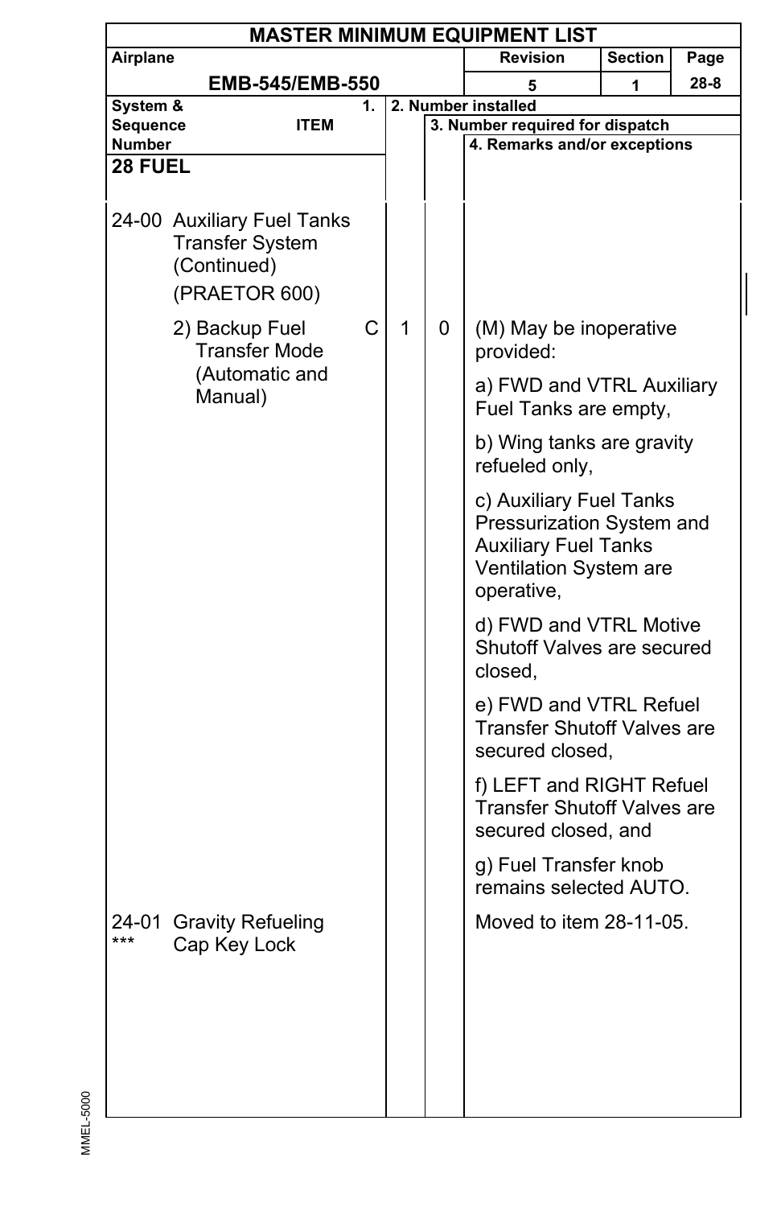# MASTER MINIMUM EQUIPMENT LIST

| Airplane | Revision | Section | Page |
|---|---|---|---|
| EMB-545/EMB-550 | 5 | 1 | 28-8 |

| System & Sequence Number | 1. ITEM | | 2. Number installed | 3. Number required for dispatch | 4. Remarks and/or exceptions |
|---|---|---|---|---|---|
| **28 FUEL** | | | | | |
| 24-00 | Auxiliary Fuel Tanks Transfer System (Continued) (PRAETOR 600) | | | | |
| | 2) Backup Fuel Transfer Mode (Automatic and Manual) | C | 1 | 0 | (M) May be inoperative provided:<br>a) FWD and VTRL Auxiliary Fuel Tanks are empty,<br>b) Wing tanks are gravity refueled only,<br>c) Auxiliary Fuel Tanks Pressurization System and Auxiliary Fuel Tanks Ventilation System are operative,<br>d) FWD and VTRL Motive Shutoff Valves are secured closed,<br>e) FWD and VTRL Refuel Transfer Shutoff Valves are secured closed,<br>f) LEFT and RIGHT Refuel Transfer Shutoff Valves are secured closed, and<br>g) Fuel Transfer knob remains selected AUTO. |
| 24-01 *** | Gravity Refueling Cap Key Lock | | | | Moved to item 28-11-05. |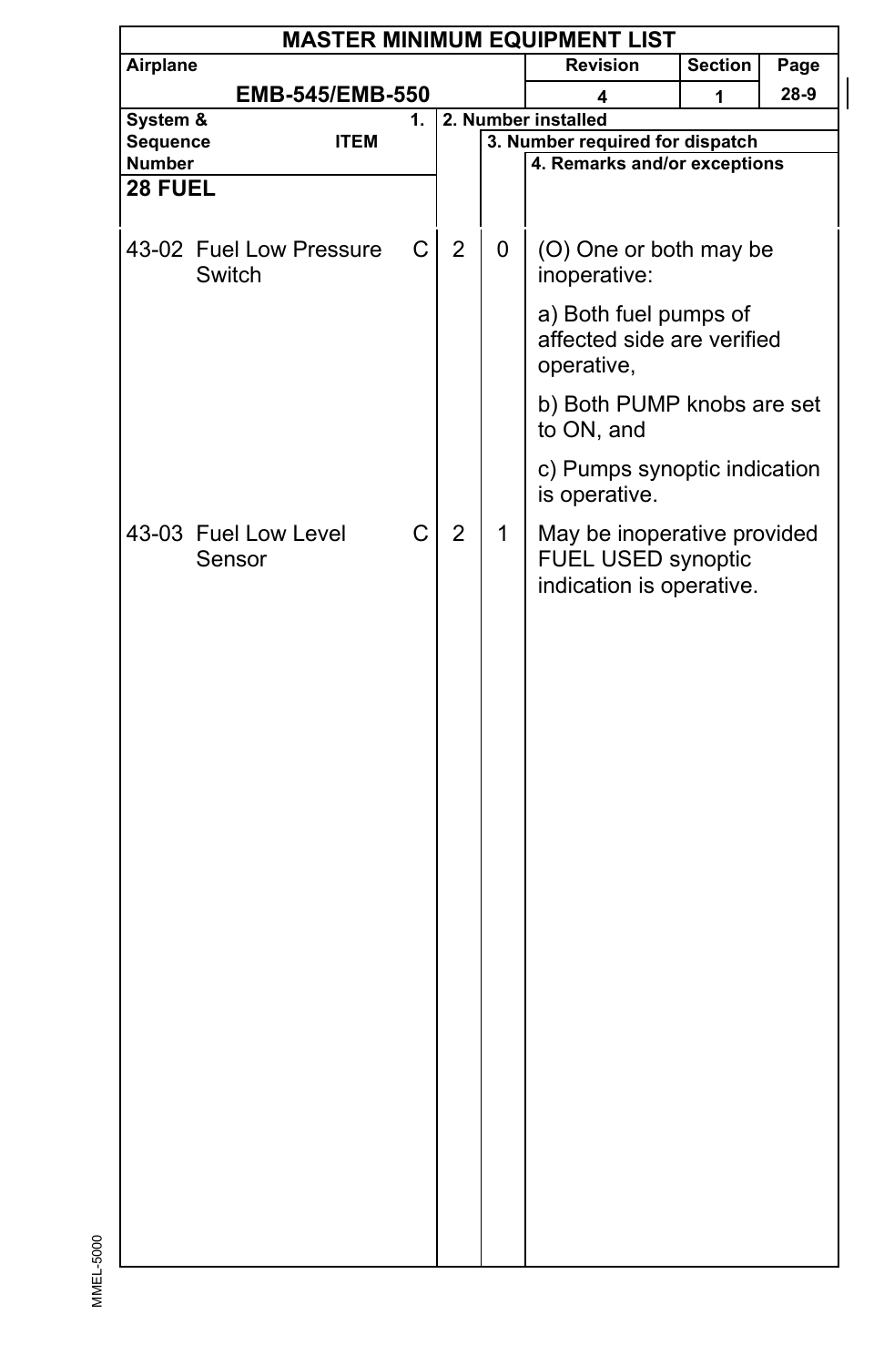# MASTER MINIMUM EQUIPMENT LIST

| Airplane | Revision | Section | Page |
|---|---|---|---|
| EMB-545/EMB-550 | 4 | 1 | 28-9 |

| System & Sequence Number | ITEM | 1. | 2. Number installed | 3. Number required for dispatch | 4. Remarks and/or exceptions |
|---|---|---|---|---|---|
| **28 FUEL** | | | | | |
| 43-02 | Fuel Low Pressure Switch | C | 2 | 0 | (O) One or both may be inoperative:<br>a) Both fuel pumps of affected side are verified operative,<br>b) Both PUMP knobs are set to ON, and<br>c) Pumps synoptic indication is operative. |
| 43-03 | Fuel Low Level Sensor | C | 2 | 1 | May be inoperative provided FUEL USED synoptic indication is operative. |

MMEL-5000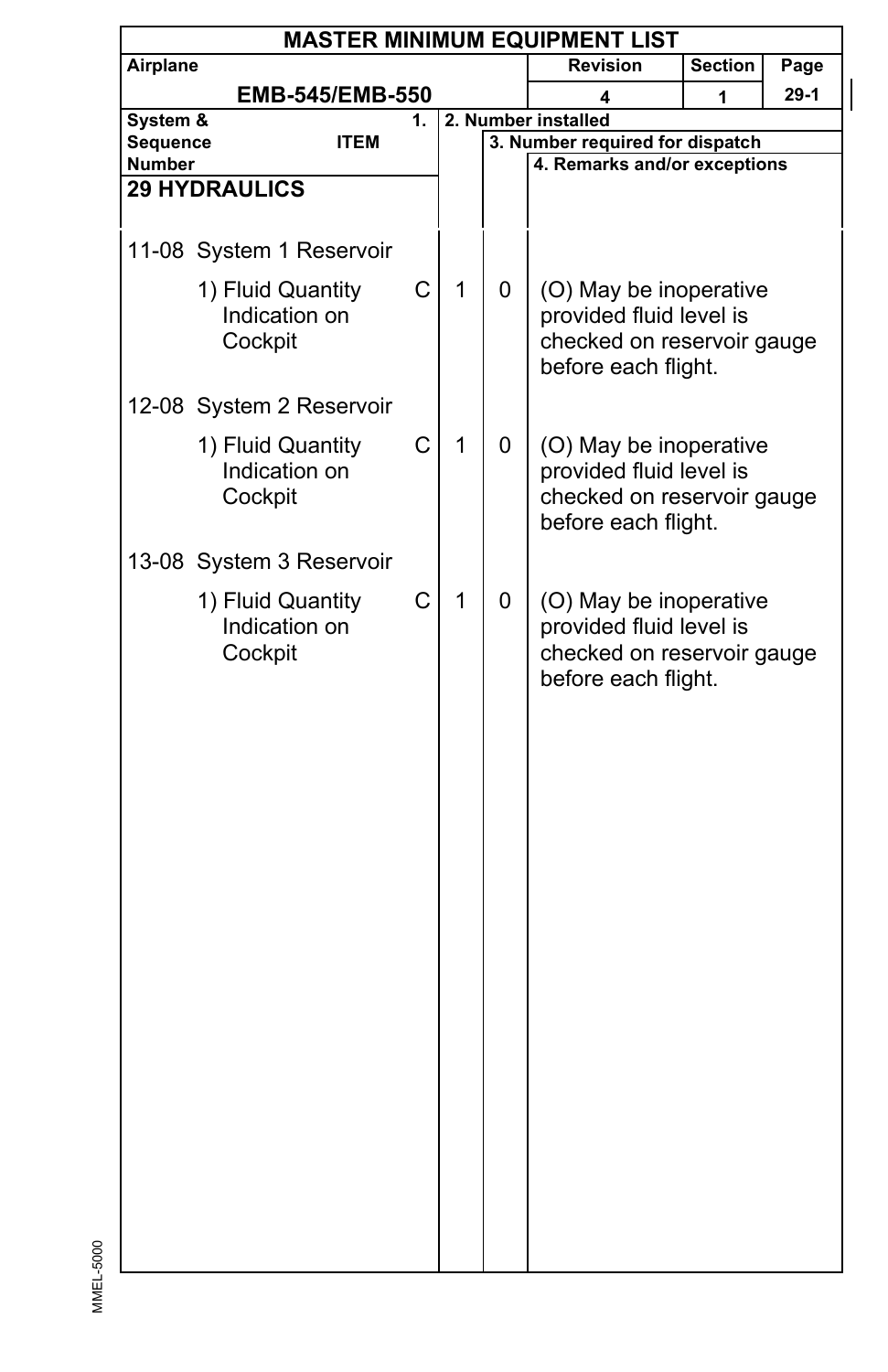# MASTER MINIMUM EQUIPMENT LIST

| Airplane | Revision | Section | Page |
|---|---|---|---|
| EMB-545/EMB-550 | 4 | 1 | 29-1 |

| System & Sequence Number ITEM | 1. | 2. Number installed | 3. Number required for dispatch | 4. Remarks and/or exceptions |
|---|---|---|---|---|
| **29 HYDRAULICS** | | | | |
| 11-08 System 1 Reservoir | | | | |
| 1) Fluid Quantity Indication on Cockpit | C | 1 | 0 | (O) May be inoperative provided fluid level is checked on reservoir gauge before each flight. |
| 12-08 System 2 Reservoir | | | | |
| 1) Fluid Quantity Indication on Cockpit | C | 1 | 0 | (O) May be inoperative provided fluid level is checked on reservoir gauge before each flight. |
| 13-08 System 3 Reservoir | | | | |
| 1) Fluid Quantity Indication on Cockpit | C | 1 | 0 | (O) May be inoperative provided fluid level is checked on reservoir gauge before each flight. |

MMEL-5000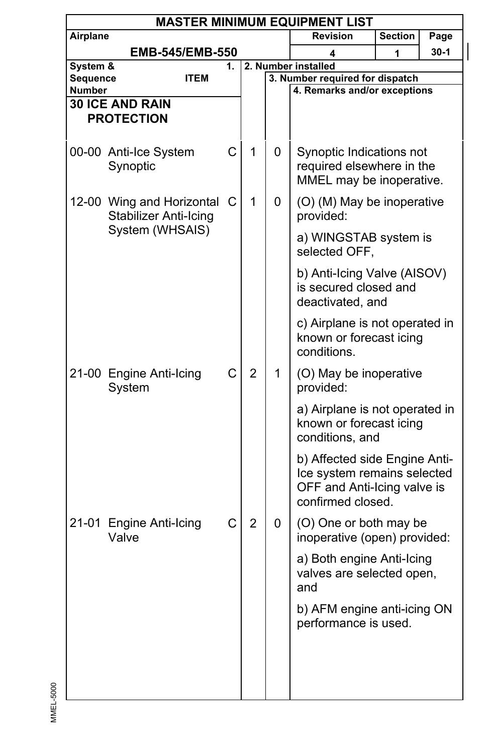# MASTER MINIMUM EQUIPMENT LIST

| Airplane | Revision | Section | Page |
|---|---|---|---|
| EMB-545/EMB-550 | 4 | 1 | 30-1 |

| System & Sequence Number | ITEM | 1. | 2. Number installed | 3. Number required for dispatch | 4. Remarks and/or exceptions |
|---|---|---|---|---|---|
| **30 ICE AND RAIN PROTECTION** | | | | | |
| 00-00 | Anti-Ice System Synoptic | C | 1 | 0 | Synoptic Indications not required elsewhere in the MMEL may be inoperative. |
| 12-00 | Wing and Horizontal Stabilizer Anti-Icing System (WHSAIS) | C | 1 | 0 | (O) (M) May be inoperative provided:<br><br>a) WINGSTAB system is selected OFF,<br><br>b) Anti-Icing Valve (AISOV) is secured closed and deactivated, and<br><br>c) Airplane is not operated in known or forecast icing conditions. |
| 21-00 | Engine Anti-Icing System | C | 2 | 1 | (O) May be inoperative provided:<br><br>a) Airplane is not operated in known or forecast icing conditions, and<br><br>b) Affected side Engine Anti-Ice system remains selected OFF and Anti-Icing valve is confirmed closed. |
| 21-01 | Engine Anti-Icing Valve | C | 2 | 0 | (O) One or both may be inoperative (open) provided:<br><br>a) Both engine Anti-Icing valves are selected open, and<br><br>b) AFM engine anti-icing ON performance is used. |

MMEL-5000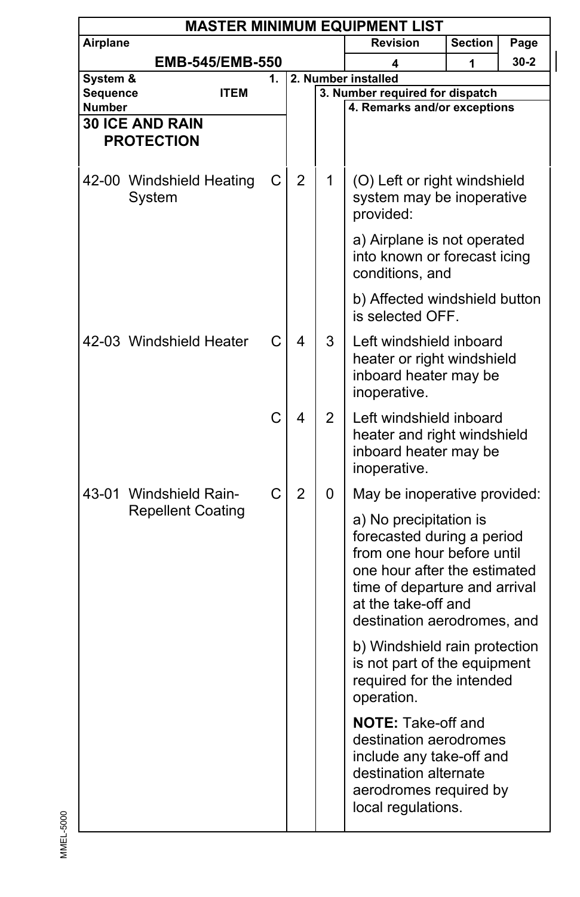**MASTER MINIMUM EQUIPMENT LIST**

| Airplane | Revision | Section | Page |
|---|---|---|---|
| EMB-545/EMB-550 | 4 | 1 | 30-2 |

| System & Sequence Number | ITEM | 1. | 2. Number installed | 3. Number required for dispatch | 4. Remarks and/or exceptions |
|---|---|---|---|---|---|
| **30 ICE AND RAIN PROTECTION** | | | | | |
| 42-00 | Windshield Heating System | C | 2 | 1 | (O) Left or right windshield system may be inoperative provided:<br><br>a) Airplane is not operated into known or forecast icing conditions, and<br><br>b) Affected windshield button is selected OFF. |
| 42-03 | Windshield Heater | C | 4 | 3 | Left windshield inboard heater or right windshield inboard heater may be inoperative. |
| | | C | 4 | 2 | Left windshield inboard heater and right windshield inboard heater may be inoperative. |
| 43-01 | Windshield Rain-Repellent Coating | C | 2 | 0 | May be inoperative provided:<br><br>a) No precipitation is forecasted during a period from one hour before until one hour after the estimated time of departure and arrival at the take-off and destination aerodromes, and<br><br>b) Windshield rain protection is not part of the equipment required for the intended operation.<br><br>**NOTE:** Take-off and destination aerodromes include any take-off and destination alternate aerodromes required by local regulations. |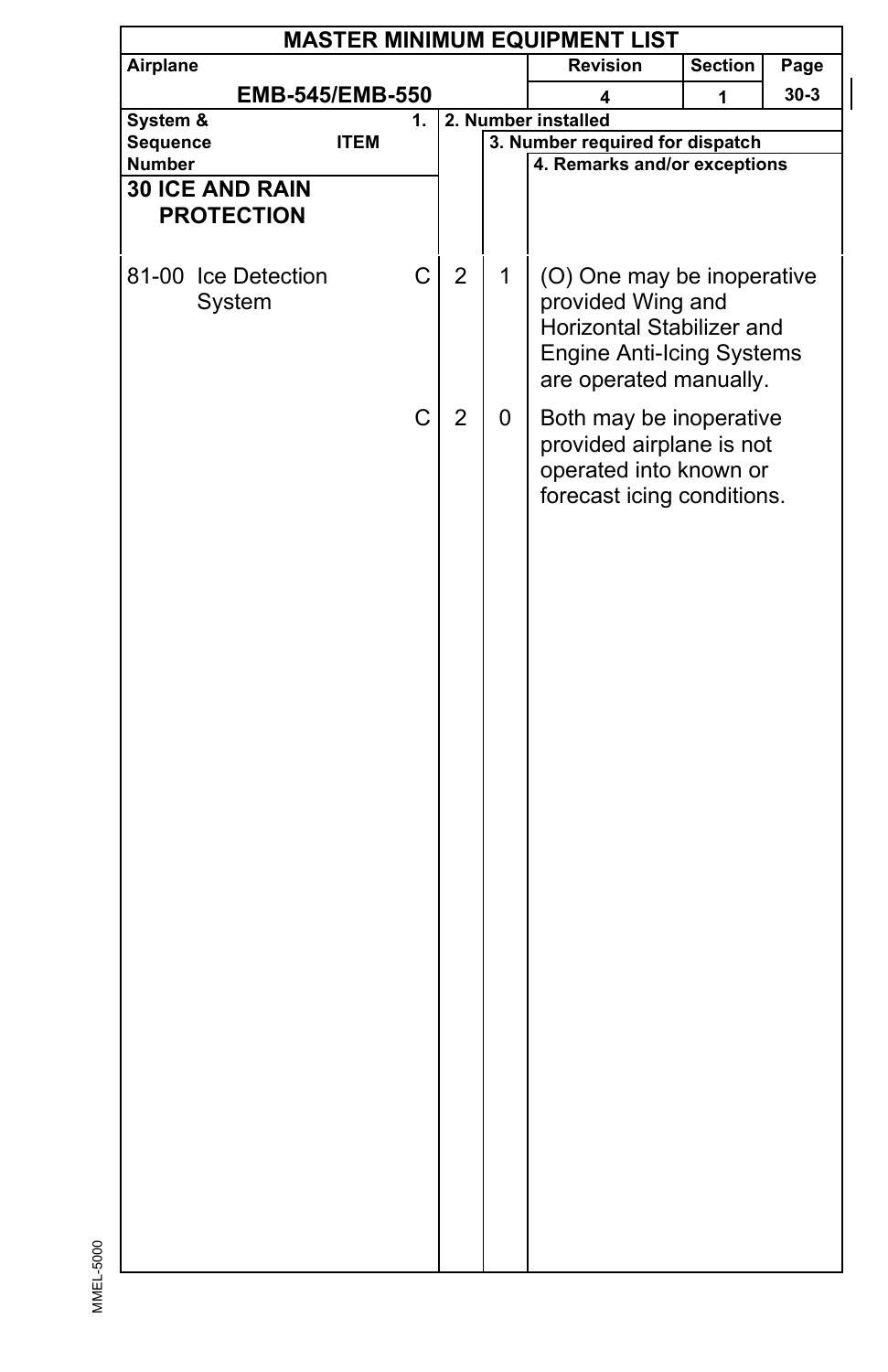# MASTER MINIMUM EQUIPMENT LIST

| Airplane | Revision | Section | Page |
|---|---|---|---|
| EMB-545/EMB-550 | 4 | 1 | 30-3 |

| System & Sequence Number | 1. ITEM | | 2. Number installed | 3. Number required for dispatch | 4. Remarks and/or exceptions |
|---|---|---|---|---|---|
| **30 ICE AND RAIN PROTECTION** | | | | | |
| 81-00 | Ice Detection System | C | 2 | 1 | (O) One may be inoperative provided Wing and Horizontal Stabilizer and Engine Anti-Icing Systems are operated manually. |
| | | C | 2 | 0 | Both may be inoperative provided airplane is not operated into known or forecast icing conditions. |

MMEL-5000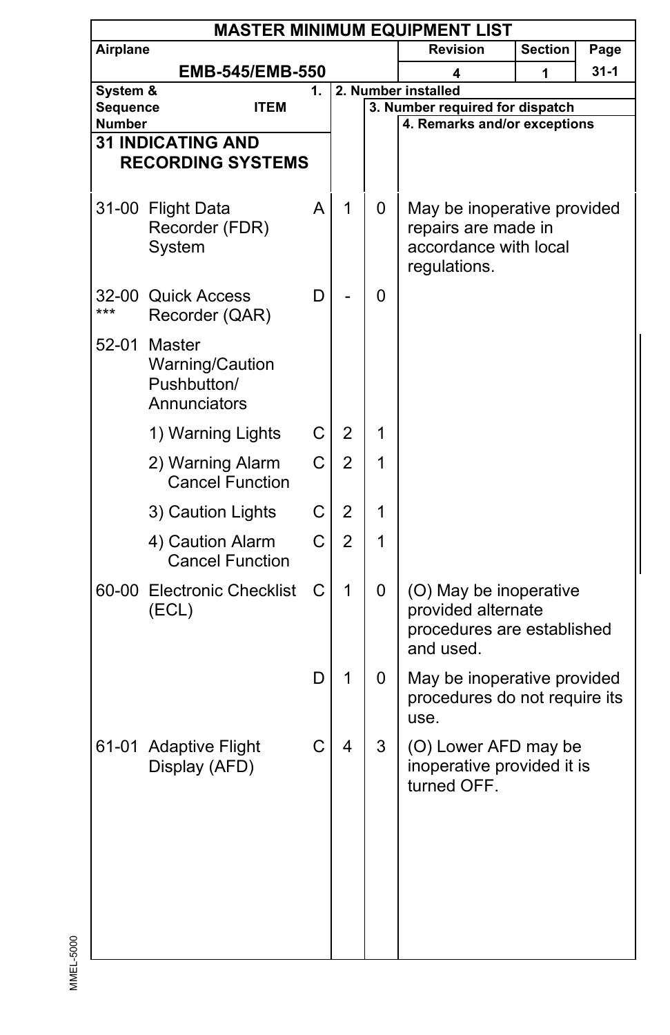# MASTER MINIMUM EQUIPMENT LIST

| Airplane | Revision | Section | Page |
|---|---|---|---|
| EMB-545/EMB-550 | 4 | 1 | 31-1 |

| System & Sequence Number | ITEM | 1. | 2. Number installed | 3. Number required for dispatch | 4. Remarks and/or exceptions |
|---|---|---|---|---|---|
| **31 INDICATING AND RECORDING SYSTEMS** | | | | | |
| 31-00 | Flight Data Recorder (FDR) System | A | 1 | 0 | May be inoperative provided repairs are made in accordance with local regulations. |
| 32-00 *** | Quick Access Recorder (QAR) | D | - | 0 | |
| 52-01 | Master Warning/Caution Pushbutton/ Annunciators | | | | |
| | 1) Warning Lights | C | 2 | 1 | |
| | 2) Warning Alarm Cancel Function | C | 2 | 1 | |
| | 3) Caution Lights | C | 2 | 1 | |
| | 4) Caution Alarm Cancel Function | C | 2 | 1 | |
| 60-00 | Electronic Checklist (ECL) | C | 1 | 0 | (O) May be inoperative provided alternate procedures are established and used. |
| | | D | 1 | 0 | May be inoperative provided procedures do not require its use. |
| 61-01 | Adaptive Flight Display (AFD) | C | 4 | 3 | (O) Lower AFD may be inoperative provided it is turned OFF. |

MMEL-5000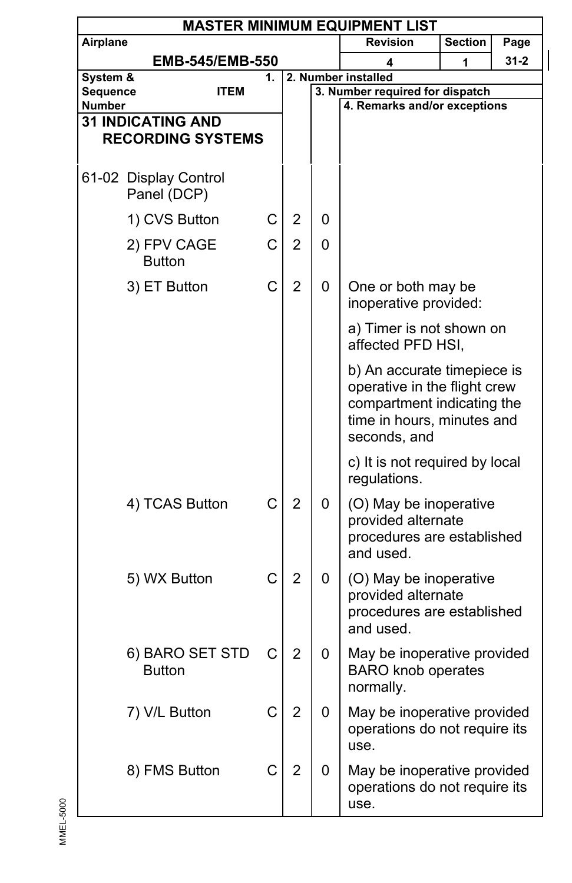# MASTER MINIMUM EQUIPMENT LIST

| Airplane | Revision | Section | Page |
|---|---|---|---|
| EMB-545/EMB-550 | 4 | 1 | 31-2 |

| System & Sequence Number ITEM | 1. | 2. Number installed | 3. Number required for dispatch | 4. Remarks and/or exceptions |
|---|---|---|---|---|
| **31 INDICATING AND RECORDING SYSTEMS** | | | | |
| 61-02 Display Control Panel (DCP) | | | | |
| 1) CVS Button | C | 2 | 0 | |
| 2) FPV CAGE Button | C | 2 | 0 | |
| 3) ET Button | C | 2 | 0 | One or both may be inoperative provided:<br><br>a) Timer is not shown on affected PFD HSI,<br><br>b) An accurate timepiece is operative in the flight crew compartment indicating the time in hours, minutes and seconds, and<br><br>c) It is not required by local regulations. |
| 4) TCAS Button | C | 2 | 0 | (O) May be inoperative provided alternate procedures are established and used. |
| 5) WX Button | C | 2 | 0 | (O) May be inoperative provided alternate procedures are established and used. |
| 6) BARO SET STD Button | C | 2 | 0 | May be inoperative provided BARO knob operates normally. |
| 7) V/L Button | C | 2 | 0 | May be inoperative provided operations do not require its use. |
| 8) FMS Button | C | 2 | 0 | May be inoperative provided operations do not require its use. |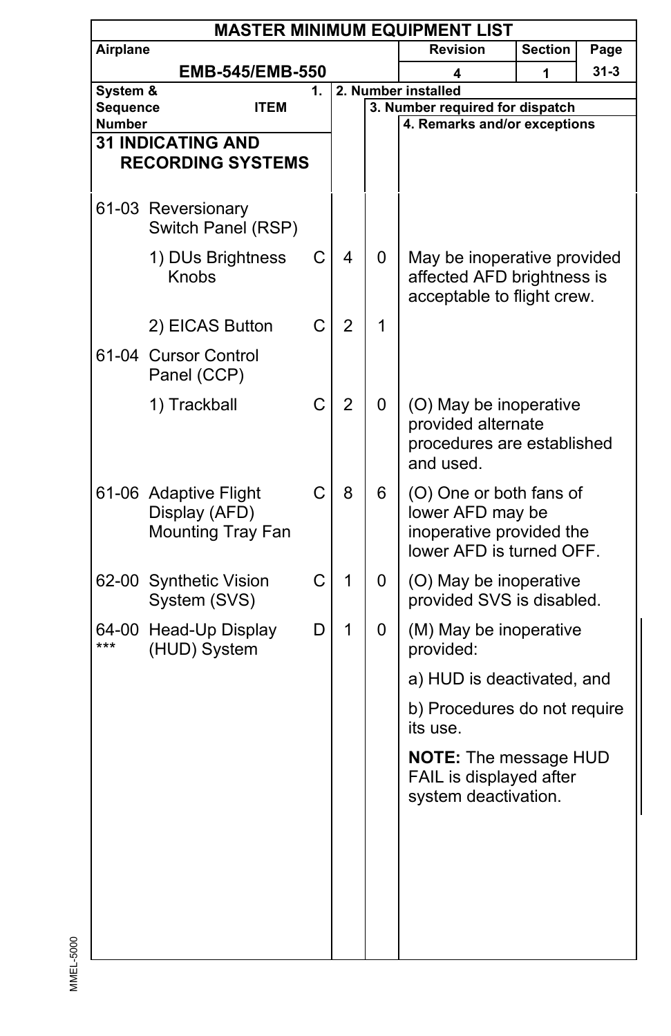| MASTER MINIMUM EQUIPMENT LIST | | | | |
|---|---|---|---|---|
| Airplane EMB-545/EMB-550 | Revision 4 | Section 1 | Page 31-3 | |

| System & Sequence Number | ITEM | 1. | 2. Number installed | 3. Number required for dispatch | 4. Remarks and/or exceptions |
|---|---|---|---|---|---|
| **31 INDICATING AND RECORDING SYSTEMS** | | | | | |
| 61-03 | Reversionary Switch Panel (RSP) | | | | |
| | 1) DUs Brightness Knobs | C | 4 | 0 | May be inoperative provided affected AFD brightness is acceptable to flight crew. |
| | 2) EICAS Button | C | 2 | 1 | |
| 61-04 | Cursor Control Panel (CCP) | | | | |
| | 1) Trackball | C | 2 | 0 | (O) May be inoperative provided alternate procedures are established and used. |
| 61-06 | Adaptive Flight Display (AFD) Mounting Tray Fan | C | 8 | 6 | (O) One or both fans of lower AFD may be inoperative provided the lower AFD is turned OFF. |
| 62-00 | Synthetic Vision System (SVS) | C | 1 | 0 | (O) May be inoperative provided SVS is disabled. |
| 64-00 *** | Head-Up Display (HUD) System | D | 1 | 0 | (M) May be inoperative provided:<br>a) HUD is deactivated, and<br>b) Procedures do not require its use.<br>**NOTE:** The message HUD FAIL is displayed after system deactivation. |

MMEL-5000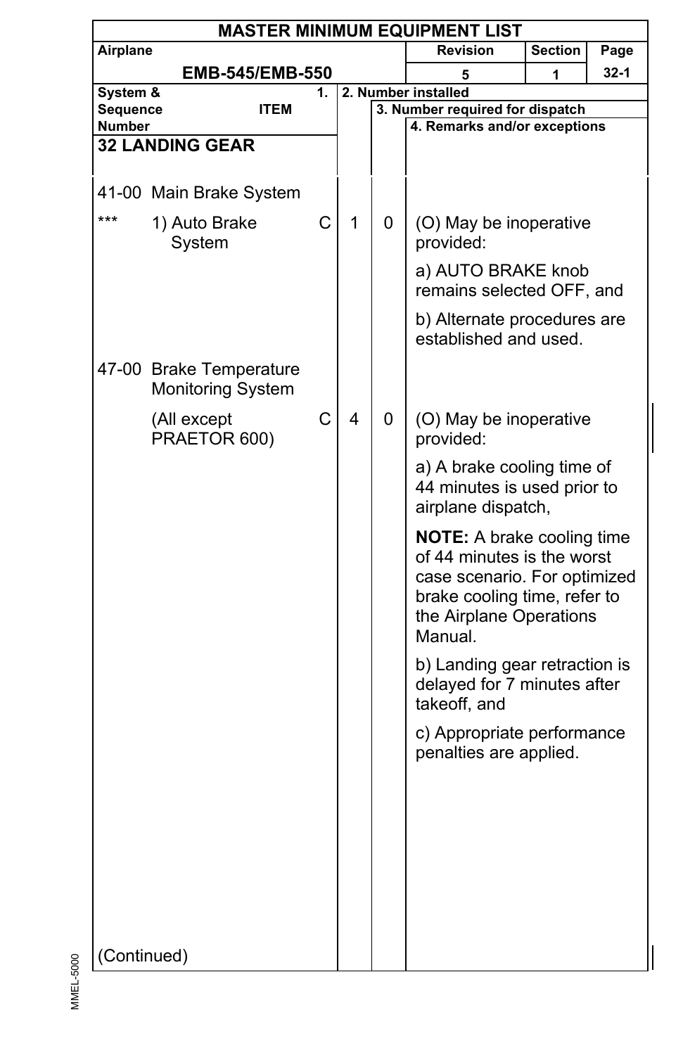**MASTER MINIMUM EQUIPMENT LIST**

| Airplane | Revision | Section | Page |
|---|---|---|---|
| EMB-545/EMB-550 | 5 | 1 | 32-1 |

| System & Sequence Number / ITEM | 1. | 2. Number installed | 3. Number required for dispatch | 4. Remarks and/or exceptions |
|---|---|---|---|---|
| **32 LANDING GEAR** | | | | |
| 41-00 Main Brake System | | | | |
| *** 1) Auto Brake System | C | 1 | 0 | (O) May be inoperative provided:<br><br>a) AUTO BRAKE knob remains selected OFF, and<br><br>b) Alternate procedures are established and used. |
| 47-00 Brake Temperature Monitoring System | | | | |
| (All except PRAETOR 600) | C | 4 | 0 | (O) May be inoperative provided:<br><br>a) A brake cooling time of 44 minutes is used prior to airplane dispatch,<br><br>**NOTE:** A brake cooling time of 44 minutes is the worst case scenario. For optimized brake cooling time, refer to the Airplane Operations Manual.<br><br>b) Landing gear retraction is delayed for 7 minutes after takeoff, and<br><br>c) Appropriate performance penalties are applied. |
| (Continued) | | | | |

MMEL-5000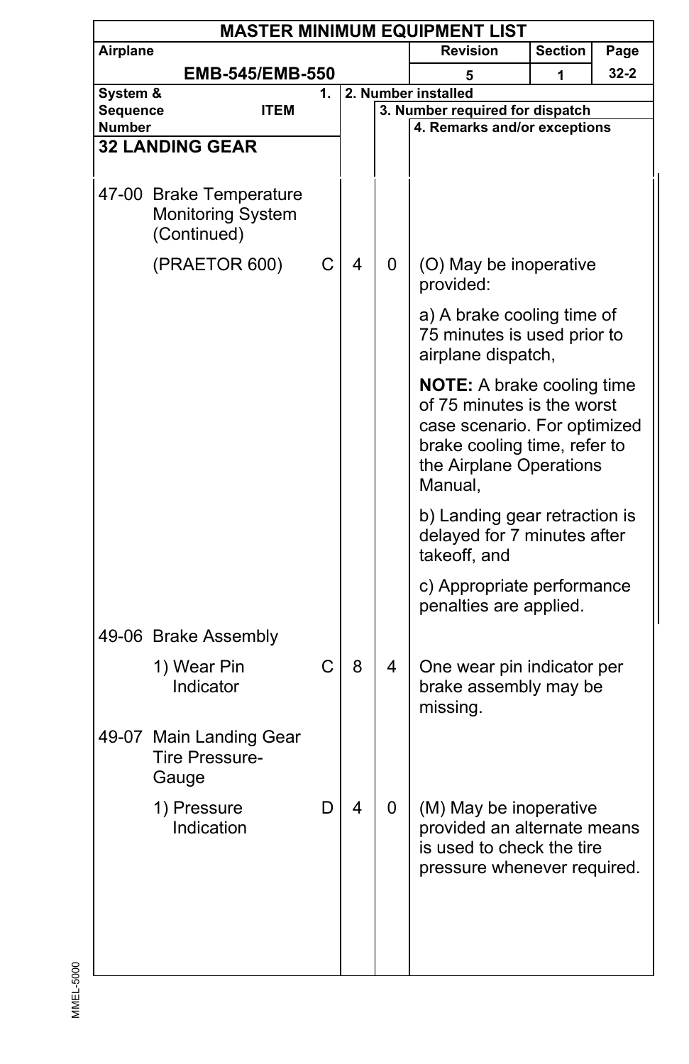| MASTER MINIMUM EQUIPMENT LIST | | | | |
|---|---|---|---|---|
| **Airplane** | | **Revision** | **Section** | **Page** |
| **EMB-545/EMB-550** | | 5 | 1 | 32-2 |

| System & Sequence Number | ITEM | 1. | 2. Number installed | 3. Number required for dispatch | 4. Remarks and/or exceptions |
|---|---|---|---|---|---|
| **32 LANDING GEAR** | | | | | |
| 47-00 | Brake Temperature Monitoring System (Continued) | | | | |
| | (PRAETOR 600) | C | 4 | 0 | (O) May be inoperative provided:<br><br>a) A brake cooling time of 75 minutes is used prior to airplane dispatch,<br><br>**NOTE:** A brake cooling time of 75 minutes is the worst case scenario. For optimized brake cooling time, refer to the Airplane Operations Manual,<br><br>b) Landing gear retraction is delayed for 7 minutes after takeoff, and<br><br>c) Appropriate performance penalties are applied. |
| 49-06 | Brake Assembly | | | | |
| | 1) Wear Pin Indicator | C | 8 | 4 | One wear pin indicator per brake assembly may be missing. |
| 49-07 | Main Landing Gear Tire Pressure-Gauge | | | | |
| | 1) Pressure Indication | D | 4 | 0 | (M) May be inoperative provided an alternate means is used to check the tire pressure whenever required. |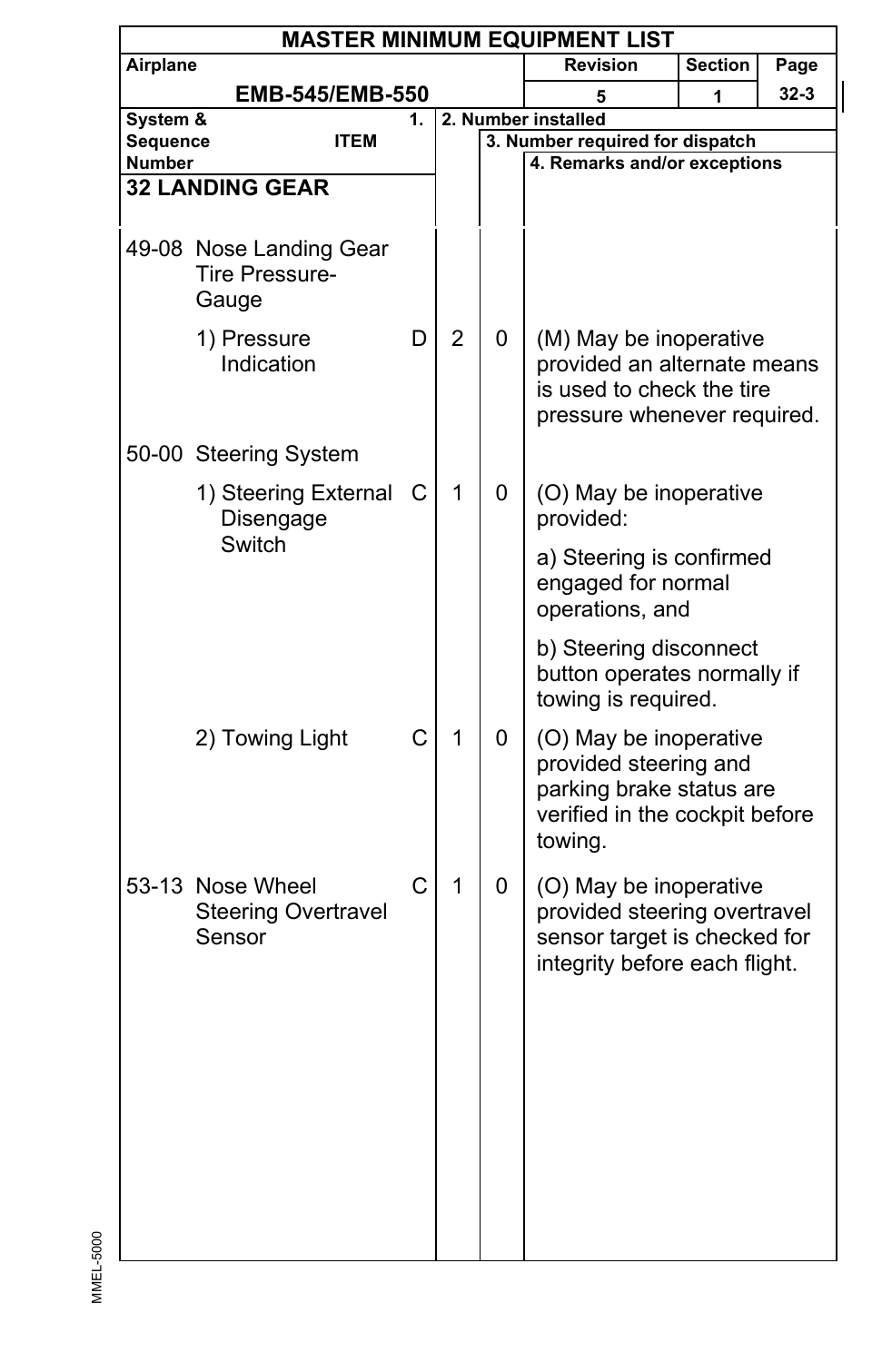| System & Sequence Number | ITEM | 1. | 2. Number installed | 3. Number required for dispatch | 4. Remarks and/or exceptions |
|---|---|---|---|---|---|
| **32 LANDING GEAR** | | | | | |
| 49-08 | Nose Landing Gear Tire Pressure-Gauge | | | | |
| | 1) Pressure Indication | D | 2 | 0 | (M) May be inoperative provided an alternate means is used to check the tire pressure whenever required. |
| 50-00 | Steering System | | | | |
| | 1) Steering External Disengage Switch | C | 1 | 0 | (O) May be inoperative provided:<br>a) Steering is confirmed engaged for normal operations, and<br>b) Steering disconnect button operates normally if towing is required. |
| | 2) Towing Light | C | 1 | 0 | (O) May be inoperative provided steering and parking brake status are verified in the cockpit before towing. |
| 53-13 | Nose Wheel Steering Overtravel Sensor | C | 1 | 0 | (O) May be inoperative provided steering overtravel sensor target is checked for integrity before each flight. |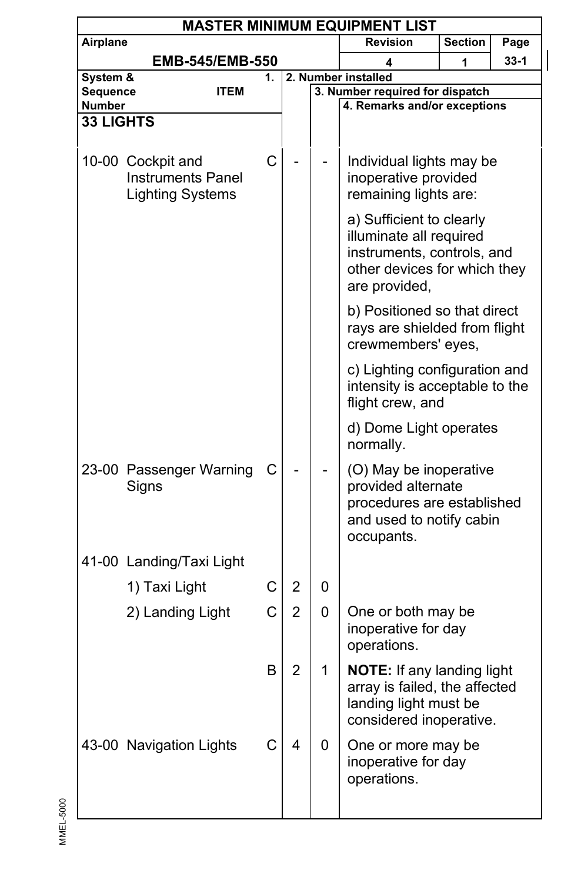# MASTER MINIMUM EQUIPMENT LIST

| Airplane | Revision | Section | Page |
|---|---|---|---|
| EMB-545/EMB-550 | 4 | 1 | 33-1 |

| System & Sequence Number | ITEM | 1. | 2. Number installed | 3. Number required for dispatch | 4. Remarks and/or exceptions |
|---|---|---|---|---|---|
| **33 LIGHTS** | | | | | |
| 10-00 | Cockpit and Instruments Panel Lighting Systems | C | - | - | Individual lights may be inoperative provided remaining lights are:<br><br>a) Sufficient to clearly illuminate all required instruments, controls, and other devices for which they are provided,<br><br>b) Positioned so that direct rays are shielded from flight crewmembers' eyes,<br><br>c) Lighting configuration and intensity is acceptable to the flight crew, and<br><br>d) Dome Light operates normally. |
| 23-00 | Passenger Warning Signs | C | - | - | (O) May be inoperative provided alternate procedures are established and used to notify cabin occupants. |
| 41-00 | Landing/Taxi Light | | | | |
| | 1) Taxi Light | C | 2 | 0 | |
| | 2) Landing Light | C | 2 | 0 | One or both may be inoperative for day operations. |
| | | B | 2 | 1 | **NOTE:** If any landing light array is failed, the affected landing light must be considered inoperative. |
| 43-00 | Navigation Lights | C | 4 | 0 | One or more may be inoperative for day operations. |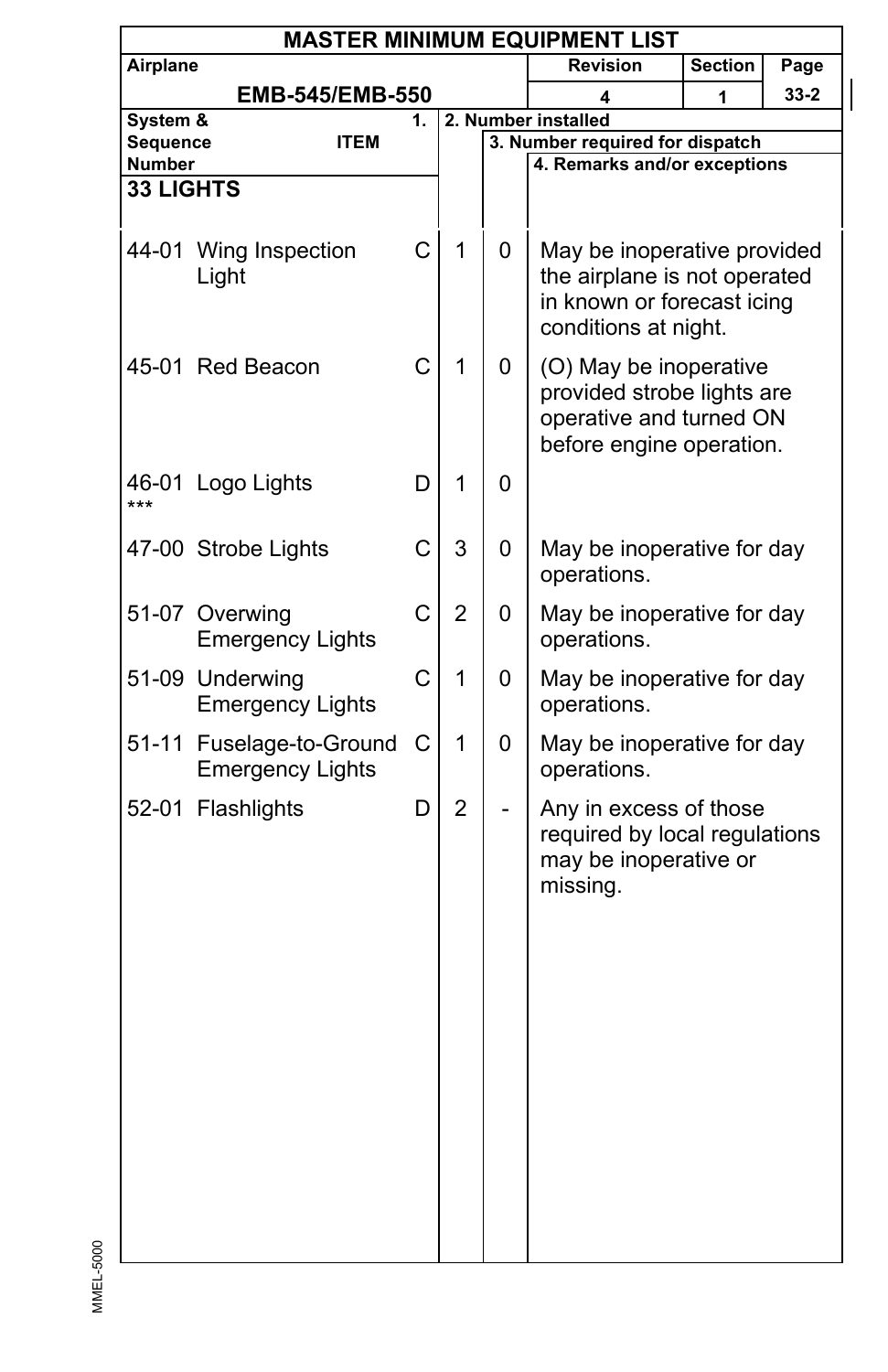| MASTER MINIMUM EQUIPMENT LIST | | | | |
|---|---|---|---|---|
| **Airplane** | | **Revision** | **Section** | **Page** |
| **EMB-545/EMB-550** | | **4** | **1** | **33-2** |

| System & Sequence Number | ITEM | 1. | 2. Number installed | 3. Number required for dispatch | 4. Remarks and/or exceptions |
|---|---|---|---|---|---|
| **33 LIGHTS** | | | | | |
| 44-01 | Wing Inspection Light | C | 1 | 0 | May be inoperative provided the airplane is not operated in known or forecast icing conditions at night. |
| 45-01 | Red Beacon | C | 1 | 0 | (O) May be inoperative provided strobe lights are operative and turned ON before engine operation. |
| 46-01 *** | Logo Lights | D | 1 | 0 | |
| 47-00 | Strobe Lights | C | 3 | 0 | May be inoperative for day operations. |
| 51-07 | Overwing Emergency Lights | C | 2 | 0 | May be inoperative for day operations. |
| 51-09 | Underwing Emergency Lights | C | 1 | 0 | May be inoperative for day operations. |
| 51-11 | Fuselage-to-Ground Emergency Lights | C | 1 | 0 | May be inoperative for day operations. |
| 52-01 | Flashlights | D | 2 | - | Any in excess of those required by local regulations may be inoperative or missing. |

MMEL-5000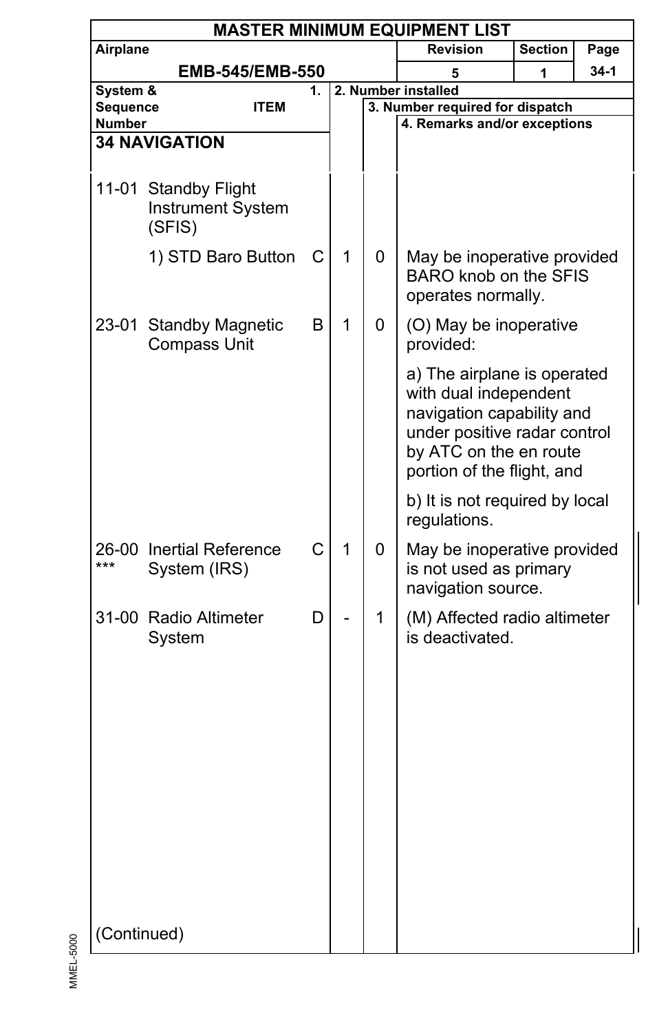| MASTER MINIMUM EQUIPMENT LIST | | | | |
|---|---|---|---|---|
| Airplane: EMB-545/EMB-550 | | Revision: 5 | Section: 1 | Page: 34-1 |

| System & Sequence Number | ITEM | 1. | 2. Number installed | 3. Number required for dispatch | 4. Remarks and/or exceptions |
|---|---|---|---|---|---|
| **34 NAVIGATION** | | | | | |
| 11-01 | Standby Flight Instrument System (SFIS) | | | | |
| | 1) STD Baro Button | C | 1 | 0 | May be inoperative provided BARO knob on the SFIS operates normally. |
| 23-01 | Standby Magnetic Compass Unit | B | 1 | 0 | (O) May be inoperative provided:<br><br>a) The airplane is operated with dual independent navigation capability and under positive radar control by ATC on the en route portion of the flight, and<br><br>b) It is not required by local regulations. |
| 26-00 *** | Inertial Reference System (IRS) | C | 1 | 0 | May be inoperative provided is not used as primary navigation source. |
| 31-00 | Radio Altimeter System | D | - | 1 | (M) Affected radio altimeter is deactivated. |

(Continued)

MMEL-5000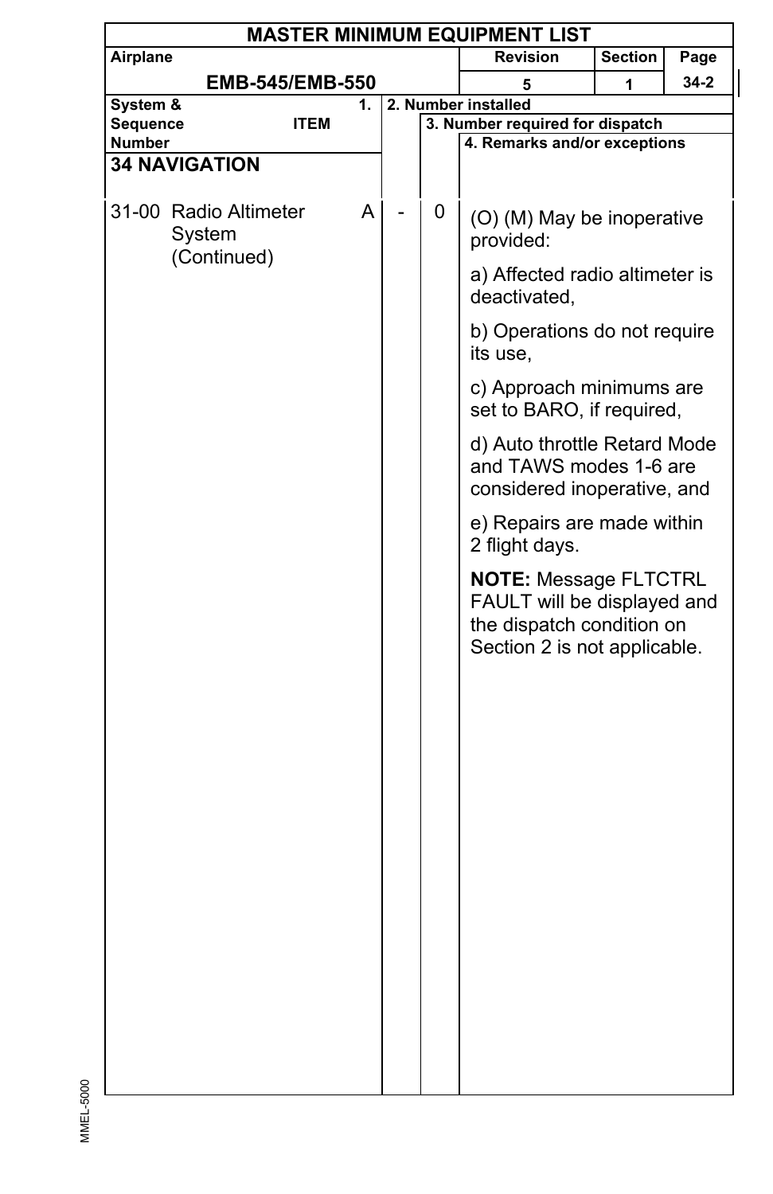| System & Sequence Number | 1. ITEM | | 2. Number installed | 3. Number required for dispatch | 4. Remarks and/or exceptions |
|---|---|---|---|---|---|
| **34 NAVIGATION** | | | | | |
| 31-00 | Radio Altimeter System (Continued) | A | - | 0 | (O) (M) May be inoperative provided:<br><br>a) Affected radio altimeter is deactivated,<br><br>b) Operations do not require its use,<br><br>c) Approach minimums are set to BARO, if required,<br><br>d) Auto throttle Retard Mode and TAWS modes 1-6 are considered inoperative, and<br><br>e) Repairs are made within 2 flight days.<br><br>**NOTE:** Message FLTCTRL FAULT will be displayed and the dispatch condition on Section 2 is not applicable. |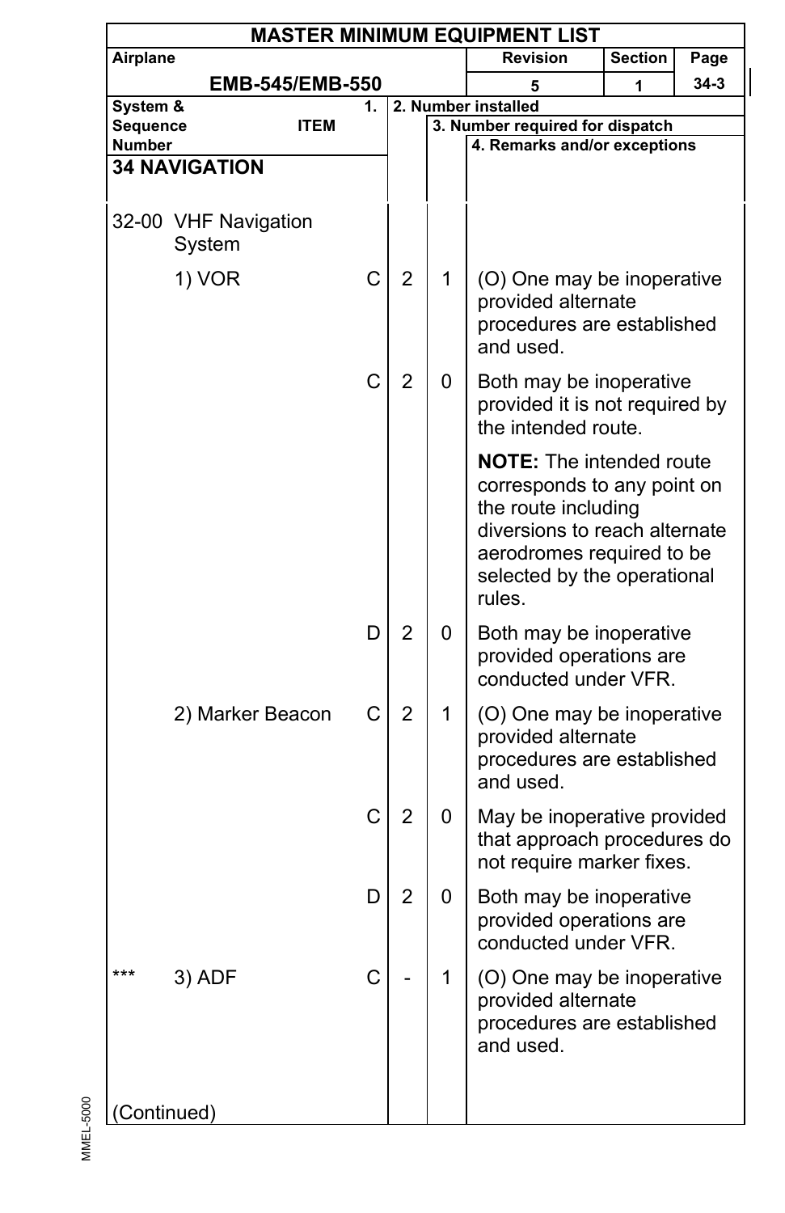# MASTER MINIMUM EQUIPMENT LIST

| Airplane | Revision | Section | Page |
|---|---|---|---|
| EMB-545/EMB-550 | 5 | 1 | 34-3 |

| System & Sequence Number | ITEM | 1. | 2. Number installed | 3. Number required for dispatch | 4. Remarks and/or exceptions |
|---|---|---|---|---|---|
| **34 NAVIGATION** | | | | | |
| 32-00 | VHF Navigation System | | | | |
| | 1) VOR | C | 2 | 1 | (O) One may be inoperative provided alternate procedures are established and used. |
| | | C | 2 | 0 | Both may be inoperative provided it is not required by the intended route.<br><br>**NOTE:** The intended route corresponds to any point on the route including diversions to reach alternate aerodromes required to be selected by the operational rules. |
| | | D | 2 | 0 | Both may be inoperative provided operations are conducted under VFR. |
| | 2) Marker Beacon | C | 2 | 1 | (O) One may be inoperative provided alternate procedures are established and used. |
| | | C | 2 | 0 | May be inoperative provided that approach procedures do not require marker fixes. |
| | | D | 2 | 0 | Both may be inoperative provided operations are conducted under VFR. |
| *** | 3) ADF | C | - | 1 | (O) One may be inoperative provided alternate procedures are established and used. |
| (Continued) | | | | | |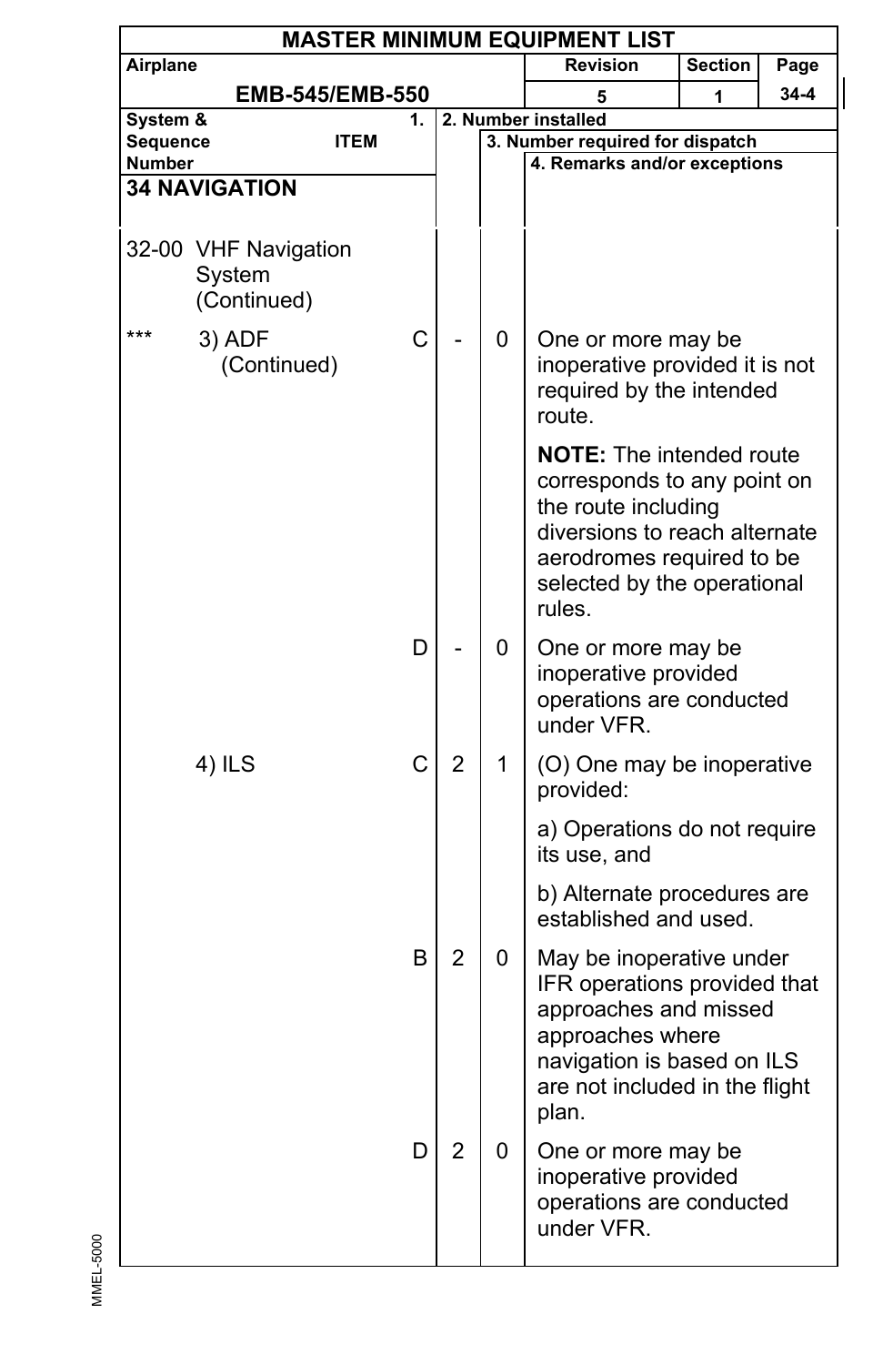# MASTER MINIMUM EQUIPMENT LIST

| Airplane | Revision | Section | Page |
|---|---|---|---|
| EMB-545/EMB-550 | 5 | 1 | 34-4 |

| System & Sequence Number / ITEM | 1. | 2. Number installed | 3. Number required for dispatch | 4. Remarks and/or exceptions |
|---|---|---|---|---|
| **34 NAVIGATION** | | | | |
| 32-00 VHF Navigation System (Continued) | | | | |
| *** 3) ADF (Continued) | C | - | 0 | One or more may be inoperative provided it is not required by the intended route.<br><br>**NOTE:** The intended route corresponds to any point on the route including diversions to reach alternate aerodromes required to be selected by the operational rules. |
| | D | - | 0 | One or more may be inoperative provided operations are conducted under VFR. |
| 4) ILS | C | 2 | 1 | (O) One may be inoperative provided:<br><br>a) Operations do not require its use, and<br><br>b) Alternate procedures are established and used. |
| | B | 2 | 0 | May be inoperative under IFR operations provided that approaches and missed approaches where navigation is based on ILS are not included in the flight plan. |
| | D | 2 | 0 | One or more may be inoperative provided operations are conducted under VFR. |

MMEL-5000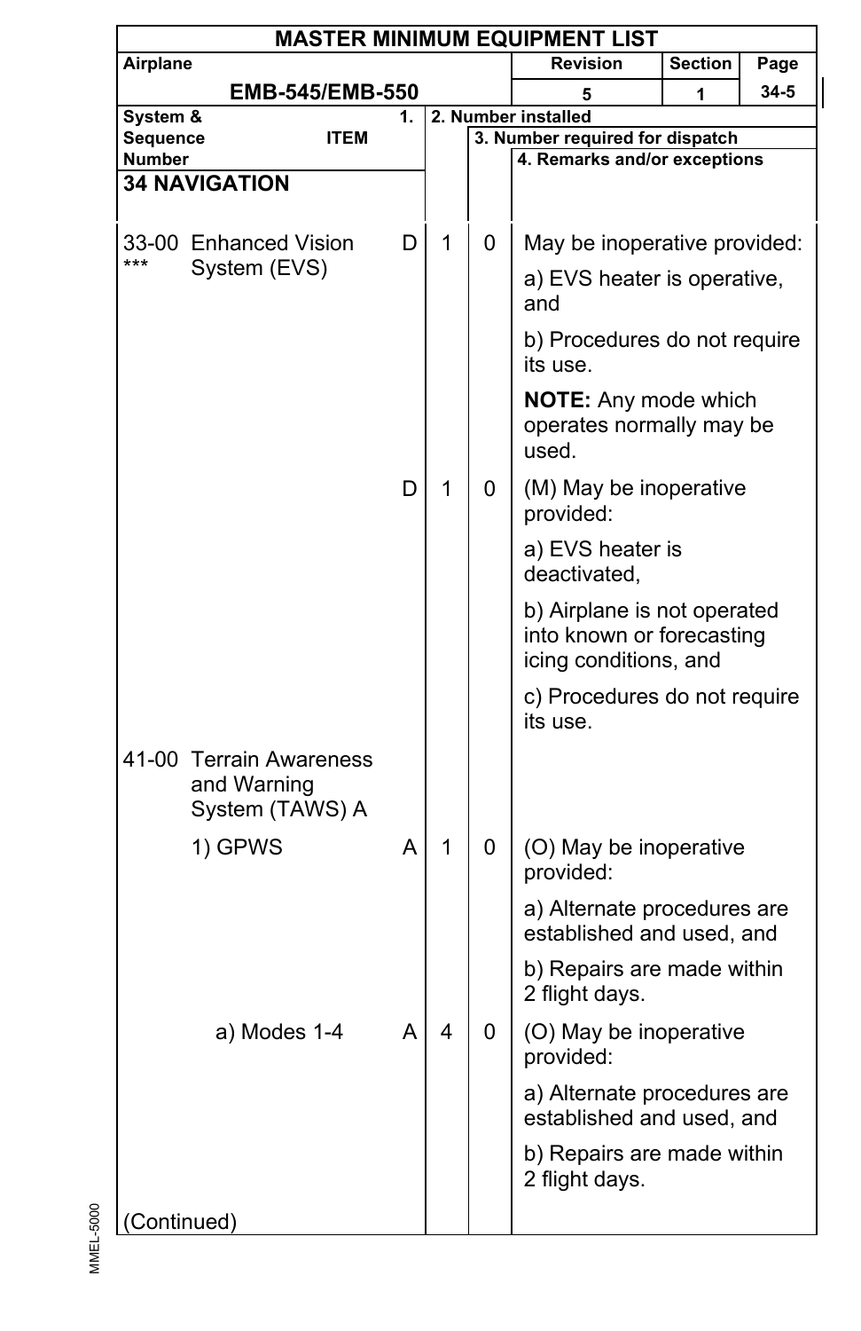# MASTER MINIMUM EQUIPMENT LIST

| Airplane | Revision | Section | Page |
|---|---|---|---|
| EMB-545/EMB-550 | 5 | 1 | 34-5 |

| System & Sequence Number | ITEM | 1. | 2. Number installed | 3. Number required for dispatch | 4. Remarks and/or exceptions |
|---|---|---|---|---|---|
| **34 NAVIGATION** | | | | | |
| 33-00 *** | Enhanced Vision System (EVS) | D | 1 | 0 | May be inoperative provided:<br>a) EVS heater is operative, and<br>b) Procedures do not require its use.<br>**NOTE:** Any mode which operates normally may be used. |
| | | D | 1 | 0 | (M) May be inoperative provided:<br>a) EVS heater is deactivated,<br>b) Airplane is not operated into known or forecasting icing conditions, and<br>c) Procedures do not require its use. |
| 41-00 | Terrain Awareness and Warning System (TAWS) A | | | | |
| | 1) GPWS | A | 1 | 0 | (O) May be inoperative provided:<br>a) Alternate procedures are established and used, and<br>b) Repairs are made within 2 flight days. |
| | a) Modes 1-4 | A | 4 | 0 | (O) May be inoperative provided:<br>a) Alternate procedures are established and used, and<br>b) Repairs are made within 2 flight days. |

(Continued)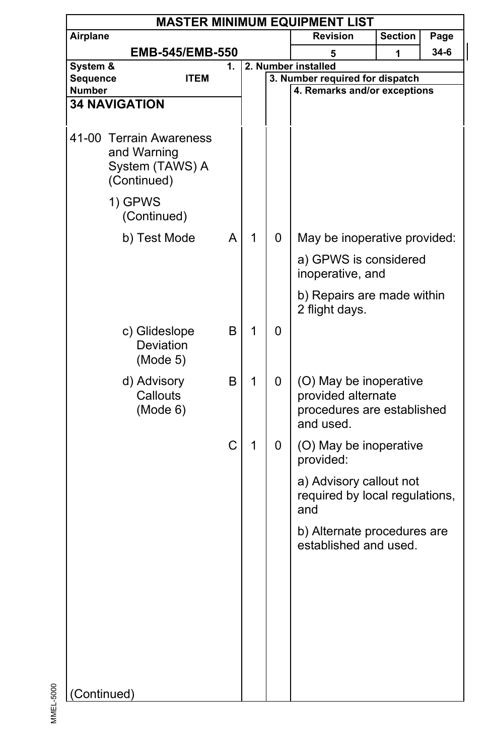# MASTER MINIMUM EQUIPMENT LIST

| Airplane | Revision | Section | Page |
|---|---|---|---|
| EMB-545/EMB-550 | 5 | 1 | 34-6 |

| System & Sequence Number ITEM | 1. | 2. Number installed | 3. Number required for dispatch | 4. Remarks and/or exceptions |
|---|---|---|---|---|
| **34 NAVIGATION** | | | | |
| 41-00 Terrain Awareness and Warning System (TAWS) A (Continued) | | | | |
| 1) GPWS (Continued) | | | | |
| b) Test Mode | A | 1 | 0 | May be inoperative provided:<br><br>a) GPWS is considered inoperative, and<br><br>b) Repairs are made within 2 flight days. |
| c) Glideslope Deviation (Mode 5) | B | 1 | 0 | |
| d) Advisory Callouts (Mode 6) | B | 1 | 0 | (O) May be inoperative provided alternate procedures are established and used. |
| | C | 1 | 0 | (O) May be inoperative provided:<br><br>a) Advisory callout not required by local regulations, and<br><br>b) Alternate procedures are established and used. |
| (Continued) | | | | |

MMEL-5000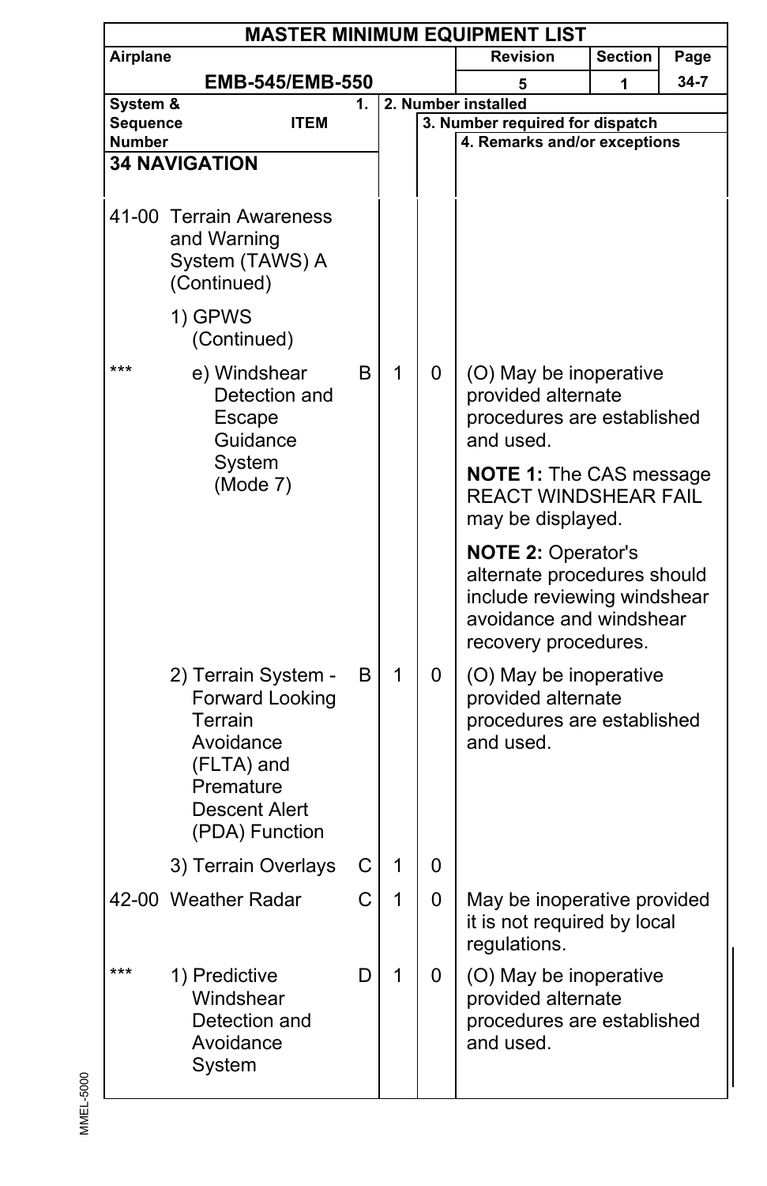**MASTER MINIMUM EQUIPMENT LIST**

| Airplane | Revision | Section | Page |
|---|---|---|---|
| EMB-545/EMB-550 | 5 | 1 | 34-7 |

| System & Sequence Number | ITEM | 1. | 2. Number installed | 3. Number required for dispatch | 4. Remarks and/or exceptions |
|---|---|---|---|---|---|
| **34 NAVIGATION** | | | | | |
| 41-00 | Terrain Awareness and Warning System (TAWS) A (Continued) | | | | |
| | 1) GPWS (Continued) | | | | |
| *** | e) Windshear Detection and Escape Guidance System (Mode 7) | B | 1 | 0 | (O) May be inoperative provided alternate procedures are established and used.<br><br>**NOTE 1:** The CAS message REACT WINDSHEAR FAIL may be displayed.<br><br>**NOTE 2:** Operator's alternate procedures should include reviewing windshear avoidance and windshear recovery procedures. |
| | 2) Terrain System - Forward Looking Terrain Avoidance (FLTA) and Premature Descent Alert (PDA) Function | B | 1 | 0 | (O) May be inoperative provided alternate procedures are established and used. |
| | 3) Terrain Overlays | C | 1 | 0 | |
| 42-00 | Weather Radar | C | 1 | 0 | May be inoperative provided it is not required by local regulations. |
| *** | 1) Predictive Windshear Detection and Avoidance System | D | 1 | 0 | (O) May be inoperative provided alternate procedures are established and used. |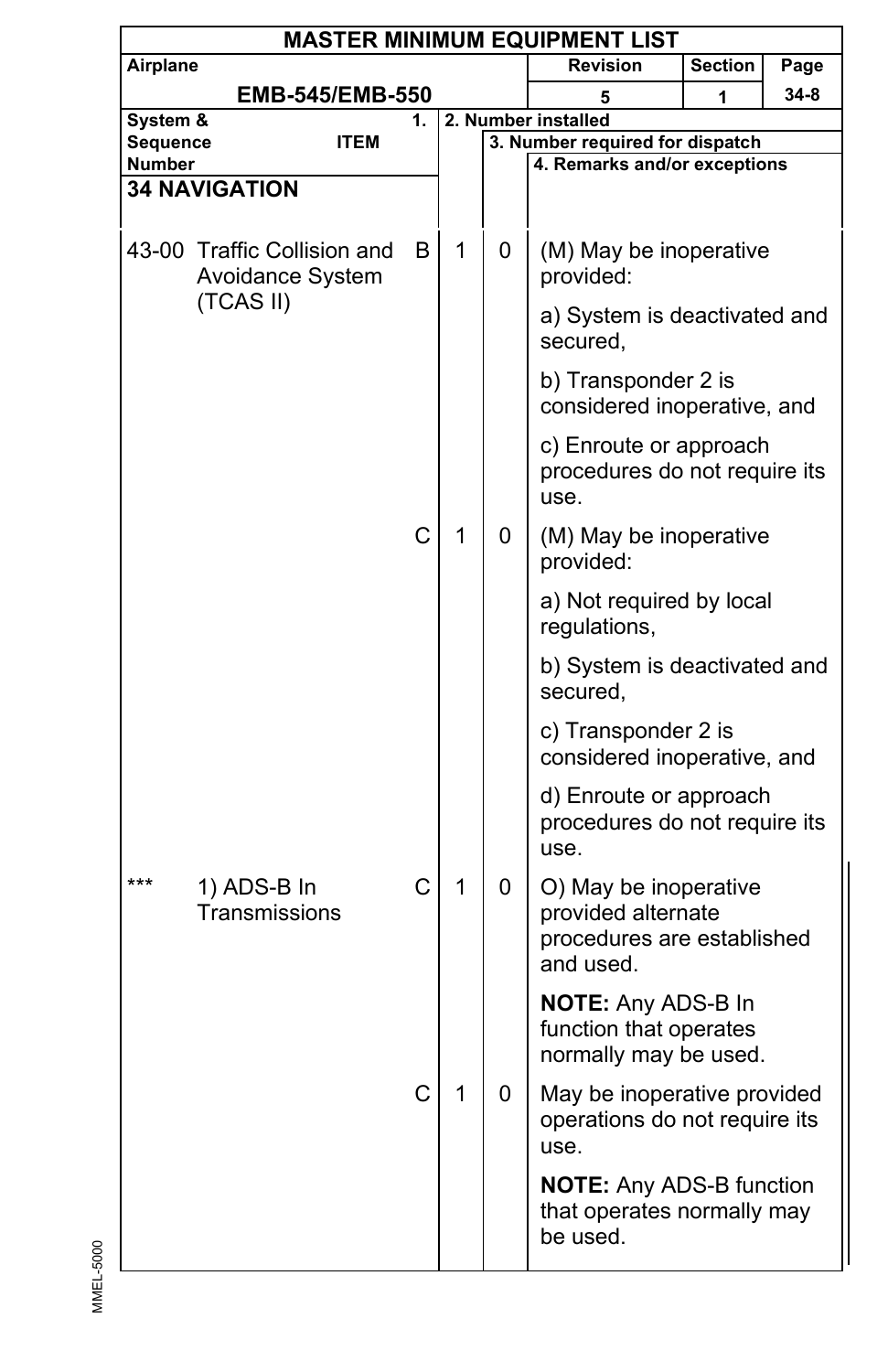| MASTER MINIMUM EQUIPMENT LIST | | | |
|---|---|---|---|
| Airplane | Revision | Section | Page |
| EMB-545/EMB-550 | 5 | 1 | 34-8 |

| System & Sequence Number | ITEM | 1. | 2. Number installed | 3. Number required for dispatch | 4. Remarks and/or exceptions |
|---|---|---|---|---|---|
| **34 NAVIGATION** | | | | | |
| 43-00 | Traffic Collision and Avoidance System (TCAS II) | B | 1 | 0 | (M) May be inoperative provided:<br><br>a) System is deactivated and secured,<br><br>b) Transponder 2 is considered inoperative, and<br><br>c) Enroute or approach procedures do not require its use. |
| | | C | 1 | 0 | (M) May be inoperative provided:<br><br>a) Not required by local regulations,<br><br>b) System is deactivated and secured,<br><br>c) Transponder 2 is considered inoperative, and<br><br>d) Enroute or approach procedures do not require its use. |
| *** | 1) ADS-B In Transmissions | C | 1 | 0 | O) May be inoperative provided alternate procedures are established and used.<br><br>**NOTE:** Any ADS-B In function that operates normally may be used. |
| | | C | 1 | 0 | May be inoperative provided operations do not require its use.<br><br>**NOTE:** Any ADS-B function that operates normally may be used. |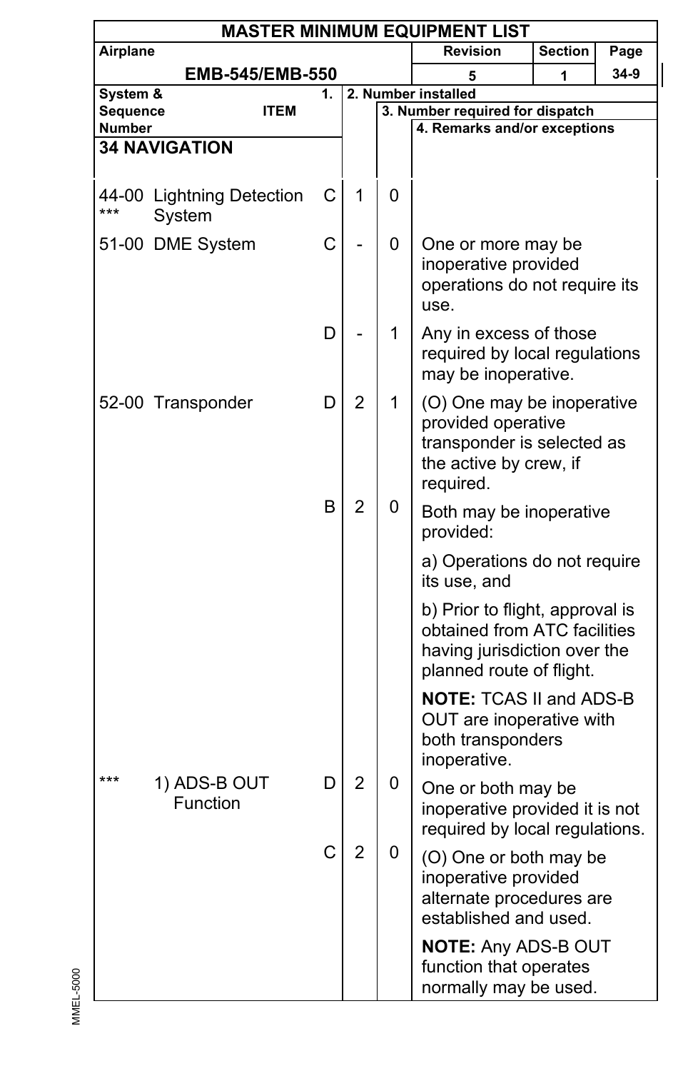| MASTER MINIMUM EQUIPMENT LIST | | | | |
|---|---|---|---|---|
| Airplane: EMB-545/EMB-550 | Revision: 5 | Section: 1 | Page: 34-9 | |

| System & Sequence Number | ITEM | 1. | 2. Number installed | 3. Number required for dispatch | 4. Remarks and/or exceptions |
|---|---|---|---|---|---|
| **34 NAVIGATION** | | | | | |
| 44-00 *** | Lightning Detection System | C | 1 | 0 | |
| 51-00 | DME System | C | - | 0 | One or more may be inoperative provided operations do not require its use. |
| | | D | - | 1 | Any in excess of those required by local regulations may be inoperative. |
| 52-00 | Transponder | D | 2 | 1 | (O) One may be inoperative provided operative transponder is selected as the active by crew, if required. |
| | | B | 2 | 0 | Both may be inoperative provided:<br>a) Operations do not require its use, and<br>b) Prior to flight, approval is obtained from ATC facilities having jurisdiction over the planned route of flight.<br>**NOTE:** TCAS II and ADS-B OUT are inoperative with both transponders inoperative. |
| *** | 1) ADS-B OUT Function | D | 2 | 0 | One or both may be inoperative provided it is not required by local regulations. |
| | | C | 2 | 0 | (O) One or both may be inoperative provided alternate procedures are established and used.<br>**NOTE:** Any ADS-B OUT function that operates normally may be used. |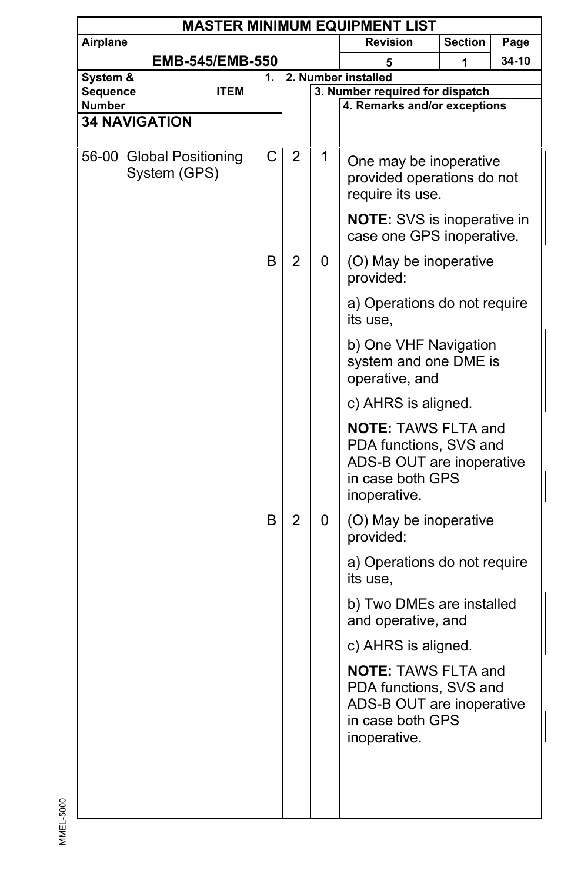**MASTER MINIMUM EQUIPMENT LIST**

| Airplane | Revision | Section | Page |
|---|---|---|---|
| EMB-545/EMB-550 | 5 | 1 | 34-10 |

| System & Sequence Number | ITEM | 1. | 2. Number installed | 3. Number required for dispatch | 4. Remarks and/or exceptions |
|---|---|---|---|---|---|
| **34 NAVIGATION** | | | | | |
| 56-00 | Global Positioning System (GPS) | C | 2 | 1 | One may be inoperative provided operations do not require its use.<br><br>**NOTE:** SVS is inoperative in case one GPS inoperative. |
| | | B | 2 | 0 | (O) May be inoperative provided:<br><br>a) Operations do not require its use,<br><br>b) One VHF Navigation system and one DME is operative, and<br><br>c) AHRS is aligned.<br><br>**NOTE:** TAWS FLTA and PDA functions, SVS and ADS-B OUT are inoperative in case both GPS inoperative. |
| | | B | 2 | 0 | (O) May be inoperative provided:<br><br>a) Operations do not require its use,<br><br>b) Two DMEs are installed and operative, and<br><br>c) AHRS is aligned.<br><br>**NOTE:** TAWS FLTA and PDA functions, SVS and ADS-B OUT are inoperative in case both GPS inoperative. |

MMEL-5000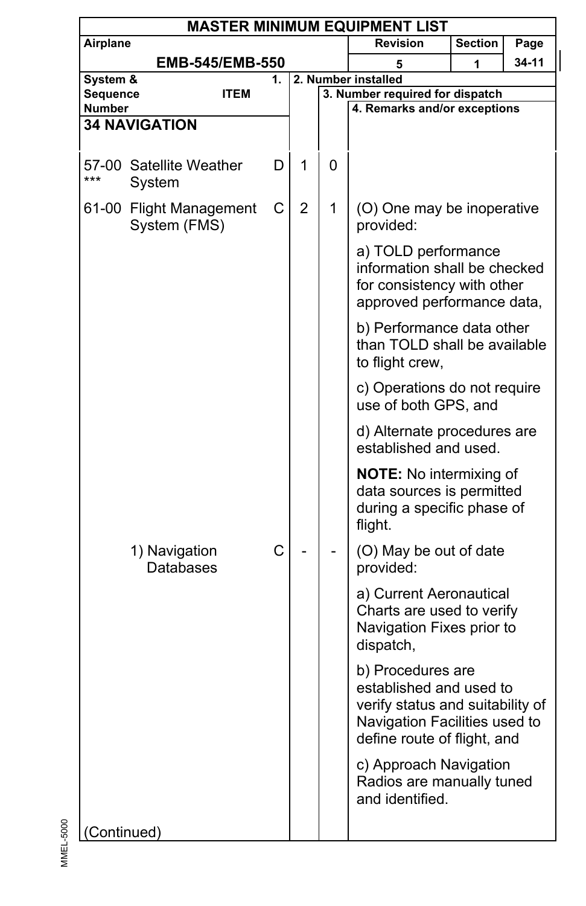**MASTER MINIMUM EQUIPMENT LIST**

| Airplane | Revision | Section | Page |
|---|---|---|---|
| EMB-545/EMB-550 | 5 | 1 | 34-11 |

| System & Sequence Number | ITEM | 1. | 2. Number installed | 3. Number required for dispatch | 4. Remarks and/or exceptions |
|---|---|---|---|---|---|
| **34 NAVIGATION** | | | | | |
| 57-00 *** | Satellite Weather System | D | 1 | 0 | |
| 61-00 | Flight Management System (FMS) | C | 2 | 1 | (O) One may be inoperative provided:<br><br>a) TOLD performance information shall be checked for consistency with other approved performance data,<br><br>b) Performance data other than TOLD shall be available to flight crew,<br><br>c) Operations do not require use of both GPS, and<br><br>d) Alternate procedures are established and used.<br><br>**NOTE:** No intermixing of data sources is permitted during a specific phase of flight. |
| | 1) Navigation Databases | C | - | - | (O) May be out of date provided:<br><br>a) Current Aeronautical Charts are used to verify Navigation Fixes prior to dispatch,<br><br>b) Procedures are established and used to verify status and suitability of Navigation Facilities used to define route of flight, and<br><br>c) Approach Navigation Radios are manually tuned and identified. |

(Continued)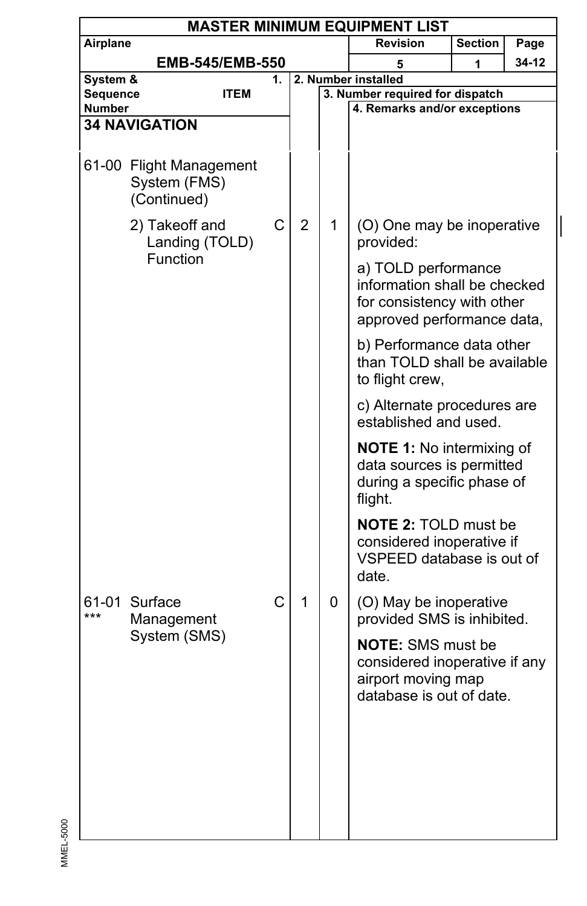# MASTER MINIMUM EQUIPMENT LIST

| Airplane | Revision | Section | Page |
|---|---|---|---|
| EMB-545/EMB-550 | 5 | 1 | 34-12 |

| System & Sequence Number | ITEM | 1. | 2. Number installed | 3. Number required for dispatch | 4. Remarks and/or exceptions |
|---|---|---|---|---|---|
| **34 NAVIGATION** | | | | | |
| 61-00 | Flight Management System (FMS) (Continued) | | | | |
| | 2) Takeoff and Landing (TOLD) Function | C | 2 | 1 | (O) One may be inoperative provided:<br><br>a) TOLD performance information shall be checked for consistency with other approved performance data,<br><br>b) Performance data other than TOLD shall be available to flight crew,<br><br>c) Alternate procedures are established and used.<br><br>**NOTE 1:** No intermixing of data sources is permitted during a specific phase of flight.<br><br>**NOTE 2:** TOLD must be considered inoperative if VSPEED database is out of date. |
| 61-01 *** | Surface Management System (SMS) | C | 1 | 0 | (O) May be inoperative provided SMS is inhibited.<br><br>**NOTE:** SMS must be considered inoperative if any airport moving map database is out of date. |

MMEL-5000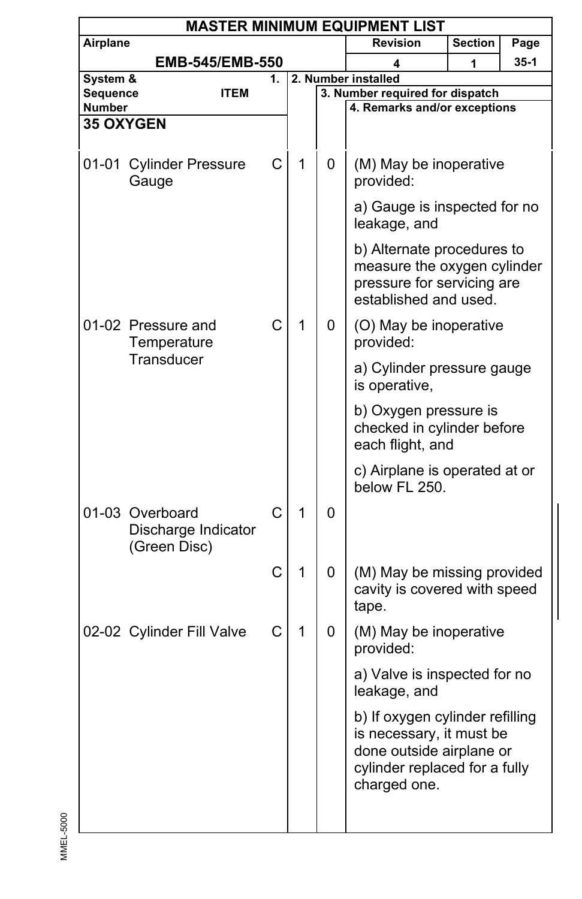| MASTER MINIMUM EQUIPMENT LIST | | | | | |
|---|---|---|---|---|---|
| Airplane: EMB-545/EMB-550 | | | Revision: 4 | Section: 1 | Page: 35-1 |

| System & Sequence Number | ITEM | 1. | 2. Number installed | 3. Number required for dispatch | 4. Remarks and/or exceptions |
|---|---|---|---|---|---|
| **35 OXYGEN** | | | | | |
| 01-01 | Cylinder Pressure Gauge | C | 1 | 0 | (M) May be inoperative provided: a) Gauge is inspected for no leakage, and b) Alternate procedures to measure the oxygen cylinder pressure for servicing are established and used. |
| 01-02 | Pressure and Temperature Transducer | C | 1 | 0 | (O) May be inoperative provided: a) Cylinder pressure gauge is operative, b) Oxygen pressure is checked in cylinder before each flight, and c) Airplane is operated at or below FL 250. |
| 01-03 | Overboard Discharge Indicator (Green Disc) | C | 1 | 0 | |
| | | C | 1 | 0 | (M) May be missing provided cavity is covered with speed tape. |
| 02-02 | Cylinder Fill Valve | C | 1 | 0 | (M) May be inoperative provided: a) Valve is inspected for no leakage, and b) If oxygen cylinder refilling is necessary, it must be done outside airplane or cylinder replaced for a fully charged one. |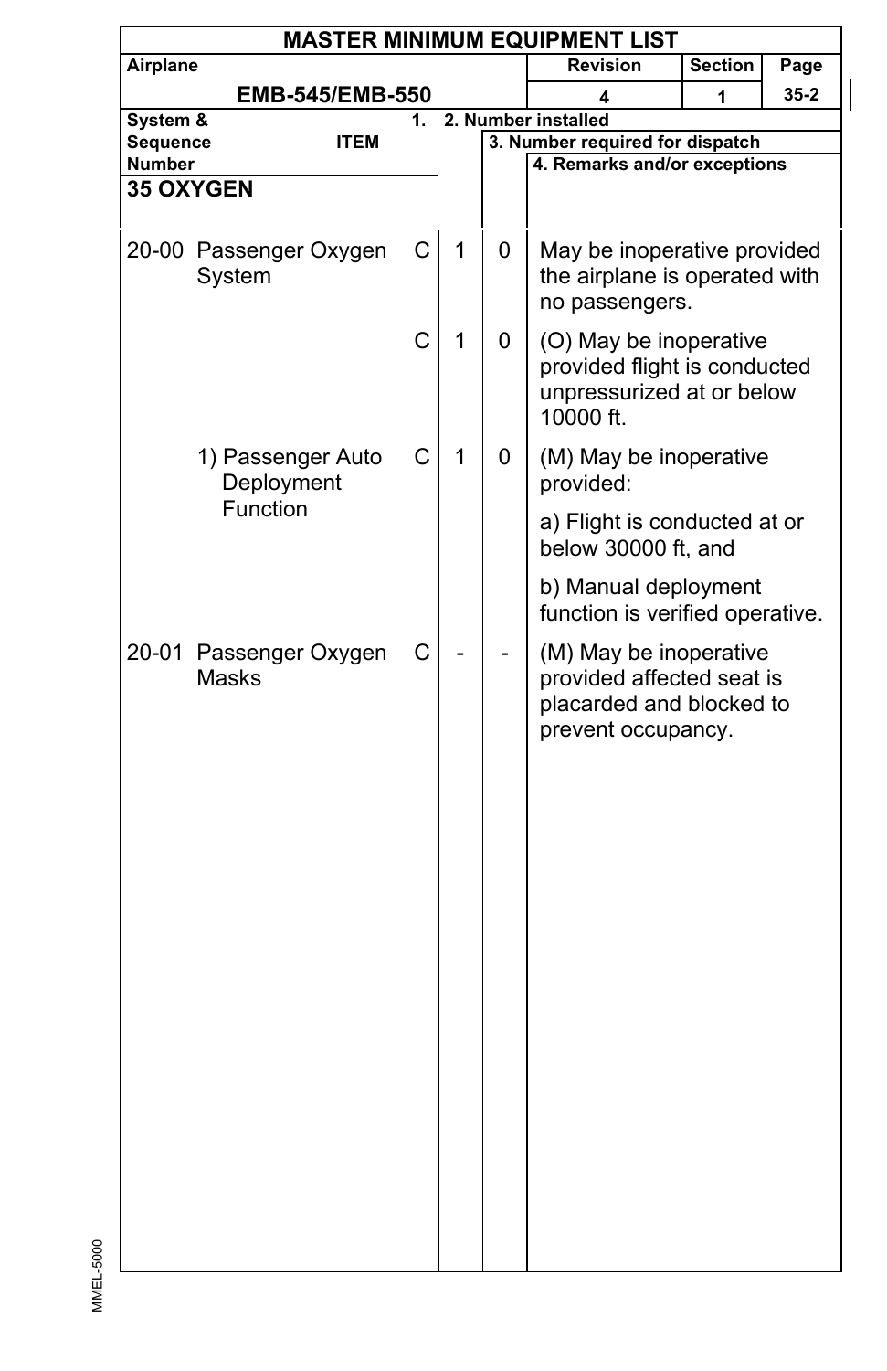| MASTER MINIMUM EQUIPMENT LIST | | | |
|---|---|---|---|
| Airplane | Revision | Section | Page |
| EMB-545/EMB-550 | 4 | 1 | 35-2 |

| System & Sequence Number | ITEM | 1. | 2. Number installed | 3. Number required for dispatch | 4. Remarks and/or exceptions |
|---|---|---|---|---|---|
| **35 OXYGEN** | | | | | |
| 20-00 | Passenger Oxygen System | C | 1 | 0 | May be inoperative provided the airplane is operated with no passengers. |
| | | C | 1 | 0 | (O) May be inoperative provided flight is conducted unpressurized at or below 10000 ft. |
| | 1) Passenger Auto Deployment Function | C | 1 | 0 | (M) May be inoperative provided:<br>a) Flight is conducted at or below 30000 ft, and<br>b) Manual deployment function is verified operative. |
| 20-01 | Passenger Oxygen Masks | C | - | - | (M) May be inoperative provided affected seat is placarded and blocked to prevent occupancy. |

MMEL-5000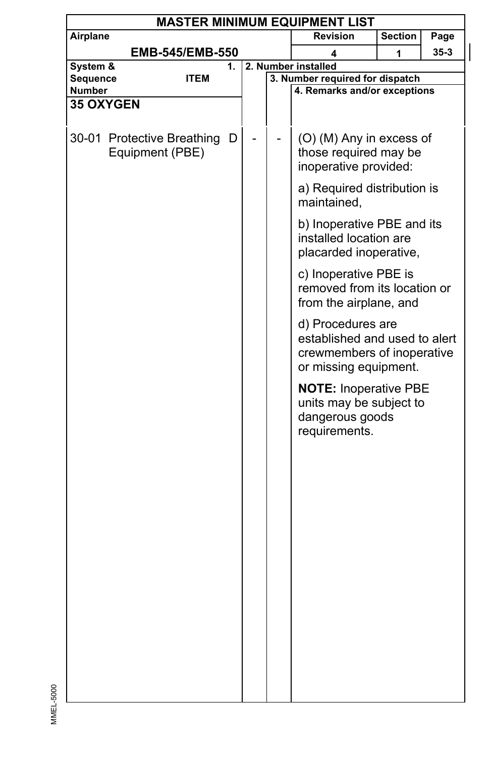# MASTER MINIMUM EQUIPMENT LIST

| Airplane | Revision | Section | Page |
|---|---|---|---|
| EMB-545/EMB-550 | 4 | 1 | 35-3 |

| System & Sequence Number | 1. ITEM | | 2. Number installed | 3. Number required for dispatch | 4. Remarks and/or exceptions |
|---|---|---|---|---|---|
| **35 OXYGEN** | | | | | |
| 30-01 | Protective Breathing Equipment (PBE) | D | - | - | (O) (M) Any in excess of those required may be inoperative provided:<br><br>a) Required distribution is maintained,<br><br>b) Inoperative PBE and its installed location are placarded inoperative,<br><br>c) Inoperative PBE is removed from its location or from the airplane, and<br><br>d) Procedures are established and used to alert crewmembers of inoperative or missing equipment.<br><br>**NOTE:** Inoperative PBE units may be subject to dangerous goods requirements. |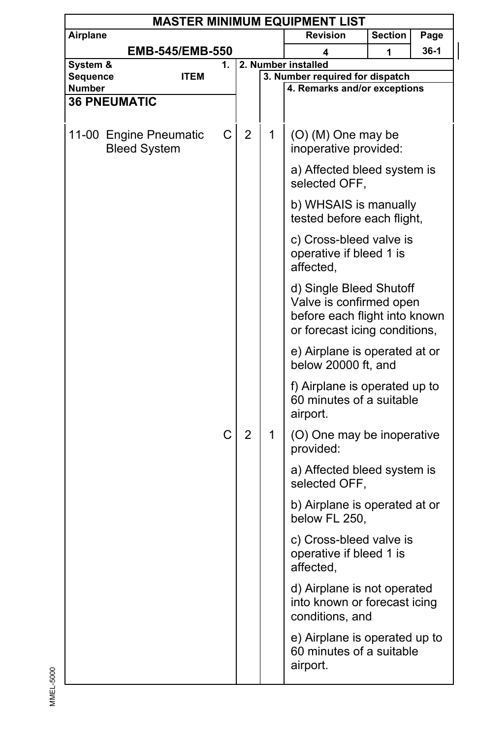# MASTER MINIMUM EQUIPMENT LIST

| Airplane | Revision | Section | Page |
|---|---|---|---|
| EMB-545/EMB-550 | 4 | 1 | 36-1 |

| System & Sequence Number | 1. ITEM | | 2. Number installed | 3. Number required for dispatch | 4. Remarks and/or exceptions |
|---|---|---|---|---|---|
| **36 PNEUMATIC** | | | | | |
| 11-00 | Engine Pneumatic Bleed System | C | 2 | 1 | (O) (M) One may be inoperative provided:<br><br>a) Affected bleed system is selected OFF,<br><br>b) WHSAIS is manually tested before each flight,<br><br>c) Cross-bleed valve is operative if bleed 1 is affected,<br><br>d) Single Bleed Shutoff Valve is confirmed open before each flight into known or forecast icing conditions,<br><br>e) Airplane is operated at or below 20000 ft, and<br><br>f) Airplane is operated up to 60 minutes of a suitable airport. |
| | | C | 2 | 1 | (O) One may be inoperative provided:<br><br>a) Affected bleed system is selected OFF,<br><br>b) Airplane is operated at or below FL 250,<br><br>c) Cross-bleed valve is operative if bleed 1 is affected,<br><br>d) Airplane is not operated into known or forecast icing conditions, and<br><br>e) Airplane is operated up to 60 minutes of a suitable airport. |

MMEL-5000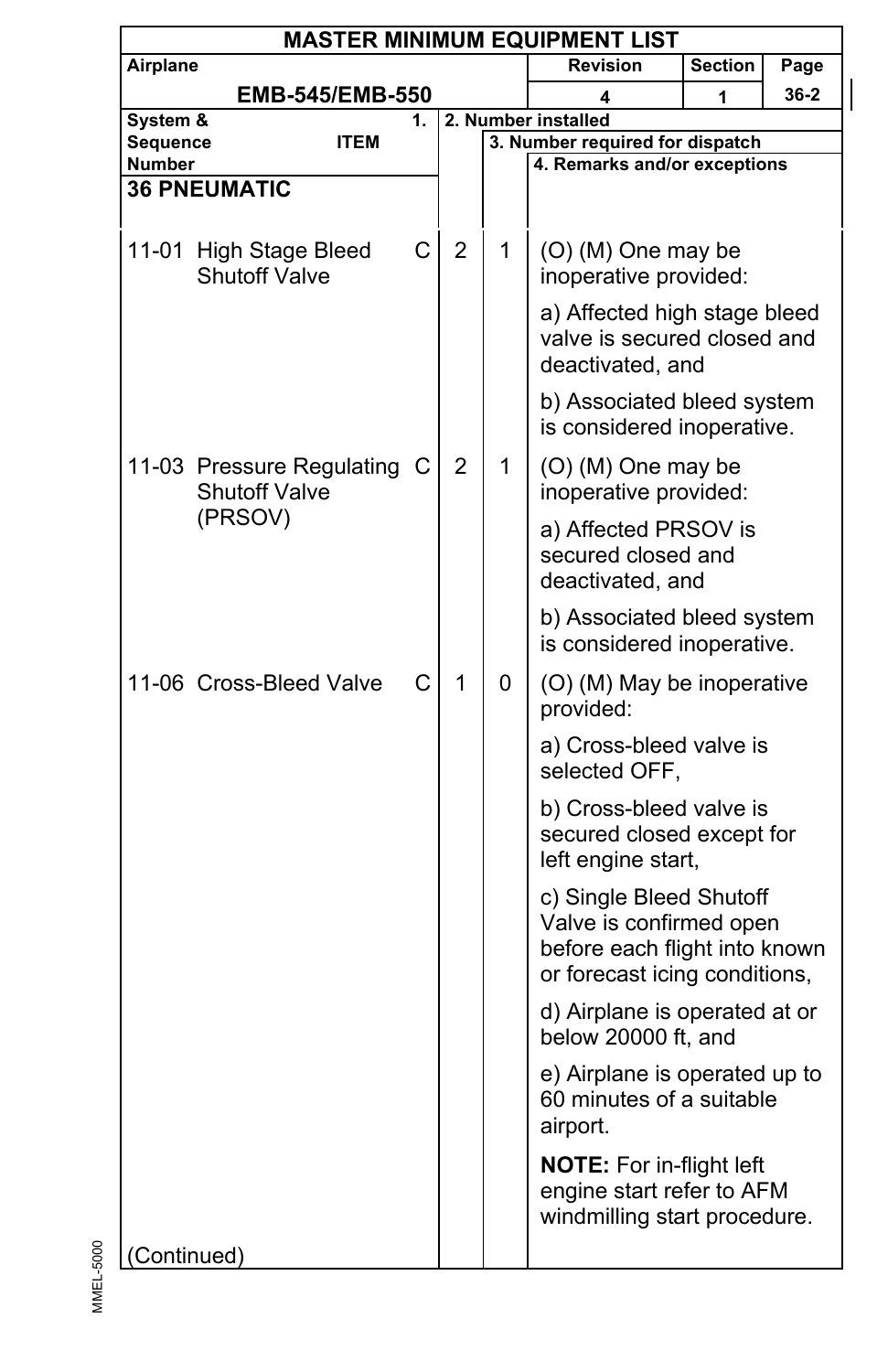## MASTER MINIMUM EQUIPMENT LIST

| Airplane | Revision | Section | Page |
|---|---|---|---|
| EMB-545/EMB-550 | 4 | 1 | 36-2 |

| System & Sequence Number | ITEM | 1. | 2. Number installed | 3. Number required for dispatch | 4. Remarks and/or exceptions |
|---|---|---|---|---|---|
| **36 PNEUMATIC** | | | | | |
| 11-01 | High Stage Bleed Shutoff Valve | C | 2 | 1 | (O) (M) One may be inoperative provided:<br><br>a) Affected high stage bleed valve is secured closed and deactivated, and<br><br>b) Associated bleed system is considered inoperative. |
| 11-03 | Pressure Regulating Shutoff Valve (PRSOV) | C | 2 | 1 | (O) (M) One may be inoperative provided:<br><br>a) Affected PRSOV is secured closed and deactivated, and<br><br>b) Associated bleed system is considered inoperative. |
| 11-06 | Cross-Bleed Valve | C | 1 | 0 | (O) (M) May be inoperative provided:<br><br>a) Cross-bleed valve is selected OFF,<br><br>b) Cross-bleed valve is secured closed except for left engine start,<br><br>c) Single Bleed Shutoff Valve is confirmed open before each flight into known or forecast icing conditions,<br><br>d) Airplane is operated at or below 20000 ft, and<br><br>e) Airplane is operated up to 60 minutes of a suitable airport.<br><br>**NOTE:** For in-flight left engine start refer to AFM windmilling start procedure. |

(Continued)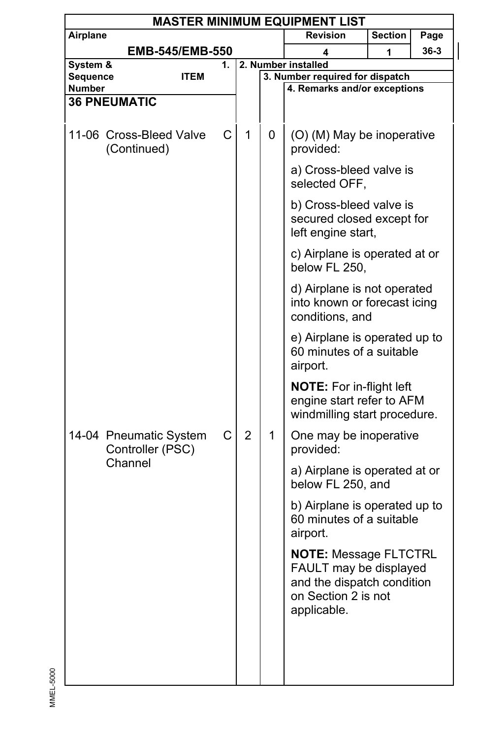# MASTER MINIMUM EQUIPMENT LIST

| Airplane | Revision | Section | Page |
|---|---|---|---|
| EMB-545/EMB-550 | 4 | 1 | 36-3 |

| System & Sequence Number | ITEM | 1. | 2. Number installed | 3. Number required for dispatch | 4. Remarks and/or exceptions |
|---|---|---|---|---|---|
| **36 PNEUMATIC** | | | | | |
| 11-06 | Cross-Bleed Valve (Continued) | C | 1 | 0 | (O) (M) May be inoperative provided:<br><br>a) Cross-bleed valve is selected OFF,<br><br>b) Cross-bleed valve is secured closed except for left engine start,<br><br>c) Airplane is operated at or below FL 250,<br><br>d) Airplane is not operated into known or forecast icing conditions, and<br><br>e) Airplane is operated up to 60 minutes of a suitable airport.<br><br>**NOTE:** For in-flight left engine start refer to AFM windmilling start procedure. |
| 14-04 | Pneumatic System Controller (PSC) Channel | C | 2 | 1 | One may be inoperative provided:<br><br>a) Airplane is operated at or below FL 250, and<br><br>b) Airplane is operated up to 60 minutes of a suitable airport.<br><br>**NOTE:** Message FLTCTRL FAULT may be displayed and the dispatch condition on Section 2 is not applicable. |

MMEL-5000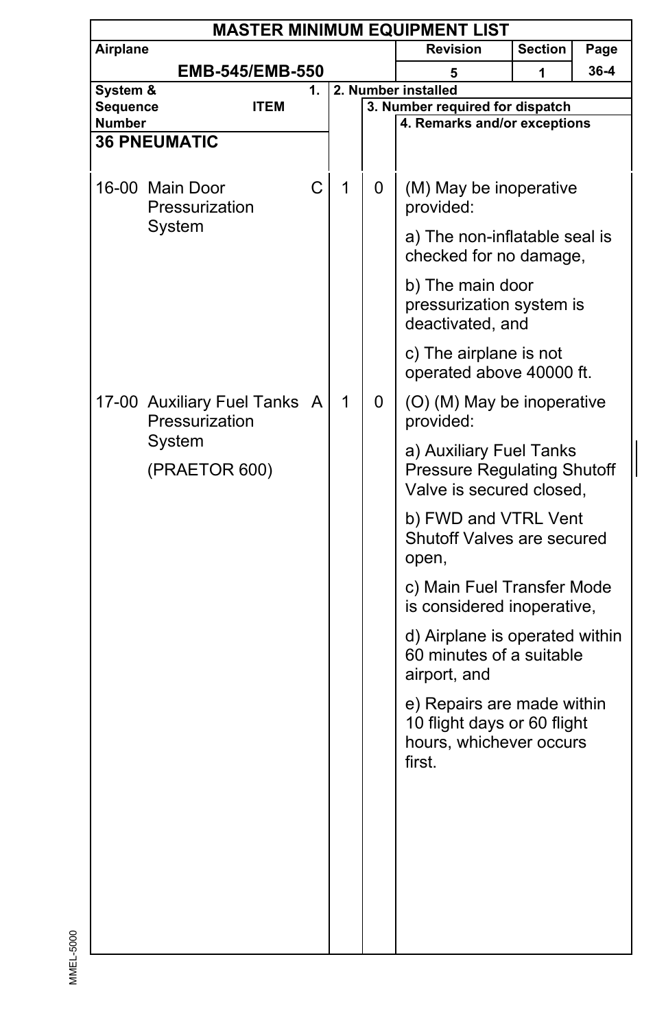| System & Sequence Number | ITEM | 1. | 2. Number installed | 3. Number required for dispatch | 4. Remarks and/or exceptions |
|---|---|---|---|---|---|
| **36 PNEUMATIC** | | | | | |
| 16-00 | Main Door Pressurization System | C | 1 | 0 | (M) May be inoperative provided:<br><br>a) The non-inflatable seal is checked for no damage,<br><br>b) The main door pressurization system is deactivated, and<br><br>c) The airplane is not operated above 40000 ft. |
| 17-00 | Auxiliary Fuel Tanks Pressurization System<br><br>(PRAETOR 600) | A | 1 | 0 | (O) (M) May be inoperative provided:<br><br>a) Auxiliary Fuel Tanks Pressure Regulating Shutoff Valve is secured closed,<br><br>b) FWD and VTRL Vent Shutoff Valves are secured open,<br><br>c) Main Fuel Transfer Mode is considered inoperative,<br><br>d) Airplane is operated within 60 minutes of a suitable airport, and<br><br>e) Repairs are made within 10 flight days or 60 flight hours, whichever occurs first. |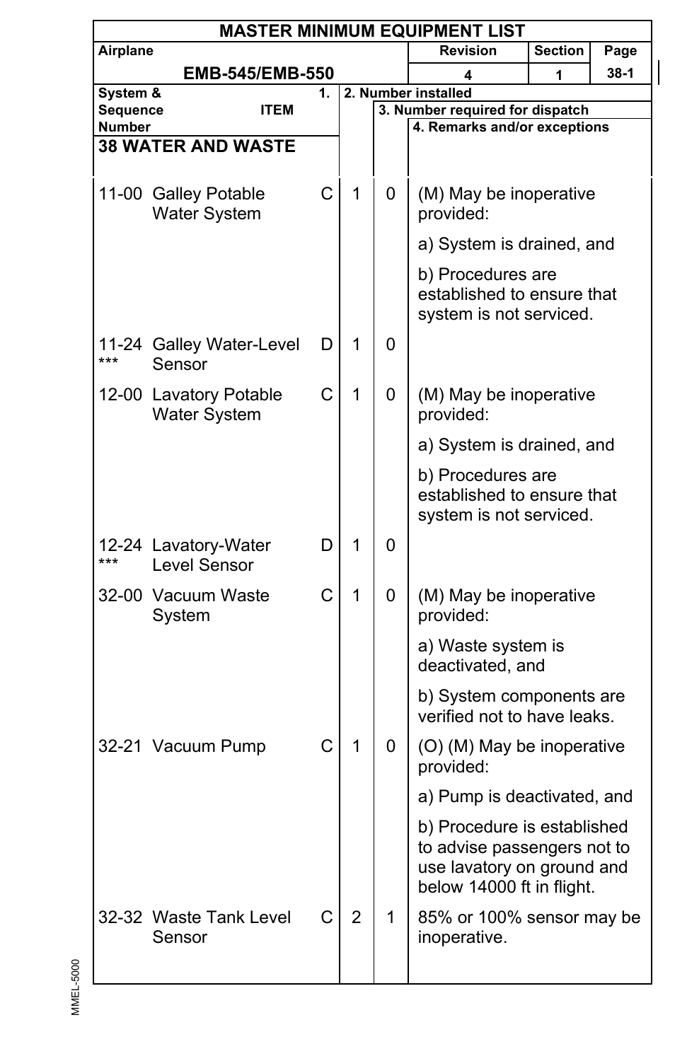# MASTER MINIMUM EQUIPMENT LIST

| Airplane | Revision | Section | Page |
|---|---|---|---|
| EMB-545/EMB-550 | 4 | 1 | 38-1 |

## 38 WATER AND WASTE

| System & Sequence Number | ITEM | 1. | 2. Number installed | 3. Number required for dispatch | 4. Remarks and/or exceptions |
|---|---|---|---|---|---|
| 11-00 | Galley Potable Water System | C | 1 | 0 | (M) May be inoperative provided:<br>a) System is drained, and<br>b) Procedures are established to ensure that system is not serviced. |
| 11-24 *** | Galley Water-Level Sensor | D | 1 | 0 | |
| 12-00 | Lavatory Potable Water System | C | 1 | 0 | (M) May be inoperative provided:<br>a) System is drained, and<br>b) Procedures are established to ensure that system is not serviced. |
| 12-24 *** | Lavatory-Water Level Sensor | D | 1 | 0 | |
| 32-00 | Vacuum Waste System | C | 1 | 0 | (M) May be inoperative provided:<br>a) Waste system is deactivated, and<br>b) System components are verified not to have leaks. |
| 32-21 | Vacuum Pump | C | 1 | 0 | (O) (M) May be inoperative provided:<br>a) Pump is deactivated, and<br>b) Procedure is established to advise passengers not to use lavatory on ground and below 14000 ft in flight. |
| 32-32 | Waste Tank Level Sensor | C | 2 | 1 | 85% or 100% sensor may be inoperative. |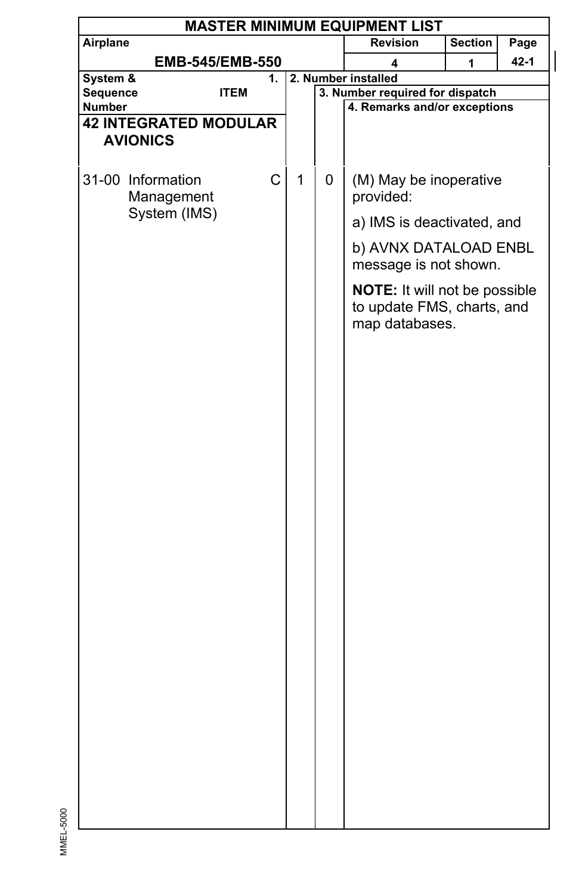# MASTER MINIMUM EQUIPMENT LIST

| Airplane | Revision | Section | Page |
|---|---|---|---|
| EMB-545/EMB-550 | 4 | 1 | 42-1 |

| System & Sequence Number | 1. ITEM | | 2. Number installed | 3. Number required for dispatch | 4. Remarks and/or exceptions |
|---|---|---|---|---|---|
| **42 INTEGRATED MODULAR AVIONICS** | | | | | |
| 31-00 | Information Management System (IMS) | C | 1 | 0 | (M) May be inoperative provided:<br><br>a) IMS is deactivated, and<br><br>b) AVNX DATALOAD ENBL message is not shown.<br><br>**NOTE:** It will not be possible to update FMS, charts, and map databases. |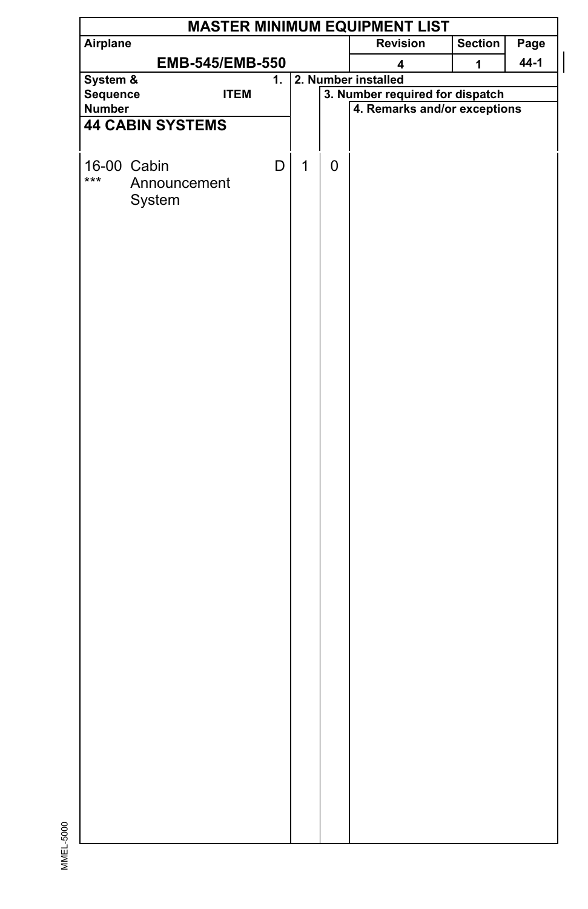| MASTER MINIMUM EQUIPMENT LIST | | | | |
|---|---|---|---|---|
| Airplane | | Revision | Section | Page |
| EMB-545/EMB-550 | | 4 | 1 | 44-1 |

| System & Sequence Number | ITEM | 1. | 2. Number installed | 3. Number required for dispatch | 4. Remarks and/or exceptions |
|---|---|---|---|---|---|
| **44 CABIN SYSTEMS** | | | | | |
| 16-00 *** | Cabin Announcement System | D | 1 | 0 | |

MMEL-5000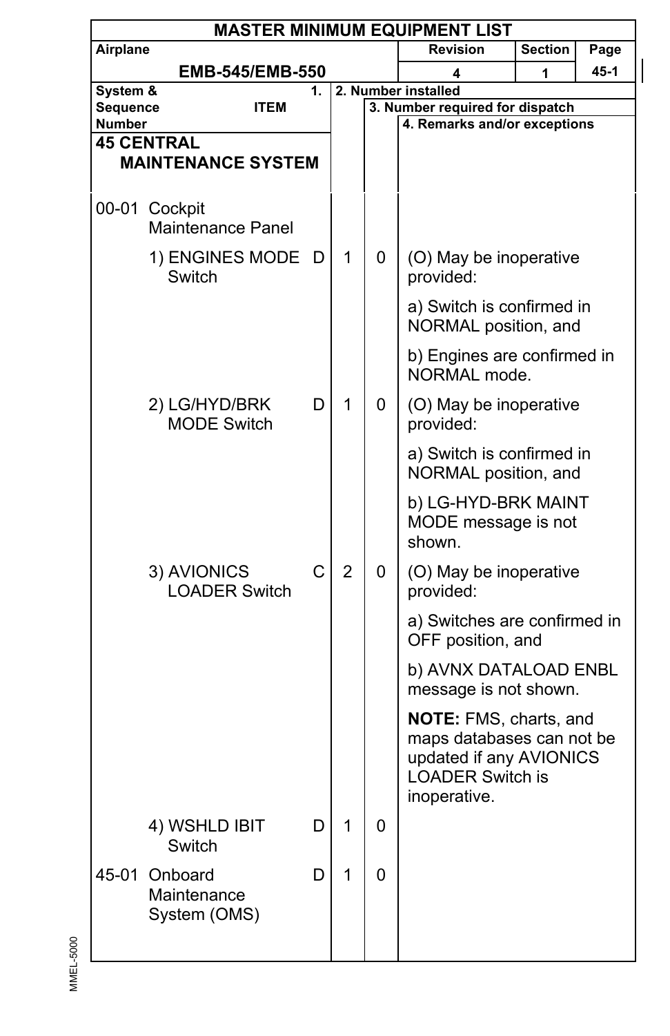| MASTER MINIMUM EQUIPMENT LIST | | | |
|---|---|---|---|
| Airplane | Revision | Section | Page |
| EMB-545/EMB-550 | 4 | 1 | 45-1 |

| System & Sequence Number ITEM | 1. | 2. Number installed | 3. Number required for dispatch | 4. Remarks and/or exceptions |
|---|---|---|---|---|
| **45 CENTRAL MAINTENANCE SYSTEM** | | | | |
| 00-01 Cockpit Maintenance Panel | | | | |
| 1) ENGINES MODE Switch | D | 1 | 0 | (O) May be inoperative provided:<br>a) Switch is confirmed in NORMAL position, and<br>b) Engines are confirmed in NORMAL mode. |
| 2) LG/HYD/BRK MODE Switch | D | 1 | 0 | (O) May be inoperative provided:<br>a) Switch is confirmed in NORMAL position, and<br>b) LG-HYD-BRK MAINT MODE message is not shown. |
| 3) AVIONICS LOADER Switch | C | 2 | 0 | (O) May be inoperative provided:<br>a) Switches are confirmed in OFF position, and<br>b) AVNX DATALOAD ENBL message is not shown.<br>**NOTE:** FMS, charts, and maps databases can not be updated if any AVIONICS LOADER Switch is inoperative. |
| 4) WSHLD IBIT Switch | D | 1 | 0 | |
| 45-01 Onboard Maintenance System (OMS) | D | 1 | 0 | |

MMEL-5000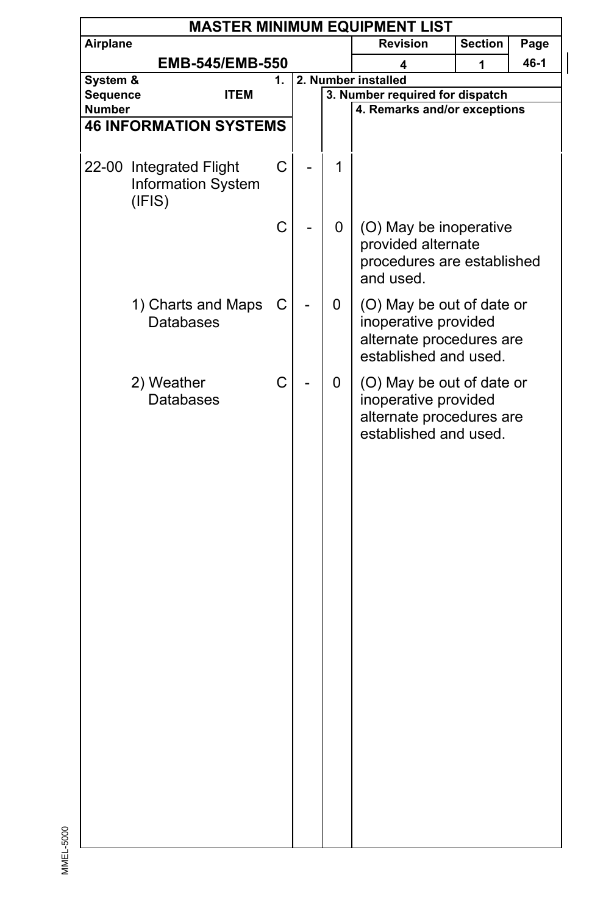# MASTER MINIMUM EQUIPMENT LIST

| Airplane | Revision | Section | Page |
|---|---|---|---|
| EMB-545/EMB-550 | 4 | 1 | 46-1 |

| System & Sequence Number | ITEM | 1. | 2. Number installed | 3. Number required for dispatch | 4. Remarks and/or exceptions |
|---|---|---|---|---|---|
| **46 INFORMATION SYSTEMS** | | | | | |
| 22-00 | Integrated Flight Information System (IFIS) | C | - | 1 | |
| | | C | - | 0 | (O) May be inoperative provided alternate procedures are established and used. |
| | 1) Charts and Maps Databases | C | - | 0 | (O) May be out of date or inoperative provided alternate procedures are established and used. |
| | 2) Weather Databases | C | - | 0 | (O) May be out of date or inoperative provided alternate procedures are established and used. |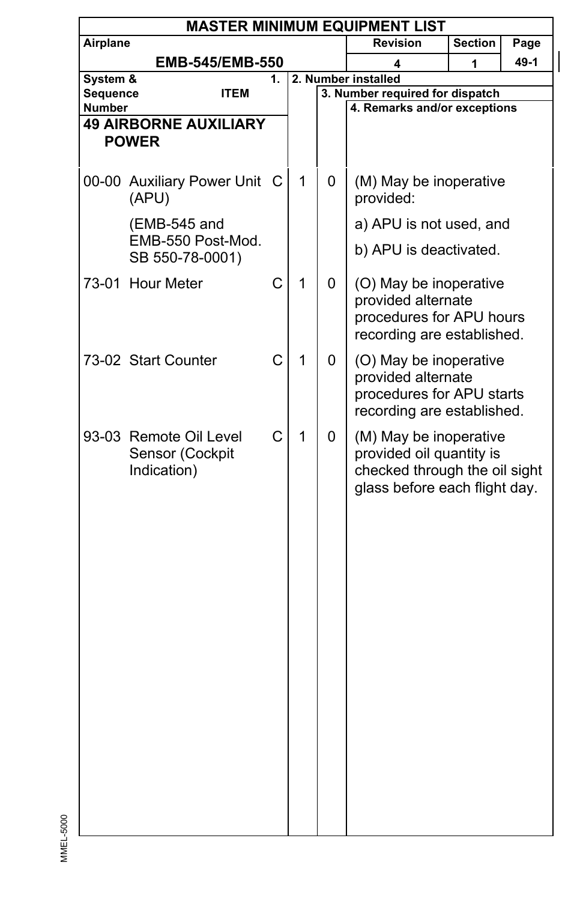# MASTER MINIMUM EQUIPMENT LIST

| Airplane | Revision | Section | Page |
|---|---|---|---|
| EMB-545/EMB-550 | 4 | 1 | 49-1 |

| System & Sequence Number | 1. ITEM | | 2. Number installed | 3. Number required for dispatch | 4. Remarks and/or exceptions |
|---|---|---|---|---|---|
| **49 AIRBORNE AUXILIARY POWER** | | | | | |
| 00-00 | Auxiliary Power Unit (APU) (EMB-545 and EMB-550 Post-Mod. SB 550-78-0001) | C | 1 | 0 | (M) May be inoperative provided: a) APU is not used, and b) APU is deactivated. |
| 73-01 | Hour Meter | C | 1 | 0 | (O) May be inoperative provided alternate procedures for APU hours recording are established. |
| 73-02 | Start Counter | C | 1 | 0 | (O) May be inoperative provided alternate procedures for APU starts recording are established. |
| 93-03 | Remote Oil Level Sensor (Cockpit Indication) | C | 1 | 0 | (M) May be inoperative provided oil quantity is checked through the oil sight glass before each flight day. |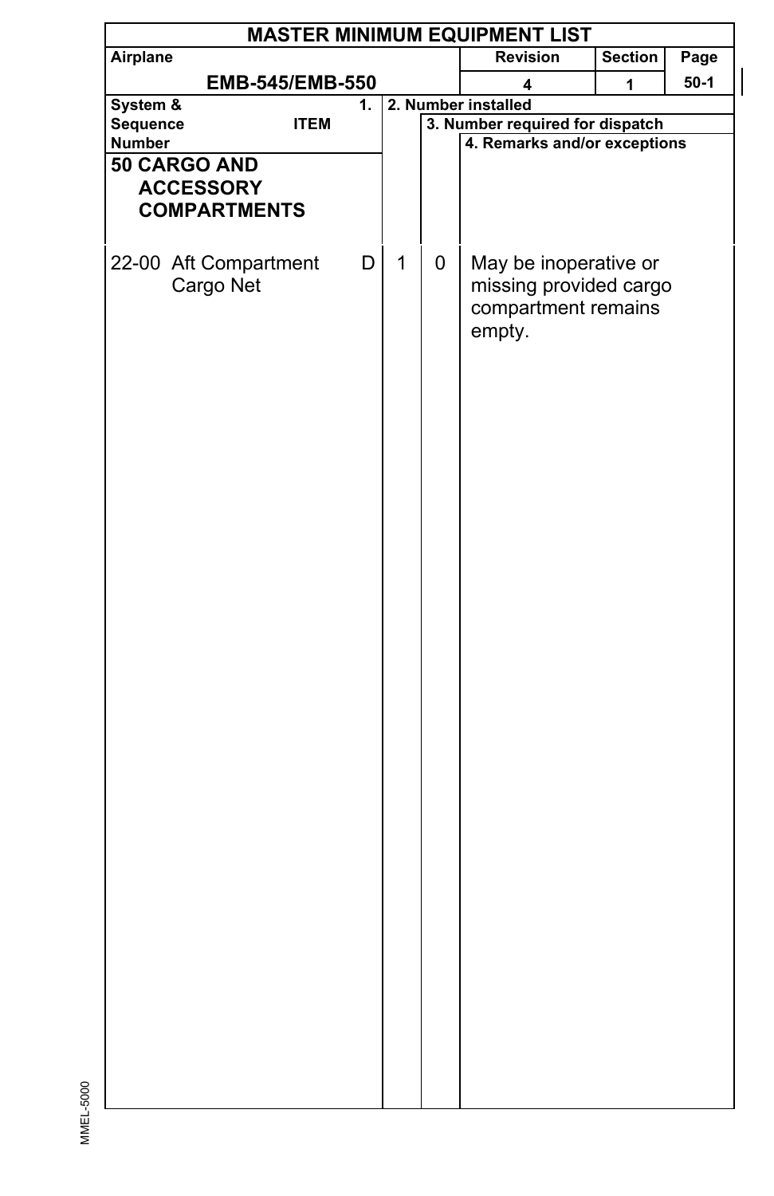# MASTER MINIMUM EQUIPMENT LIST

| Airplane | Revision | Section | Page |
|---|---|---|---|
| EMB-545/EMB-550 | 4 | 1 | 50-1 |

| System & Sequence Number | 1. ITEM | | 2. Number installed | 3. Number required for dispatch | 4. Remarks and/or exceptions |
|---|---|---|---|---|---|
| **50 CARGO AND ACCESSORY COMPARTMENTS** | | | | | |
| 22-00 | Aft Compartment Cargo Net | D | 1 | 0 | May be inoperative or missing provided cargo compartment remains empty. |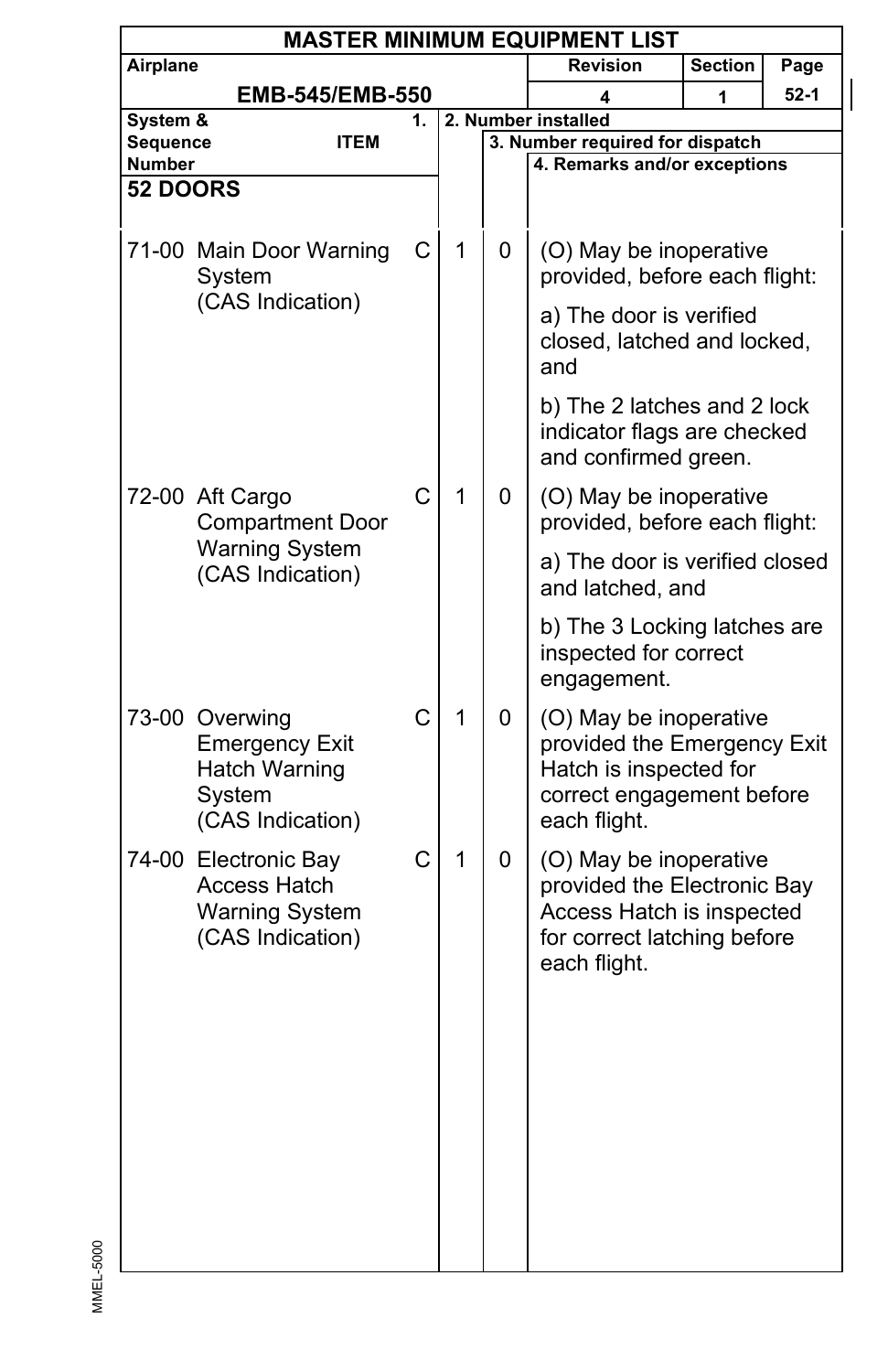# MASTER MINIMUM EQUIPMENT LIST

| Airplane | Revision | Section | Page |
|---|---|---|---|
| EMB-545/EMB-550 | 4 | 1 | 52-1 |

| System & Sequence Number | ITEM | 1. | 2. Number installed | 3. Number required for dispatch | 4. Remarks and/or exceptions |
|---|---|---|---|---|---|
| **52 DOORS** | | | | | |
| 71-00 | Main Door Warning System (CAS Indication) | C | 1 | 0 | (O) May be inoperative provided, before each flight:<br>a) The door is verified closed, latched and locked, and<br>b) The 2 latches and 2 lock indicator flags are checked and confirmed green. |
| 72-00 | Aft Cargo Compartment Door Warning System (CAS Indication) | C | 1 | 0 | (O) May be inoperative provided, before each flight:<br>a) The door is verified closed and latched, and<br>b) The 3 Locking latches are inspected for correct engagement. |
| 73-00 | Overwing Emergency Exit Hatch Warning System (CAS Indication) | C | 1 | 0 | (O) May be inoperative provided the Emergency Exit Hatch is inspected for correct engagement before each flight. |
| 74-00 | Electronic Bay Access Hatch Warning System (CAS Indication) | C | 1 | 0 | (O) May be inoperative provided the Electronic Bay Access Hatch is inspected for correct latching before each flight. |

MMEL-5000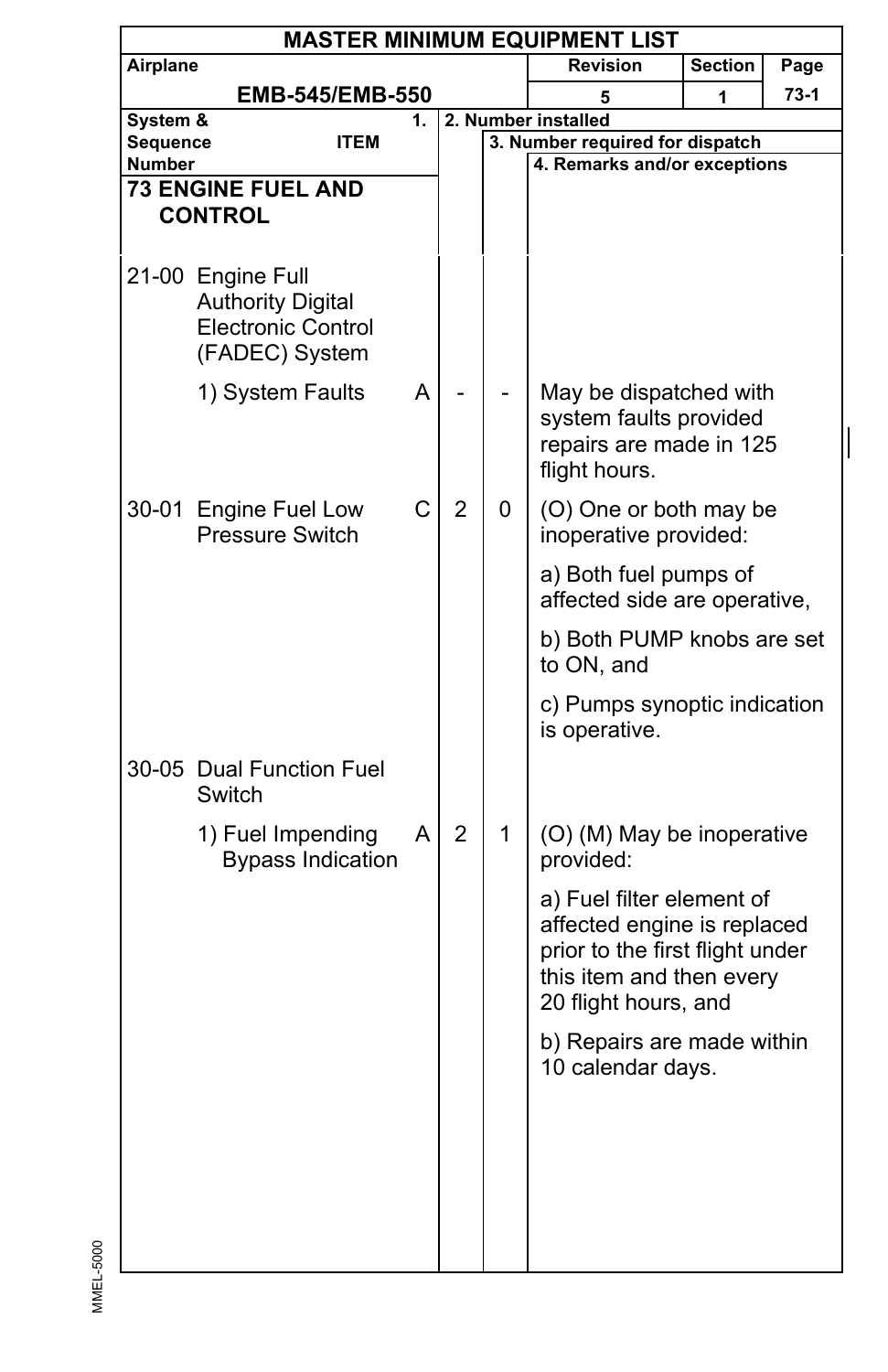# MASTER MINIMUM EQUIPMENT LIST

| Airplane | Revision | Section | Page |
|---|---|---|---|
| EMB-545/EMB-550 | 5 | 1 | 73-1 |

| System & Sequence Number | ITEM | 1. | 2. Number installed | 3. Number required for dispatch | 4. Remarks and/or exceptions |
|---|---|---|---|---|---|
| **73 ENGINE FUEL AND CONTROL** | | | | | |
| 21-00 | Engine Full Authority Digital Electronic Control (FADEC) System | | | | |
| | 1) System Faults | A | - | - | May be dispatched with system faults provided repairs are made in 125 flight hours. |
| 30-01 | Engine Fuel Low Pressure Switch | C | 2 | 0 | (O) One or both may be inoperative provided:<br>a) Both fuel pumps of affected side are operative,<br>b) Both PUMP knobs are set to ON, and<br>c) Pumps synoptic indication is operative. |
| 30-05 | Dual Function Fuel Switch | | | | |
| | 1) Fuel Impending Bypass Indication | A | 2 | 1 | (O) (M) May be inoperative provided:<br>a) Fuel filter element of affected engine is replaced prior to the first flight under this item and then every 20 flight hours, and<br>b) Repairs are made within 10 calendar days. |

MMEL-5000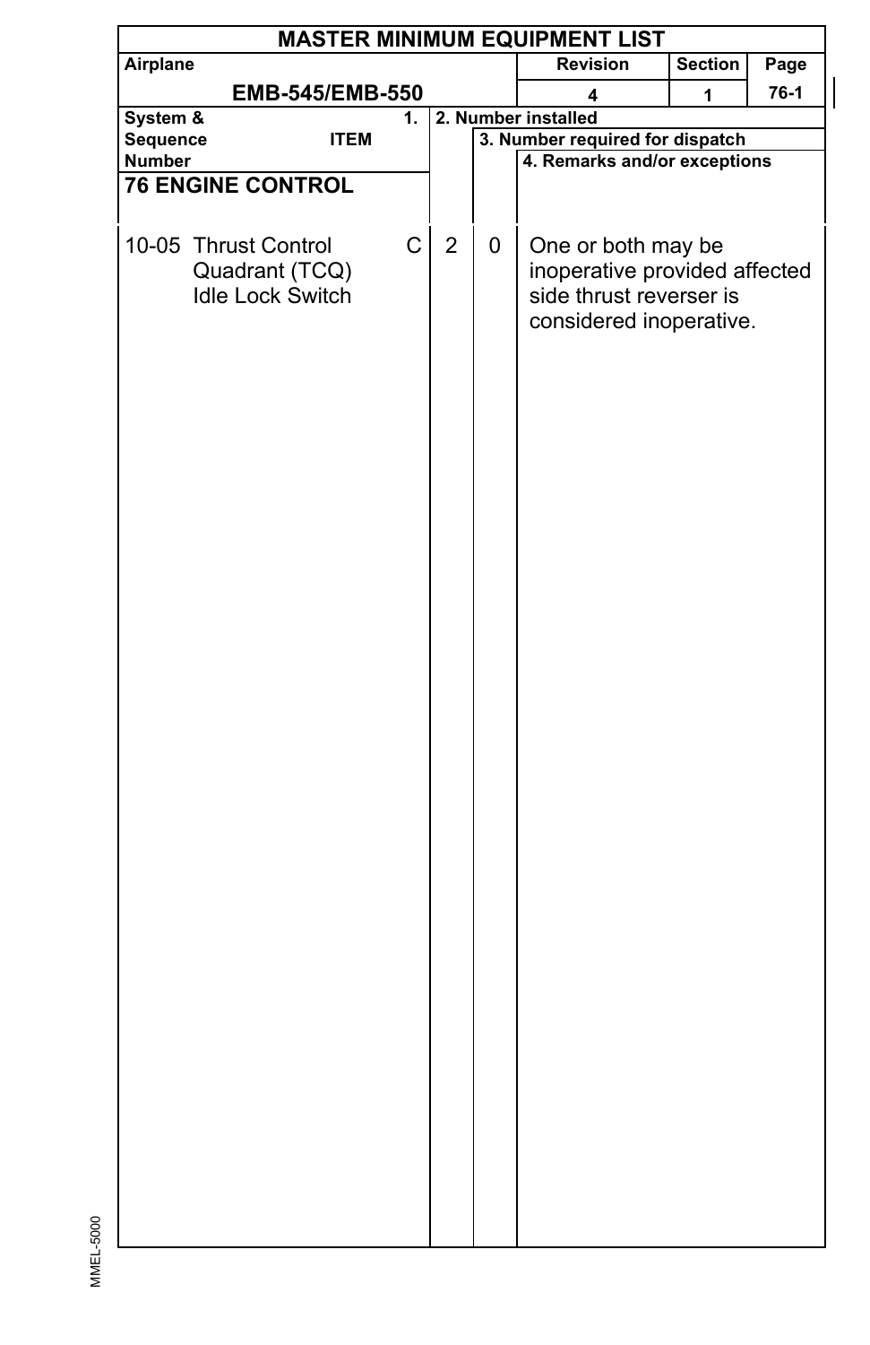**MASTER MINIMUM EQUIPMENT LIST**

| Airplane | Revision | Section | Page |
|---|---|---|---|
| EMB-545/EMB-550 | 4 | 1 | 76-1 |

| System & Sequence Number | 1. ITEM | | 2. Number installed | 3. Number required for dispatch | 4. Remarks and/or exceptions |
|---|---|---|---|---|---|
| **76 ENGINE CONTROL** | | | | | |
| 10-05 | Thrust Control Quadrant (TCQ) Idle Lock Switch | C | 2 | 0 | One or both may be inoperative provided affected side thrust reverser is considered inoperative. |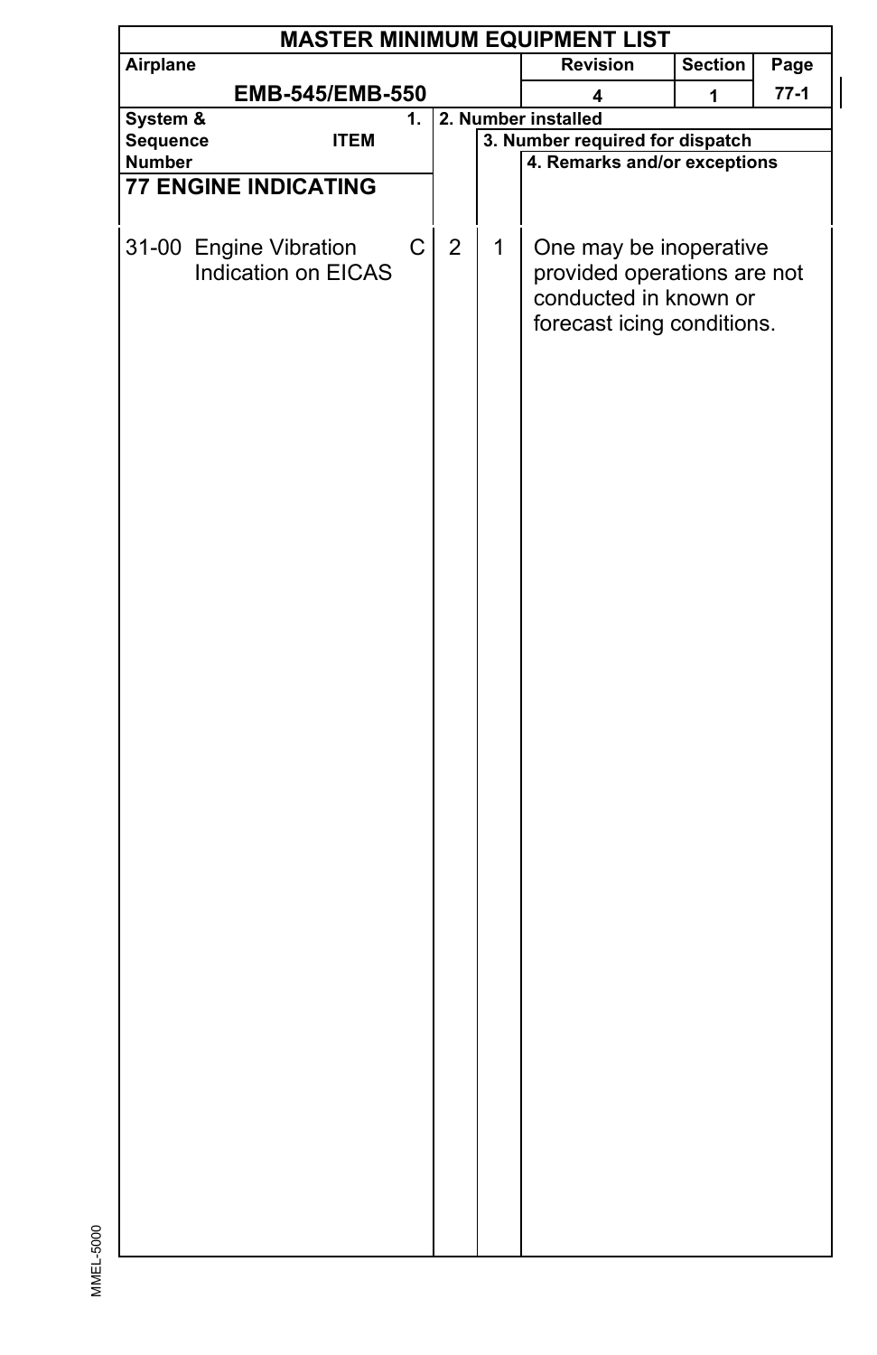# MASTER MINIMUM EQUIPMENT LIST

| Airplane | Revision | Section | Page |
|---|---|---|---|
| EMB-545/EMB-550 | 4 | 1 | 77-1 |

| System & Sequence Number | ITEM | 1. | 2. Number installed | 3. Number required for dispatch | 4. Remarks and/or exceptions |
|---|---|---|---|---|---|
| **77 ENGINE INDICATING** | | | | | |
| 31-00 | Engine Vibration Indication on EICAS | C | 2 | 1 | One may be inoperative provided operations are not conducted in known or forecast icing conditions. |

MMEL-5000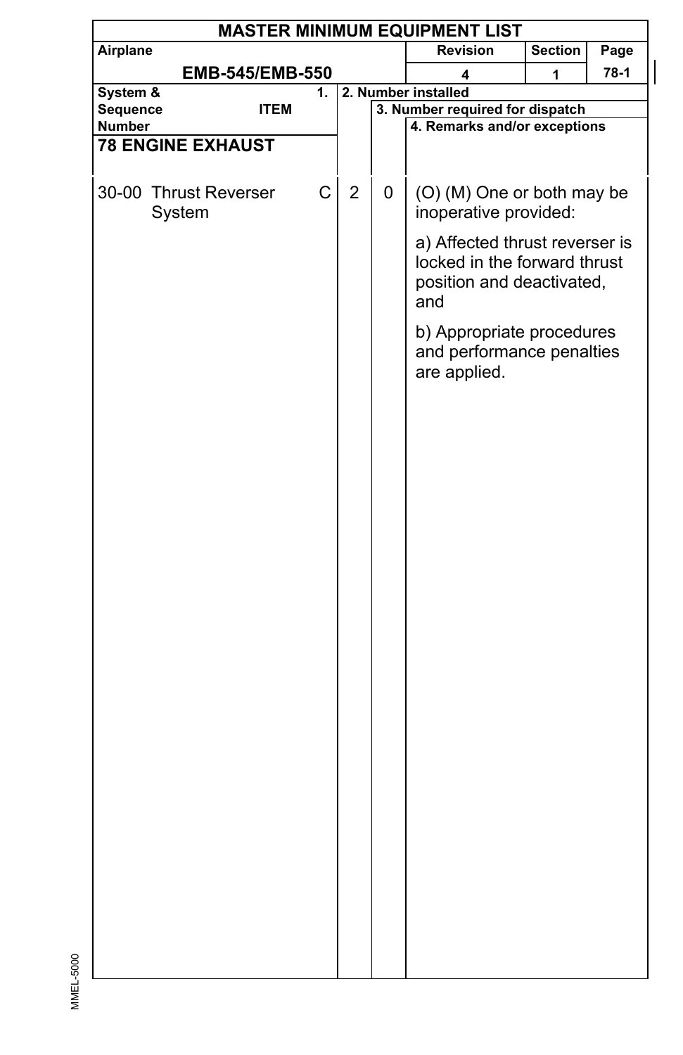# MASTER MINIMUM EQUIPMENT LIST

| Airplane | Revision | Section | Page |
|---|---|---|---|
| EMB-545/EMB-550 | 4 | 1 | 78-1 |

| System & Sequence Number | 1. ITEM | | 2. Number installed | 3. Number required for dispatch | 4. Remarks and/or exceptions |
|---|---|---|---|---|---|
| **78 ENGINE EXHAUST** | | | | | |
| 30-00 | Thrust Reverser System | C | 2 | 0 | (O) (M) One or both may be inoperative provided:<br><br>a) Affected thrust reverser is locked in the forward thrust position and deactivated, and<br><br>b) Appropriate procedures and performance penalties are applied. |

MMEL-5000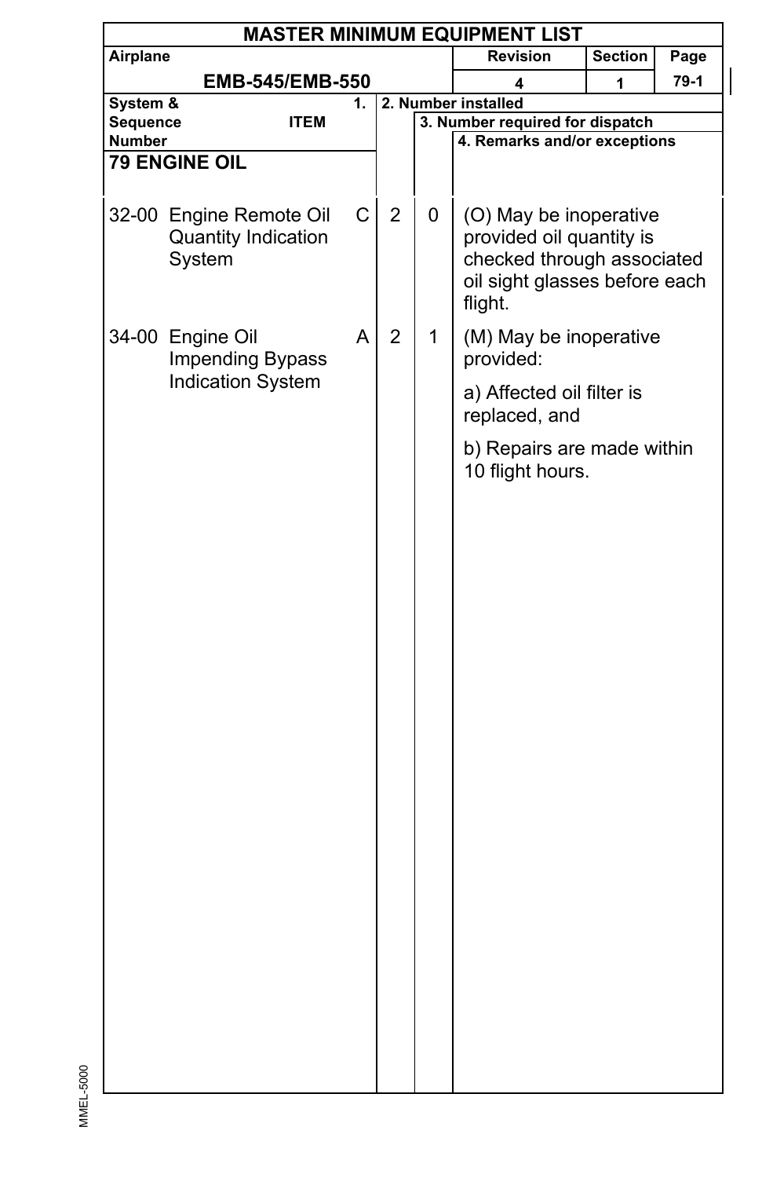# MASTER MINIMUM EQUIPMENT LIST

| Airplane | Revision | Section | Page |
|---|---|---|---|
| EMB-545/EMB-550 | 4 | 1 | 79-1 |

| System & Sequence Number | ITEM | 1. | 2. Number installed | 3. Number required for dispatch | 4. Remarks and/or exceptions |
|---|---|---|---|---|---|
| **79 ENGINE OIL** | | | | | |
| 32-00 | Engine Remote Oil Quantity Indication System | C | 2 | 0 | (O) May be inoperative provided oil quantity is checked through associated oil sight glasses before each flight. |
| 34-00 | Engine Oil Impending Bypass Indication System | A | 2 | 1 | (M) May be inoperative provided:<br>a) Affected oil filter is replaced, and<br>b) Repairs are made within 10 flight hours. |

MMEL-5000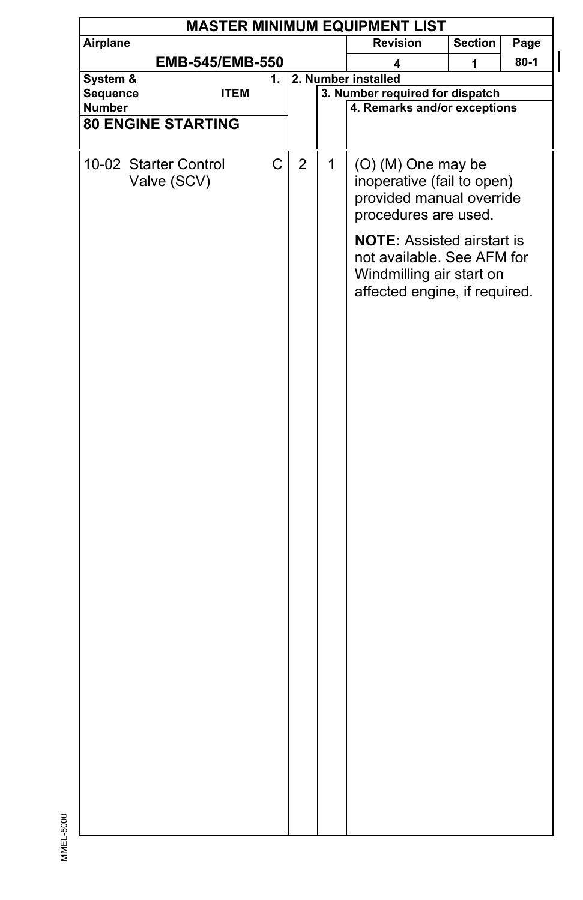**MASTER MINIMUM EQUIPMENT LIST**

| Airplane | Revision | Section | Page |
|---|---|---|---|
| EMB-545/EMB-550 | 4 | 1 | 80-1 |

| System & Sequence Number / ITEM | 1. | 2. Number installed | 3. Number required for dispatch | 4. Remarks and/or exceptions |
|---|---|---|---|---|
| **80 ENGINE STARTING** | | | | |
| 10-02 Starter Control Valve (SCV) | C | 2 | 1 | (O) (M) One may be inoperative (fail to open) provided manual override procedures are used. **NOTE:** Assisted airstart is not available. See AFM for Windmilling air start on affected engine, if required. |

MMEL-5000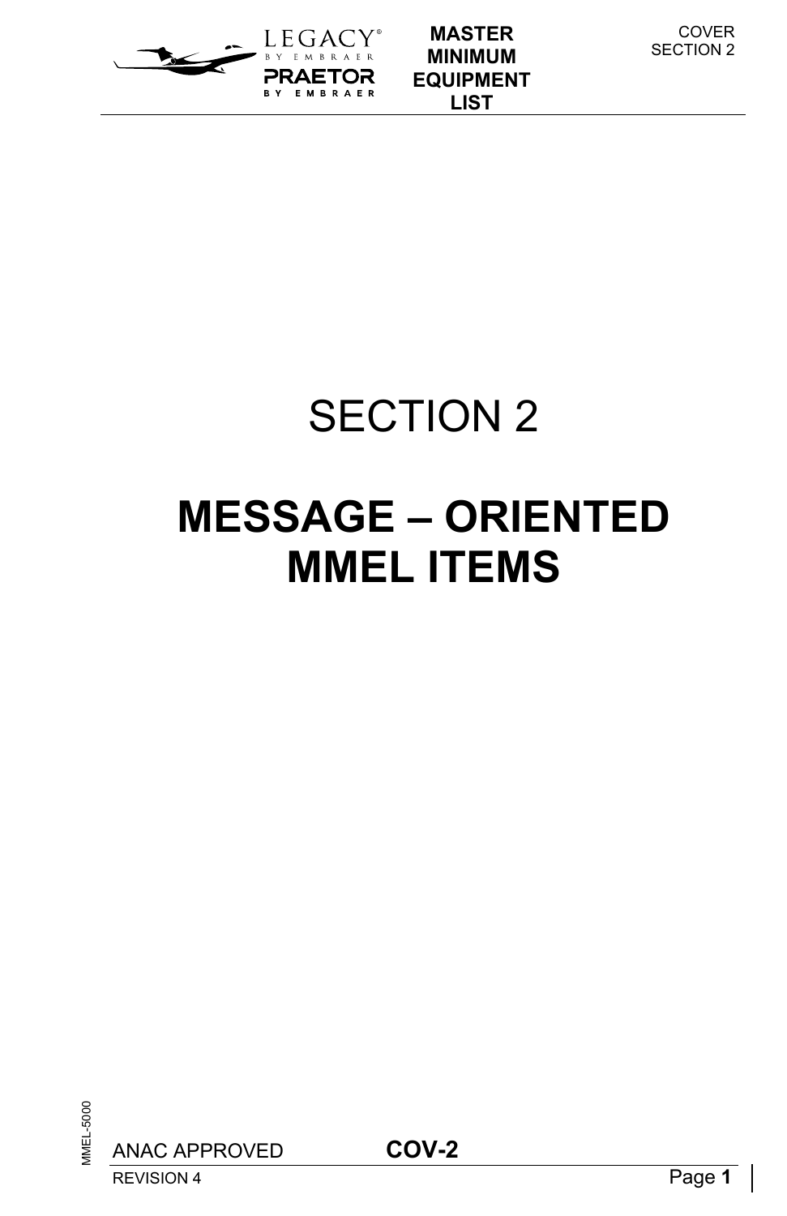# SECTION 2

# MESSAGE – ORIENTED MMEL ITEMS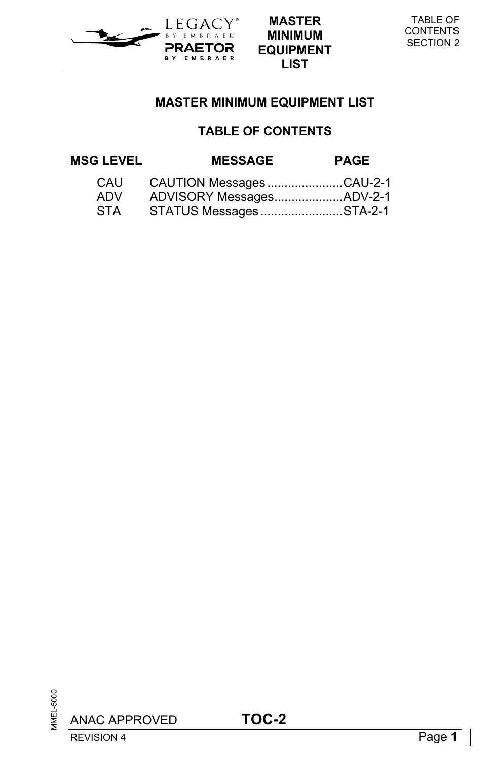# MASTER MINIMUM EQUIPMENT LIST

## TABLE OF CONTENTS

| MSG LEVEL | MESSAGE | PAGE |
|---|---|---|
| CAU | CAUTION Messages | CAU-2-1 |
| ADV | ADVISORY Messages | ADV-2-1 |
| STA | STATUS Messages | STA-2-1 |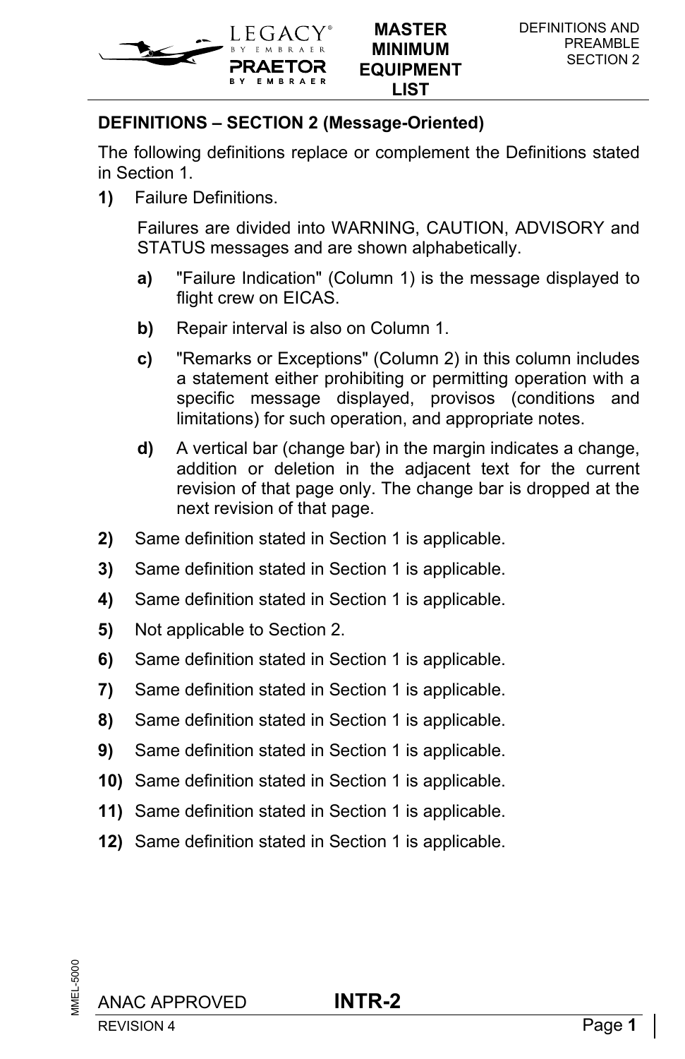## DEFINITIONS – SECTION 2 (Message-Oriented)

The following definitions replace or complement the Definitions stated in Section 1.

**1)** Failure Definitions.

Failures are divided into WARNING, CAUTION, ADVISORY and STATUS messages and are shown alphabetically.

**a)** "Failure Indication" (Column 1) is the message displayed to flight crew on EICAS.

**b)** Repair interval is also on Column 1.

**c)** "Remarks or Exceptions" (Column 2) in this column includes a statement either prohibiting or permitting operation with a specific message displayed, provisos (conditions and limitations) for such operation, and appropriate notes.

**d)** A vertical bar (change bar) in the margin indicates a change, addition or deletion in the adjacent text for the current revision of that page only. The change bar is dropped at the next revision of that page.

**2)** Same definition stated in Section 1 is applicable.

**3)** Same definition stated in Section 1 is applicable.

**4)** Same definition stated in Section 1 is applicable.

**5)** Not applicable to Section 2.

**6)** Same definition stated in Section 1 is applicable.

**7)** Same definition stated in Section 1 is applicable.

**8)** Same definition stated in Section 1 is applicable.

**9)** Same definition stated in Section 1 is applicable.

**10)** Same definition stated in Section 1 is applicable.

**11)** Same definition stated in Section 1 is applicable.

**12)** Same definition stated in Section 1 is applicable.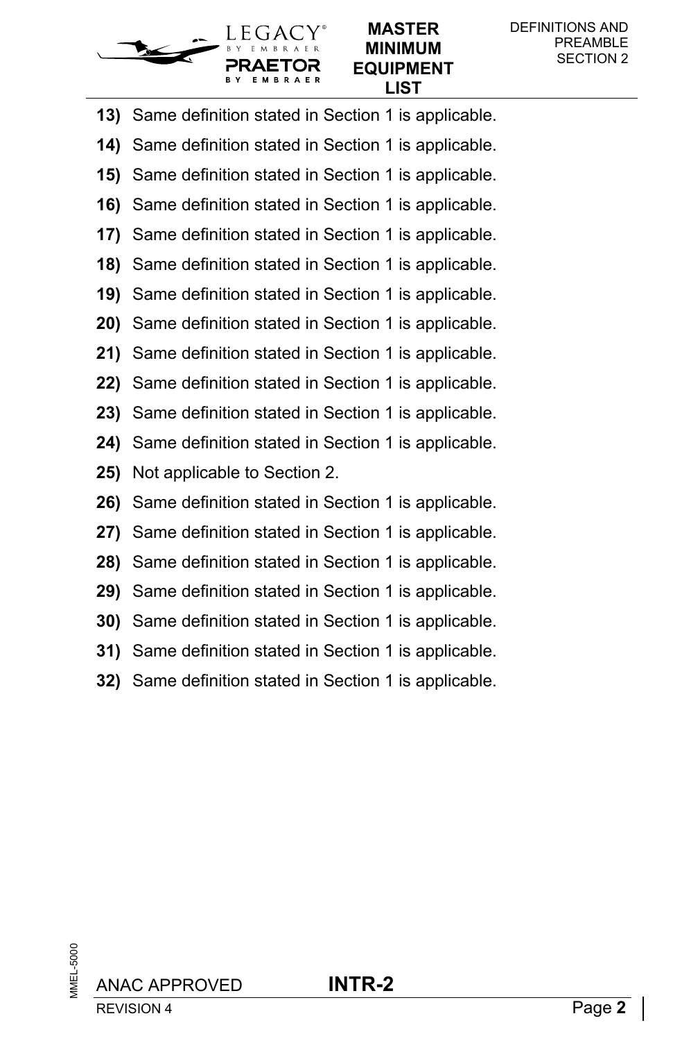**13)** Same definition stated in Section 1 is applicable.

**14)** Same definition stated in Section 1 is applicable.

**15)** Same definition stated in Section 1 is applicable.

**16)** Same definition stated in Section 1 is applicable.

**17)** Same definition stated in Section 1 is applicable.

**18)** Same definition stated in Section 1 is applicable.

**19)** Same definition stated in Section 1 is applicable.

**20)** Same definition stated in Section 1 is applicable.

**21)** Same definition stated in Section 1 is applicable.

**22)** Same definition stated in Section 1 is applicable.

**23)** Same definition stated in Section 1 is applicable.

**24)** Same definition stated in Section 1 is applicable.

**25)** Not applicable to Section 2.

**26)** Same definition stated in Section 1 is applicable.

**27)** Same definition stated in Section 1 is applicable.

**28)** Same definition stated in Section 1 is applicable.

**29)** Same definition stated in Section 1 is applicable.

**30)** Same definition stated in Section 1 is applicable.

**31)** Same definition stated in Section 1 is applicable.

**32)** Same definition stated in Section 1 is applicable.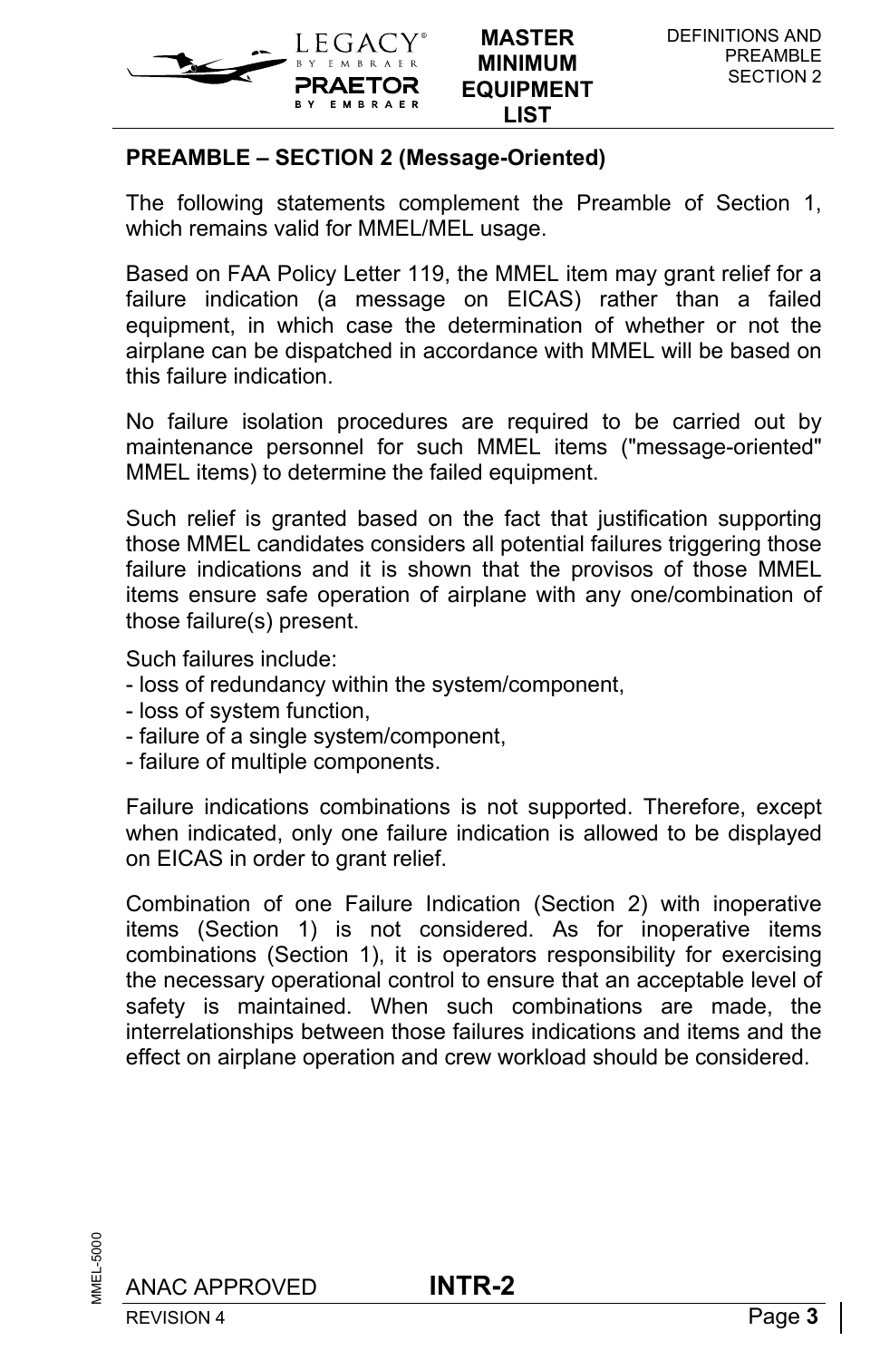## PREAMBLE – SECTION 2 (Message-Oriented)

The following statements complement the Preamble of Section 1, which remains valid for MMEL/MEL usage.

Based on FAA Policy Letter 119, the MMEL item may grant relief for a failure indication (a message on EICAS) rather than a failed equipment, in which case the determination of whether or not the airplane can be dispatched in accordance with MMEL will be based on this failure indication.

No failure isolation procedures are required to be carried out by maintenance personnel for such MMEL items ("message-oriented" MMEL items) to determine the failed equipment.

Such relief is granted based on the fact that justification supporting those MMEL candidates considers all potential failures triggering those failure indications and it is shown that the provisos of those MMEL items ensure safe operation of airplane with any one/combination of those failure(s) present.

Such failures include:

- loss of redundancy within the system/component,
- loss of system function,
- failure of a single system/component,
- failure of multiple components.

Failure indications combinations is not supported. Therefore, except when indicated, only one failure indication is allowed to be displayed on EICAS in order to grant relief.

Combination of one Failure Indication (Section 2) with inoperative items (Section 1) is not considered. As for inoperative items combinations (Section 1), it is operators responsibility for exercising the necessary operational control to ensure that an acceptable level of safety is maintained. When such combinations are made, the interrelationships between those failures indications and items and the effect on airplane operation and crew workload should be considered.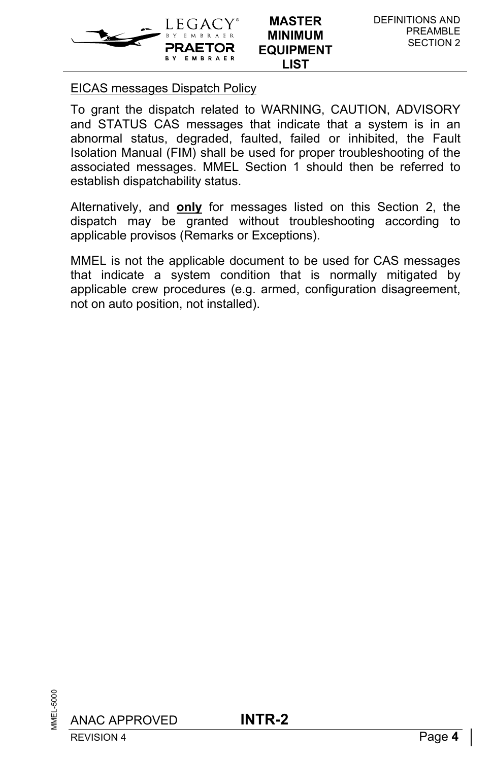EICAS messages Dispatch Policy

To grant the dispatch related to WARNING, CAUTION, ADVISORY and STATUS CAS messages that indicate that a system is in an abnormal status, degraded, faulted, failed or inhibited, the Fault Isolation Manual (FIM) shall be used for proper troubleshooting of the associated messages. MMEL Section 1 should then be referred to establish dispatchability status.

Alternatively, and **only** for messages listed on this Section 2, the dispatch may be granted without troubleshooting according to applicable provisos (Remarks or Exceptions).

MMEL is not the applicable document to be used for CAS messages that indicate a system condition that is normally mitigated by applicable crew procedures (e.g. armed, configuration disagreement, not on auto position, not installed).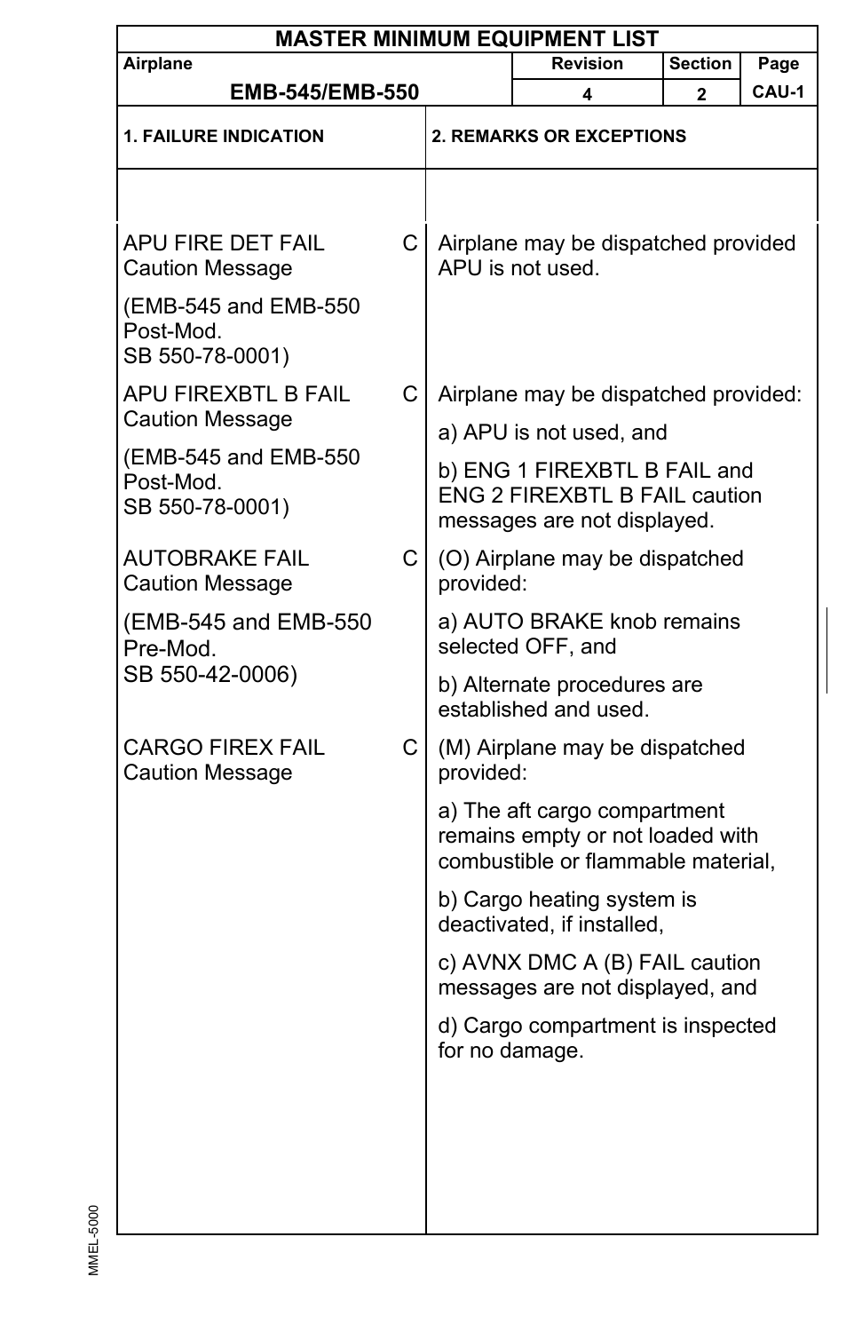# MASTER MINIMUM EQUIPMENT LIST

| Airplane | Revision | Section | Page |
|---|---|---|---|
| EMB-545/EMB-550 | 4 | 2 | CAU-1 |

| 1. FAILURE INDICATION | | 2. REMARKS OR EXCEPTIONS |
|---|---|---|
| APU FIRE DET FAIL Caution Message<br><br>(EMB-545 and EMB-550 Post-Mod. SB 550-78-0001) | C | Airplane may be dispatched provided APU is not used. |
| APU FIREXBTL B FAIL Caution Message<br><br>(EMB-545 and EMB-550 Post-Mod. SB 550-78-0001) | C | Airplane may be dispatched provided:<br><br>a) APU is not used, and<br><br>b) ENG 1 FIREXBTL B FAIL and ENG 2 FIREXBTL B FAIL caution messages are not displayed. |
| AUTOBRAKE FAIL Caution Message<br><br>(EMB-545 and EMB-550 Pre-Mod. SB 550-42-0006) | C | (O) Airplane may be dispatched provided:<br><br>a) AUTO BRAKE knob remains selected OFF, and<br><br>b) Alternate procedures are established and used. |
| CARGO FIREX FAIL Caution Message | C | (M) Airplane may be dispatched provided:<br><br>a) The aft cargo compartment remains empty or not loaded with combustible or flammable material,<br><br>b) Cargo heating system is deactivated, if installed,<br><br>c) AVNX DMC A (B) FAIL caution messages are not displayed, and<br><br>d) Cargo compartment is inspected for no damage. |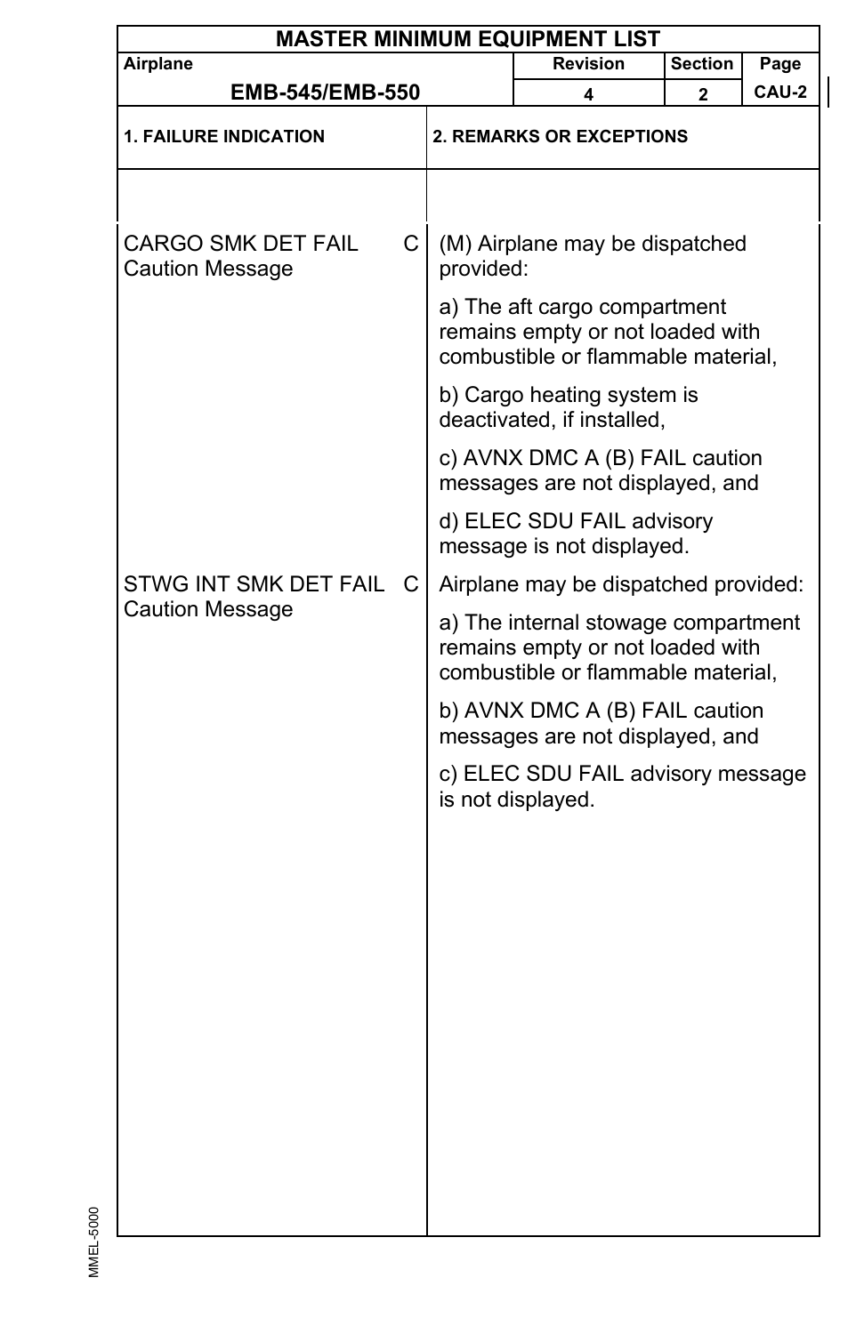**MASTER MINIMUM EQUIPMENT LIST**

| Airplane | Revision | Section | Page |
|---|---|---|---|
| EMB-545/EMB-550 | 4 | 2 | CAU-2 |

| 1. FAILURE INDICATION | | 2. REMARKS OR EXCEPTIONS |
|---|---|---|
| CARGO SMK DET FAIL Caution Message | C | (M) Airplane may be dispatched provided:<br><br>a) The aft cargo compartment remains empty or not loaded with combustible or flammable material,<br><br>b) Cargo heating system is deactivated, if installed,<br><br>c) AVNX DMC A (B) FAIL caution messages are not displayed, and<br><br>d) ELEC SDU FAIL advisory message is not displayed. |
| STWG INT SMK DET FAIL Caution Message | C | Airplane may be dispatched provided:<br><br>a) The internal stowage compartment remains empty or not loaded with combustible or flammable material,<br><br>b) AVNX DMC A (B) FAIL caution messages are not displayed, and<br><br>c) ELEC SDU FAIL advisory message is not displayed. |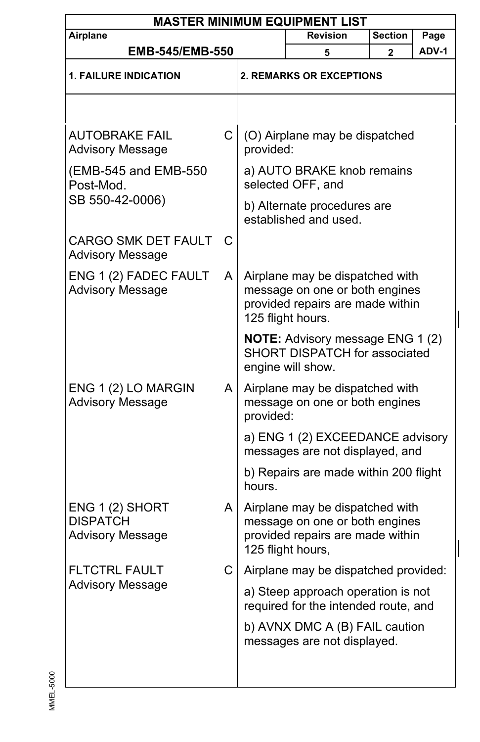# MASTER MINIMUM EQUIPMENT LIST

| Airplane | Revision | Section | Page |
|---|---|---|---|
| EMB-545/EMB-550 | 5 | 2 | ADV-1 |

| 1. FAILURE INDICATION | | 2. REMARKS OR EXCEPTIONS |
|---|---|---|
| AUTOBRAKE FAIL Advisory Message<br><br>(EMB-545 and EMB-550 Post-Mod. SB 550-42-0006) | C | (O) Airplane may be dispatched provided:<br><br>a) AUTO BRAKE knob remains selected OFF, and<br><br>b) Alternate procedures are established and used. |
| CARGO SMK DET FAULT Advisory Message | C | |
| ENG 1 (2) FADEC FAULT Advisory Message | A | Airplane may be dispatched with message on one or both engines provided repairs are made within 125 flight hours.<br><br>**NOTE:** Advisory message ENG 1 (2) SHORT DISPATCH for associated engine will show. |
| ENG 1 (2) LO MARGIN Advisory Message | A | Airplane may be dispatched with message on one or both engines provided:<br><br>a) ENG 1 (2) EXCEEDANCE advisory messages are not displayed, and<br><br>b) Repairs are made within 200 flight hours. |
| ENG 1 (2) SHORT DISPATCH Advisory Message | A | Airplane may be dispatched with message on one or both engines provided repairs are made within 125 flight hours, |
| FLTCTRL FAULT Advisory Message | C | Airplane may be dispatched provided:<br><br>a) Steep approach operation is not required for the intended route, and<br><br>b) AVNX DMC A (B) FAIL caution messages are not displayed. |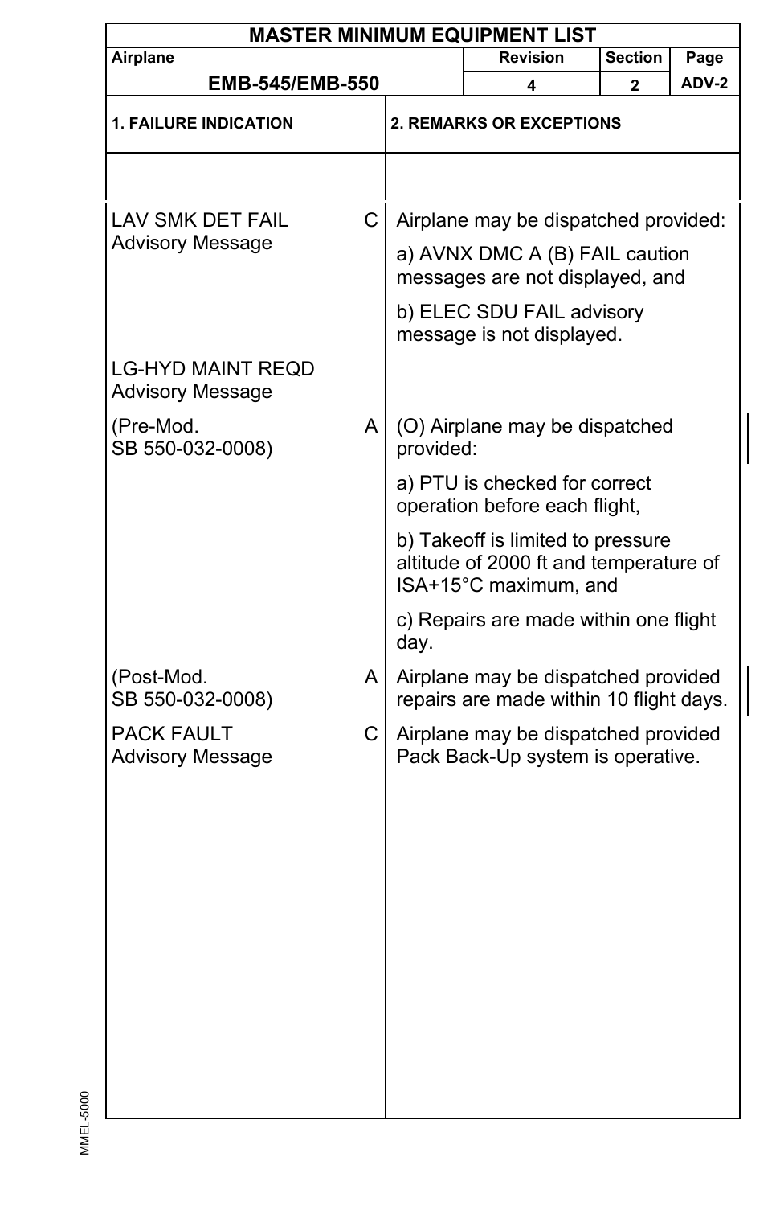# MASTER MINIMUM EQUIPMENT LIST

| Airplane | Revision | Section | Page |
|---|---|---|---|
| EMB-545/EMB-550 | 4 | 2 | ADV-2 |

| 1. FAILURE INDICATION | | 2. REMARKS OR EXCEPTIONS |
|---|---|---|
| LAV SMK DET FAIL Advisory Message | C | Airplane may be dispatched provided:<br>a) AVNX DMC A (B) FAIL caution messages are not displayed, and<br>b) ELEC SDU FAIL advisory message is not displayed. |
| LG-HYD MAINT REQD Advisory Message | | |
| (Pre-Mod. SB 550-032-0008) | A | (O) Airplane may be dispatched provided:<br>a) PTU is checked for correct operation before each flight,<br>b) Takeoff is limited to pressure altitude of 2000 ft and temperature of ISA+15°C maximum, and<br>c) Repairs are made within one flight day. |
| (Post-Mod. SB 550-032-0008) | A | Airplane may be dispatched provided repairs are made within 10 flight days. |
| PACK FAULT Advisory Message | C | Airplane may be dispatched provided Pack Back-Up system is operative. |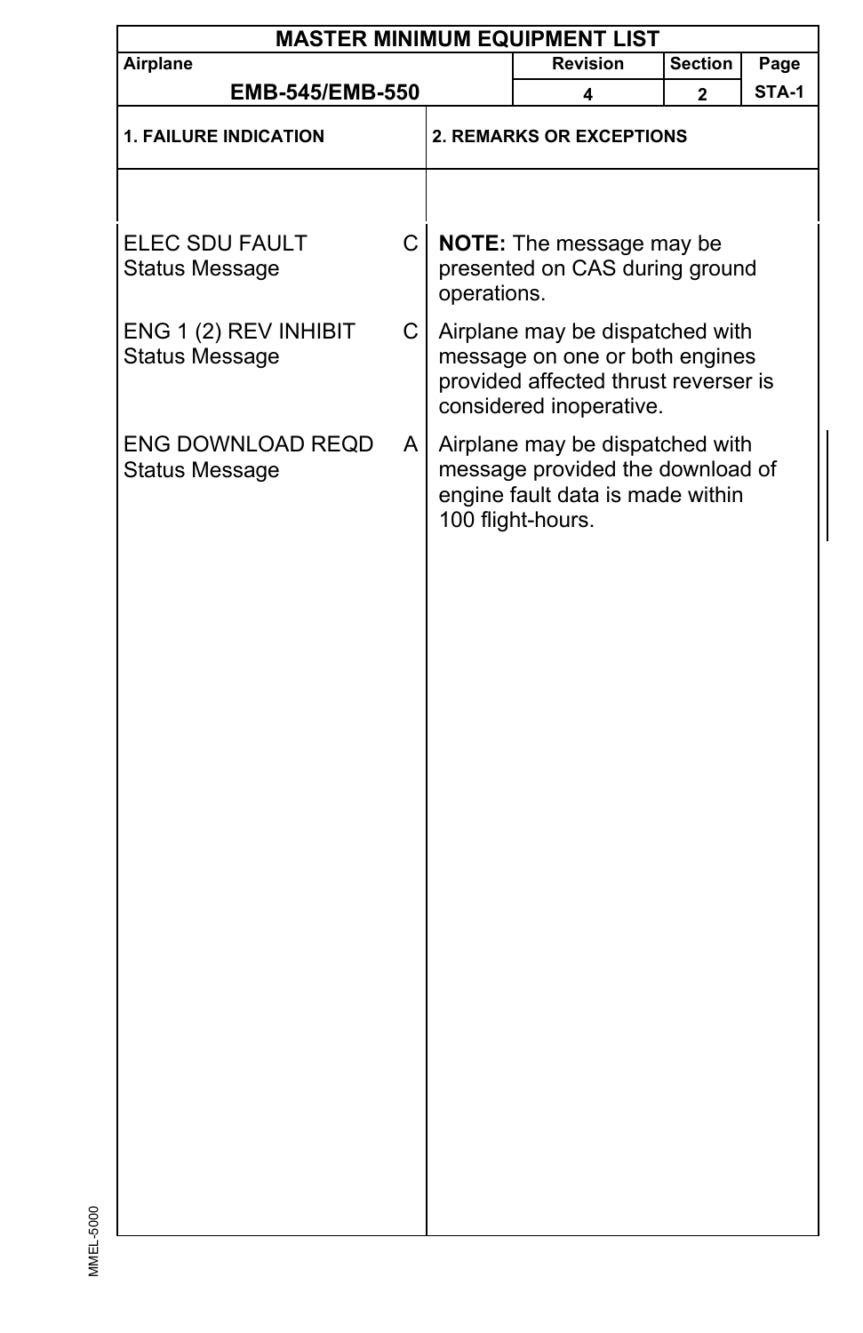# MASTER MINIMUM EQUIPMENT LIST

| Airplane | Revision | Section | Page |
|---|---|---|---|
| EMB-545/EMB-550 | 4 | 2 | STA-1 |

| 1. FAILURE INDICATION | | 2. REMARKS OR EXCEPTIONS |
|---|---|---|
| ELEC SDU FAULT Status Message | C | **NOTE:** The message may be presented on CAS during ground operations. |
| ENG 1 (2) REV INHIBIT Status Message | C | Airplane may be dispatched with message on one or both engines provided affected thrust reverser is considered inoperative. |
| ENG DOWNLOAD REQD Status Message | A | Airplane may be dispatched with message provided the download of engine fault data is made within 100 flight-hours. |

MMEL-5000